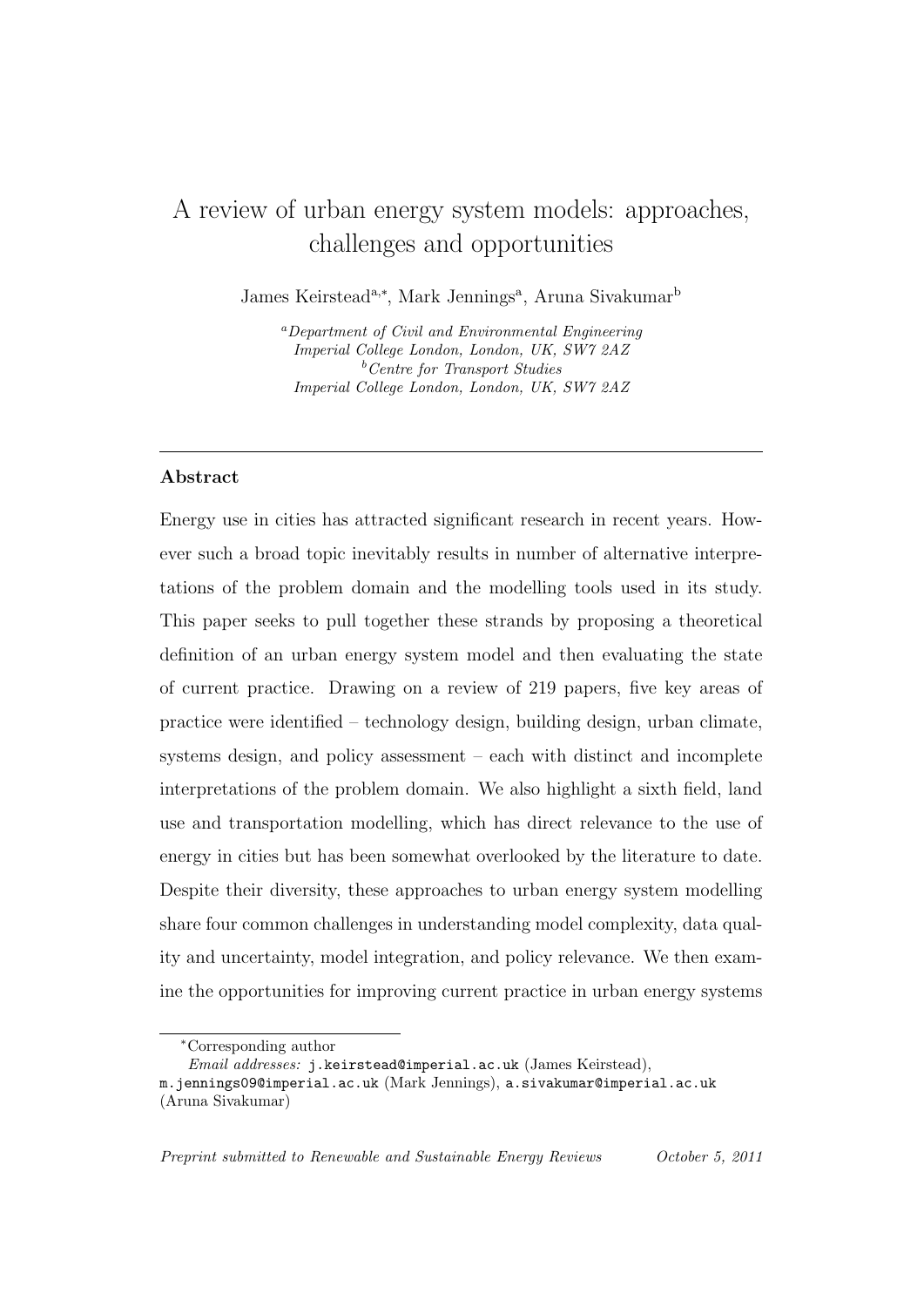# A review of urban energy system models: approaches, challenges and opportunities

James Keirstead[a,*], Mark Jennings[a], Aruna Sivakumar[b]

[a]*Department of Civil and Environmental Engineering Imperial College London, London, UK, SW7 2AZ*
[b]*Centre for Transport Studies Imperial College London, London, UK, SW7 2AZ*

---

## Abstract

Energy use in cities has attracted significant research in recent years. However such a broad topic inevitably results in number of alternative interpretations of the problem domain and the modelling tools used in its study. This paper seeks to pull together these strands by proposing a theoretical definition of an urban energy system model and then evaluating the state of current practice. Drawing on a review of 219 papers, five key areas of practice were identified – technology design, building design, urban climate, systems design, and policy assessment – each with distinct and incomplete interpretations of the problem domain. We also highlight a sixth field, land use and transportation modelling, which has direct relevance to the use of energy in cities but has been somewhat overlooked by the literature to date. Despite their diversity, these approaches to urban energy system modelling share four common challenges in understanding model complexity, data quality and uncertainty, model integration, and policy relevance. We then examine the opportunities for improving current practice in urban energy systems

---

[*]Corresponding author
*Email addresses:* j.keirstead@imperial.ac.uk (James Keirstead), m.jennings09@imperial.ac.uk (Mark Jennings), a.sivakumar@imperial.ac.uk (Aruna Sivakumar)

*Preprint submitted to Renewable and Sustainable Energy Reviews October 5, 2011*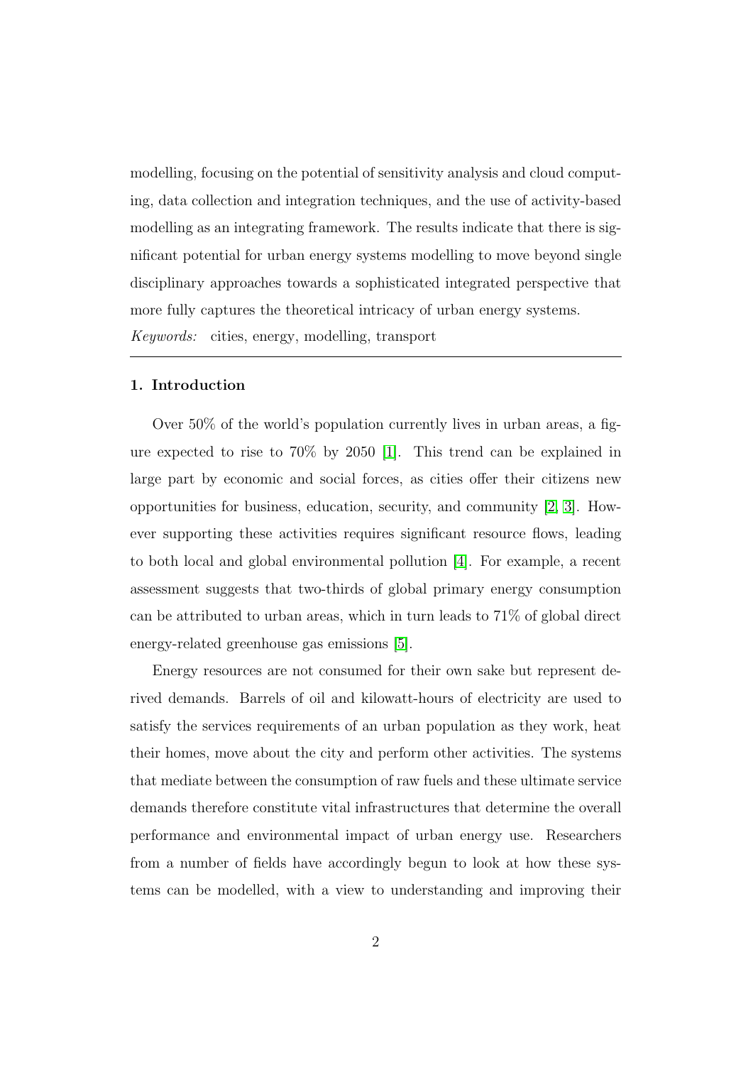modelling, focusing on the potential of sensitivity analysis and cloud computing, data collection and integration techniques, and the use of activity-based modelling as an integrating framework. The results indicate that there is significant potential for urban energy systems modelling to move beyond single disciplinary approaches towards a sophisticated integrated perspective that more fully captures the theoretical intricacy of urban energy systems.

*Keywords:* cities, energy, modelling, transport

---

## 1. Introduction

Over 50% of the world's population currently lives in urban areas, a figure expected to rise to 70% by 2050 [1]. This trend can be explained in large part by economic and social forces, as cities offer their citizens new opportunities for business, education, security, and community [2, 3]. However supporting these activities requires significant resource flows, leading to both local and global environmental pollution [4]. For example, a recent assessment suggests that two-thirds of global primary energy consumption can be attributed to urban areas, which in turn leads to 71% of global direct energy-related greenhouse gas emissions [5].

Energy resources are not consumed for their own sake but represent derived demands. Barrels of oil and kilowatt-hours of electricity are used to satisfy the services requirements of an urban population as they work, heat their homes, move about the city and perform other activities. The systems that mediate between the consumption of raw fuels and these ultimate service demands therefore constitute vital infrastructures that determine the overall performance and environmental impact of urban energy use. Researchers from a number of fields have accordingly begun to look at how these systems can be modelled, with a view to understanding and improving their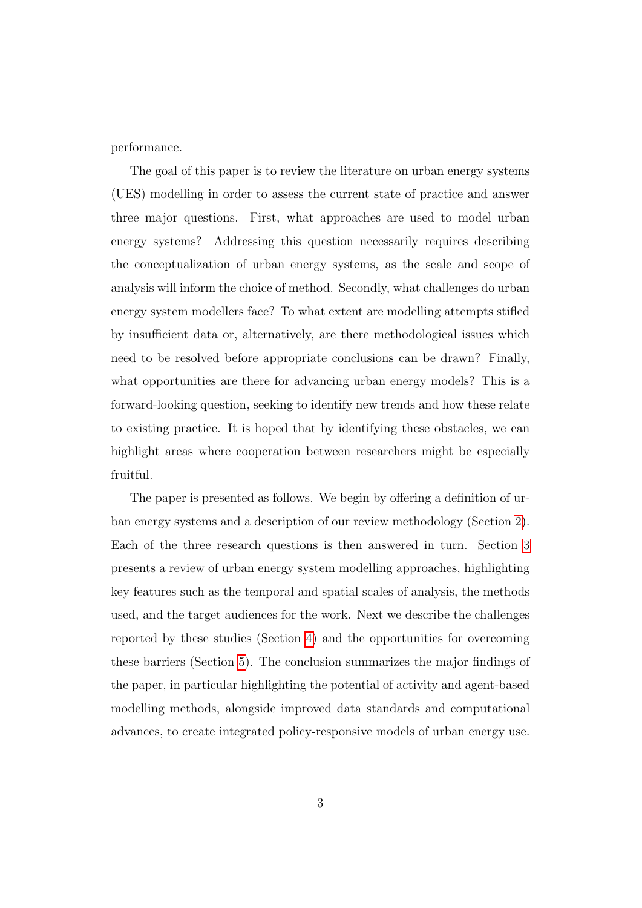performance.

The goal of this paper is to review the literature on urban energy systems (UES) modelling in order to assess the current state of practice and answer three major questions. First, what approaches are used to model urban energy systems? Addressing this question necessarily requires describing the conceptualization of urban energy systems, as the scale and scope of analysis will inform the choice of method. Secondly, what challenges do urban energy system modellers face? To what extent are modelling attempts stifled by insufficient data or, alternatively, are there methodological issues which need to be resolved before appropriate conclusions can be drawn? Finally, what opportunities are there for advancing urban energy models? This is a forward-looking question, seeking to identify new trends and how these relate to existing practice. It is hoped that by identifying these obstacles, we can highlight areas where cooperation between researchers might be especially fruitful.

The paper is presented as follows. We begin by offering a definition of urban energy systems and a description of our review methodology (Section 2). Each of the three research questions is then answered in turn. Section 3 presents a review of urban energy system modelling approaches, highlighting key features such as the temporal and spatial scales of analysis, the methods used, and the target audiences for the work. Next we describe the challenges reported by these studies (Section 4) and the opportunities for overcoming these barriers (Section 5). The conclusion summarizes the major findings of the paper, in particular highlighting the potential of activity and agent-based modelling methods, alongside improved data standards and computational advances, to create integrated policy-responsive models of urban energy use.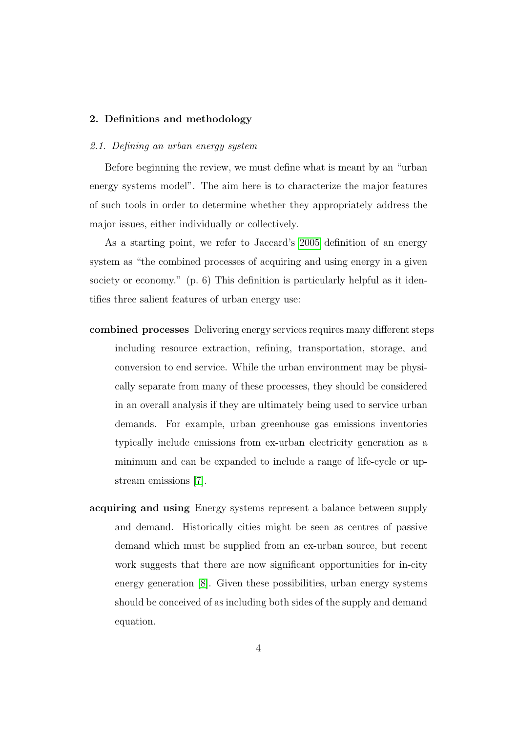## 2. Definitions and methodology

### *2.1. Defining an urban energy system*

Before beginning the review, we must define what is meant by an "urban energy systems model". The aim here is to characterize the major features of such tools in order to determine whether they appropriately address the major issues, either individually or collectively.

As a starting point, we refer to Jaccard's 2005 definition of an energy system as "the combined processes of acquiring and using energy in a given society or economy." (p. 6) This definition is particularly helpful as it identifies three salient features of urban energy use:

**combined processes** Delivering energy services requires many different steps including resource extraction, refining, transportation, storage, and conversion to end service. While the urban environment may be physically separate from many of these processes, they should be considered in an overall analysis if they are ultimately being used to service urban demands. For example, urban greenhouse gas emissions inventories typically include emissions from ex-urban electricity generation as a minimum and can be expanded to include a range of life-cycle or upstream emissions [7].

**acquiring and using** Energy systems represent a balance between supply and demand. Historically cities might be seen as centres of passive demand which must be supplied from an ex-urban source, but recent work suggests that there are now significant opportunities for in-city energy generation [8]. Given these possibilities, urban energy systems should be conceived of as including both sides of the supply and demand equation.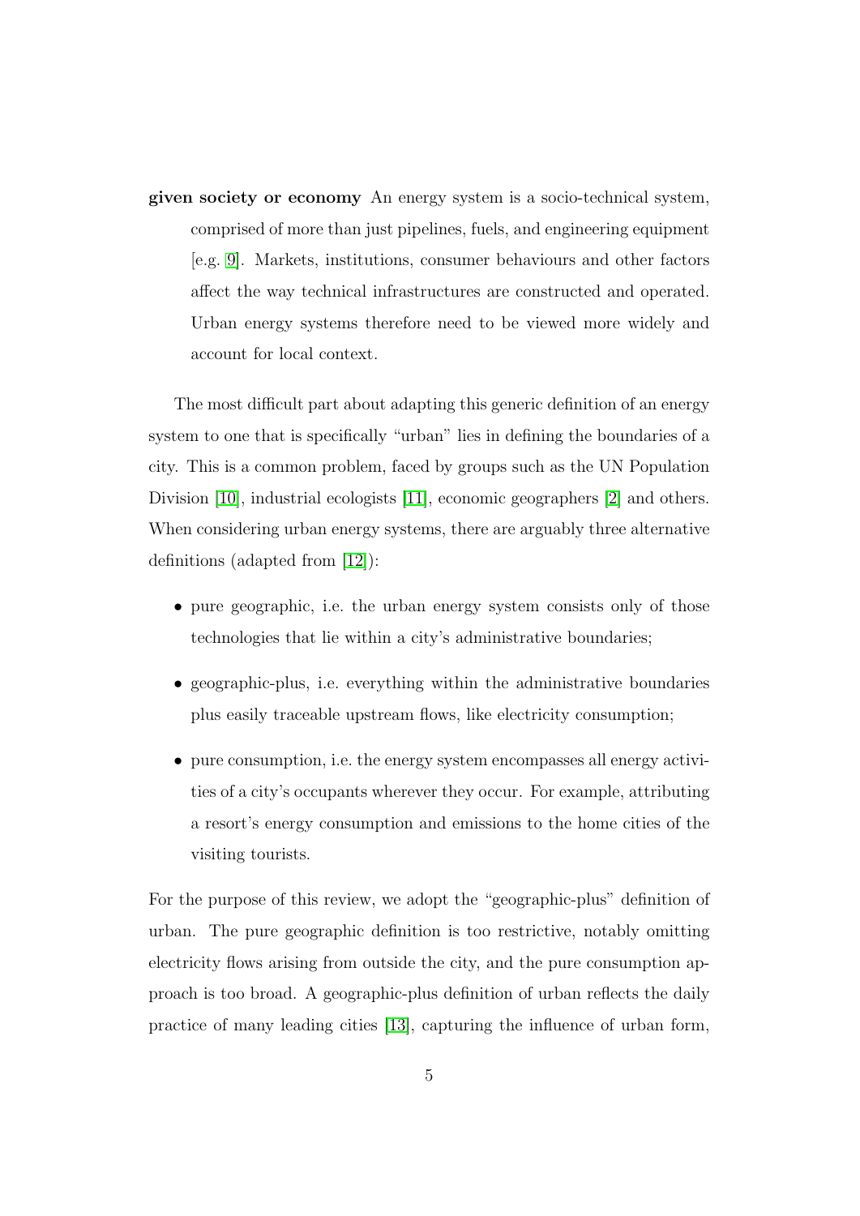**given society or economy** An energy system is a socio-technical system, comprised of more than just pipelines, fuels, and engineering equipment [e.g. [9]]. Markets, institutions, consumer behaviours and other factors affect the way technical infrastructures are constructed and operated. Urban energy systems therefore need to be viewed more widely and account for local context.

The most difficult part about adapting this generic definition of an energy system to one that is specifically "urban" lies in defining the boundaries of a city. This is a common problem, faced by groups such as the UN Population Division [10], industrial ecologists [11], economic geographers [2] and others. When considering urban energy systems, there are arguably three alternative definitions (adapted from [12]):

- pure geographic, i.e. the urban energy system consists only of those technologies that lie within a city's administrative boundaries;
- geographic-plus, i.e. everything within the administrative boundaries plus easily traceable upstream flows, like electricity consumption;
- pure consumption, i.e. the energy system encompasses all energy activities of a city's occupants wherever they occur. For example, attributing a resort's energy consumption and emissions to the home cities of the visiting tourists.

For the purpose of this review, we adopt the "geographic-plus" definition of urban. The pure geographic definition is too restrictive, notably omitting electricity flows arising from outside the city, and the pure consumption approach is too broad. A geographic-plus definition of urban reflects the daily practice of many leading cities [13], capturing the influence of urban form,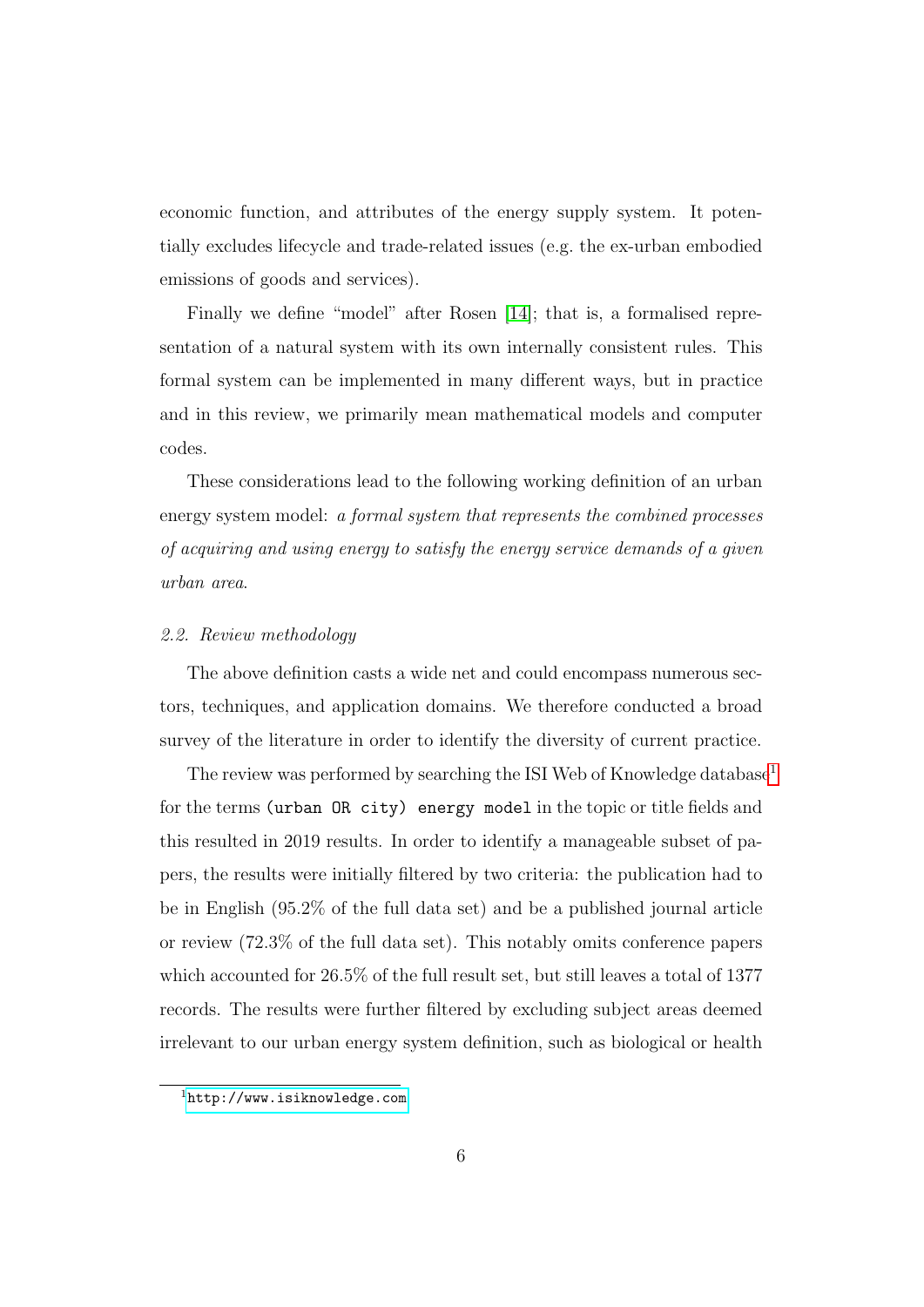economic function, and attributes of the energy supply system. It potentially excludes lifecycle and trade-related issues (e.g. the ex-urban embodied emissions of goods and services).

Finally we define "model" after Rosen [14]; that is, a formalised representation of a natural system with its own internally consistent rules. This formal system can be implemented in many different ways, but in practice and in this review, we primarily mean mathematical models and computer codes.

These considerations lead to the following working definition of an urban energy system model: *a formal system that represents the combined processes of acquiring and using energy to satisfy the energy service demands of a given urban area.*

### *2.2. Review methodology*

The above definition casts a wide net and could encompass numerous sectors, techniques, and application domains. We therefore conducted a broad survey of the literature in order to identify the diversity of current practice.

The review was performed by searching the ISI Web of Knowledge database[1] for the terms `(urban OR city) energy model` in the topic or title fields and this resulted in 2019 results. In order to identify a manageable subset of papers, the results were initially filtered by two criteria: the publication had to be in English (95.2% of the full data set) and be a published journal article or review (72.3% of the full data set). This notably omits conference papers which accounted for 26.5% of the full result set, but still leaves a total of 1377 records. The results were further filtered by excluding subject areas deemed irrelevant to our urban energy system definition, such as biological or health

[1] http://www.isiknowledge.com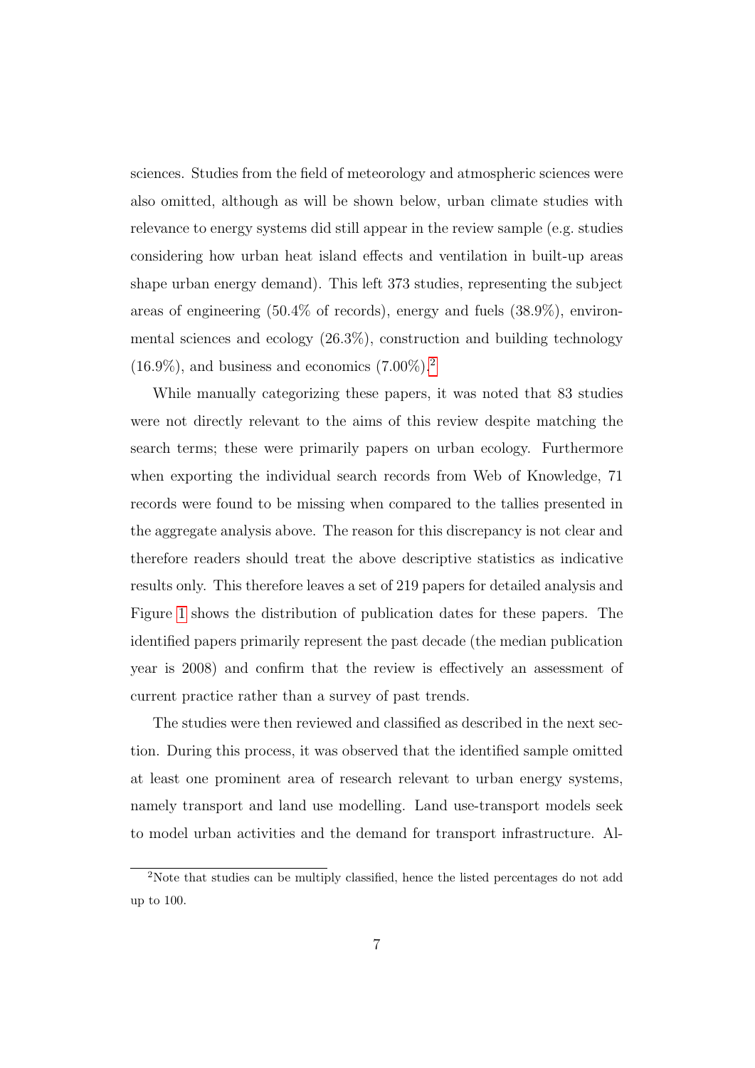sciences. Studies from the field of meteorology and atmospheric sciences were also omitted, although as will be shown below, urban climate studies with relevance to energy systems did still appear in the review sample (e.g. studies considering how urban heat island effects and ventilation in built-up areas shape urban energy demand). This left 373 studies, representing the subject areas of engineering (50.4% of records), energy and fuels (38.9%), environmental sciences and ecology (26.3%), construction and building technology (16.9%), and business and economics (7.00%).[2]

While manually categorizing these papers, it was noted that 83 studies were not directly relevant to the aims of this review despite matching the search terms; these were primarily papers on urban ecology. Furthermore when exporting the individual search records from Web of Knowledge, 71 records were found to be missing when compared to the tallies presented in the aggregate analysis above. The reason for this discrepancy is not clear and therefore readers should treat the above descriptive statistics as indicative results only. This therefore leaves a set of 219 papers for detailed analysis and Figure 1 shows the distribution of publication dates for these papers. The identified papers primarily represent the past decade (the median publication year is 2008) and confirm that the review is effectively an assessment of current practice rather than a survey of past trends.

The studies were then reviewed and classified as described in the next section. During this process, it was observed that the identified sample omitted at least one prominent area of research relevant to urban energy systems, namely transport and land use modelling. Land use-transport models seek to model urban activities and the demand for transport infrastructure. Al-

[2] Note that studies can be multiply classified, hence the listed percentages do not add up to 100.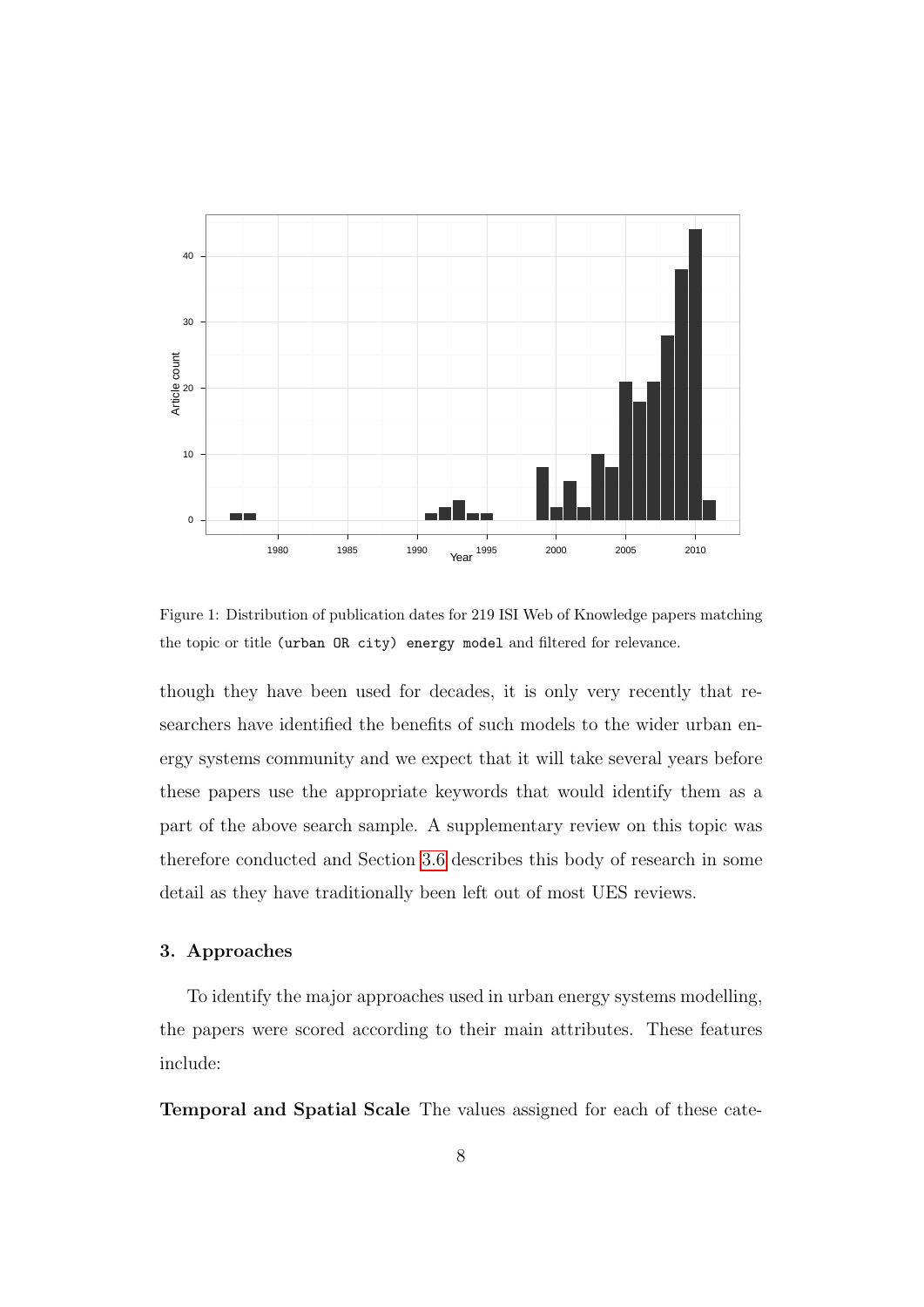Figure 1: Distribution of publication dates for 219 ISI Web of Knowledge papers matching the topic or title `(urban OR city) energy model` and filtered for relevance.

though they have been used for decades, it is only very recently that researchers have identified the benefits of such models to the wider urban energy systems community and we expect that it will take several years before these papers use the appropriate keywords that would identify them as a part of the above search sample. A supplementary review on this topic was therefore conducted and Section 3.6 describes this body of research in some detail as they have traditionally been left out of most UES reviews.

## 3. Approaches

To identify the major approaches used in urban energy systems modelling, the papers were scored according to their main attributes. These features include:

**Temporal and Spatial Scale** The values assigned for each of these cate-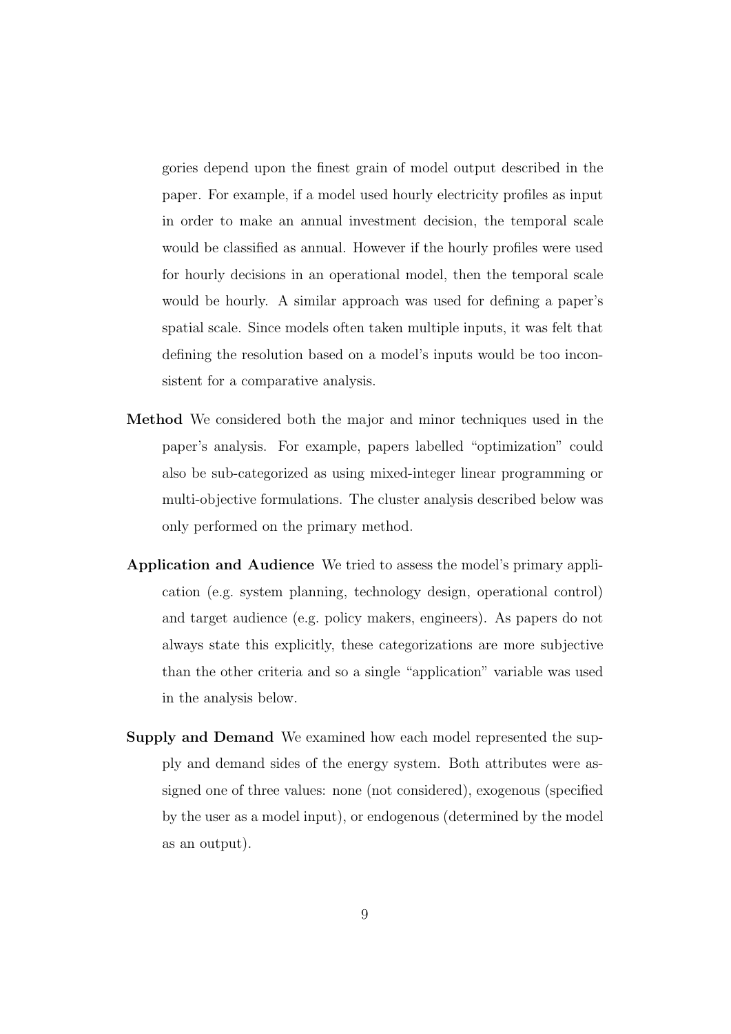gories depend upon the finest grain of model output described in the paper. For example, if a model used hourly electricity profiles as input in order to make an annual investment decision, the temporal scale would be classified as annual. However if the hourly profiles were used for hourly decisions in an operational model, then the temporal scale would be hourly. A similar approach was used for defining a paper's spatial scale. Since models often taken multiple inputs, it was felt that defining the resolution based on a model's inputs would be too inconsistent for a comparative analysis.

**Method** We considered both the major and minor techniques used in the paper's analysis. For example, papers labelled "optimization" could also be sub-categorized as using mixed-integer linear programming or multi-objective formulations. The cluster analysis described below was only performed on the primary method.

**Application and Audience** We tried to assess the model's primary application (e.g. system planning, technology design, operational control) and target audience (e.g. policy makers, engineers). As papers do not always state this explicitly, these categorizations are more subjective than the other criteria and so a single "application" variable was used in the analysis below.

**Supply and Demand** We examined how each model represented the supply and demand sides of the energy system. Both attributes were assigned one of three values: none (not considered), exogenous (specified by the user as a model input), or endogenous (determined by the model as an output).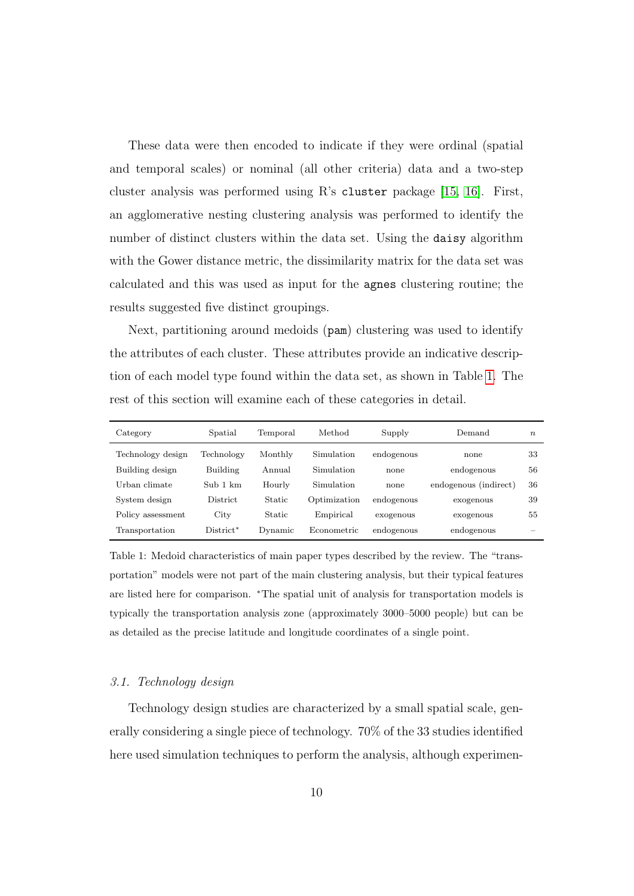These data were then encoded to indicate if they were ordinal (spatial and temporal scales) or nominal (all other criteria) data and a two-step cluster analysis was performed using R's `cluster` package [15, 16]. First, an agglomerative nesting clustering analysis was performed to identify the number of distinct clusters within the data set. Using the `daisy` algorithm with the Gower distance metric, the dissimilarity matrix for the data set was calculated and this was used as input for the `agnes` clustering routine; the results suggested five distinct groupings.

Next, partitioning around medoids (`pam`) clustering was used to identify the attributes of each cluster. These attributes provide an indicative description of each model type found within the data set, as shown in Table 1. The rest of this section will examine each of these categories in detail.

| Category | Spatial | Temporal | Method | Supply | Demand | $n$ |
|---|---|---|---|---|---|---|
| Technology design | Technology | Monthly | Simulation | endogenous | none | 33 |
| Building design | Building | Annual | Simulation | none | endogenous | 56 |
| Urban climate | Sub 1 km | Hourly | Simulation | none | endogenous (indirect) | 36 |
| System design | District | Static | Optimization | endogenous | exogenous | 39 |
| Policy assessment | City | Static | Empirical | exogenous | exogenous | 55 |
| Transportation | District* | Dynamic | Econometric | endogenous | endogenous | – |

Table 1: Medoid characteristics of main paper types described by the review. The "transportation" models were not part of the main clustering analysis, but their typical features are listed here for comparison. *The spatial unit of analysis for transportation models is typically the transportation analysis zone (approximately 3000–5000 people) but can be as detailed as the precise latitude and longitude coordinates of a single point.

### *3.1. Technology design*

Technology design studies are characterized by a small spatial scale, generally considering a single piece of technology. 70% of the 33 studies identified here used simulation techniques to perform the analysis, although experimen-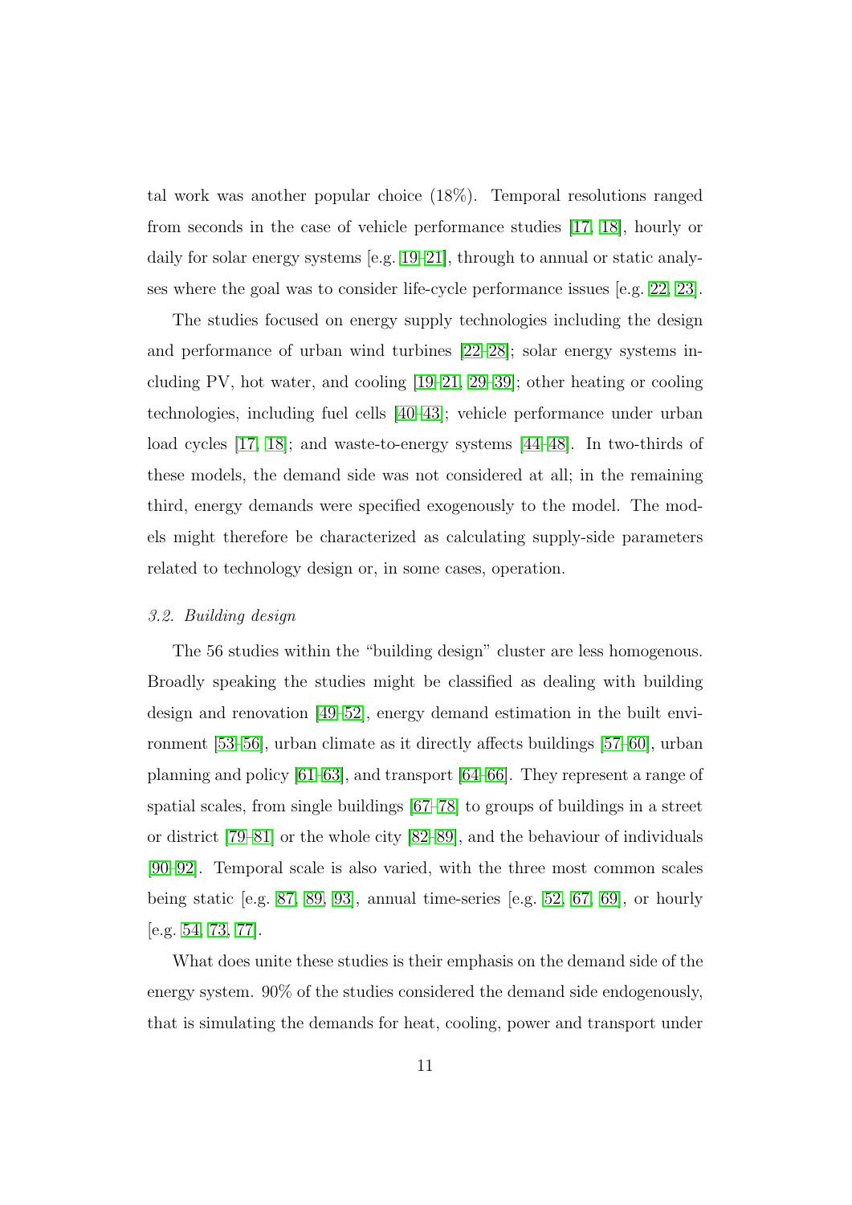tal work was another popular choice (18%). Temporal resolutions ranged from seconds in the case of vehicle performance studies [17, 18], hourly or daily for solar energy systems [e.g. 19–21], through to annual or static analyses where the goal was to consider life-cycle performance issues [e.g. 22, 23].

The studies focused on energy supply technologies including the design and performance of urban wind turbines [22–28]; solar energy systems including PV, hot water, and cooling [19–21, 29–39]; other heating or cooling technologies, including fuel cells [40–43]; vehicle performance under urban load cycles [17, 18]; and waste-to-energy systems [44–48]. In two-thirds of these models, the demand side was not considered at all; in the remaining third, energy demands were specified exogenously to the model. The models might therefore be characterized as calculating supply-side parameters related to technology design or, in some cases, operation.

### 3.2. Building design

The 56 studies within the "building design" cluster are less homogenous. Broadly speaking the studies might be classified as dealing with building design and renovation [49–52], energy demand estimation in the built environment [53–56], urban climate as it directly affects buildings [57–60], urban planning and policy [61–63], and transport [64–66]. They represent a range of spatial scales, from single buildings [67–78] to groups of buildings in a street or district [79–81] or the whole city [82–89], and the behaviour of individuals [90–92]. Temporal scale is also varied, with the three most common scales being static [e.g. 87, 89, 93], annual time-series [e.g. 52, 67, 69], or hourly [e.g. 54, 73, 77].

What does unite these studies is their emphasis on the demand side of the energy system. 90% of the studies considered the demand side endogenously, that is simulating the demands for heat, cooling, power and transport under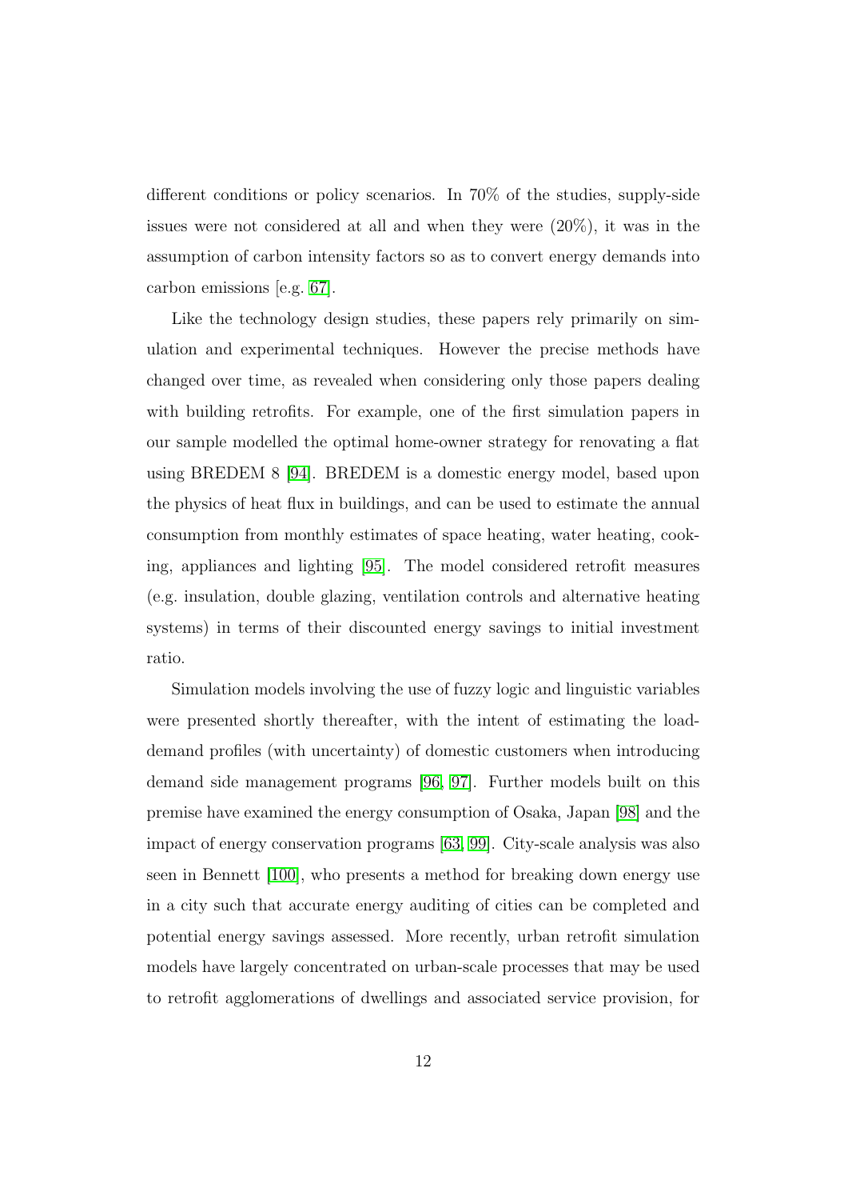different conditions or policy scenarios. In 70% of the studies, supply-side issues were not considered at all and when they were (20%), it was in the assumption of carbon intensity factors so as to convert energy demands into carbon emissions [e.g. 67].

Like the technology design studies, these papers rely primarily on simulation and experimental techniques. However the precise methods have changed over time, as revealed when considering only those papers dealing with building retrofits. For example, one of the first simulation papers in our sample modelled the optimal home-owner strategy for renovating a flat using BREDEM 8 [94]. BREDEM is a domestic energy model, based upon the physics of heat flux in buildings, and can be used to estimate the annual consumption from monthly estimates of space heating, water heating, cooking, appliances and lighting [95]. The model considered retrofit measures (e.g. insulation, double glazing, ventilation controls and alternative heating systems) in terms of their discounted energy savings to initial investment ratio.

Simulation models involving the use of fuzzy logic and linguistic variables were presented shortly thereafter, with the intent of estimating the load-demand profiles (with uncertainty) of domestic customers when introducing demand side management programs [96, 97]. Further models built on this premise have examined the energy consumption of Osaka, Japan [98] and the impact of energy conservation programs [63, 99]. City-scale analysis was also seen in Bennett [100], who presents a method for breaking down energy use in a city such that accurate energy auditing of cities can be completed and potential energy savings assessed. More recently, urban retrofit simulation models have largely concentrated on urban-scale processes that may be used to retrofit agglomerations of dwellings and associated service provision, for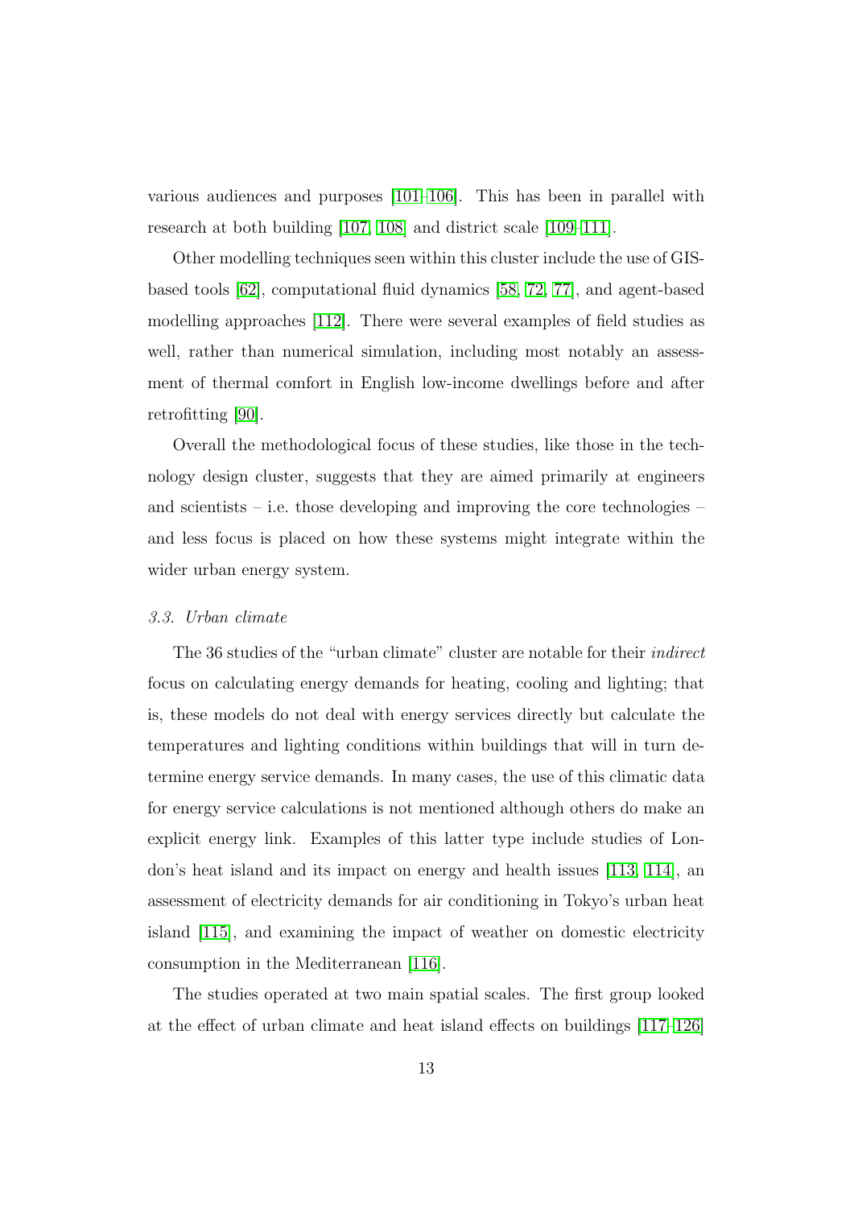various audiences and purposes [101–106]. This has been in parallel with research at both building [107, 108] and district scale [109–111].

Other modelling techniques seen within this cluster include the use of GIS-based tools [62], computational fluid dynamics [58, 72, 77], and agent-based modelling approaches [112]. There were several examples of field studies as well, rather than numerical simulation, including most notably an assessment of thermal comfort in English low-income dwellings before and after retrofitting [90].

Overall the methodological focus of these studies, like those in the technology design cluster, suggests that they are aimed primarily at engineers and scientists – i.e. those developing and improving the core technologies – and less focus is placed on how these systems might integrate within the wider urban energy system.

### *3.3. Urban climate*

The 36 studies of the "urban climate" cluster are notable for their *indirect* focus on calculating energy demands for heating, cooling and lighting; that is, these models do not deal with energy services directly but calculate the temperatures and lighting conditions within buildings that will in turn determine energy service demands. In many cases, the use of this climatic data for energy service calculations is not mentioned although others do make an explicit energy link. Examples of this latter type include studies of London's heat island and its impact on energy and health issues [113, 114], an assessment of electricity demands for air conditioning in Tokyo's urban heat island [115], and examining the impact of weather on domestic electricity consumption in the Mediterranean [116].

The studies operated at two main spatial scales. The first group looked at the effect of urban climate and heat island effects on buildings [117–126]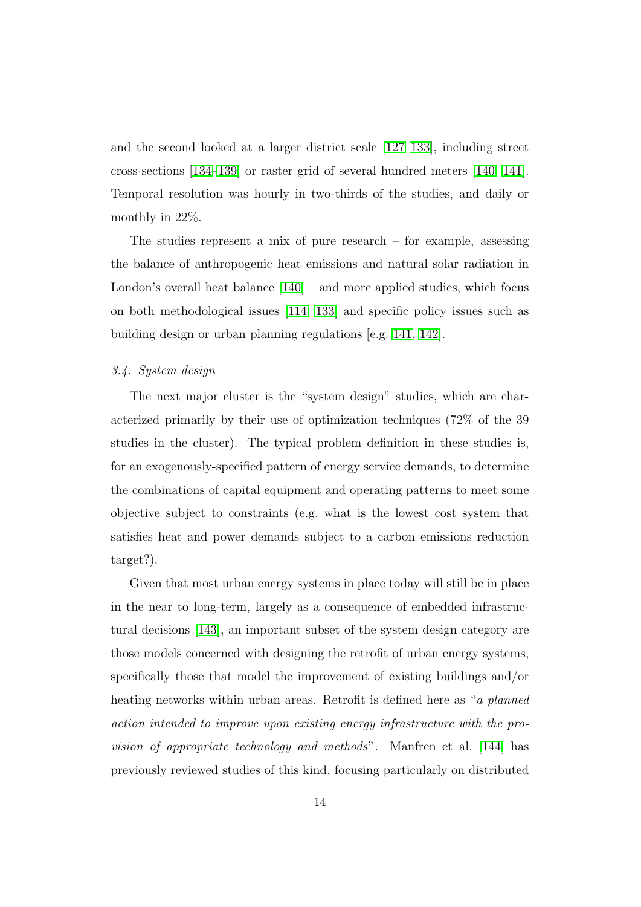and the second looked at a larger district scale [127–133], including street cross-sections [134–139] or raster grid of several hundred meters [140, 141]. Temporal resolution was hourly in two-thirds of the studies, and daily or monthly in 22%.

The studies represent a mix of pure research – for example, assessing the balance of anthropogenic heat emissions and natural solar radiation in London's overall heat balance [140] – and more applied studies, which focus on both methodological issues [114, 133] and specific policy issues such as building design or urban planning regulations [e.g. 141, 142].

### 3.4. System design

The next major cluster is the "system design" studies, which are characterized primarily by their use of optimization techniques (72% of the 39 studies in the cluster). The typical problem definition in these studies is, for an exogenously-specified pattern of energy service demands, to determine the combinations of capital equipment and operating patterns to meet some objective subject to constraints (e.g. what is the lowest cost system that satisfies heat and power demands subject to a carbon emissions reduction target?).

Given that most urban energy systems in place today will still be in place in the near to long-term, largely as a consequence of embedded infrastructural decisions [143], an important subset of the system design category are those models concerned with designing the retrofit of urban energy systems, specifically those that model the improvement of existing buildings and/or heating networks within urban areas. Retrofit is defined here as "*a planned action intended to improve upon existing energy infrastructure with the provision of appropriate technology and methods*". Manfren et al. [144] has previously reviewed studies of this kind, focusing particularly on distributed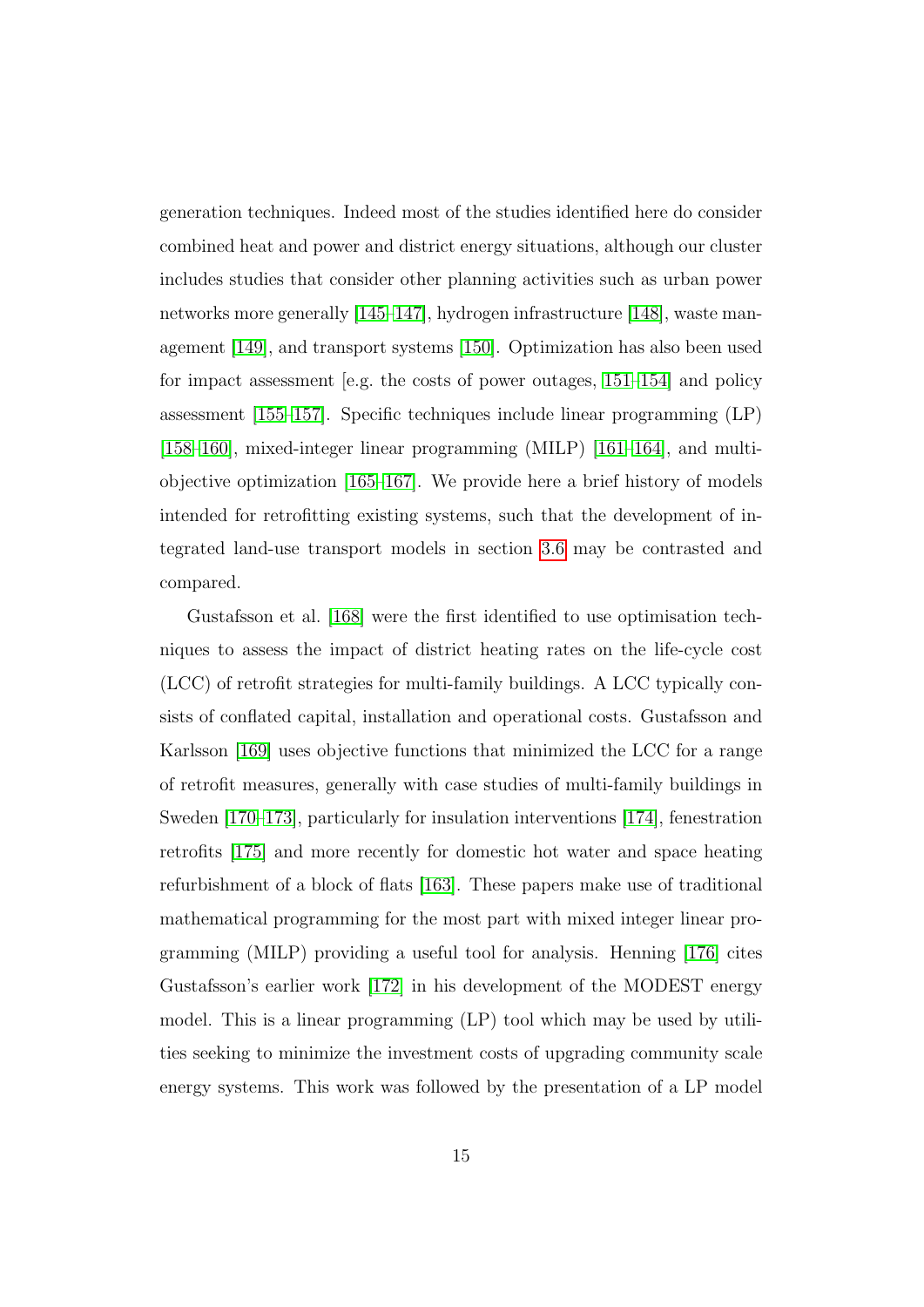generation techniques. Indeed most of the studies identified here do consider combined heat and power and district energy situations, although our cluster includes studies that consider other planning activities such as urban power networks more generally [145–147], hydrogen infrastructure [148], waste management [149], and transport systems [150]. Optimization has also been used for impact assessment [e.g. the costs of power outages, 151–154] and policy assessment [155–157]. Specific techniques include linear programming (LP) [158–160], mixed-integer linear programming (MILP) [161–164], and multi-objective optimization [165–167]. We provide here a brief history of models intended for retrofitting existing systems, such that the development of integrated land-use transport models in section 3.6 may be contrasted and compared.

Gustafsson et al. [168] were the first identified to use optimisation techniques to assess the impact of district heating rates on the life-cycle cost (LCC) of retrofit strategies for multi-family buildings. A LCC typically consists of conflated capital, installation and operational costs. Gustafsson and Karlsson [169] uses objective functions that minimized the LCC for a range of retrofit measures, generally with case studies of multi-family buildings in Sweden [170–173], particularly for insulation interventions [174], fenestration retrofits [175] and more recently for domestic hot water and space heating refurbishment of a block of flats [163]. These papers make use of traditional mathematical programming for the most part with mixed integer linear programming (MILP) providing a useful tool for analysis. Henning [176] cites Gustafsson's earlier work [172] in his development of the MODEST energy model. This is a linear programming (LP) tool which may be used by utilities seeking to minimize the investment costs of upgrading community scale energy systems. This work was followed by the presentation of a LP model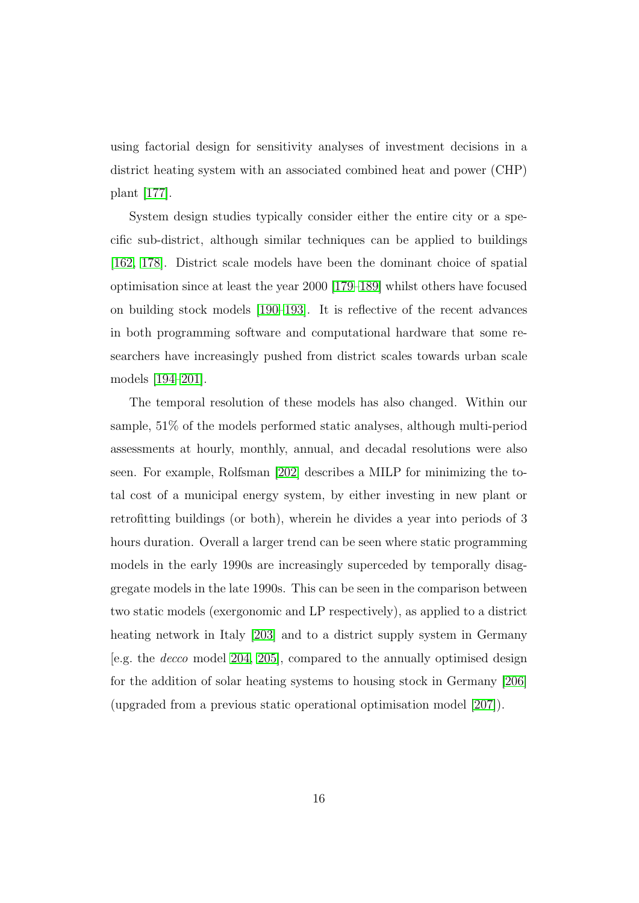using factorial design for sensitivity analyses of investment decisions in a district heating system with an associated combined heat and power (CHP) plant [177].

System design studies typically consider either the entire city or a specific sub-district, although similar techniques can be applied to buildings [162, 178]. District scale models have been the dominant choice of spatial optimisation since at least the year 2000 [179–189] whilst others have focused on building stock models [190–193]. It is reflective of the recent advances in both programming software and computational hardware that some researchers have increasingly pushed from district scales towards urban scale models [194–201].

The temporal resolution of these models has also changed. Within our sample, 51% of the models performed static analyses, although multi-period assessments at hourly, monthly, annual, and decadal resolutions were also seen. For example, Rolfsman [202] describes a MILP for minimizing the total cost of a municipal energy system, by either investing in new plant or retrofitting buildings (or both), wherein he divides a year into periods of 3 hours duration. Overall a larger trend can be seen where static programming models in the early 1990s are increasingly superceded by temporally disaggregate models in the late 1990s. This can be seen in the comparison between two static models (exergonomic and LP respectively), as applied to a district heating network in Italy [203] and to a district supply system in Germany [e.g. the *decco* model 204, 205], compared to the annually optimised design for the addition of solar heating systems to housing stock in Germany [206] (upgraded from a previous static operational optimisation model [207]).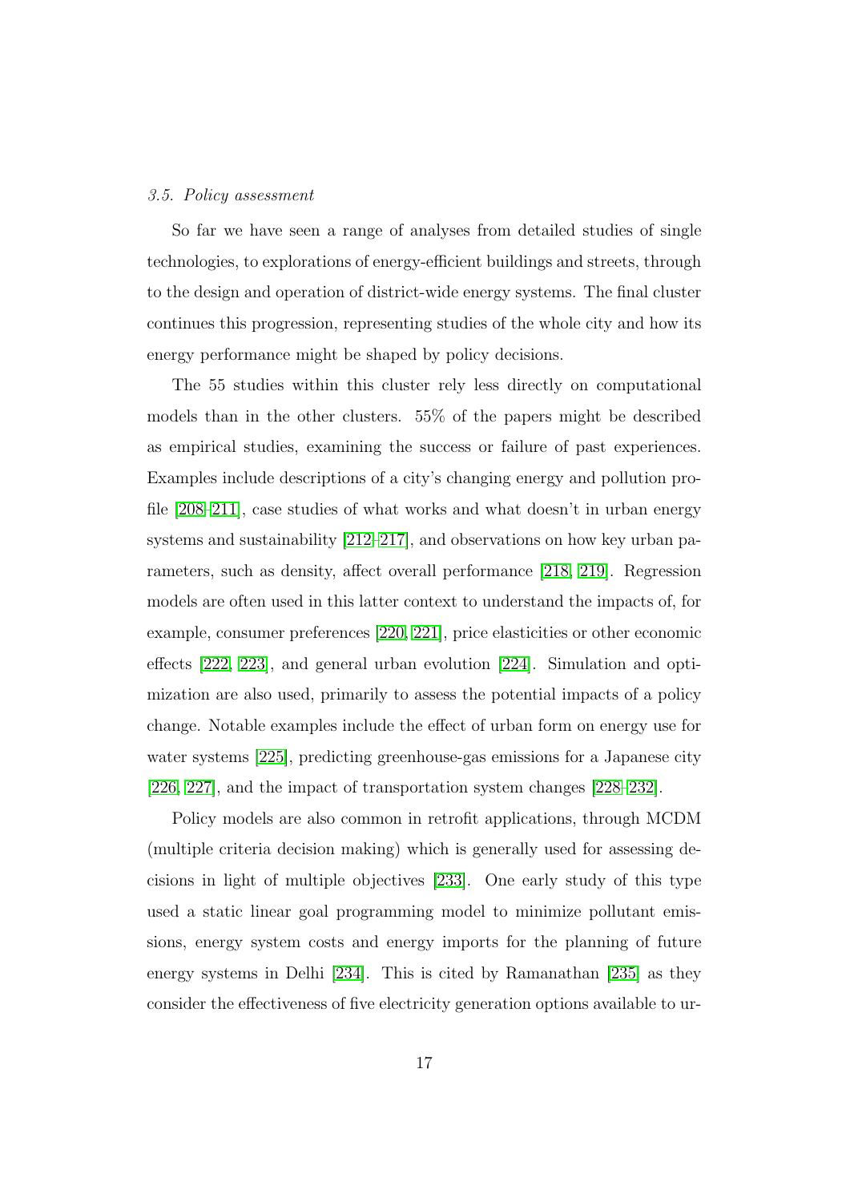### *3.5. Policy assessment*

So far we have seen a range of analyses from detailed studies of single technologies, to explorations of energy-efficient buildings and streets, through to the design and operation of district-wide energy systems. The final cluster continues this progression, representing studies of the whole city and how its energy performance might be shaped by policy decisions.

The 55 studies within this cluster rely less directly on computational models than in the other clusters. 55% of the papers might be described as empirical studies, examining the success or failure of past experiences. Examples include descriptions of a city's changing energy and pollution profile [208–211], case studies of what works and what doesn't in urban energy systems and sustainability [212–217], and observations on how key urban parameters, such as density, affect overall performance [218, 219]. Regression models are often used in this latter context to understand the impacts of, for example, consumer preferences [220, 221], price elasticities or other economic effects [222, 223], and general urban evolution [224]. Simulation and optimization are also used, primarily to assess the potential impacts of a policy change. Notable examples include the effect of urban form on energy use for water systems [225], predicting greenhouse-gas emissions for a Japanese city [226, 227], and the impact of transportation system changes [228–232].

Policy models are also common in retrofit applications, through MCDM (multiple criteria decision making) which is generally used for assessing decisions in light of multiple objectives [233]. One early study of this type used a static linear goal programming model to minimize pollutant emissions, energy system costs and energy imports for the planning of future energy systems in Delhi [234]. This is cited by Ramanathan [235] as they consider the effectiveness of five electricity generation options available to ur-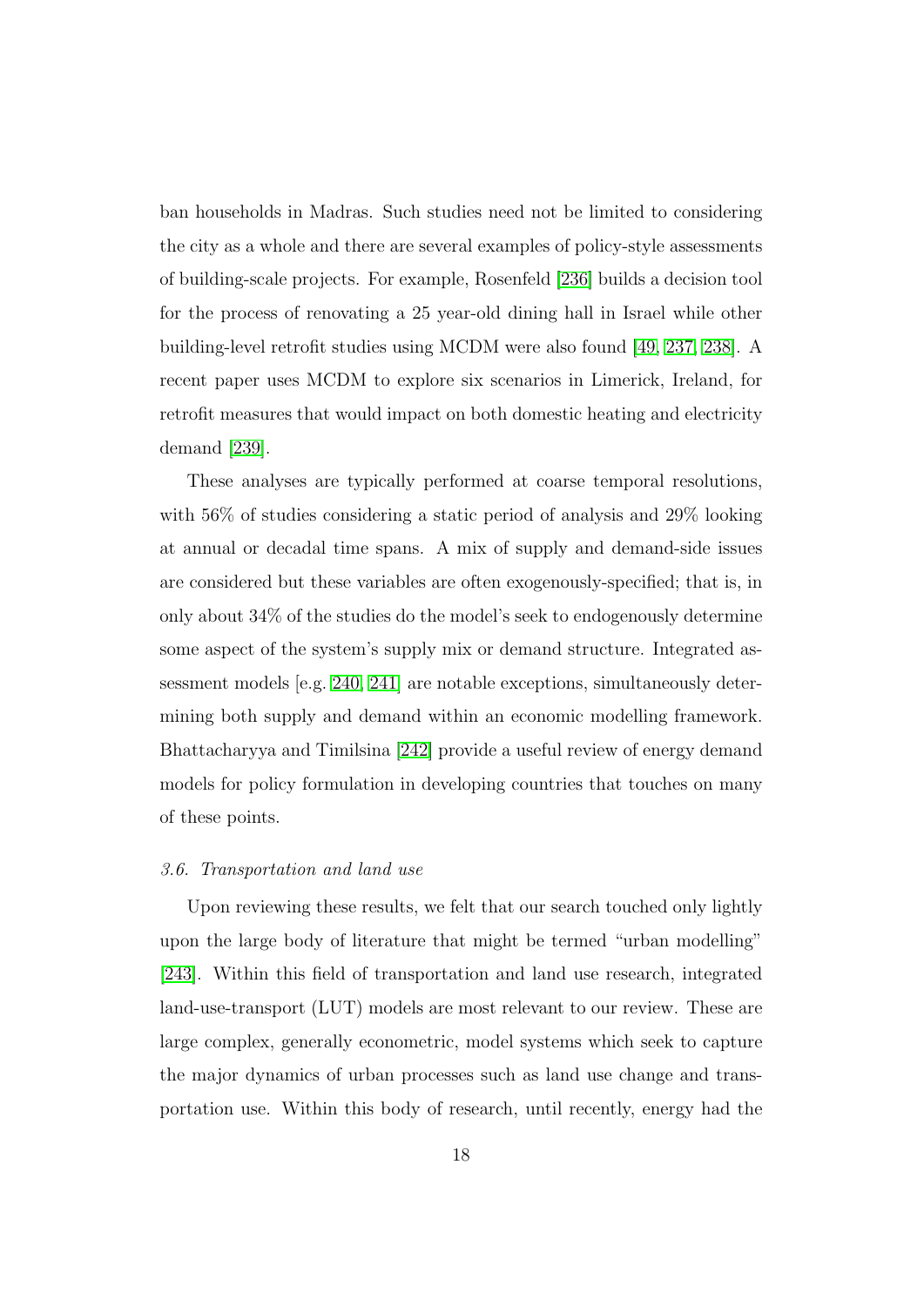ban households in Madras. Such studies need not be limited to considering the city as a whole and there are several examples of policy-style assessments of building-scale projects. For example, Rosenfeld [236] builds a decision tool for the process of renovating a 25 year-old dining hall in Israel while other building-level retrofit studies using MCDM were also found [49, 237, 238]. A recent paper uses MCDM to explore six scenarios in Limerick, Ireland, for retrofit measures that would impact on both domestic heating and electricity demand [239].

These analyses are typically performed at coarse temporal resolutions, with 56% of studies considering a static period of analysis and 29% looking at annual or decadal time spans. A mix of supply and demand-side issues are considered but these variables are often exogenously-specified; that is, in only about 34% of the studies do the model's seek to endogenously determine some aspect of the system's supply mix or demand structure. Integrated assessment models [e.g. 240, 241] are notable exceptions, simultaneously determining both supply and demand within an economic modelling framework. Bhattacharyya and Timilsina [242] provide a useful review of energy demand models for policy formulation in developing countries that touches on many of these points.

### *3.6. Transportation and land use*

Upon reviewing these results, we felt that our search touched only lightly upon the large body of literature that might be termed "urban modelling" [243]. Within this field of transportation and land use research, integrated land-use-transport (LUT) models are most relevant to our review. These are large complex, generally econometric, model systems which seek to capture the major dynamics of urban processes such as land use change and transportation use. Within this body of research, until recently, energy had the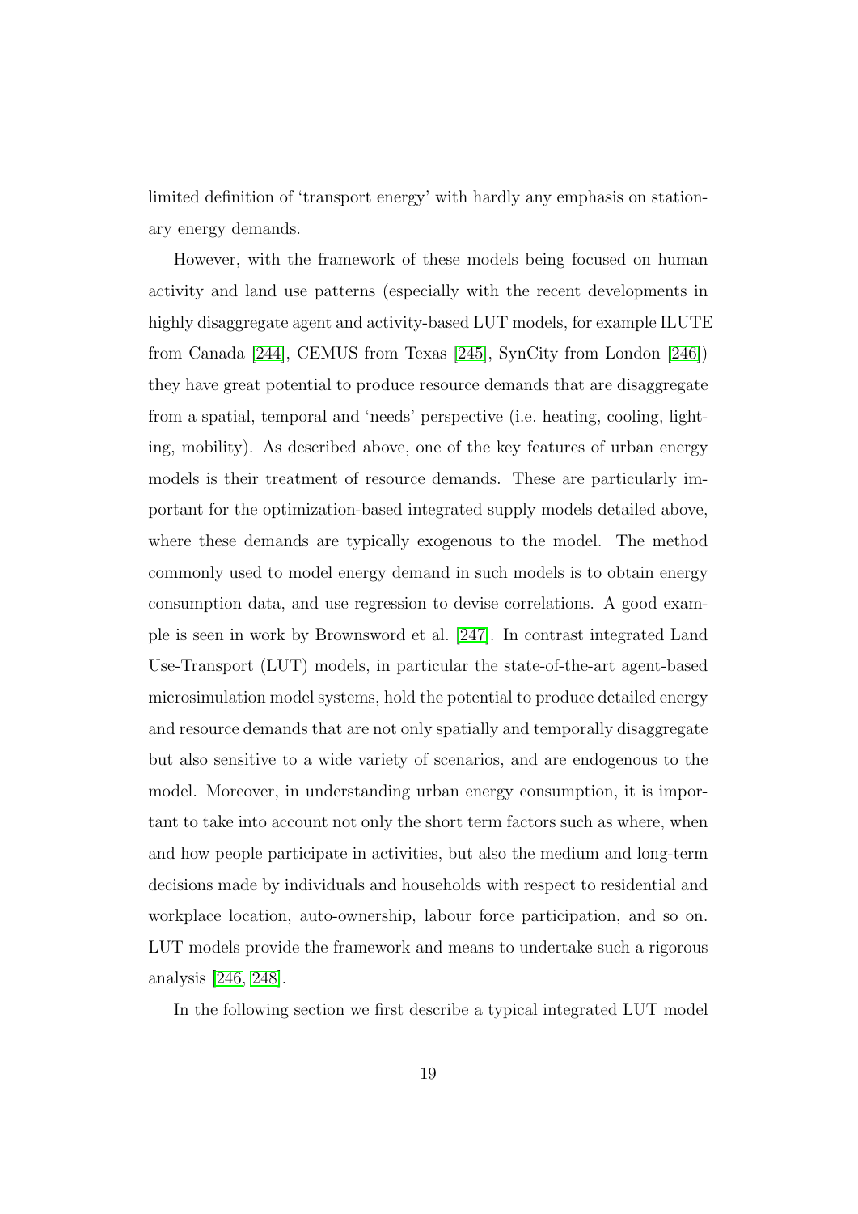limited definition of 'transport energy' with hardly any emphasis on stationary energy demands.

However, with the framework of these models being focused on human activity and land use patterns (especially with the recent developments in highly disaggregate agent and activity-based LUT models, for example ILUTE from Canada [244], CEMUS from Texas [245], SynCity from London [246]) they have great potential to produce resource demands that are disaggregate from a spatial, temporal and 'needs' perspective (i.e. heating, cooling, lighting, mobility). As described above, one of the key features of urban energy models is their treatment of resource demands. These are particularly important for the optimization-based integrated supply models detailed above, where these demands are typically exogenous to the model. The method commonly used to model energy demand in such models is to obtain energy consumption data, and use regression to devise correlations. A good example is seen in work by Brownsword et al. [247]. In contrast integrated Land Use-Transport (LUT) models, in particular the state-of-the-art agent-based microsimulation model systems, hold the potential to produce detailed energy and resource demands that are not only spatially and temporally disaggregate but also sensitive to a wide variety of scenarios, and are endogenous to the model. Moreover, in understanding urban energy consumption, it is important to take into account not only the short term factors such as where, when and how people participate in activities, but also the medium and long-term decisions made by individuals and households with respect to residential and workplace location, auto-ownership, labour force participation, and so on. LUT models provide the framework and means to undertake such a rigorous analysis [246, 248].

In the following section we first describe a typical integrated LUT model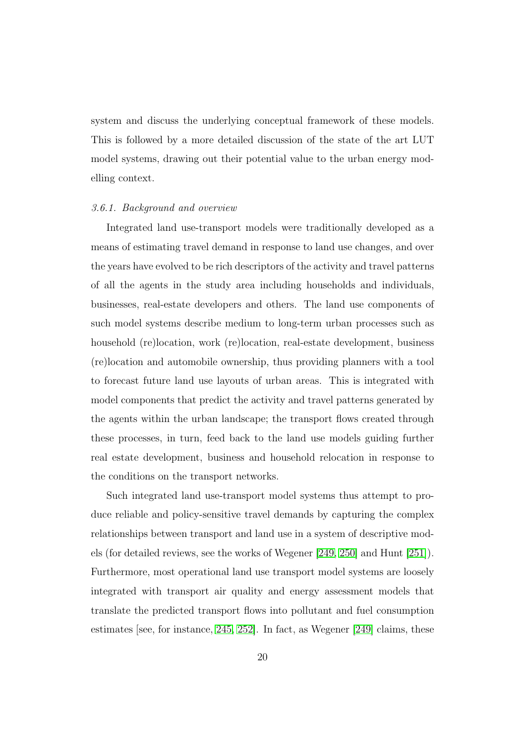system and discuss the underlying conceptual framework of these models. This is followed by a more detailed discussion of the state of the art LUT model systems, drawing out their potential value to the urban energy modelling context.

### *3.6.1. Background and overview*

Integrated land use-transport models were traditionally developed as a means of estimating travel demand in response to land use changes, and over the years have evolved to be rich descriptors of the activity and travel patterns of all the agents in the study area including households and individuals, businesses, real-estate developers and others. The land use components of such model systems describe medium to long-term urban processes such as household (re)location, work (re)location, real-estate development, business (re)location and automobile ownership, thus providing planners with a tool to forecast future land use layouts of urban areas. This is integrated with model components that predict the activity and travel patterns generated by the agents within the urban landscape; the transport flows created through these processes, in turn, feed back to the land use models guiding further real estate development, business and household relocation in response to the conditions on the transport networks.

Such integrated land use-transport model systems thus attempt to produce reliable and policy-sensitive travel demands by capturing the complex relationships between transport and land use in a system of descriptive models (for detailed reviews, see the works of Wegener [249, 250] and Hunt [251]). Furthermore, most operational land use transport model systems are loosely integrated with transport air quality and energy assessment models that translate the predicted transport flows into pollutant and fuel consumption estimates [see, for instance, 245, 252]. In fact, as Wegener [249] claims, these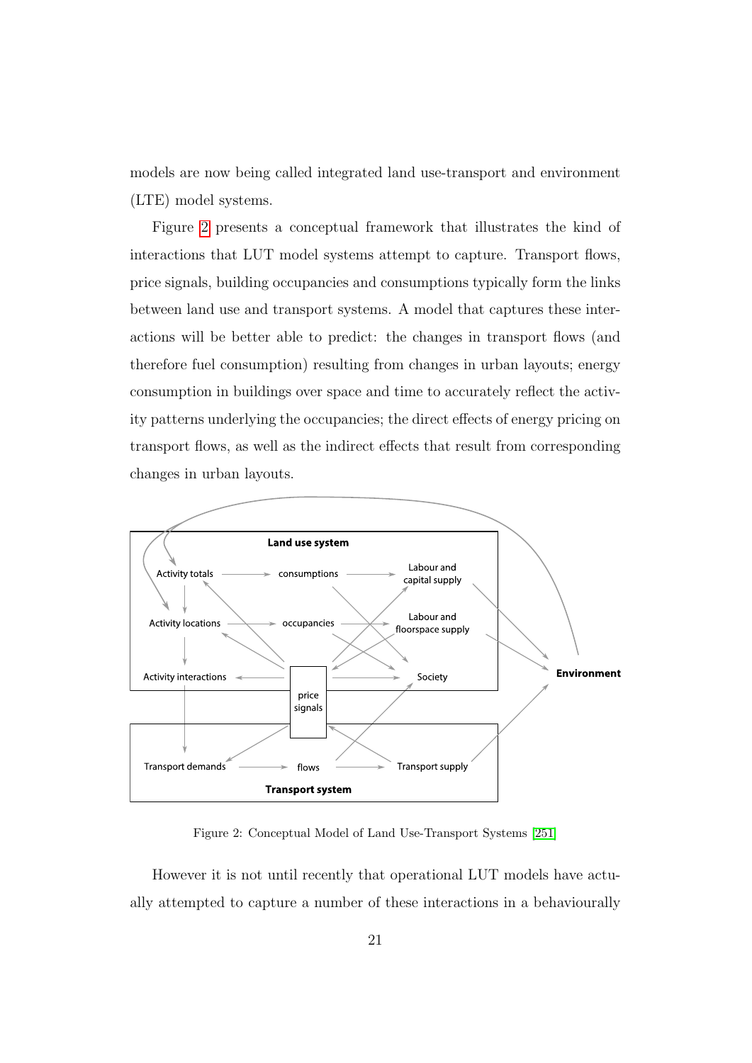models are now being called integrated land use-transport and environment (LTE) model systems.

Figure 2 presents a conceptual framework that illustrates the kind of interactions that LUT model systems attempt to capture. Transport flows, price signals, building occupancies and consumptions typically form the links between land use and transport systems. A model that captures these interactions will be better able to predict: the changes in transport flows (and therefore fuel consumption) resulting from changes in urban layouts; energy consumption in buildings over space and time to accurately reflect the activity patterns underlying the occupancies; the direct effects of energy pricing on transport flows, as well as the indirect effects that result from corresponding changes in urban layouts.

Figure 2: Conceptual Model of Land Use-Transport Systems [251]

However it is not until recently that operational LUT models have actually attempted to capture a number of these interactions in a behaviourally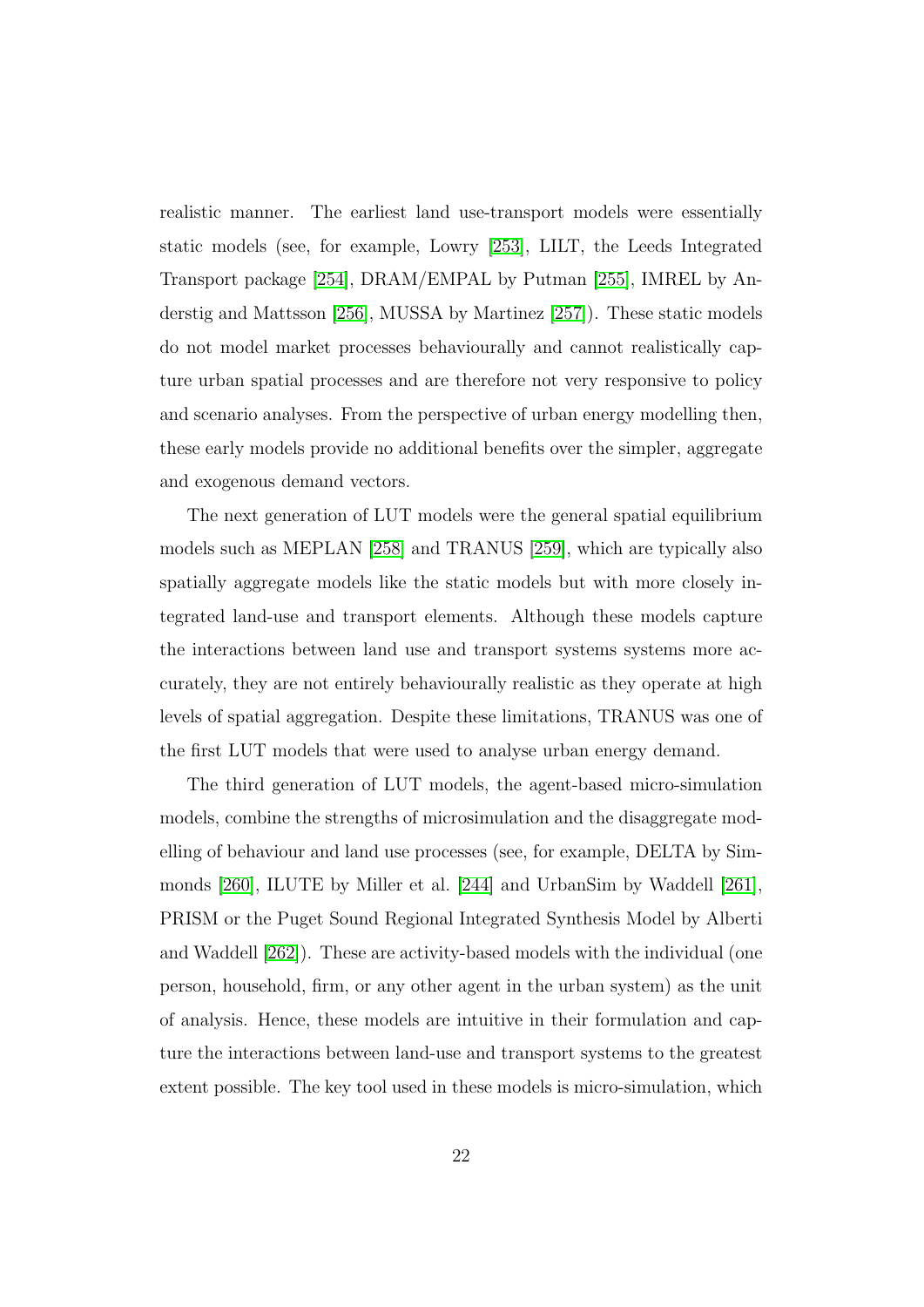realistic manner. The earliest land use-transport models were essentially static models (see, for example, Lowry [253], LILT, the Leeds Integrated Transport package [254], DRAM/EMPAL by Putman [255], IMREL by Anderstig and Mattsson [256], MUSSA by Martinez [257]). These static models do not model market processes behaviourally and cannot realistically capture urban spatial processes and are therefore not very responsive to policy and scenario analyses. From the perspective of urban energy modelling then, these early models provide no additional benefits over the simpler, aggregate and exogenous demand vectors.

The next generation of LUT models were the general spatial equilibrium models such as MEPLAN [258] and TRANUS [259], which are typically also spatially aggregate models like the static models but with more closely integrated land-use and transport elements. Although these models capture the interactions between land use and transport systems systems more accurately, they are not entirely behaviourally realistic as they operate at high levels of spatial aggregation. Despite these limitations, TRANUS was one of the first LUT models that were used to analyse urban energy demand.

The third generation of LUT models, the agent-based micro-simulation models, combine the strengths of microsimulation and the disaggregate modelling of behaviour and land use processes (see, for example, DELTA by Simmonds [260], ILUTE by Miller et al. [244] and UrbanSim by Waddell [261], PRISM or the Puget Sound Regional Integrated Synthesis Model by Alberti and Waddell [262]). These are activity-based models with the individual (one person, household, firm, or any other agent in the urban system) as the unit of analysis. Hence, these models are intuitive in their formulation and capture the interactions between land-use and transport systems to the greatest extent possible. The key tool used in these models is micro-simulation, which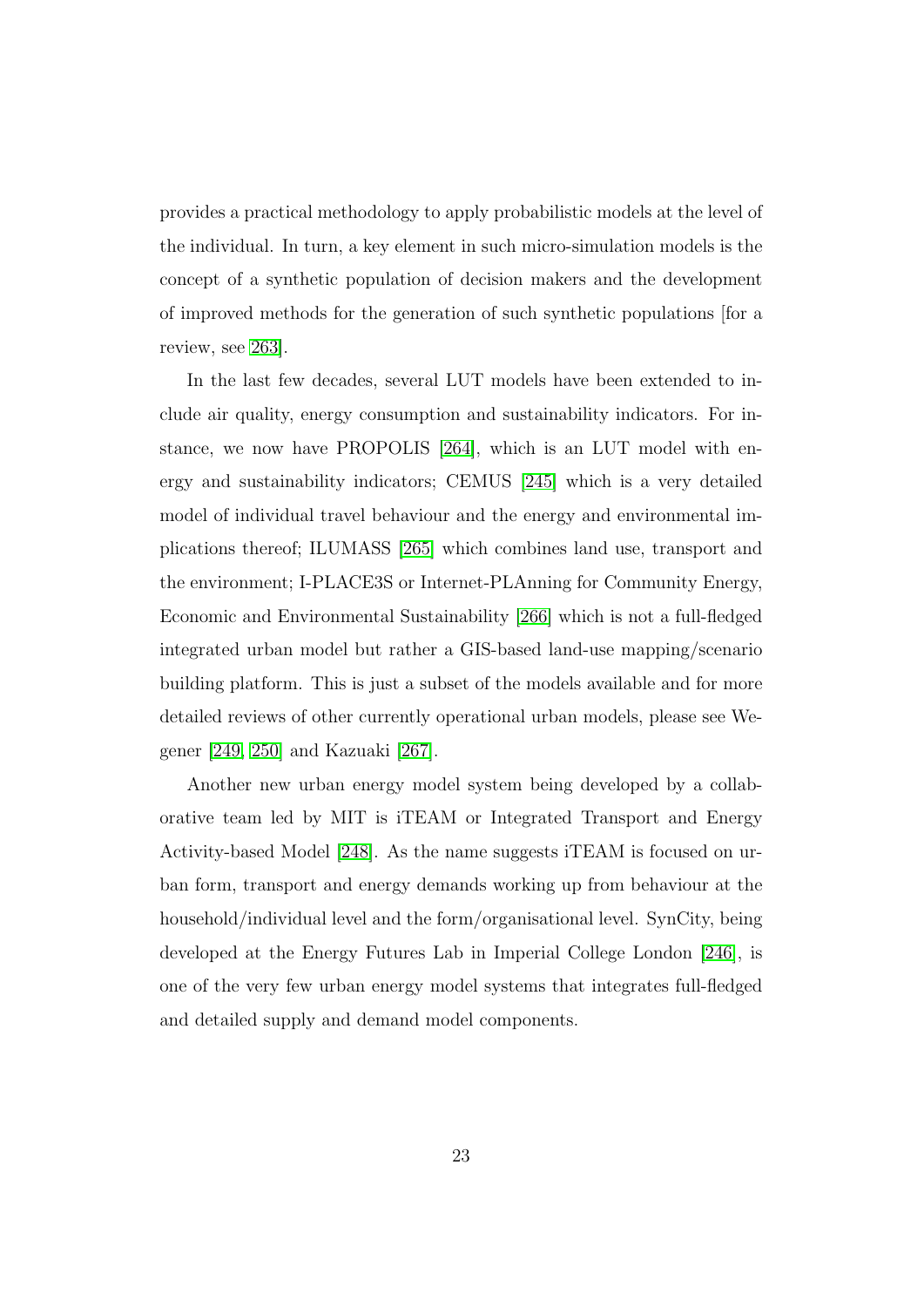provides a practical methodology to apply probabilistic models at the level of the individual. In turn, a key element in such micro-simulation models is the concept of a synthetic population of decision makers and the development of improved methods for the generation of such synthetic populations [for a review, see 263].

In the last few decades, several LUT models have been extended to include air quality, energy consumption and sustainability indicators. For instance, we now have PROPOLIS [264], which is an LUT model with energy and sustainability indicators; CEMUS [245] which is a very detailed model of individual travel behaviour and the energy and environmental implications thereof; ILUMASS [265] which combines land use, transport and the environment; I-PLACE3S or Internet-PLAnning for Community Energy, Economic and Environmental Sustainability [266] which is not a full-fledged integrated urban model but rather a GIS-based land-use mapping/scenario building platform. This is just a subset of the models available and for more detailed reviews of other currently operational urban models, please see Wegener [249, 250] and Kazuaki [267].

Another new urban energy model system being developed by a collaborative team led by MIT is iTEAM or Integrated Transport and Energy Activity-based Model [248]. As the name suggests iTEAM is focused on urban form, transport and energy demands working up from behaviour at the household/individual level and the form/organisational level. SynCity, being developed at the Energy Futures Lab in Imperial College London [246], is one of the very few urban energy model systems that integrates full-fledged and detailed supply and demand model components.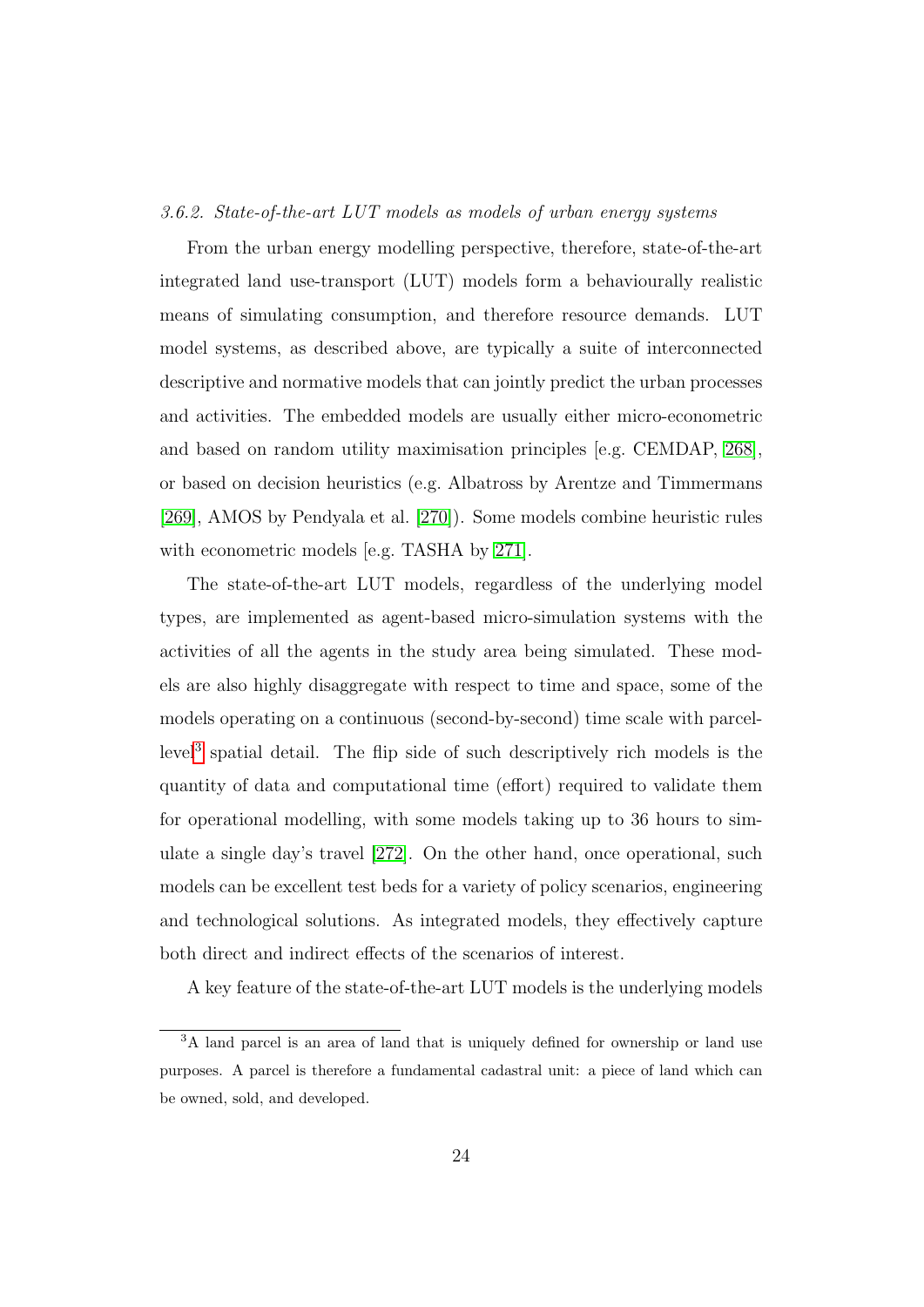#### *3.6.2. State-of-the-art LUT models as models of urban energy systems*

From the urban energy modelling perspective, therefore, state-of-the-art integrated land use-transport (LUT) models form a behaviourally realistic means of simulating consumption, and therefore resource demands. LUT model systems, as described above, are typically a suite of interconnected descriptive and normative models that can jointly predict the urban processes and activities. The embedded models are usually either micro-econometric and based on random utility maximisation principles [e.g. CEMDAP, [268], or based on decision heuristics (e.g. Albatross by Arentze and Timmermans [269], AMOS by Pendyala et al. [270]). Some models combine heuristic rules with econometric models [e.g. TASHA by [271].

The state-of-the-art LUT models, regardless of the underlying model types, are implemented as agent-based micro-simulation systems with the activities of all the agents in the study area being simulated. These models are also highly disaggregate with respect to time and space, some of the models operating on a continuous (second-by-second) time scale with parcel-level[3] spatial detail. The flip side of such descriptively rich models is the quantity of data and computational time (effort) required to validate them for operational modelling, with some models taking up to 36 hours to simulate a single day's travel [272]. On the other hand, once operational, such models can be excellent test beds for a variety of policy scenarios, engineering and technological solutions. As integrated models, they effectively capture both direct and indirect effects of the scenarios of interest.

A key feature of the state-of-the-art LUT models is the underlying models

[3] A land parcel is an area of land that is uniquely defined for ownership or land use purposes. A parcel is therefore a fundamental cadastral unit: a piece of land which can be owned, sold, and developed.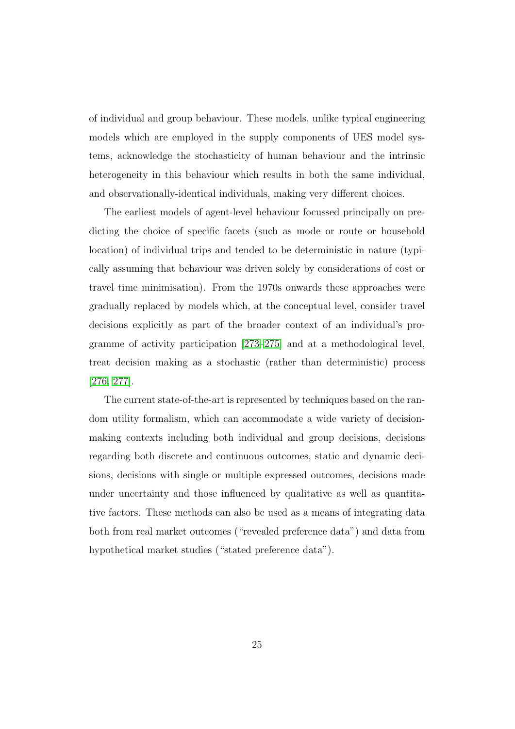of individual and group behaviour. These models, unlike typical engineering models which are employed in the supply components of UES model systems, acknowledge the stochasticity of human behaviour and the intrinsic heterogeneity in this behaviour which results in both the same individual, and observationally-identical individuals, making very different choices.

The earliest models of agent-level behaviour focussed principally on predicting the choice of specific facets (such as mode or route or household location) of individual trips and tended to be deterministic in nature (typically assuming that behaviour was driven solely by considerations of cost or travel time minimisation). From the 1970s onwards these approaches were gradually replaced by models which, at the conceptual level, consider travel decisions explicitly as part of the broader context of an individual's programme of activity participation [273–275] and at a methodological level, treat decision making as a stochastic (rather than deterministic) process [276, 277].

The current state-of-the-art is represented by techniques based on the random utility formalism, which can accommodate a wide variety of decision-making contexts including both individual and group decisions, decisions regarding both discrete and continuous outcomes, static and dynamic decisions, decisions with single or multiple expressed outcomes, decisions made under uncertainty and those influenced by qualitative as well as quantitative factors. These methods can also be used as a means of integrating data both from real market outcomes ("revealed preference data") and data from hypothetical market studies ("stated preference data").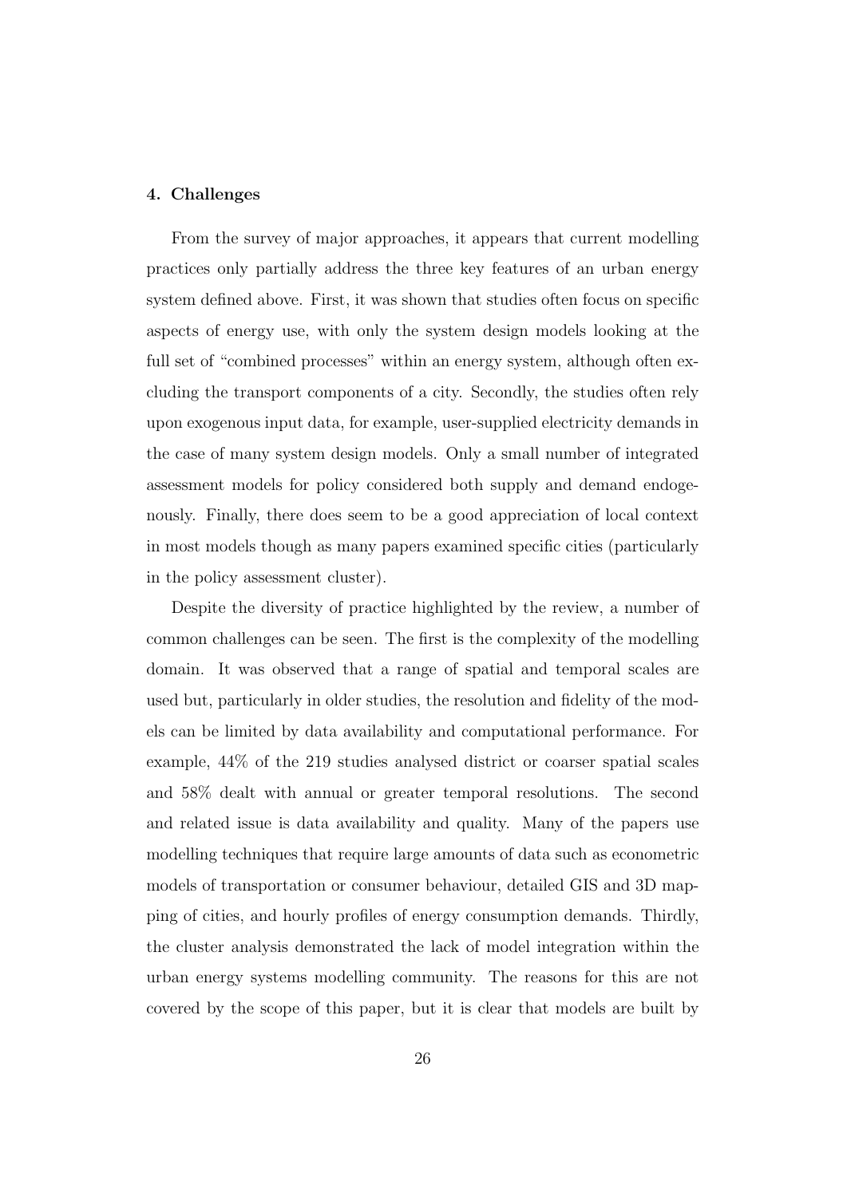## 4. Challenges

From the survey of major approaches, it appears that current modelling practices only partially address the three key features of an urban energy system defined above. First, it was shown that studies often focus on specific aspects of energy use, with only the system design models looking at the full set of "combined processes" within an energy system, although often excluding the transport components of a city. Secondly, the studies often rely upon exogenous input data, for example, user-supplied electricity demands in the case of many system design models. Only a small number of integrated assessment models for policy considered both supply and demand endogenously. Finally, there does seem to be a good appreciation of local context in most models though as many papers examined specific cities (particularly in the policy assessment cluster).

Despite the diversity of practice highlighted by the review, a number of common challenges can be seen. The first is the complexity of the modelling domain. It was observed that a range of spatial and temporal scales are used but, particularly in older studies, the resolution and fidelity of the models can be limited by data availability and computational performance. For example, 44% of the 219 studies analysed district or coarser spatial scales and 58% dealt with annual or greater temporal resolutions. The second and related issue is data availability and quality. Many of the papers use modelling techniques that require large amounts of data such as econometric models of transportation or consumer behaviour, detailed GIS and 3D mapping of cities, and hourly profiles of energy consumption demands. Thirdly, the cluster analysis demonstrated the lack of model integration within the urban energy systems modelling community. The reasons for this are not covered by the scope of this paper, but it is clear that models are built by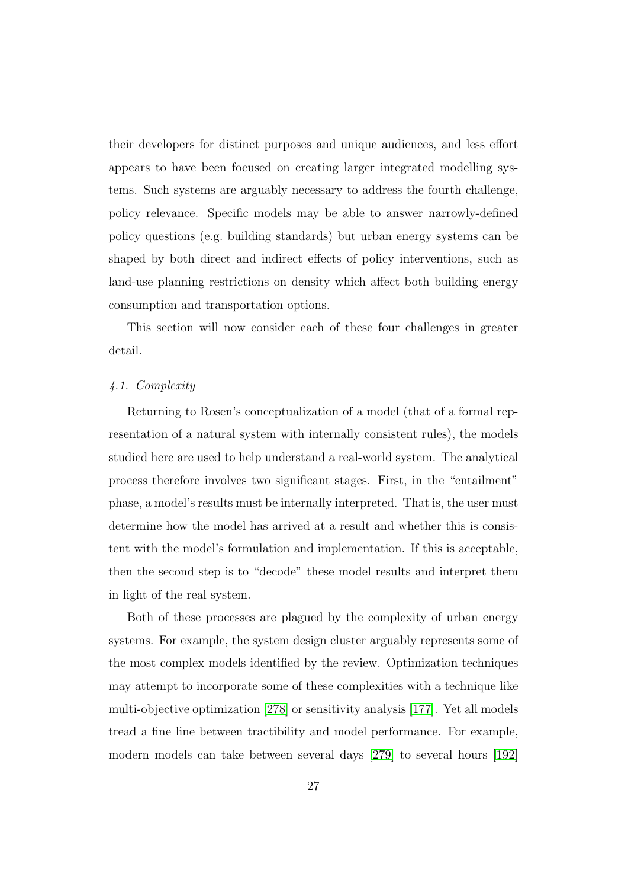their developers for distinct purposes and unique audiences, and less effort appears to have been focused on creating larger integrated modelling systems. Such systems are arguably necessary to address the fourth challenge, policy relevance. Specific models may be able to answer narrowly-defined policy questions (e.g. building standards) but urban energy systems can be shaped by both direct and indirect effects of policy interventions, such as land-use planning restrictions on density which affect both building energy consumption and transportation options.

This section will now consider each of these four challenges in greater detail.

### *4.1. Complexity*

Returning to Rosen's conceptualization of a model (that of a formal representation of a natural system with internally consistent rules), the models studied here are used to help understand a real-world system. The analytical process therefore involves two significant stages. First, in the "entailment" phase, a model's results must be internally interpreted. That is, the user must determine how the model has arrived at a result and whether this is consistent with the model's formulation and implementation. If this is acceptable, then the second step is to "decode" these model results and interpret them in light of the real system.

Both of these processes are plagued by the complexity of urban energy systems. For example, the system design cluster arguably represents some of the most complex models identified by the review. Optimization techniques may attempt to incorporate some of these complexities with a technique like multi-objective optimization [278] or sensitivity analysis [177]. Yet all models tread a fine line between tractibility and model performance. For example, modern models can take between several days [279] to several hours [192]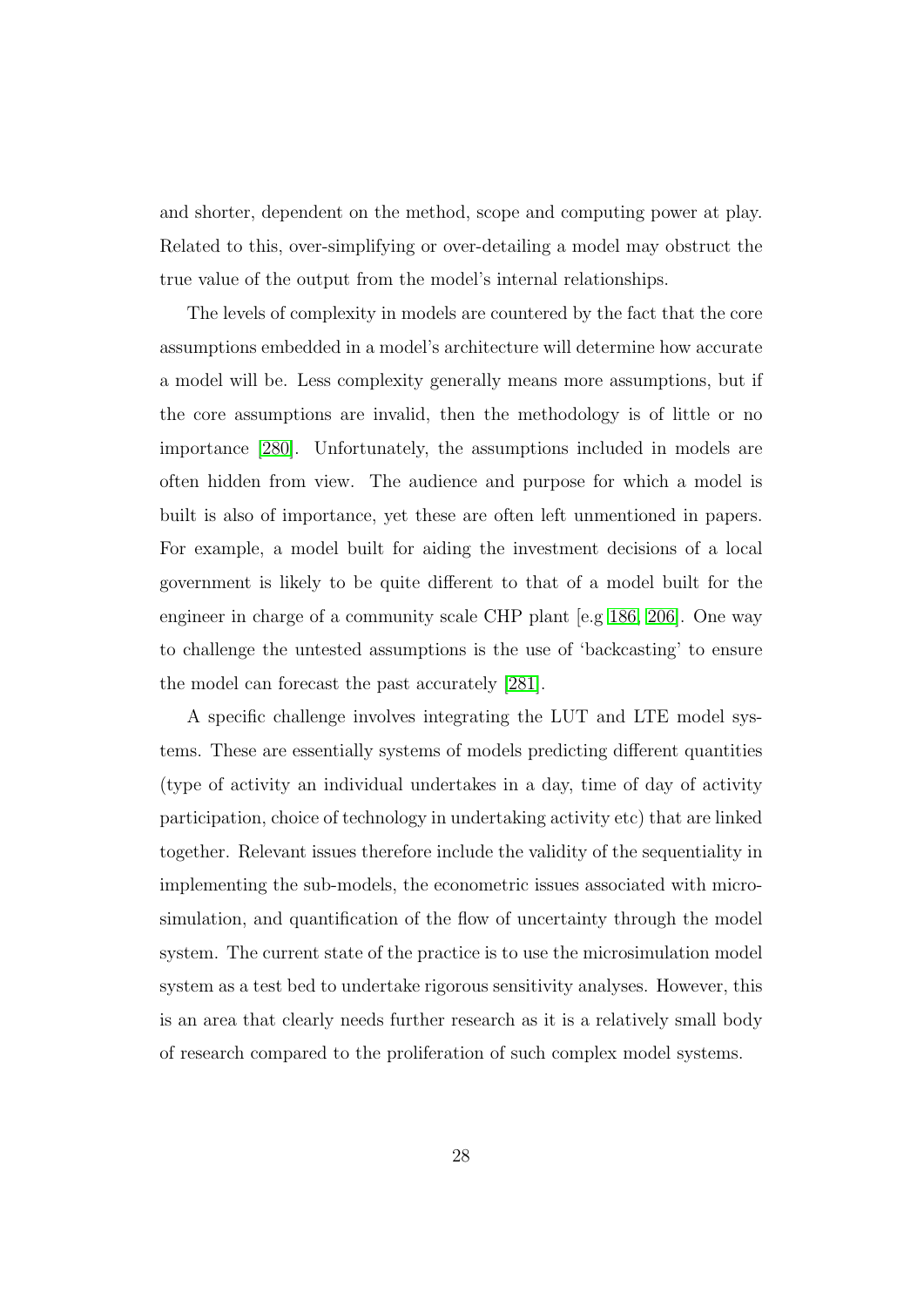and shorter, dependent on the method, scope and computing power at play. Related to this, over-simplifying or over-detailing a model may obstruct the true value of the output from the model's internal relationships.

The levels of complexity in models are countered by the fact that the core assumptions embedded in a model's architecture will determine how accurate a model will be. Less complexity generally means more assumptions, but if the core assumptions are invalid, then the methodology is of little or no importance [280]. Unfortunately, the assumptions included in models are often hidden from view. The audience and purpose for which a model is built is also of importance, yet these are often left unmentioned in papers. For example, a model built for aiding the investment decisions of a local government is likely to be quite different to that of a model built for the engineer in charge of a community scale CHP plant [e.g 186, 206]. One way to challenge the untested assumptions is the use of 'backcasting' to ensure the model can forecast the past accurately [281].

A specific challenge involves integrating the LUT and LTE model systems. These are essentially systems of models predicting different quantities (type of activity an individual undertakes in a day, time of day of activity participation, choice of technology in undertaking activity etc) that are linked together. Relevant issues therefore include the validity of the sequentiality in implementing the sub-models, the econometric issues associated with microsimulation, and quantification of the flow of uncertainty through the model system. The current state of the practice is to use the microsimulation model system as a test bed to undertake rigorous sensitivity analyses. However, this is an area that clearly needs further research as it is a relatively small body of research compared to the proliferation of such complex model systems.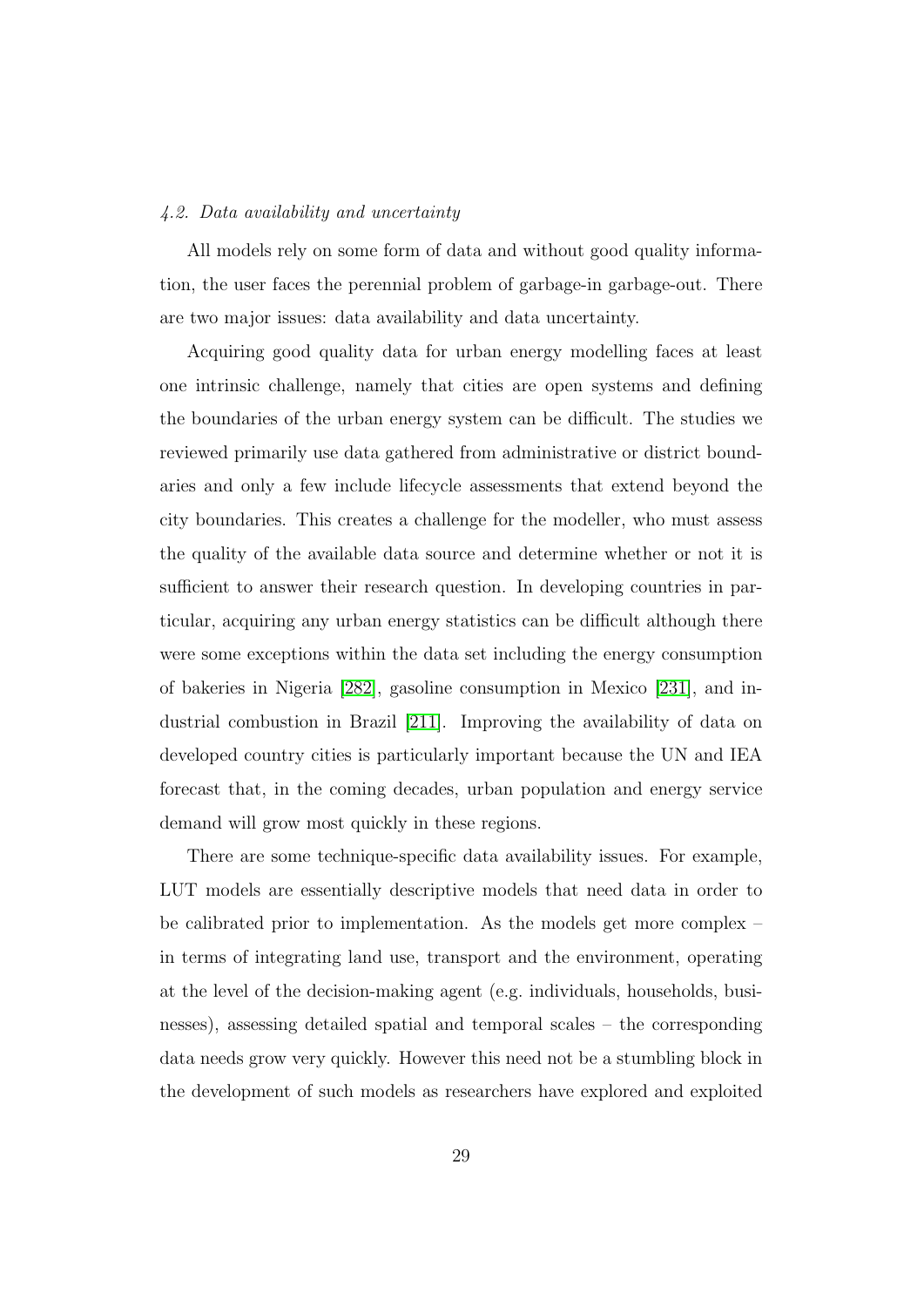### 4.2. Data availability and uncertainty

All models rely on some form of data and without good quality information, the user faces the perennial problem of garbage-in garbage-out. There are two major issues: data availability and data uncertainty.

Acquiring good quality data for urban energy modelling faces at least one intrinsic challenge, namely that cities are open systems and defining the boundaries of the urban energy system can be difficult. The studies we reviewed primarily use data gathered from administrative or district boundaries and only a few include lifecycle assessments that extend beyond the city boundaries. This creates a challenge for the modeller, who must assess the quality of the available data source and determine whether or not it is sufficient to answer their research question. In developing countries in particular, acquiring any urban energy statistics can be difficult although there were some exceptions within the data set including the energy consumption of bakeries in Nigeria [282], gasoline consumption in Mexico [231], and industrial combustion in Brazil [211]. Improving the availability of data on developed country cities is particularly important because the UN and IEA forecast that, in the coming decades, urban population and energy service demand will grow most quickly in these regions.

There are some technique-specific data availability issues. For example, LUT models are essentially descriptive models that need data in order to be calibrated prior to implementation. As the models get more complex – in terms of integrating land use, transport and the environment, operating at the level of the decision-making agent (e.g. individuals, households, businesses), assessing detailed spatial and temporal scales – the corresponding data needs grow very quickly. However this need not be a stumbling block in the development of such models as researchers have explored and exploited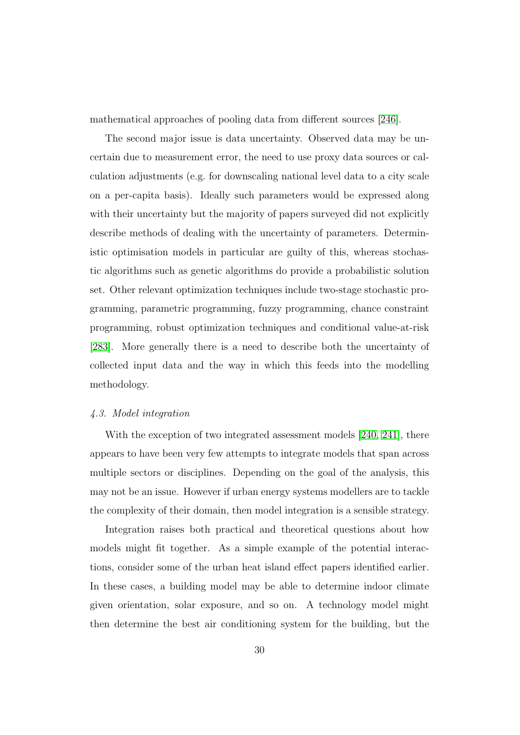mathematical approaches of pooling data from different sources [246].

The second major issue is data uncertainty. Observed data may be uncertain due to measurement error, the need to use proxy data sources or calculation adjustments (e.g. for downscaling national level data to a city scale on a per-capita basis). Ideally such parameters would be expressed along with their uncertainty but the majority of papers surveyed did not explicitly describe methods of dealing with the uncertainty of parameters. Deterministic optimisation models in particular are guilty of this, whereas stochastic algorithms such as genetic algorithms do provide a probabilistic solution set. Other relevant optimization techniques include two-stage stochastic programming, parametric programming, fuzzy programming, chance constraint programming, robust optimization techniques and conditional value-at-risk [283]. More generally there is a need to describe both the uncertainty of collected input data and the way in which this feeds into the modelling methodology.

### *4.3. Model integration*

With the exception of two integrated assessment models [240, 241], there appears to have been very few attempts to integrate models that span across multiple sectors or disciplines. Depending on the goal of the analysis, this may not be an issue. However if urban energy systems modellers are to tackle the complexity of their domain, then model integration is a sensible strategy.

Integration raises both practical and theoretical questions about how models might fit together. As a simple example of the potential interactions, consider some of the urban heat island effect papers identified earlier. In these cases, a building model may be able to determine indoor climate given orientation, solar exposure, and so on. A technology model might then determine the best air conditioning system for the building, but the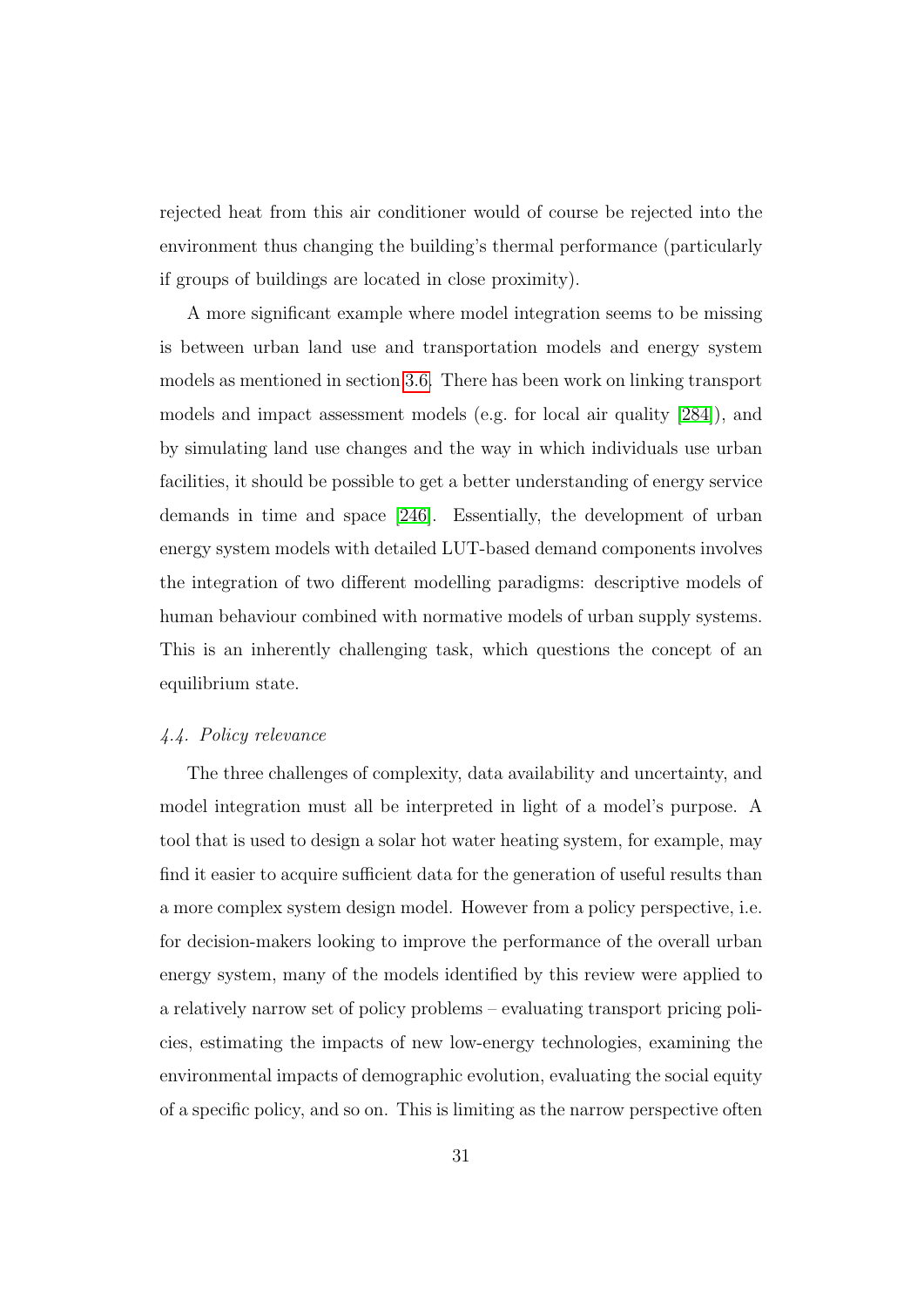rejected heat from this air conditioner would of course be rejected into the environment thus changing the building's thermal performance (particularly if groups of buildings are located in close proximity).

A more significant example where model integration seems to be missing is between urban land use and transportation models and energy system models as mentioned in section 3.6. There has been work on linking transport models and impact assessment models (e.g. for local air quality [284]), and by simulating land use changes and the way in which individuals use urban facilities, it should be possible to get a better understanding of energy service demands in time and space [246]. Essentially, the development of urban energy system models with detailed LUT-based demand components involves the integration of two different modelling paradigms: descriptive models of human behaviour combined with normative models of urban supply systems. This is an inherently challenging task, which questions the concept of an equilibrium state.

### *4.4. Policy relevance*

The three challenges of complexity, data availability and uncertainty, and model integration must all be interpreted in light of a model's purpose. A tool that is used to design a solar hot water heating system, for example, may find it easier to acquire sufficient data for the generation of useful results than a more complex system design model. However from a policy perspective, i.e. for decision-makers looking to improve the performance of the overall urban energy system, many of the models identified by this review were applied to a relatively narrow set of policy problems – evaluating transport pricing policies, estimating the impacts of new low-energy technologies, examining the environmental impacts of demographic evolution, evaluating the social equity of a specific policy, and so on. This is limiting as the narrow perspective often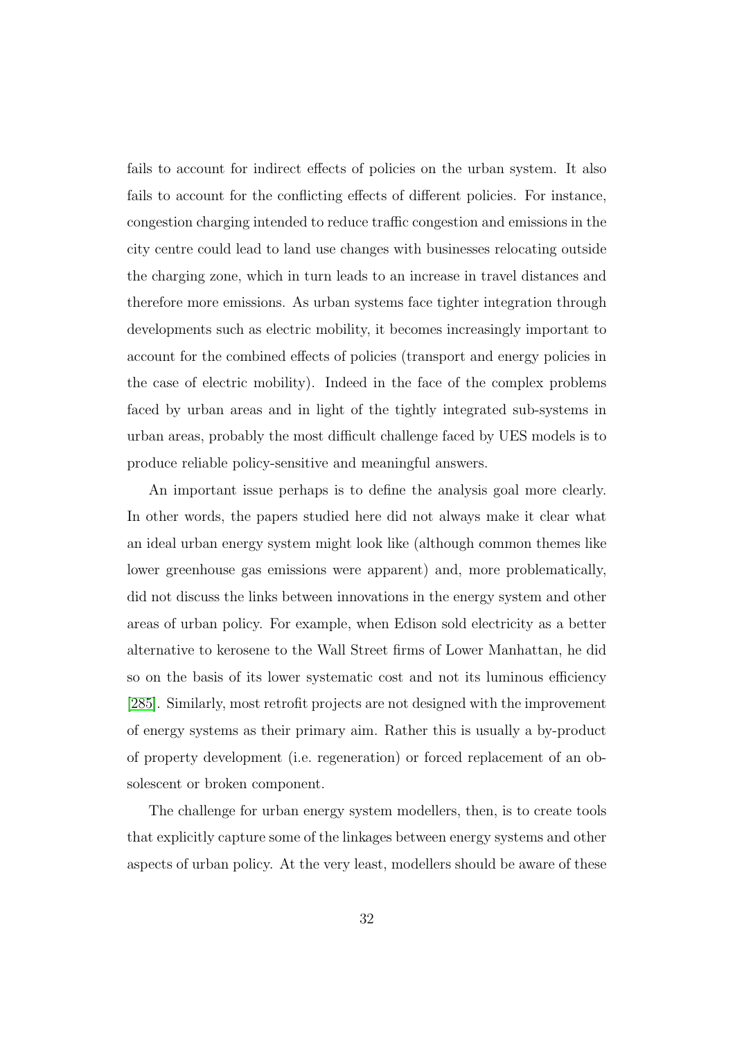fails to account for indirect effects of policies on the urban system. It also fails to account for the conflicting effects of different policies. For instance, congestion charging intended to reduce traffic congestion and emissions in the city centre could lead to land use changes with businesses relocating outside the charging zone, which in turn leads to an increase in travel distances and therefore more emissions. As urban systems face tighter integration through developments such as electric mobility, it becomes increasingly important to account for the combined effects of policies (transport and energy policies in the case of electric mobility). Indeed in the face of the complex problems faced by urban areas and in light of the tightly integrated sub-systems in urban areas, probably the most difficult challenge faced by UES models is to produce reliable policy-sensitive and meaningful answers.

An important issue perhaps is to define the analysis goal more clearly. In other words, the papers studied here did not always make it clear what an ideal urban energy system might look like (although common themes like lower greenhouse gas emissions were apparent) and, more problematically, did not discuss the links between innovations in the energy system and other areas of urban policy. For example, when Edison sold electricity as a better alternative to kerosene to the Wall Street firms of Lower Manhattan, he did so on the basis of its lower systematic cost and not its luminous efficiency [285]. Similarly, most retrofit projects are not designed with the improvement of energy systems as their primary aim. Rather this is usually a by-product of property development (i.e. regeneration) or forced replacement of an obsolescent or broken component.

The challenge for urban energy system modellers, then, is to create tools that explicitly capture some of the linkages between energy systems and other aspects of urban policy. At the very least, modellers should be aware of these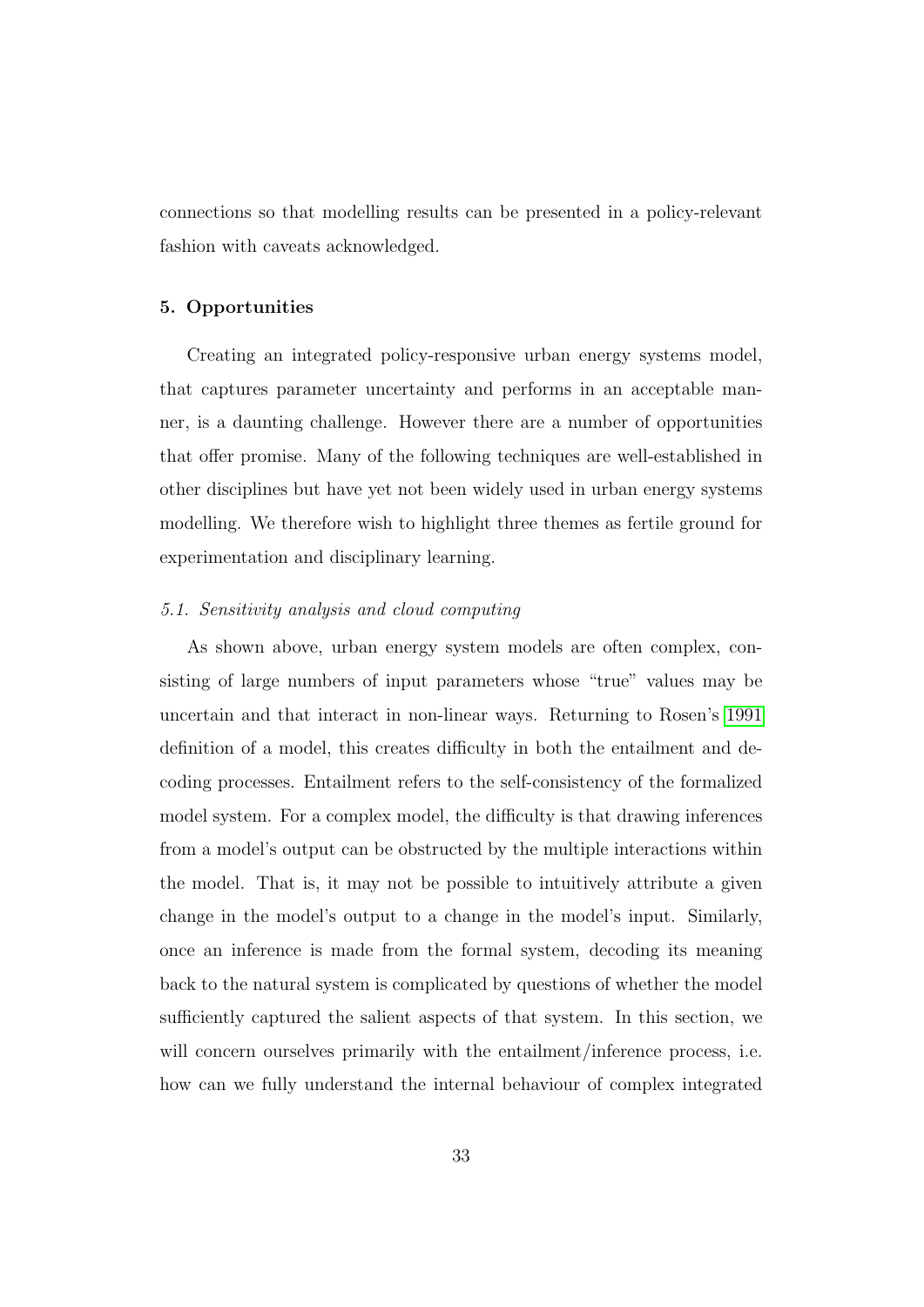connections so that modelling results can be presented in a policy-relevant fashion with caveats acknowledged.

## 5. Opportunities

Creating an integrated policy-responsive urban energy systems model, that captures parameter uncertainty and performs in an acceptable manner, is a daunting challenge. However there are a number of opportunities that offer promise. Many of the following techniques are well-established in other disciplines but have yet not been widely used in urban energy systems modelling. We therefore wish to highlight three themes as fertile ground for experimentation and disciplinary learning.

### *5.1. Sensitivity analysis and cloud computing*

As shown above, urban energy system models are often complex, consisting of large numbers of input parameters whose "true" values may be uncertain and that interact in non-linear ways. Returning to Rosen's 1991 definition of a model, this creates difficulty in both the entailment and decoding processes. Entailment refers to the self-consistency of the formalized model system. For a complex model, the difficulty is that drawing inferences from a model's output can be obstructed by the multiple interactions within the model. That is, it may not be possible to intuitively attribute a given change in the model's output to a change in the model's input. Similarly, once an inference is made from the formal system, decoding its meaning back to the natural system is complicated by questions of whether the model sufficiently captured the salient aspects of that system. In this section, we will concern ourselves primarily with the entailment/inference process, i.e. how can we fully understand the internal behaviour of complex integrated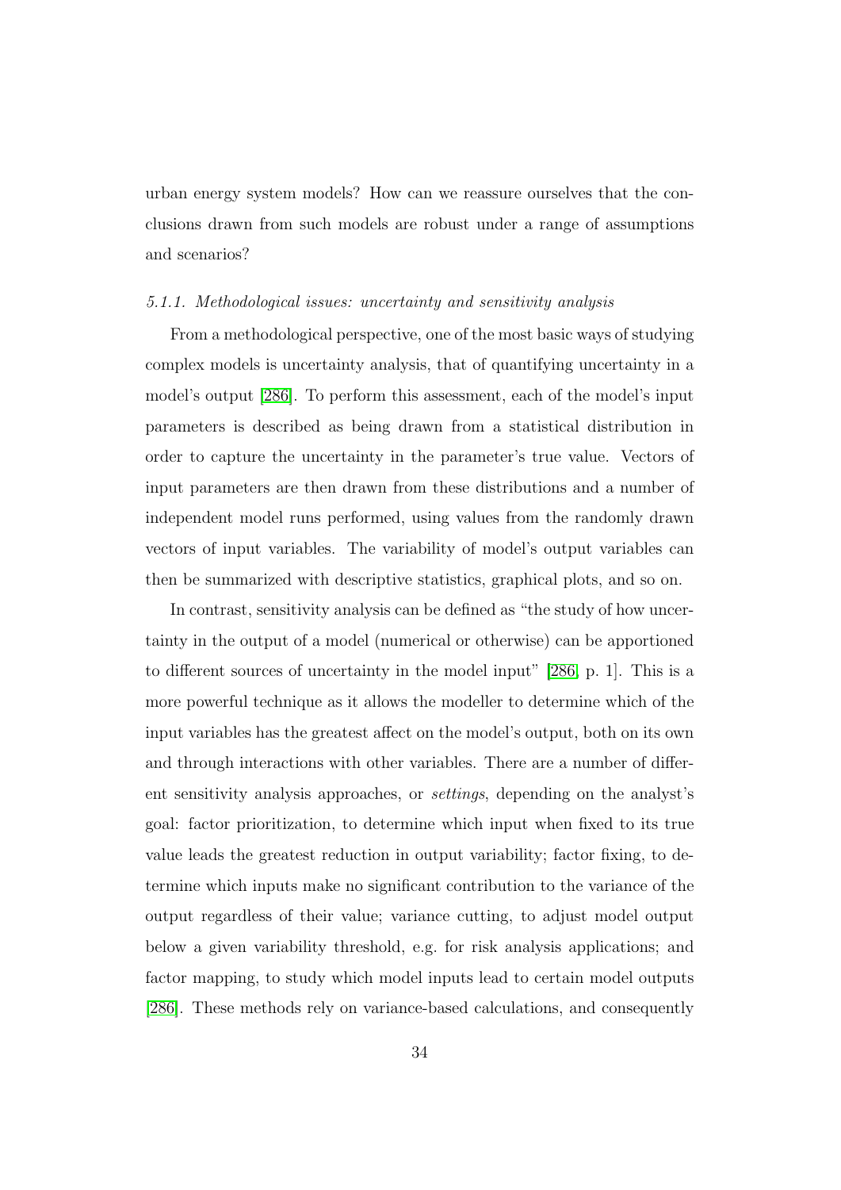urban energy system models? How can we reassure ourselves that the conclusions drawn from such models are robust under a range of assumptions and scenarios?

#### *5.1.1. Methodological issues: uncertainty and sensitivity analysis*

From a methodological perspective, one of the most basic ways of studying complex models is uncertainty analysis, that of quantifying uncertainty in a model's output [286]. To perform this assessment, each of the model's input parameters is described as being drawn from a statistical distribution in order to capture the uncertainty in the parameter's true value. Vectors of input parameters are then drawn from these distributions and a number of independent model runs performed, using values from the randomly drawn vectors of input variables. The variability of model's output variables can then be summarized with descriptive statistics, graphical plots, and so on.

In contrast, sensitivity analysis can be defined as "the study of how uncertainty in the output of a model (numerical or otherwise) can be apportioned to different sources of uncertainty in the model input" [286, p. 1]. This is a more powerful technique as it allows the modeller to determine which of the input variables has the greatest affect on the model's output, both on its own and through interactions with other variables. There are a number of different sensitivity analysis approaches, or *settings*, depending on the analyst's goal: factor prioritization, to determine which input when fixed to its true value leads the greatest reduction in output variability; factor fixing, to determine which inputs make no significant contribution to the variance of the output regardless of their value; variance cutting, to adjust model output below a given variability threshold, e.g. for risk analysis applications; and factor mapping, to study which model inputs lead to certain model outputs [286]. These methods rely on variance-based calculations, and consequently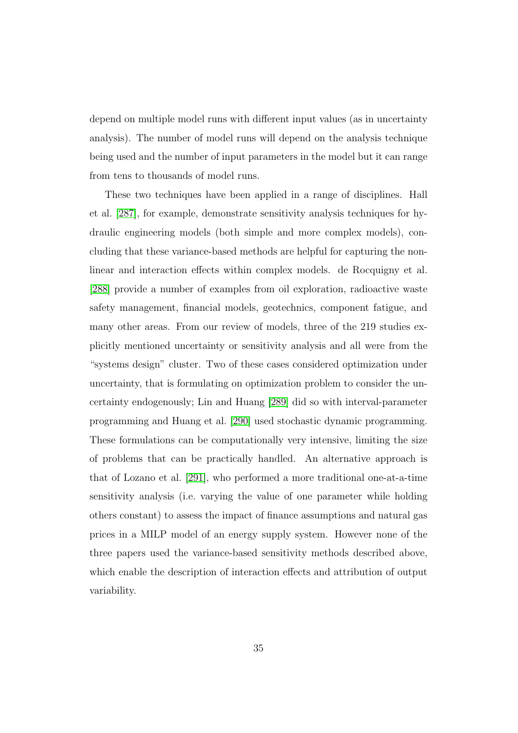depend on multiple model runs with different input values (as in uncertainty analysis). The number of model runs will depend on the analysis technique being used and the number of input parameters in the model but it can range from tens to thousands of model runs.

These two techniques have been applied in a range of disciplines. Hall et al. [287], for example, demonstrate sensitivity analysis techniques for hydraulic engineering models (both simple and more complex models), concluding that these variance-based methods are helpful for capturing the non-linear and interaction effects within complex models. de Rocquigny et al. [288] provide a number of examples from oil exploration, radioactive waste safety management, financial models, geotechnics, component fatigue, and many other areas. From our review of models, three of the 219 studies explicitly mentioned uncertainty or sensitivity analysis and all were from the "systems design" cluster. Two of these cases considered optimization under uncertainty, that is formulating on optimization problem to consider the uncertainty endogenously; Lin and Huang [289] did so with interval-parameter programming and Huang et al. [290] used stochastic dynamic programming. These formulations can be computationally very intensive, limiting the size of problems that can be practically handled. An alternative approach is that of Lozano et al. [291], who performed a more traditional one-at-a-time sensitivity analysis (i.e. varying the value of one parameter while holding others constant) to assess the impact of finance assumptions and natural gas prices in a MILP model of an energy supply system. However none of the three papers used the variance-based sensitivity methods described above, which enable the description of interaction effects and attribution of output variability.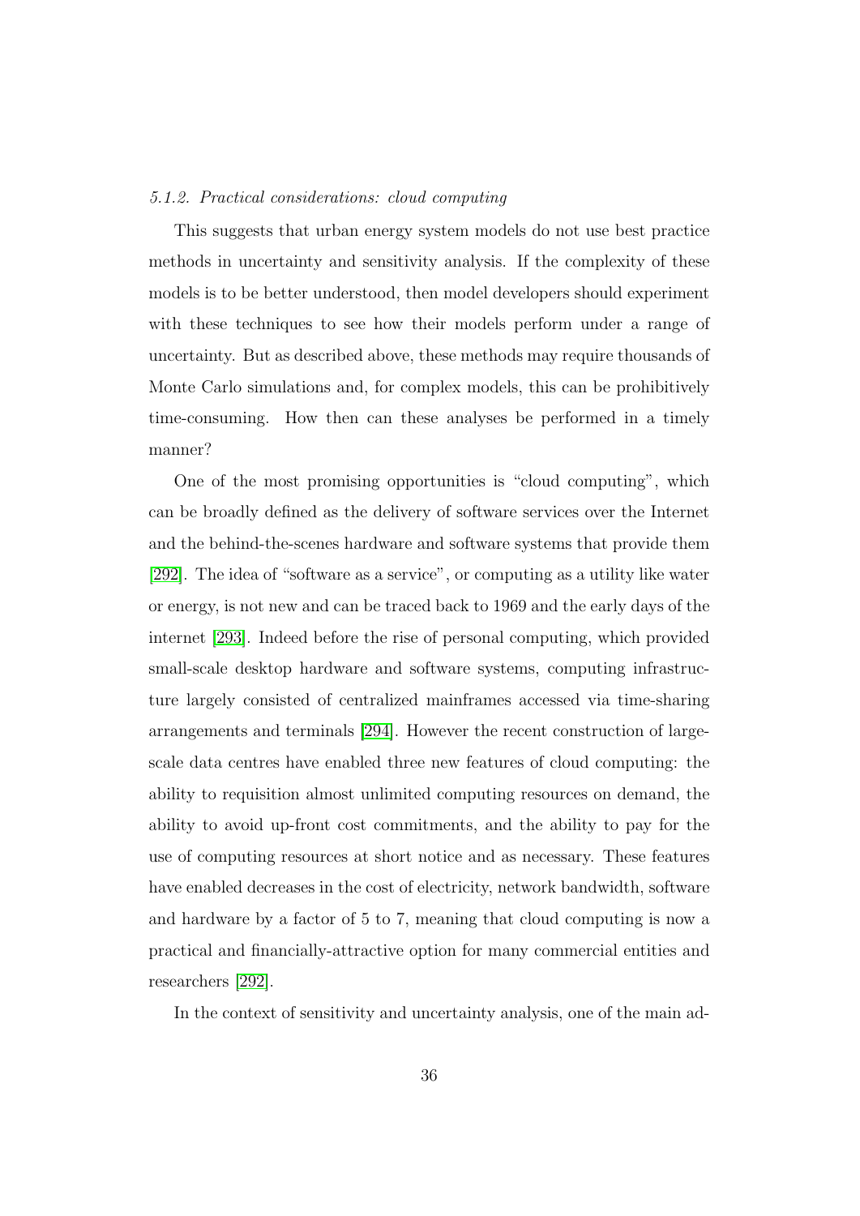#### *5.1.2. Practical considerations: cloud computing*

This suggests that urban energy system models do not use best practice methods in uncertainty and sensitivity analysis. If the complexity of these models is to be better understood, then model developers should experiment with these techniques to see how their models perform under a range of uncertainty. But as described above, these methods may require thousands of Monte Carlo simulations and, for complex models, this can be prohibitively time-consuming. How then can these analyses be performed in a timely manner?

One of the most promising opportunities is "cloud computing", which can be broadly defined as the delivery of software services over the Internet and the behind-the-scenes hardware and software systems that provide them [292]. The idea of "software as a service", or computing as a utility like water or energy, is not new and can be traced back to 1969 and the early days of the internet [293]. Indeed before the rise of personal computing, which provided small-scale desktop hardware and software systems, computing infrastructure largely consisted of centralized mainframes accessed via time-sharing arrangements and terminals [294]. However the recent construction of large-scale data centres have enabled three new features of cloud computing: the ability to requisition almost unlimited computing resources on demand, the ability to avoid up-front cost commitments, and the ability to pay for the use of computing resources at short notice and as necessary. These features have enabled decreases in the cost of electricity, network bandwidth, software and hardware by a factor of 5 to 7, meaning that cloud computing is now a practical and financially-attractive option for many commercial entities and researchers [292].

In the context of sensitivity and uncertainty analysis, one of the main ad-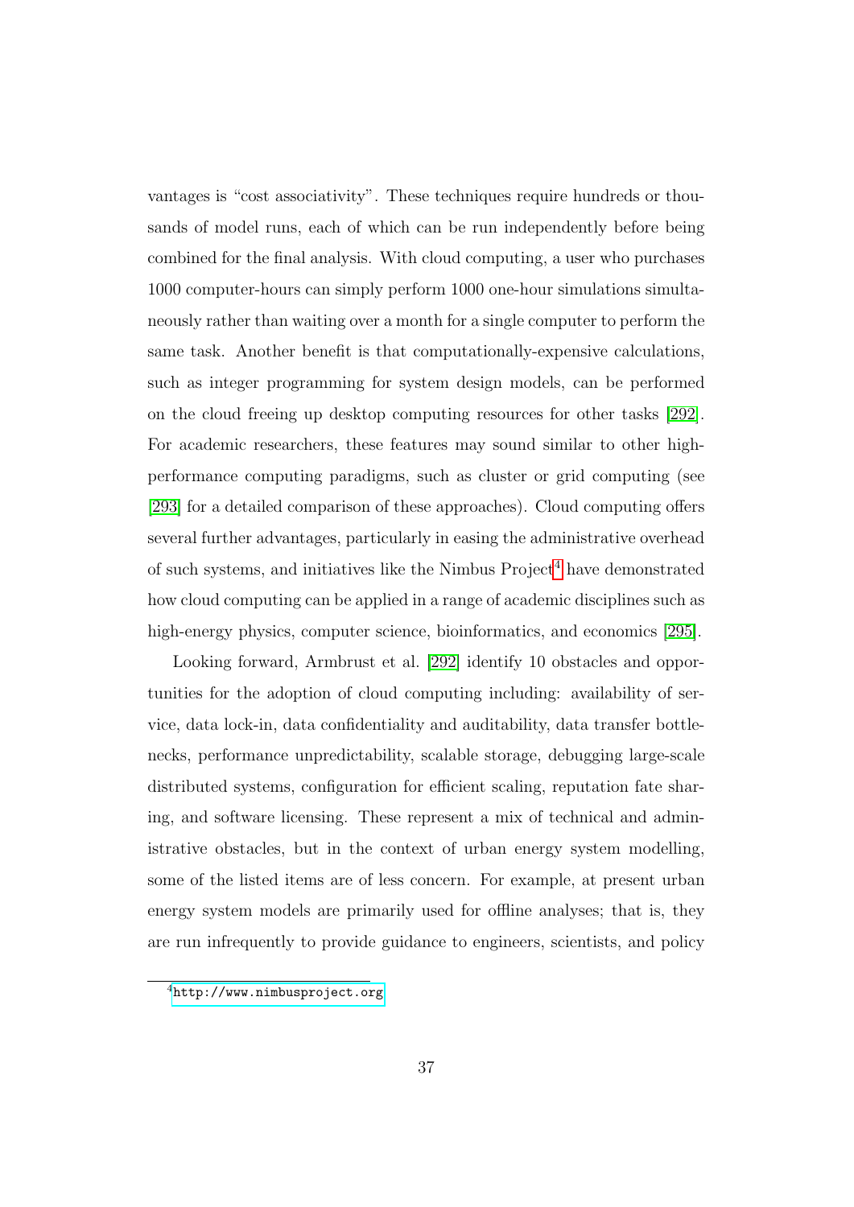vantages is "cost associativity". These techniques require hundreds or thousands of model runs, each of which can be run independently before being combined for the final analysis. With cloud computing, a user who purchases 1000 computer-hours can simply perform 1000 one-hour simulations simultaneously rather than waiting over a month for a single computer to perform the same task. Another benefit is that computationally-expensive calculations, such as integer programming for system design models, can be performed on the cloud freeing up desktop computing resources for other tasks [292]. For academic researchers, these features may sound similar to other high-performance computing paradigms, such as cluster or grid computing (see [293] for a detailed comparison of these approaches). Cloud computing offers several further advantages, particularly in easing the administrative overhead of such systems, and initiatives like the Nimbus Project[4] have demonstrated how cloud computing can be applied in a range of academic disciplines such as high-energy physics, computer science, bioinformatics, and economics [295].

Looking forward, Armbrust et al. [292] identify 10 obstacles and opportunities for the adoption of cloud computing including: availability of service, data lock-in, data confidentiality and auditability, data transfer bottlenecks, performance unpredictability, scalable storage, debugging large-scale distributed systems, configuration for efficient scaling, reputation fate sharing, and software licensing. These represent a mix of technical and administrative obstacles, but in the context of urban energy system modelling, some of the listed items are of less concern. For example, at present urban energy system models are primarily used for offline analyses; that is, they are run infrequently to provide guidance to engineers, scientists, and policy

[4] http://www.nimbusproject.org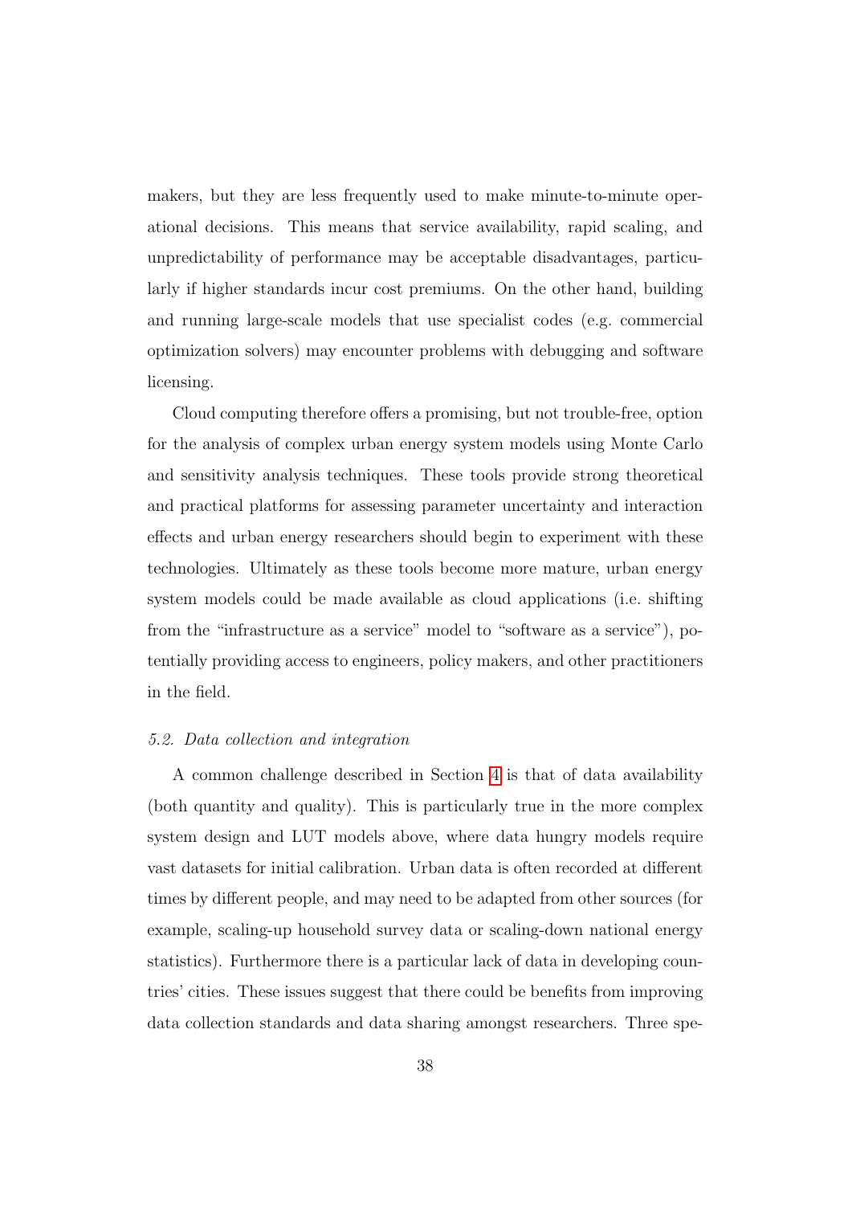makers, but they are less frequently used to make minute-to-minute operational decisions. This means that service availability, rapid scaling, and unpredictability of performance may be acceptable disadvantages, particularly if higher standards incur cost premiums. On the other hand, building and running large-scale models that use specialist codes (e.g. commercial optimization solvers) may encounter problems with debugging and software licensing.

Cloud computing therefore offers a promising, but not trouble-free, option for the analysis of complex urban energy system models using Monte Carlo and sensitivity analysis techniques. These tools provide strong theoretical and practical platforms for assessing parameter uncertainty and interaction effects and urban energy researchers should begin to experiment with these technologies. Ultimately as these tools become more mature, urban energy system models could be made available as cloud applications (i.e. shifting from the "infrastructure as a service" model to "software as a service"), potentially providing access to engineers, policy makers, and other practitioners in the field.

### *5.2. Data collection and integration*

A common challenge described in Section 4 is that of data availability (both quantity and quality). This is particularly true in the more complex system design and LUT models above, where data hungry models require vast datasets for initial calibration. Urban data is often recorded at different times by different people, and may need to be adapted from other sources (for example, scaling-up household survey data or scaling-down national energy statistics). Furthermore there is a particular lack of data in developing countries' cities. These issues suggest that there could be benefits from improving data collection standards and data sharing amongst researchers. Three spe-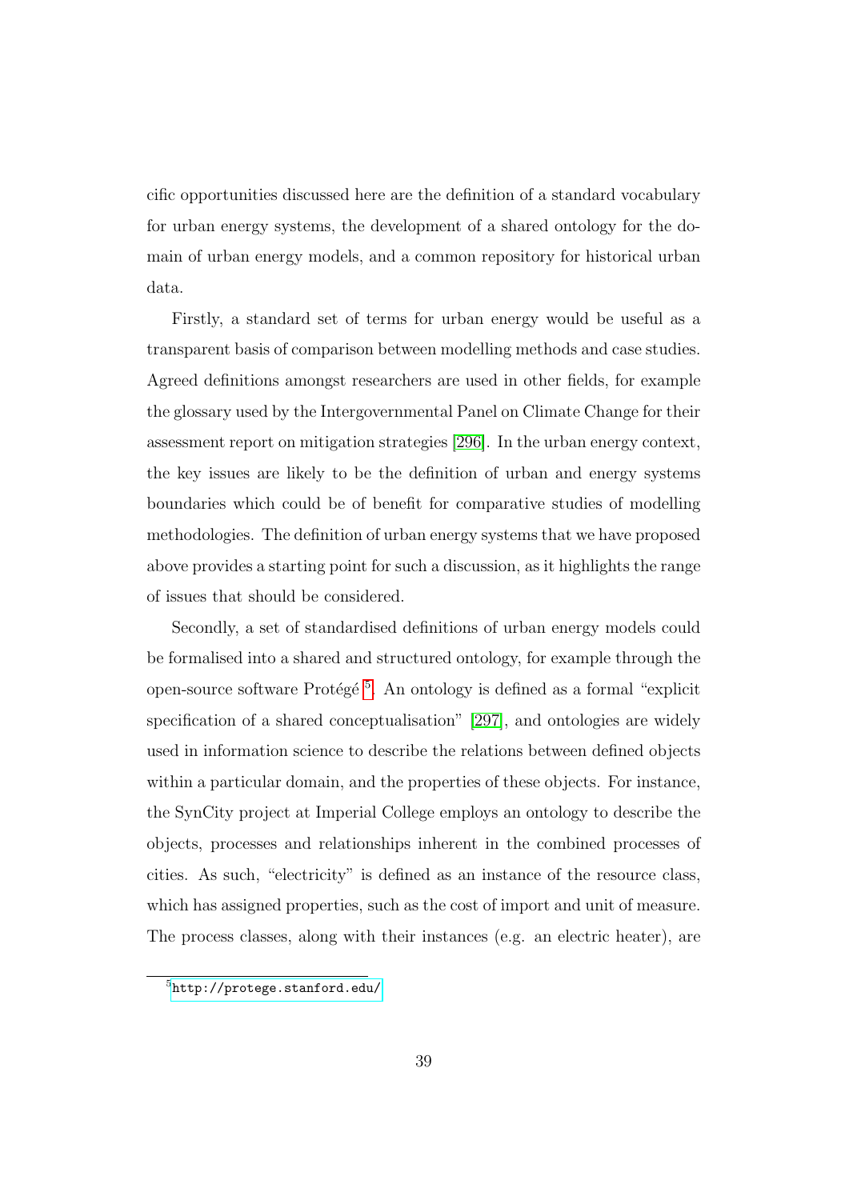cific opportunities discussed here are the definition of a standard vocabulary for urban energy systems, the development of a shared ontology for the domain of urban energy models, and a common repository for historical urban data.

Firstly, a standard set of terms for urban energy would be useful as a transparent basis of comparison between modelling methods and case studies. Agreed definitions amongst researchers are used in other fields, for example the glossary used by the Intergovernmental Panel on Climate Change for their assessment report on mitigation strategies [296]. In the urban energy context, the key issues are likely to be the definition of urban and energy systems boundaries which could be of benefit for comparative studies of modelling methodologies. The definition of urban energy systems that we have proposed above provides a starting point for such a discussion, as it highlights the range of issues that should be considered.

Secondly, a set of standardised definitions of urban energy models could be formalised into a shared and structured ontology, for example through the open-source software Protégé [5]. An ontology is defined as a formal "explicit specification of a shared conceptualisation" [297], and ontologies are widely used in information science to describe the relations between defined objects within a particular domain, and the properties of these objects. For instance, the SynCity project at Imperial College employs an ontology to describe the objects, processes and relationships inherent in the combined processes of cities. As such, "electricity" is defined as an instance of the resource class, which has assigned properties, such as the cost of import and unit of measure. The process classes, along with their instances (e.g. an electric heater), are

[5] http://protege.stanford.edu/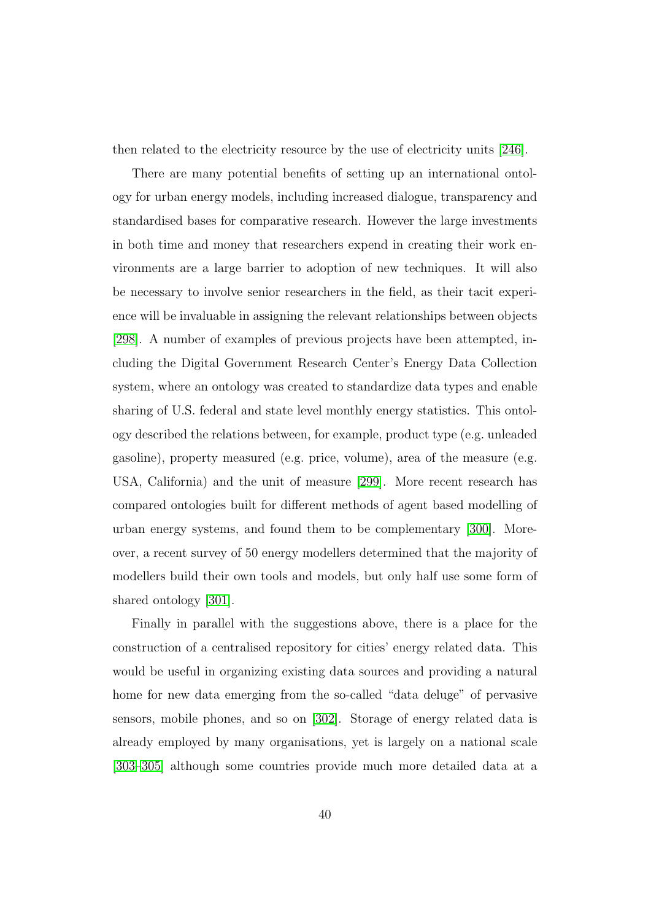then related to the electricity resource by the use of electricity units [246].

There are many potential benefits of setting up an international ontology for urban energy models, including increased dialogue, transparency and standardised bases for comparative research. However the large investments in both time and money that researchers expend in creating their work environments are a large barrier to adoption of new techniques. It will also be necessary to involve senior researchers in the field, as their tacit experience will be invaluable in assigning the relevant relationships between objects [298]. A number of examples of previous projects have been attempted, including the Digital Government Research Center's Energy Data Collection system, where an ontology was created to standardize data types and enable sharing of U.S. federal and state level monthly energy statistics. This ontology described the relations between, for example, product type (e.g. unleaded gasoline), property measured (e.g. price, volume), area of the measure (e.g. USA, California) and the unit of measure [299]. More recent research has compared ontologies built for different methods of agent based modelling of urban energy systems, and found them to be complementary [300]. Moreover, a recent survey of 50 energy modellers determined that the majority of modellers build their own tools and models, but only half use some form of shared ontology [301].

Finally in parallel with the suggestions above, there is a place for the construction of a centralised repository for cities' energy related data. This would be useful in organizing existing data sources and providing a natural home for new data emerging from the so-called "data deluge" of pervasive sensors, mobile phones, and so on [302]. Storage of energy related data is already employed by many organisations, yet is largely on a national scale [303–305] although some countries provide much more detailed data at a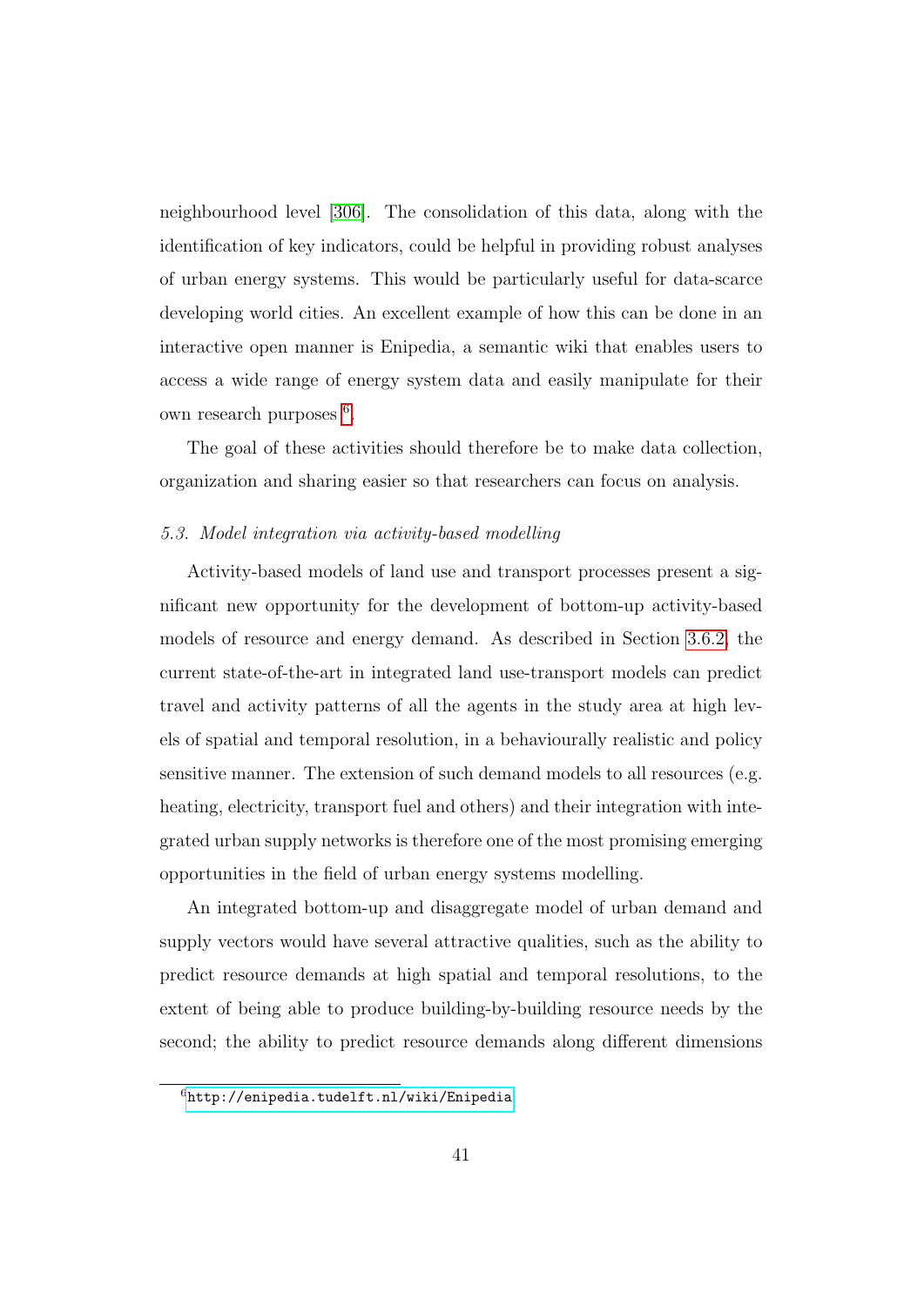neighbourhood level [306]. The consolidation of this data, along with the identification of key indicators, could be helpful in providing robust analyses of urban energy systems. This would be particularly useful for data-scarce developing world cities. An excellent example of how this can be done in an interactive open manner is Enipedia, a semantic wiki that enables users to access a wide range of energy system data and easily manipulate for their own research purposes [6].

The goal of these activities should therefore be to make data collection, organization and sharing easier so that researchers can focus on analysis.

### *5.3. Model integration via activity-based modelling*

Activity-based models of land use and transport processes present a significant new opportunity for the development of bottom-up activity-based models of resource and energy demand. As described in Section 3.6.2, the current state-of-the-art in integrated land use-transport models can predict travel and activity patterns of all the agents in the study area at high levels of spatial and temporal resolution, in a behaviourally realistic and policy sensitive manner. The extension of such demand models to all resources (e.g. heating, electricity, transport fuel and others) and their integration with integrated urban supply networks is therefore one of the most promising emerging opportunities in the field of urban energy systems modelling.

An integrated bottom-up and disaggregate model of urban demand and supply vectors would have several attractive qualities, such as the ability to predict resource demands at high spatial and temporal resolutions, to the extent of being able to produce building-by-building resource needs by the second; the ability to predict resource demands along different dimensions

[6] http://enipedia.tudelft.nl/wiki/Enipedia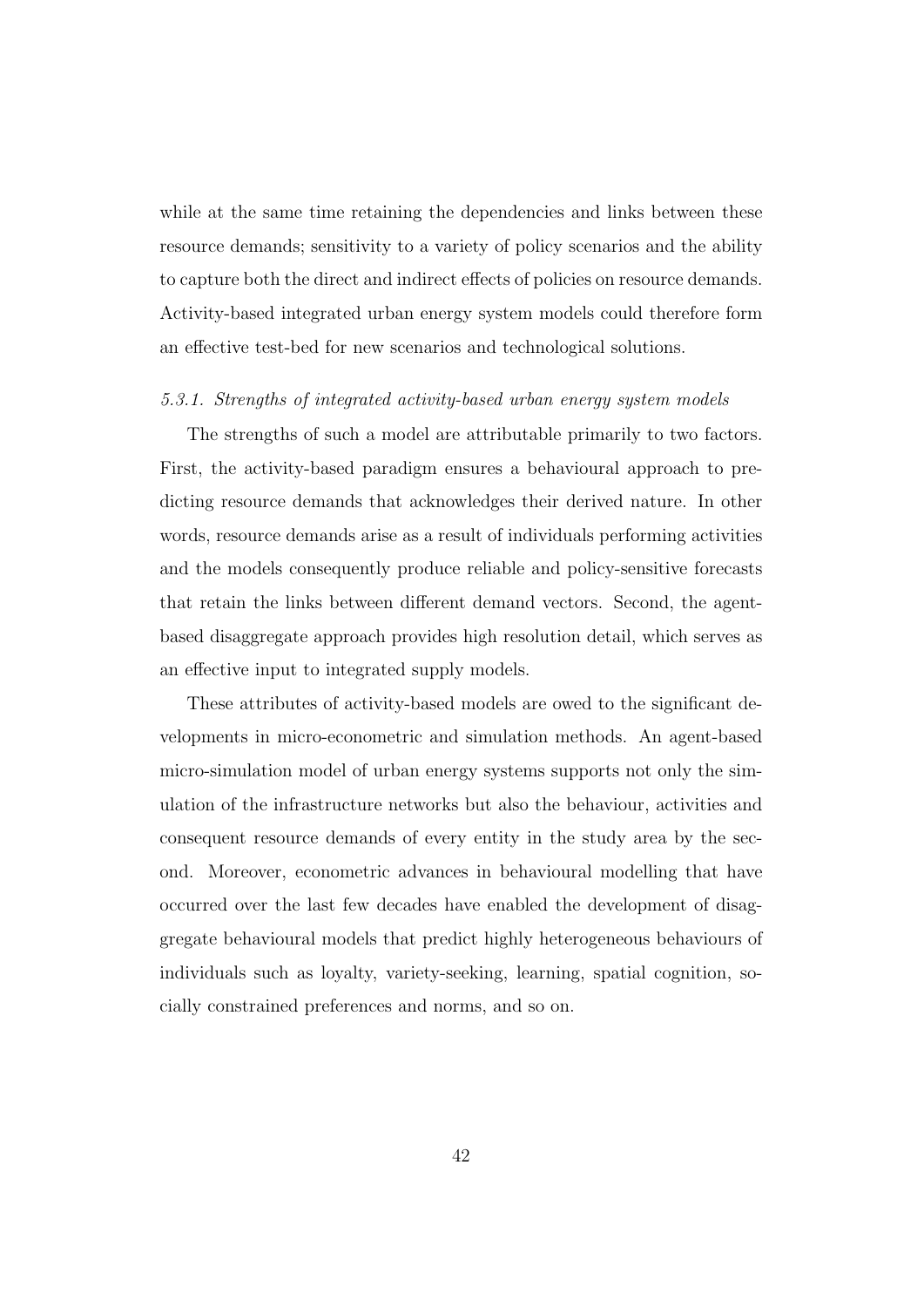while at the same time retaining the dependencies and links between these resource demands; sensitivity to a variety of policy scenarios and the ability to capture both the direct and indirect effects of policies on resource demands. Activity-based integrated urban energy system models could therefore form an effective test-bed for new scenarios and technological solutions.

### *5.3.1. Strengths of integrated activity-based urban energy system models*

The strengths of such a model are attributable primarily to two factors. First, the activity-based paradigm ensures a behavioural approach to predicting resource demands that acknowledges their derived nature. In other words, resource demands arise as a result of individuals performing activities and the models consequently produce reliable and policy-sensitive forecasts that retain the links between different demand vectors. Second, the agent-based disaggregate approach provides high resolution detail, which serves as an effective input to integrated supply models.

These attributes of activity-based models are owed to the significant developments in micro-econometric and simulation methods. An agent-based micro-simulation model of urban energy systems supports not only the simulation of the infrastructure networks but also the behaviour, activities and consequent resource demands of every entity in the study area by the second. Moreover, econometric advances in behavioural modelling that have occurred over the last few decades have enabled the development of disaggregate behavioural models that predict highly heterogeneous behaviours of individuals such as loyalty, variety-seeking, learning, spatial cognition, socially constrained preferences and norms, and so on.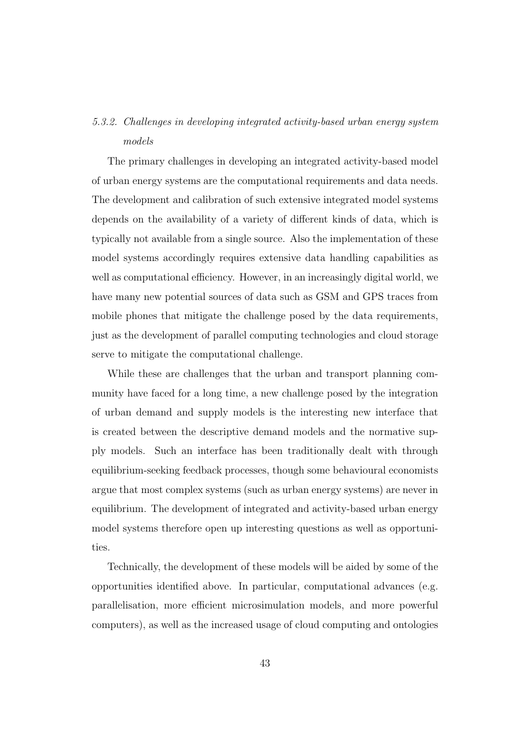### *5.3.2. Challenges in developing integrated activity-based urban energy system models*

The primary challenges in developing an integrated activity-based model of urban energy systems are the computational requirements and data needs. The development and calibration of such extensive integrated model systems depends on the availability of a variety of different kinds of data, which is typically not available from a single source. Also the implementation of these model systems accordingly requires extensive data handling capabilities as well as computational efficiency. However, in an increasingly digital world, we have many new potential sources of data such as GSM and GPS traces from mobile phones that mitigate the challenge posed by the data requirements, just as the development of parallel computing technologies and cloud storage serve to mitigate the computational challenge.

While these are challenges that the urban and transport planning community have faced for a long time, a new challenge posed by the integration of urban demand and supply models is the interesting new interface that is created between the descriptive demand models and the normative supply models. Such an interface has been traditionally dealt with through equilibrium-seeking feedback processes, though some behavioural economists argue that most complex systems (such as urban energy systems) are never in equilibrium. The development of integrated and activity-based urban energy model systems therefore open up interesting questions as well as opportunities.

Technically, the development of these models will be aided by some of the opportunities identified above. In particular, computational advances (e.g. parallelisation, more efficient microsimulation models, and more powerful computers), as well as the increased usage of cloud computing and ontologies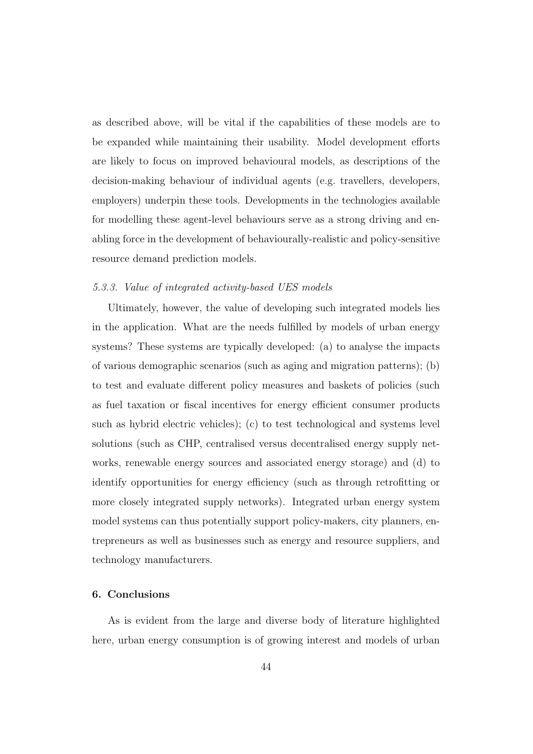as described above, will be vital if the capabilities of these models are to be expanded while maintaining their usability. Model development efforts are likely to focus on improved behavioural models, as descriptions of the decision-making behaviour of individual agents (e.g. travellers, developers, employers) underpin these tools. Developments in the technologies available for modelling these agent-level behaviours serve as a strong driving and enabling force in the development of behaviourally-realistic and policy-sensitive resource demand prediction models.

### *5.3.3. Value of integrated activity-based UES models*

Ultimately, however, the value of developing such integrated models lies in the application. What are the needs fulfilled by models of urban energy systems? These systems are typically developed: (a) to analyse the impacts of various demographic scenarios (such as aging and migration patterns); (b) to test and evaluate different policy measures and baskets of policies (such as fuel taxation or fiscal incentives for energy efficient consumer products such as hybrid electric vehicles); (c) to test technological and systems level solutions (such as CHP, centralised versus decentralised energy supply networks, renewable energy sources and associated energy storage) and (d) to identify opportunities for energy efficiency (such as through retrofitting or more closely integrated supply networks). Integrated urban energy system model systems can thus potentially support policy-makers, city planners, entrepreneurs as well as businesses such as energy and resource suppliers, and technology manufacturers.

## 6. Conclusions

As is evident from the large and diverse body of literature highlighted here, urban energy consumption is of growing interest and models of urban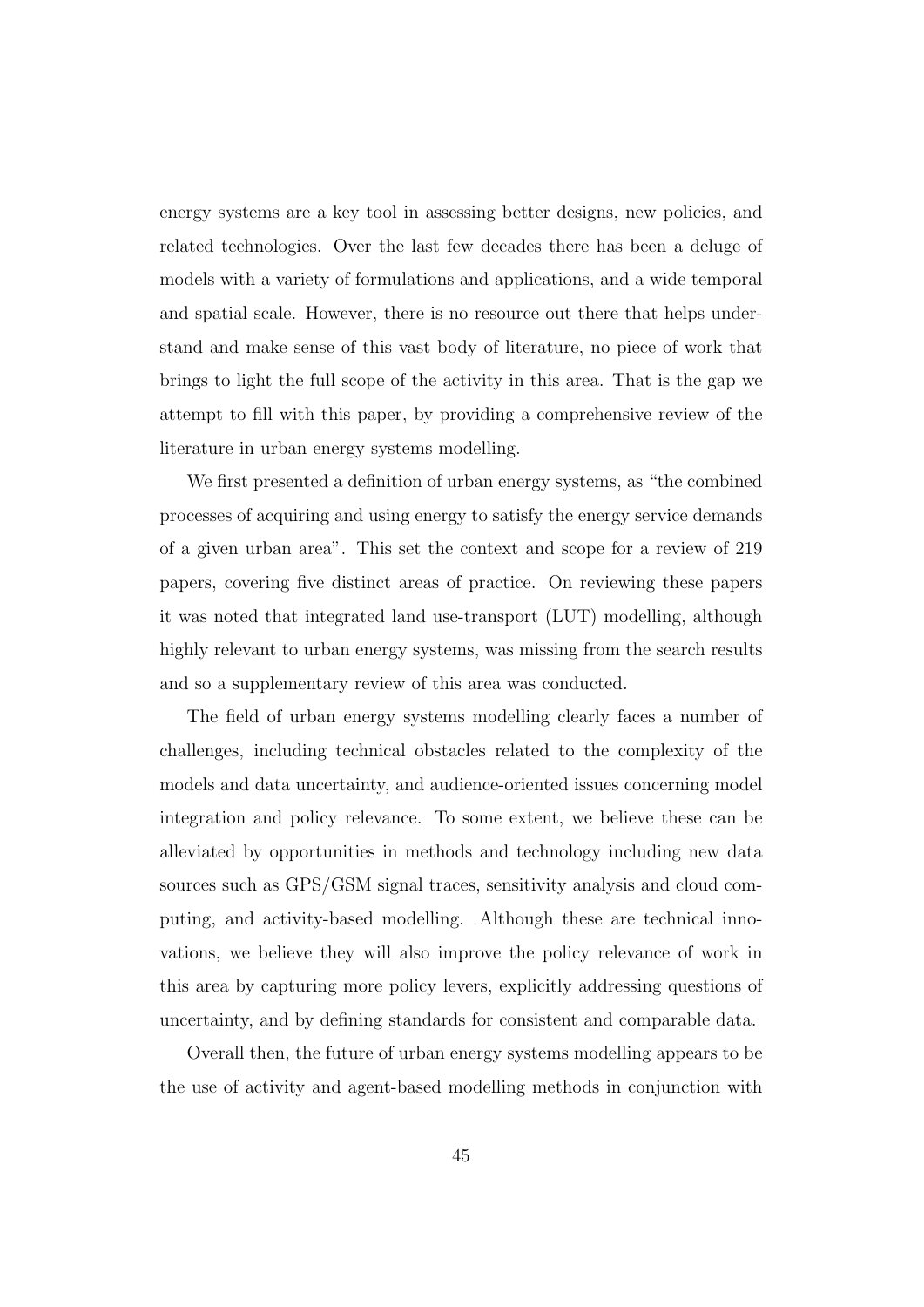energy systems are a key tool in assessing better designs, new policies, and related technologies. Over the last few decades there has been a deluge of models with a variety of formulations and applications, and a wide temporal and spatial scale. However, there is no resource out there that helps understand and make sense of this vast body of literature, no piece of work that brings to light the full scope of the activity in this area. That is the gap we attempt to fill with this paper, by providing a comprehensive review of the literature in urban energy systems modelling.

We first presented a definition of urban energy systems, as "the combined processes of acquiring and using energy to satisfy the energy service demands of a given urban area". This set the context and scope for a review of 219 papers, covering five distinct areas of practice. On reviewing these papers it was noted that integrated land use-transport (LUT) modelling, although highly relevant to urban energy systems, was missing from the search results and so a supplementary review of this area was conducted.

The field of urban energy systems modelling clearly faces a number of challenges, including technical obstacles related to the complexity of the models and data uncertainty, and audience-oriented issues concerning model integration and policy relevance. To some extent, we believe these can be alleviated by opportunities in methods and technology including new data sources such as GPS/GSM signal traces, sensitivity analysis and cloud computing, and activity-based modelling. Although these are technical innovations, we believe they will also improve the policy relevance of work in this area by capturing more policy levers, explicitly addressing questions of uncertainty, and by defining standards for consistent and comparable data.

Overall then, the future of urban energy systems modelling appears to be the use of activity and agent-based modelling methods in conjunction with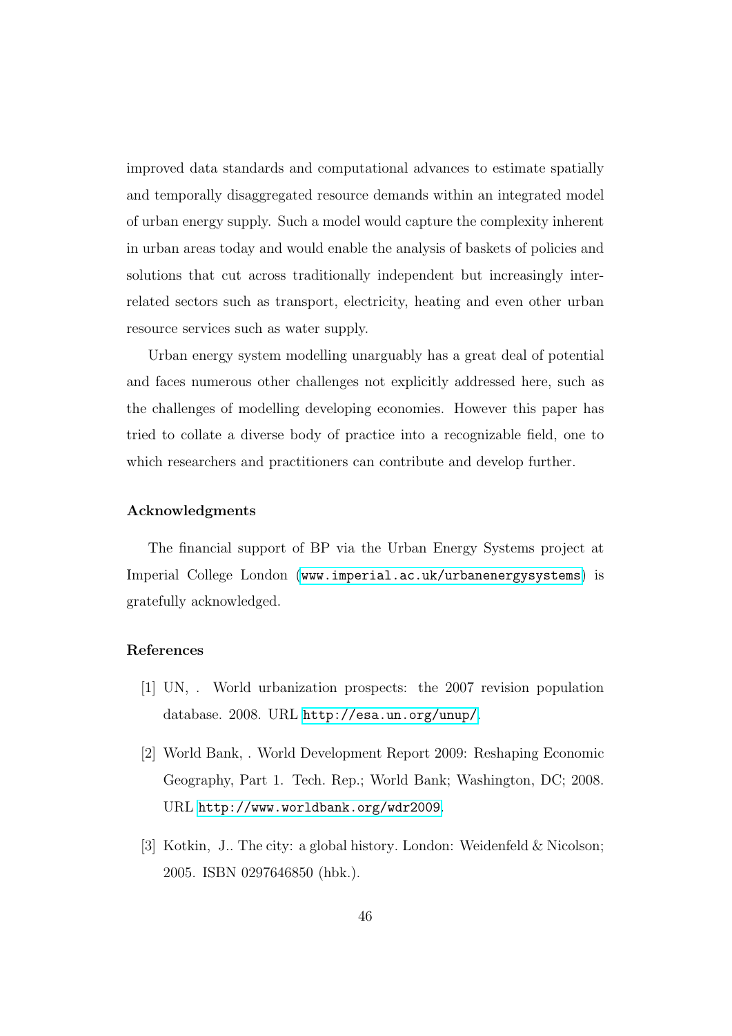improved data standards and computational advances to estimate spatially and temporally disaggregated resource demands within an integrated model of urban energy supply. Such a model would capture the complexity inherent in urban areas today and would enable the analysis of baskets of policies and solutions that cut across traditionally independent but increasingly inter-related sectors such as transport, electricity, heating and even other urban resource services such as water supply.

Urban energy system modelling unarguably has a great deal of potential and faces numerous other challenges not explicitly addressed here, such as the challenges of modelling developing economies. However this paper has tried to collate a diverse body of practice into a recognizable field, one to which researchers and practitioners can contribute and develop further.

### Acknowledgments

The financial support of BP via the Urban Energy Systems project at Imperial College London (www.imperial.ac.uk/urbanenergysystems) is gratefully acknowledged.

### References

[1] UN, . World urbanization prospects: the 2007 revision population database. 2008. URL http://esa.un.org/unup/.

[2] World Bank, . World Development Report 2009: Reshaping Economic Geography, Part 1. Tech. Rep.; World Bank; Washington, DC; 2008. URL http://www.worldbank.org/wdr2009.

[3] Kotkin, J.. The city: a global history. London: Weidenfeld & Nicolson; 2005. ISBN 0297646850 (hbk.).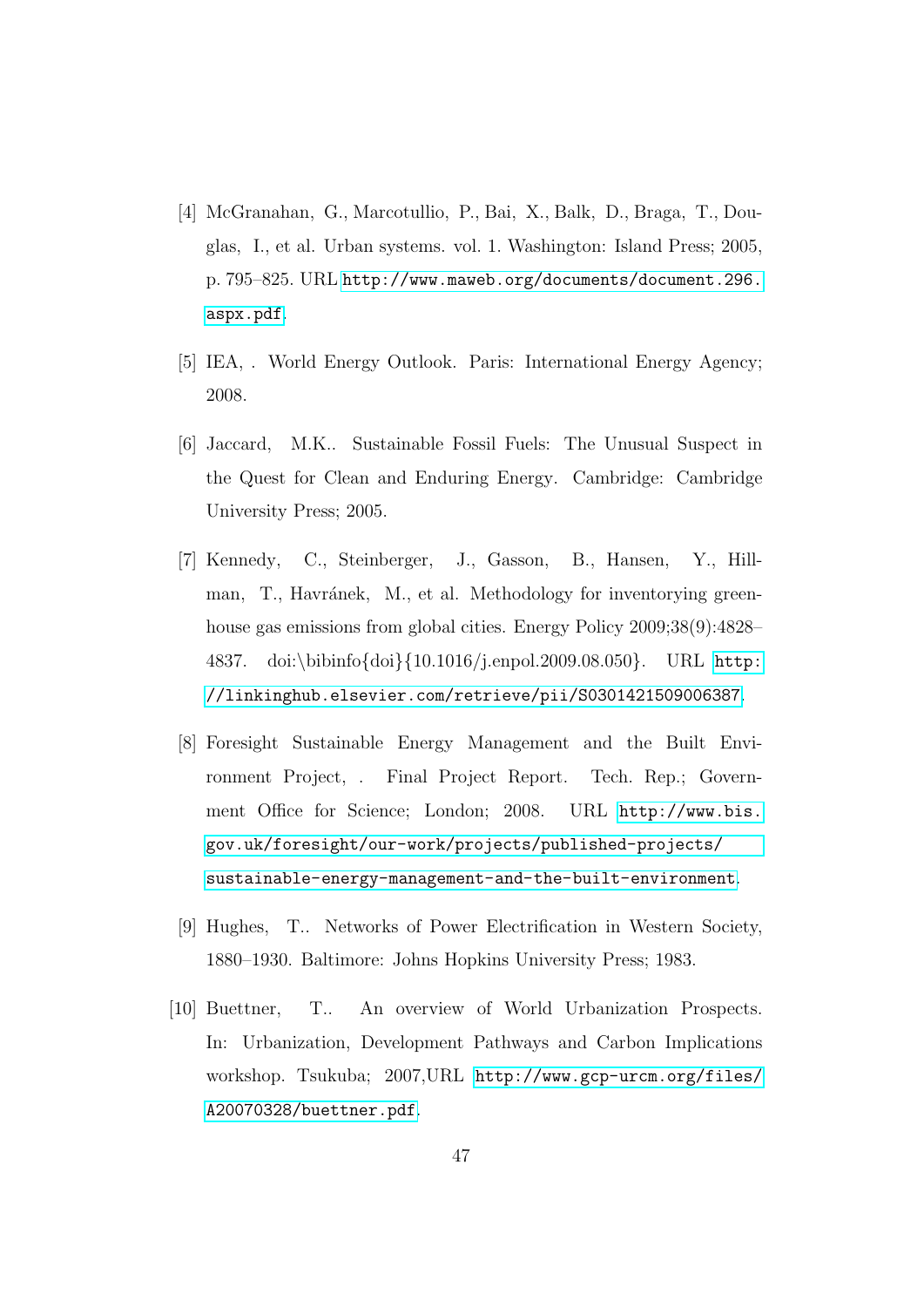[4] McGranahan, G., Marcotullio, P., Bai, X., Balk, D., Braga, T., Douglas, I., et al. Urban systems. vol. 1. Washington: Island Press; 2005, p. 795–825. URL http://www.maweb.org/documents/document.296.aspx.pdf.

[5] IEA, . World Energy Outlook. Paris: International Energy Agency; 2008.

[6] Jaccard, M.K.. Sustainable Fossil Fuels: The Unusual Suspect in the Quest for Clean and Enduring Energy. Cambridge: Cambridge University Press; 2005.

[7] Kennedy, C., Steinberger, J., Gasson, B., Hansen, Y., Hillman, T., Havránek, M., et al. Methodology for inventorying greenhouse gas emissions from global cities. Energy Policy 2009;38(9):4828–4837. doi:\bibinfo{doi}{10.1016/j.enpol.2009.08.050}. URL http://linkinghub.elsevier.com/retrieve/pii/S0301421509006387.

[8] Foresight Sustainable Energy Management and the Built Environment Project, . Final Project Report. Tech. Rep.; Government Office for Science; London; 2008. URL http://www.bis.gov.uk/foresight/our-work/projects/published-projects/sustainable-energy-management-and-the-built-environment.

[9] Hughes, T.. Networks of Power Electrification in Western Society, 1880–1930. Baltimore: Johns Hopkins University Press; 1983.

[10] Buettner, T.. An overview of World Urbanization Prospects. In: Urbanization, Development Pathways and Carbon Implications workshop. Tsukuba; 2007,URL http://www.gcp-urcm.org/files/A20070328/buettner.pdf.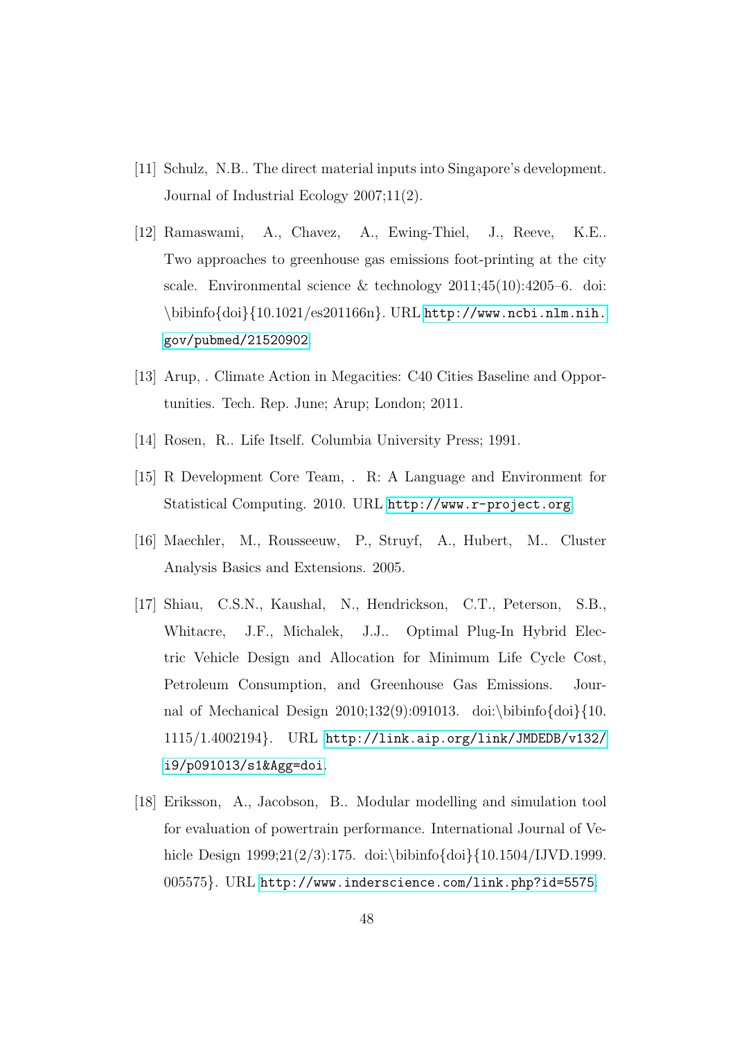[11] Schulz, N.B.. The direct material inputs into Singapore's development. Journal of Industrial Ecology 2007;11(2).

[12] Ramaswami, A., Chavez, A., Ewing-Thiel, J., Reeve, K.E.. Two approaches to greenhouse gas emissions foot-printing at the city scale. Environmental science & technology 2011;45(10):4205–6. doi:\bibinfo{doi}{10.1021/es201166n}. URL http://www.ncbi.nlm.nih.gov/pubmed/21520902.

[13] Arup, . Climate Action in Megacities: C40 Cities Baseline and Opportunities. Tech. Rep. June; Arup; London; 2011.

[14] Rosen, R.. Life Itself. Columbia University Press; 1991.

[15] R Development Core Team, . R: A Language and Environment for Statistical Computing. 2010. URL http://www.r-project.org.

[16] Maechler, M., Rousseeuw, P., Struyf, A., Hubert, M.. Cluster Analysis Basics and Extensions. 2005.

[17] Shiau, C.S.N., Kaushal, N., Hendrickson, C.T., Peterson, S.B., Whitacre, J.F., Michalek, J.J.. Optimal Plug-In Hybrid Electric Vehicle Design and Allocation for Minimum Life Cycle Cost, Petroleum Consumption, and Greenhouse Gas Emissions. Journal of Mechanical Design 2010;132(9):091013. doi:\bibinfo{doi}{10.1115/1.4002194}. URL http://link.aip.org/link/JMDEDB/v132/i9/p091013/s1&Agg=doi.

[18] Eriksson, A., Jacobson, B.. Modular modelling and simulation tool for evaluation of powertrain performance. International Journal of Vehicle Design 1999;21(2/3):175. doi:\bibinfo{doi}{10.1504/IJVD.1999.005575}. URL http://www.inderscience.com/link.php?id=5575.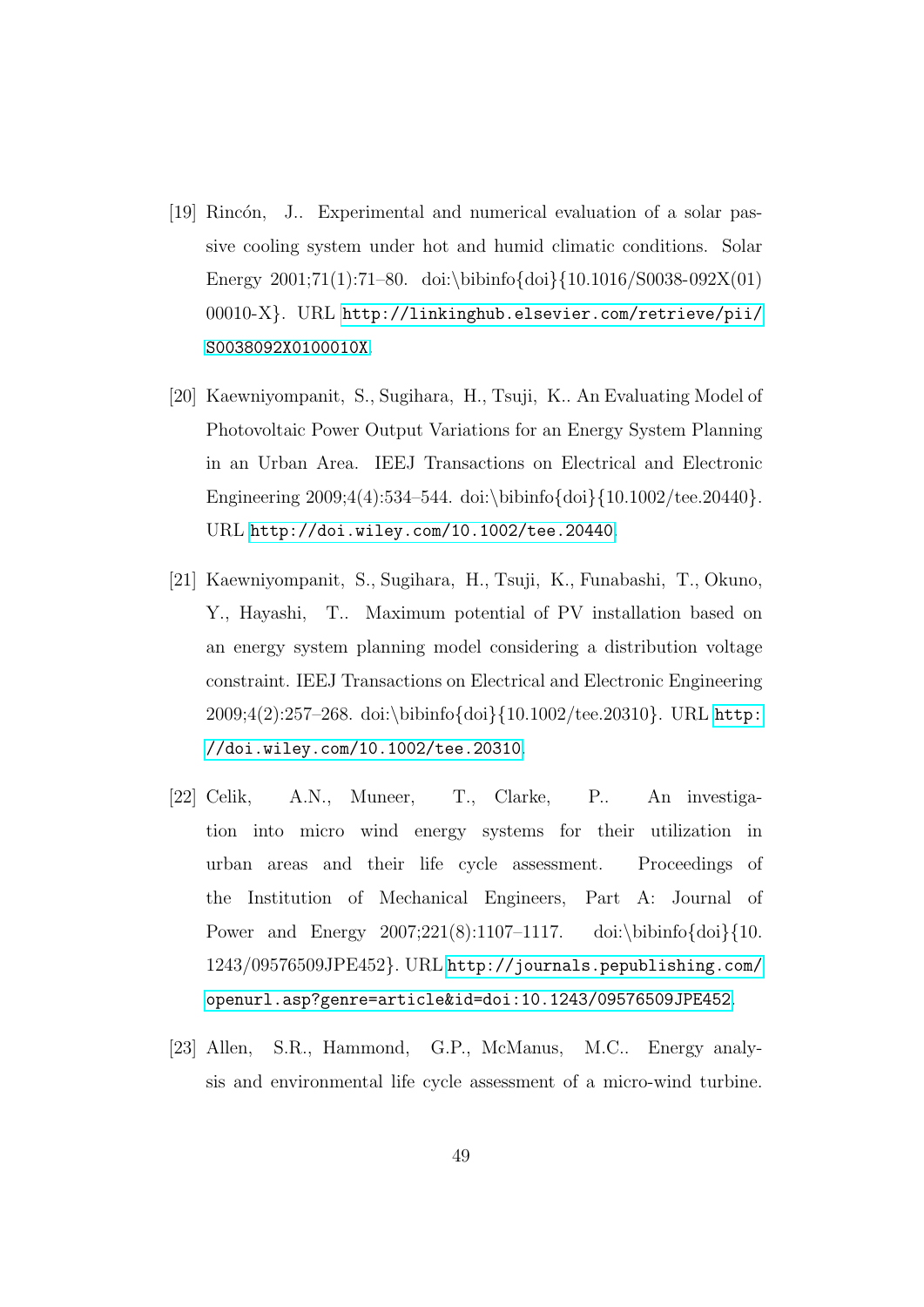[19] Rincón, J.. Experimental and numerical evaluation of a solar passive cooling system under hot and humid climatic conditions. Solar Energy 2001;71(1):71–80. doi:\bibinfo{doi}{10.1016/S0038-092X(01)00010-X}. URL http://linkinghub.elsevier.com/retrieve/pii/S0038092X0100010X.

[20] Kaewniyompanit, S., Sugihara, H., Tsuji, K.. An Evaluating Model of Photovoltaic Power Output Variations for an Energy System Planning in an Urban Area. IEEJ Transactions on Electrical and Electronic Engineering 2009;4(4):534–544. doi:\bibinfo{doi}{10.1002/tee.20440}. URL http://doi.wiley.com/10.1002/tee.20440.

[21] Kaewniyompanit, S., Sugihara, H., Tsuji, K., Funabashi, T., Okuno, Y., Hayashi, T.. Maximum potential of PV installation based on an energy system planning model considering a distribution voltage constraint. IEEJ Transactions on Electrical and Electronic Engineering 2009;4(2):257–268. doi:\bibinfo{doi}{10.1002/tee.20310}. URL http://doi.wiley.com/10.1002/tee.20310.

[22] Celik, A.N., Muneer, T., Clarke, P.. An investigation into micro wind energy systems for their utilization in urban areas and their life cycle assessment. Proceedings of the Institution of Mechanical Engineers, Part A: Journal of Power and Energy 2007;221(8):1107–1117. doi:\bibinfo{doi}{10.1243/09576509JPE452}. URL http://journals.pepublishing.com/openurl.asp?genre=article&id=doi:10.1243/09576509JPE452.

[23] Allen, S.R., Hammond, G.P., McManus, M.C.. Energy analysis and environmental life cycle assessment of a micro-wind turbine.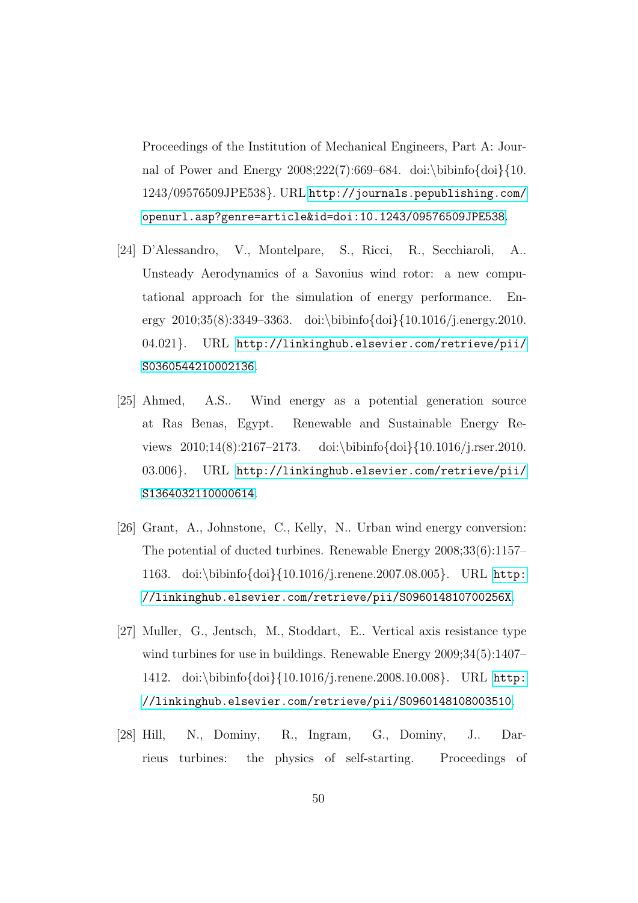Proceedings of the Institution of Mechanical Engineers, Part A: Journal of Power and Energy 2008;222(7):669–684. doi:\bibinfo{doi}{10.1243/09576509JPE538}. URL http://journals.pepublishing.com/openurl.asp?genre=article&id=doi:10.1243/09576509JPE538.

[24] D'Alessandro, V., Montelpare, S., Ricci, R., Secchiaroli, A.. Unsteady Aerodynamics of a Savonius wind rotor: a new computational approach for the simulation of energy performance. Energy 2010;35(8):3349–3363. doi:\bibinfo{doi}{10.1016/j.energy.2010.04.021}. URL http://linkinghub.elsevier.com/retrieve/pii/S0360544210002136.

[25] Ahmed, A.S.. Wind energy as a potential generation source at Ras Benas, Egypt. Renewable and Sustainable Energy Reviews 2010;14(8):2167–2173. doi:\bibinfo{doi}{10.1016/j.rser.2010.03.006}. URL http://linkinghub.elsevier.com/retrieve/pii/S1364032110000614.

[26] Grant, A., Johnstone, C., Kelly, N.. Urban wind energy conversion: The potential of ducted turbines. Renewable Energy 2008;33(6):1157–1163. doi:\bibinfo{doi}{10.1016/j.renene.2007.08.005}. URL http://linkinghub.elsevier.com/retrieve/pii/S096014810700256X.

[27] Muller, G., Jentsch, M., Stoddart, E.. Vertical axis resistance type wind turbines for use in buildings. Renewable Energy 2009;34(5):1407–1412. doi:\bibinfo{doi}{10.1016/j.renene.2008.10.008}. URL http://linkinghub.elsevier.com/retrieve/pii/S0960148108003510.

[28] Hill, N., Dominy, R., Ingram, G., Dominy, J.. Darrieus turbines: the physics of self-starting. Proceedings of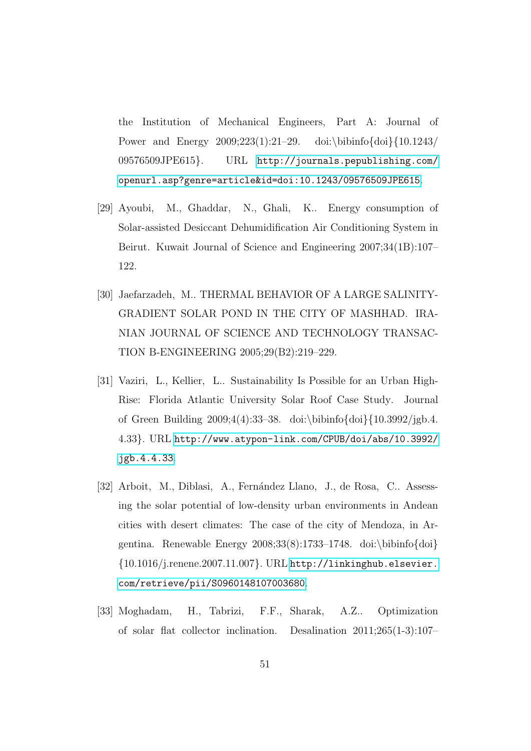the Institution of Mechanical Engineers, Part A: Journal of Power and Energy 2009;223(1):21–29. doi:\bibinfo{doi}{10.1243/09576509JPE615}. URL http://journals.pepublishing.com/openurl.asp?genre=article&id=doi:10.1243/09576509JPE615.

[29] Ayoubi, M., Ghaddar, N., Ghali, K.. Energy consumption of Solar-assisted Desiccant Dehumidification Air Conditioning System in Beirut. Kuwait Journal of Science and Engineering 2007;34(1B):107–122.

[30] Jaefarzadeh, M.. THERMAL BEHAVIOR OF A LARGE SALINITY-GRADIENT SOLAR POND IN THE CITY OF MASHHAD. IRANIAN JOURNAL OF SCIENCE AND TECHNOLOGY TRANSACTION B-ENGINEERING 2005;29(B2):219–229.

[31] Vaziri, L., Kellier, L.. Sustainability Is Possible for an Urban High-Rise: Florida Atlantic University Solar Roof Case Study. Journal of Green Building 2009;4(4):33–38. doi:\bibinfo{doi}{10.3992/jgb.4.4.33}. URL http://www.atypon-link.com/CPUB/doi/abs/10.3992/jgb.4.4.33.

[32] Arboit, M., Diblasi, A., Fernández Llano, J., de Rosa, C.. Assessing the solar potential of low-density urban environments in Andean cities with desert climates: The case of the city of Mendoza, in Argentina. Renewable Energy 2008;33(8):1733–1748. doi:\bibinfo{doi}{10.1016/j.renene.2007.11.007}. URL http://linkinghub.elsevier.com/retrieve/pii/S0960148107003680.

[33] Moghadam, H., Tabrizi, F.F., Sharak, A.Z.. Optimization of solar flat collector inclination. Desalination 2011;265(1-3):107–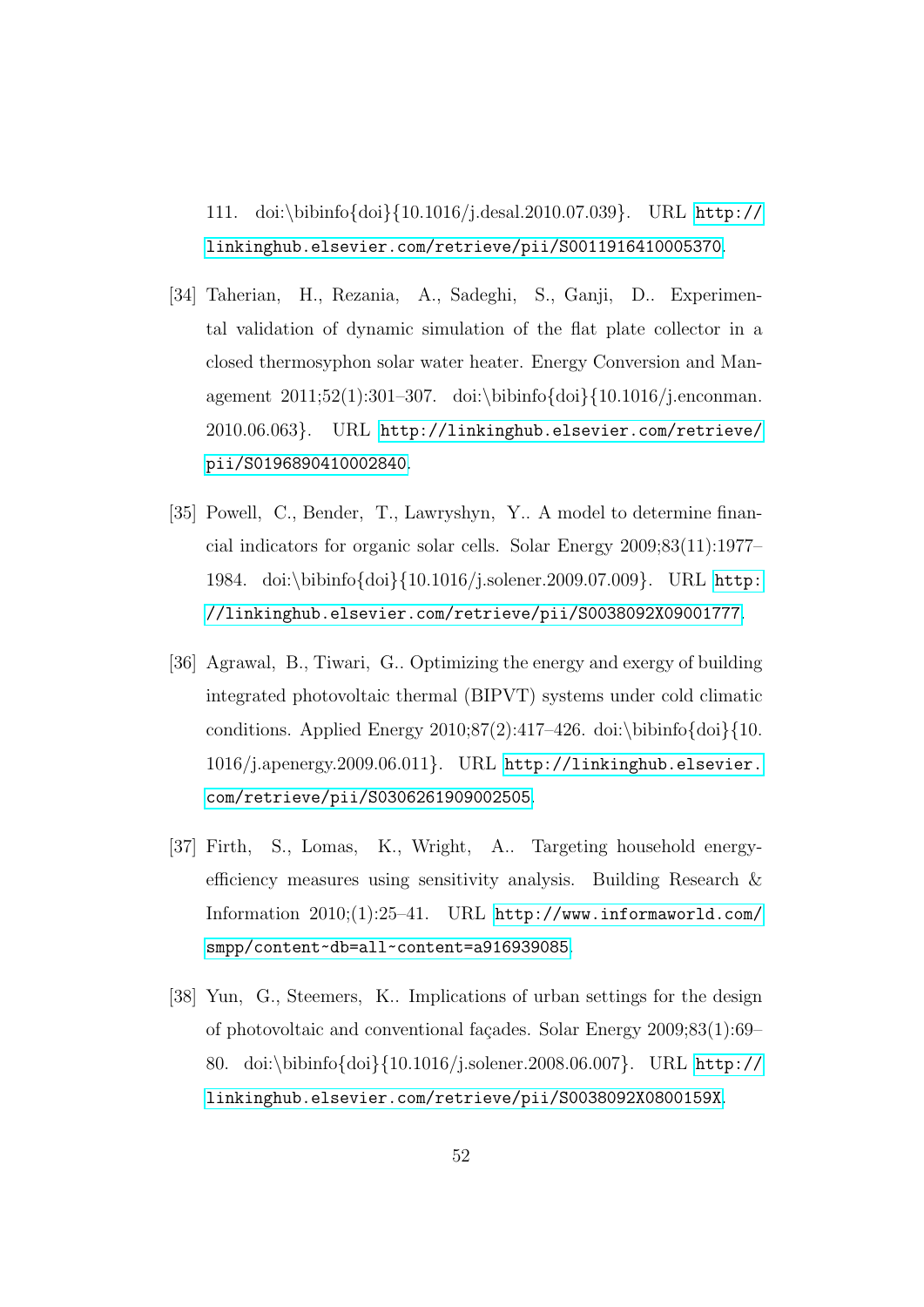111. doi:\bibinfo{doi}{10.1016/j.desal.2010.07.039}. URL http://linkinghub.elsevier.com/retrieve/pii/S0011916410005370.

[34] Taherian, H., Rezania, A., Sadeghi, S., Ganji, D.. Experimental validation of dynamic simulation of the flat plate collector in a closed thermosyphon solar water heater. Energy Conversion and Management 2011;52(1):301–307. doi:\bibinfo{doi}{10.1016/j.enconman.2010.06.063}. URL http://linkinghub.elsevier.com/retrieve/pii/S0196890410002840.

[35] Powell, C., Bender, T., Lawryshyn, Y.. A model to determine financial indicators for organic solar cells. Solar Energy 2009;83(11):1977–1984. doi:\bibinfo{doi}{10.1016/j.solener.2009.07.009}. URL http://linkinghub.elsevier.com/retrieve/pii/S0038092X09001777.

[36] Agrawal, B., Tiwari, G.. Optimizing the energy and exergy of building integrated photovoltaic thermal (BIPVT) systems under cold climatic conditions. Applied Energy 2010;87(2):417–426. doi:\bibinfo{doi}{10.1016/j.apenergy.2009.06.011}. URL http://linkinghub.elsevier.com/retrieve/pii/S0306261909002505.

[37] Firth, S., Lomas, K., Wright, A.. Targeting household energy-efficiency measures using sensitivity analysis. Building Research & Information 2010;(1):25–41. URL http://www.informaworld.com/smpp/content~db=all~content=a916939085.

[38] Yun, G., Steemers, K.. Implications of urban settings for the design of photovoltaic and conventional façades. Solar Energy 2009;83(1):69–80. doi:\bibinfo{doi}{10.1016/j.solener.2008.06.007}. URL http://linkinghub.elsevier.com/retrieve/pii/S0038092X0800159X.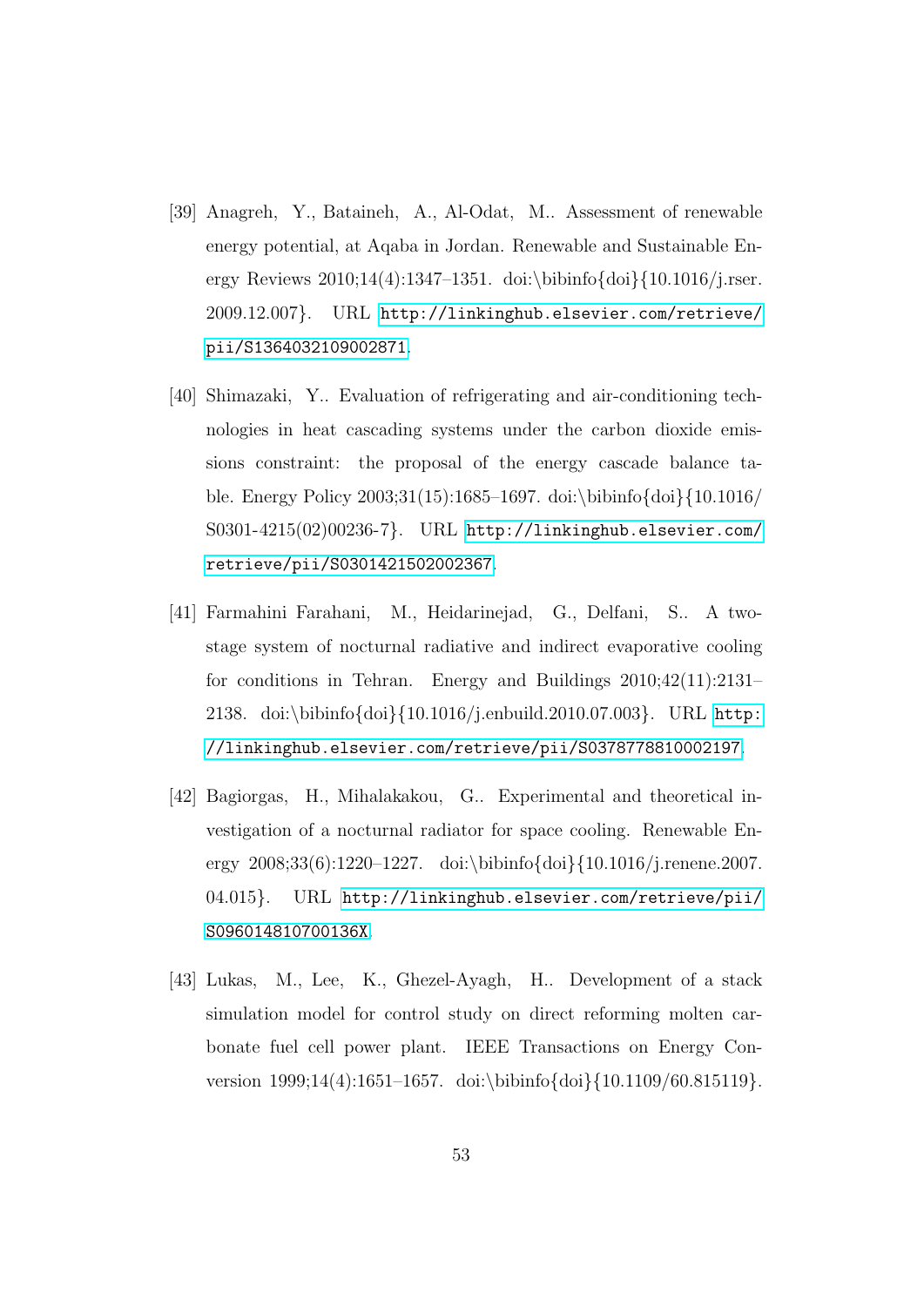[39] Anagreh, Y., Bataineh, A., Al-Odat, M.. Assessment of renewable energy potential, at Aqaba in Jordan. Renewable and Sustainable Energy Reviews 2010;14(4):1347–1351. doi:\bibinfo{doi}{10.1016/j.rser.2009.12.007}. URL http://linkinghub.elsevier.com/retrieve/pii/S1364032109002871.

[40] Shimazaki, Y.. Evaluation of refrigerating and air-conditioning technologies in heat cascading systems under the carbon dioxide emissions constraint: the proposal of the energy cascade balance table. Energy Policy 2003;31(15):1685–1697. doi:\bibinfo{doi}{10.1016/S0301-4215(02)00236-7}. URL http://linkinghub.elsevier.com/retrieve/pii/S0301421502002367.

[41] Farmahini Farahani, M., Heidarinejad, G., Delfani, S.. A two-stage system of nocturnal radiative and indirect evaporative cooling for conditions in Tehran. Energy and Buildings 2010;42(11):2131–2138. doi:\bibinfo{doi}{10.1016/j.enbuild.2010.07.003}. URL http://linkinghub.elsevier.com/retrieve/pii/S0378778810002197.

[42] Bagiorgas, H., Mihalakakou, G.. Experimental and theoretical investigation of a nocturnal radiator for space cooling. Renewable Energy 2008;33(6):1220–1227. doi:\bibinfo{doi}{10.1016/j.renene.2007.04.015}. URL http://linkinghub.elsevier.com/retrieve/pii/S096014810700136X.

[43] Lukas, M., Lee, K., Ghezel-Ayagh, H.. Development of a stack simulation model for control study on direct reforming molten carbonate fuel cell power plant. IEEE Transactions on Energy Conversion 1999;14(4):1651–1657. doi:\bibinfo{doi}{10.1109/60.815119}.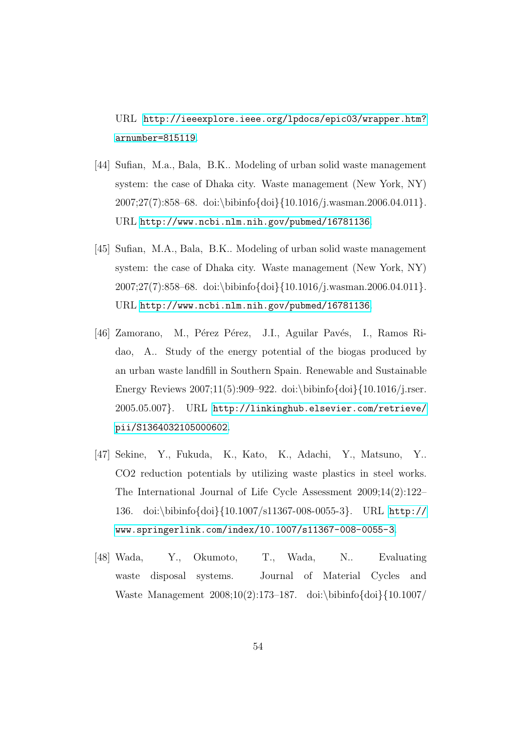URL http://ieeexplore.ieee.org/lpdocs/epic03/wrapper.htm?arnumber=815119.

[44] Sufian, M.a., Bala, B.K.. Modeling of urban solid waste management system: the case of Dhaka city. Waste management (New York, NY) 2007;27(7):858–68. doi:\bibinfo{doi}{10.1016/j.wasman.2006.04.011}. URL http://www.ncbi.nlm.nih.gov/pubmed/16781136.

[45] Sufian, M.A., Bala, B.K.. Modeling of urban solid waste management system: the case of Dhaka city. Waste management (New York, NY) 2007;27(7):858–68. doi:\bibinfo{doi}{10.1016/j.wasman.2006.04.011}. URL http://www.ncbi.nlm.nih.gov/pubmed/16781136.

[46] Zamorano, M., Pérez Pérez, J.I., Aguilar Pavés, I., Ramos Ridao, A.. Study of the energy potential of the biogas produced by an urban waste landfill in Southern Spain. Renewable and Sustainable Energy Reviews 2007;11(5):909–922. doi:\bibinfo{doi}{10.1016/j.rser.2005.05.007}. URL http://linkinghub.elsevier.com/retrieve/pii/S1364032105000602.

[47] Sekine, Y., Fukuda, K., Kato, K., Adachi, Y., Matsuno, Y.. CO2 reduction potentials by utilizing waste plastics in steel works. The International Journal of Life Cycle Assessment 2009;14(2):122–136. doi:\bibinfo{doi}{10.1007/s11367-008-0055-3}. URL http://www.springerlink.com/index/10.1007/s11367-008-0055-3.

[48] Wada, Y., Okumoto, T., Wada, N.. Evaluating waste disposal systems. Journal of Material Cycles and Waste Management 2008;10(2):173–187. doi:\bibinfo{doi}{10.1007/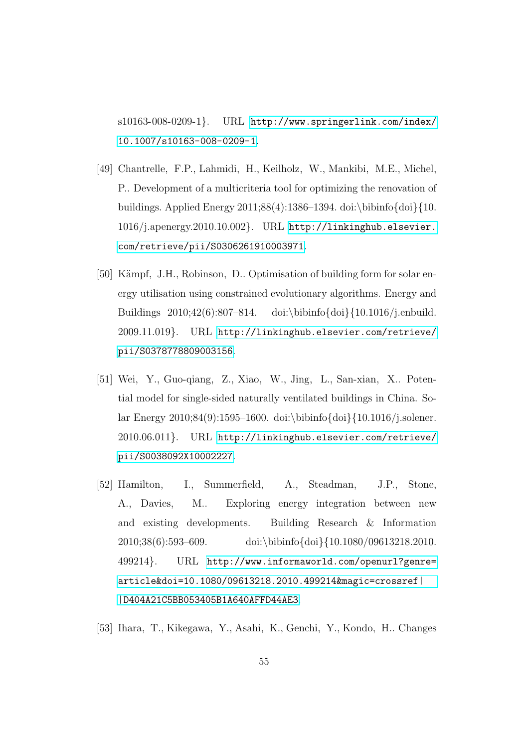s10163-008-0209-1}. URL http://www.springerlink.com/index/10.1007/s10163-008-0209-1.

[49] Chantrelle, F.P., Lahmidi, H., Keilholz, W., Mankibi, M.E., Michel, P.. Development of a multicriteria tool for optimizing the renovation of buildings. Applied Energy 2011;88(4):1386–1394. doi:\bibinfo{doi}{10.1016/j.apenergy.2010.10.002}. URL http://linkinghub.elsevier.com/retrieve/pii/S0306261910003971.

[50] Kämpf, J.H., Robinson, D.. Optimisation of building form for solar energy utilisation using constrained evolutionary algorithms. Energy and Buildings 2010;42(6):807–814. doi:\bibinfo{doi}{10.1016/j.enbuild.2009.11.019}. URL http://linkinghub.elsevier.com/retrieve/pii/S0378778809003156.

[51] Wei, Y., Guo-qiang, Z., Xiao, W., Jing, L., San-xian, X.. Potential model for single-sided naturally ventilated buildings in China. Solar Energy 2010;84(9):1595–1600. doi:\bibinfo{doi}{10.1016/j.solener.2010.06.011}. URL http://linkinghub.elsevier.com/retrieve/pii/S0038092X10002227.

[52] Hamilton, I., Summerfield, A., Steadman, J.P., Stone, A., Davies, M.. Exploring energy integration between new and existing developments. Building Research & Information 2010;38(6):593–609. doi:\bibinfo{doi}{10.1080/09613218.2010.499214}. URL http://www.informaworld.com/openurl?genre=article&doi=10.1080/09613218.2010.499214&magic=crossref||D404A21C5BB053405B1A640AFFD44AE3.

[53] Ihara, T., Kikegawa, Y., Asahi, K., Genchi, Y., Kondo, H.. Changes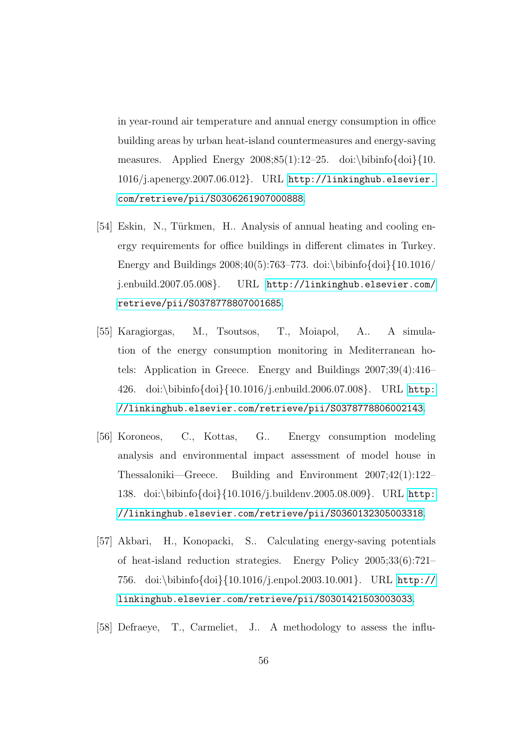in year-round air temperature and annual energy consumption in office building areas by urban heat-island countermeasures and energy-saving measures. Applied Energy 2008;85(1):12–25. doi:\bibinfo{doi}{10.1016/j.apenergy.2007.06.012}. URL http://linkinghub.elsevier.com/retrieve/pii/S0306261907000888.

[54] Eskin, N., Türkmen, H.. Analysis of annual heating and cooling energy requirements for office buildings in different climates in Turkey. Energy and Buildings 2008;40(5):763–773. doi:\bibinfo{doi}{10.1016/j.enbuild.2007.05.008}. URL http://linkinghub.elsevier.com/retrieve/pii/S0378778807001685.

[55] Karagiorgas, M., Tsoutsos, T., Moiapol, A.. A simulation of the energy consumption monitoring in Mediterranean hotels: Application in Greece. Energy and Buildings 2007;39(4):416–426. doi:\bibinfo{doi}{10.1016/j.enbuild.2006.07.008}. URL http://linkinghub.elsevier.com/retrieve/pii/S0378778806002143.

[56] Koroneos, C., Kottas, G.. Energy consumption modeling analysis and environmental impact assessment of model house in Thessaloniki—Greece. Building and Environment 2007;42(1):122–138. doi:\bibinfo{doi}{10.1016/j.buildenv.2005.08.009}. URL http://linkinghub.elsevier.com/retrieve/pii/S0360132305003318.

[57] Akbari, H., Konopacki, S.. Calculating energy-saving potentials of heat-island reduction strategies. Energy Policy 2005;33(6):721–756. doi:\bibinfo{doi}{10.1016/j.enpol.2003.10.001}. URL http://linkinghub.elsevier.com/retrieve/pii/S0301421503003033.

[58] Defraeye, T., Carmeliet, J.. A methodology to assess the influ-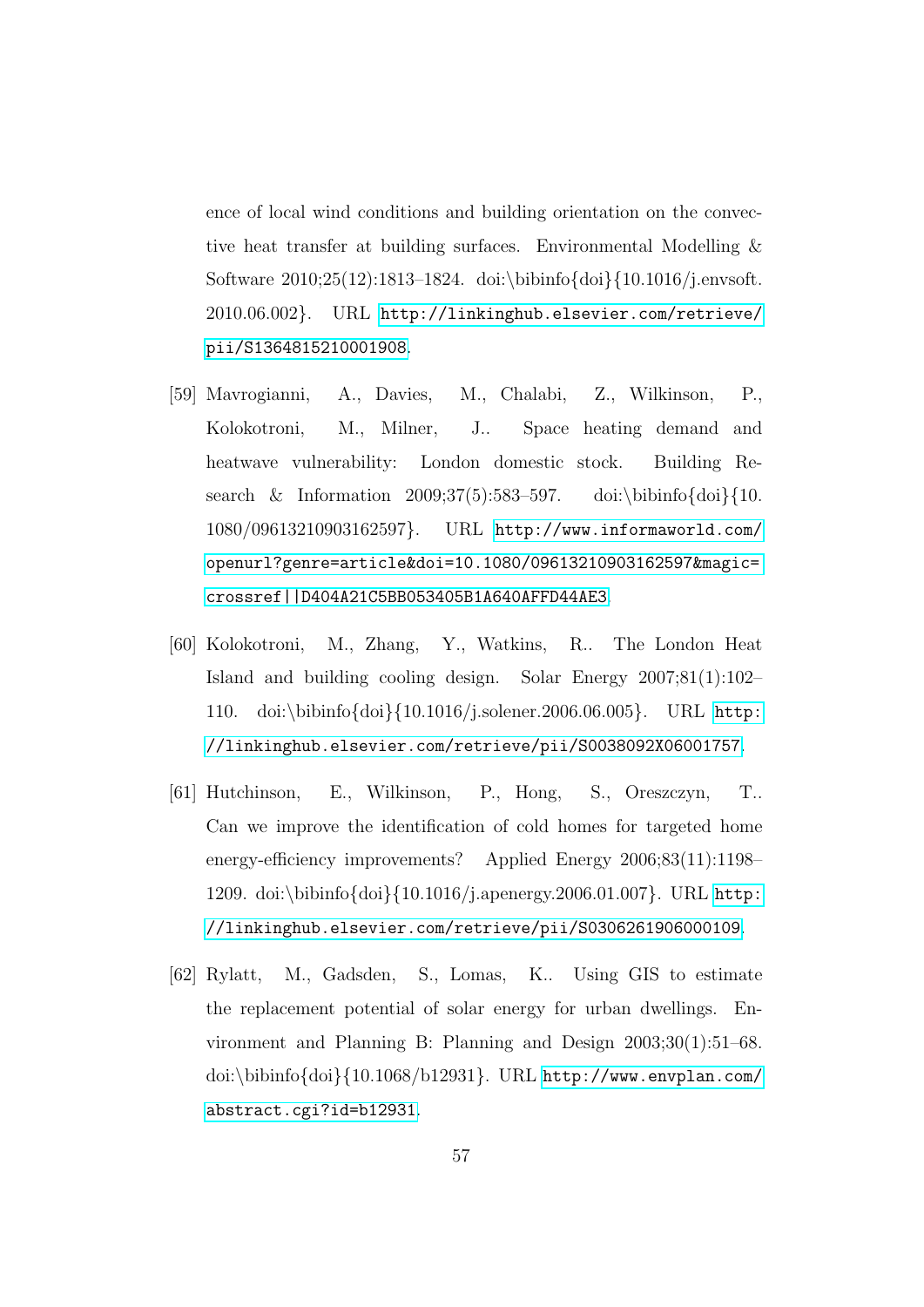ence of local wind conditions and building orientation on the convective heat transfer at building surfaces. Environmental Modelling & Software 2010;25(12):1813–1824. doi:\bibinfo{doi}{10.1016/j.envsoft.2010.06.002}. URL http://linkinghub.elsevier.com/retrieve/pii/S1364815210001908.

[59] Mavrogianni, A., Davies, M., Chalabi, Z., Wilkinson, P., Kolokotroni, M., Milner, J.. Space heating demand and heatwave vulnerability: London domestic stock. Building Research & Information 2009;37(5):583–597. doi:\bibinfo{doi}{10.1080/09613210903162597}. URL http://www.informaworld.com/openurl?genre=article&doi=10.1080/09613210903162597&magic=crossref||D404A21C5BB053405B1A640AFFD44AE3.

[60] Kolokotroni, M., Zhang, Y., Watkins, R.. The London Heat Island and building cooling design. Solar Energy 2007;81(1):102–110. doi:\bibinfo{doi}{10.1016/j.solener.2006.06.005}. URL http://linkinghub.elsevier.com/retrieve/pii/S0038092X06001757.

[61] Hutchinson, E., Wilkinson, P., Hong, S., Oreszczyn, T.. Can we improve the identification of cold homes for targeted home energy-efficiency improvements? Applied Energy 2006;83(11):1198–1209. doi:\bibinfo{doi}{10.1016/j.apenergy.2006.01.007}. URL http://linkinghub.elsevier.com/retrieve/pii/S0306261906000109.

[62] Rylatt, M., Gadsden, S., Lomas, K.. Using GIS to estimate the replacement potential of solar energy for urban dwellings. Environment and Planning B: Planning and Design 2003;30(1):51–68. doi:\bibinfo{doi}{10.1068/b12931}. URL http://www.envplan.com/abstract.cgi?id=b12931.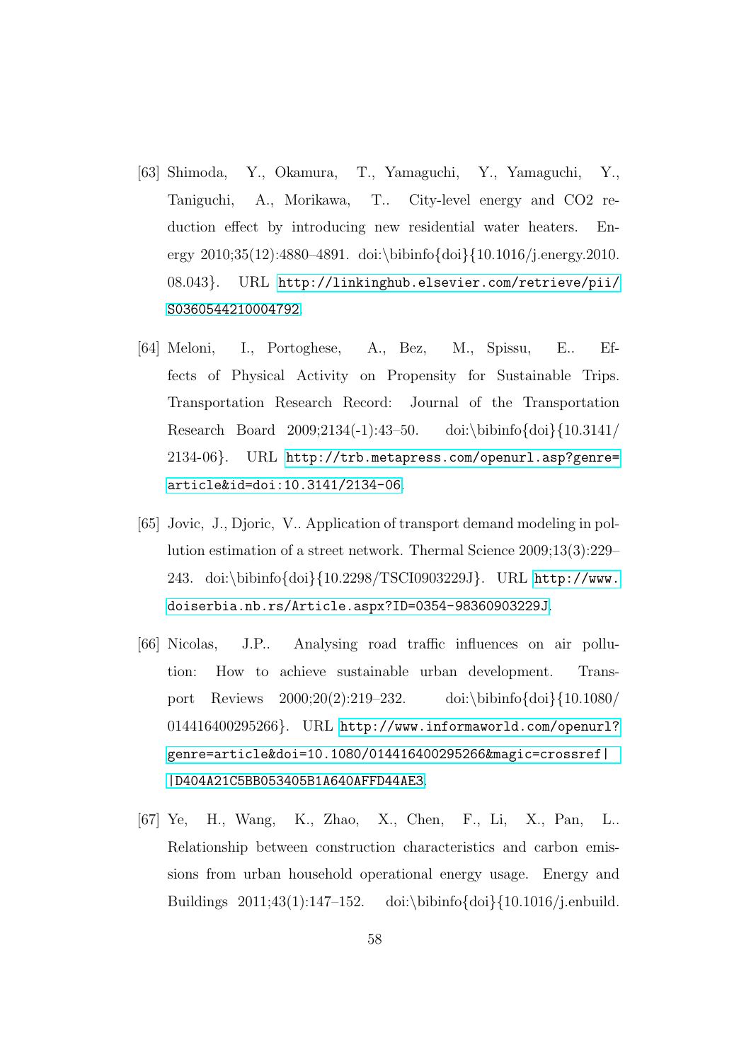[63] Shimoda, Y., Okamura, T., Yamaguchi, Y., Yamaguchi, Y., Taniguchi, A., Morikawa, T.. City-level energy and CO2 reduction effect by introducing new residential water heaters. Energy 2010;35(12):4880–4891. doi:\bibinfo{doi}{10.1016/j.energy.2010.08.043}. URL http://linkinghub.elsevier.com/retrieve/pii/S0360544210004792.

[64] Meloni, I., Portoghese, A., Bez, M., Spissu, E.. Effects of Physical Activity on Propensity for Sustainable Trips. Transportation Research Record: Journal of the Transportation Research Board 2009;2134(-1):43–50. doi:\bibinfo{doi}{10.3141/2134-06}. URL http://trb.metapress.com/openurl.asp?genre=article&id=doi:10.3141/2134-06.

[65] Jovic, J., Djoric, V.. Application of transport demand modeling in pollution estimation of a street network. Thermal Science 2009;13(3):229–243. doi:\bibinfo{doi}{10.2298/TSCI0903229J}. URL http://www.doiserbia.nb.rs/Article.aspx?ID=0354-98360903229J.

[66] Nicolas, J.P.. Analysing road traffic influences on air pollution: How to achieve sustainable urban development. Transport Reviews 2000;20(2):219–232. doi:\bibinfo{doi}{10.1080/014416400295266}. URL http://www.informaworld.com/openurl?genre=article&doi=10.1080/014416400295266&magic=crossref||D404A21C5BB053405B1A640AFFD44AE3.

[67] Ye, H., Wang, K., Zhao, X., Chen, F., Li, X., Pan, L.. Relationship between construction characteristics and carbon emissions from urban household operational energy usage. Energy and Buildings 2011;43(1):147–152. doi:\bibinfo{doi}{10.1016/j.enbuild.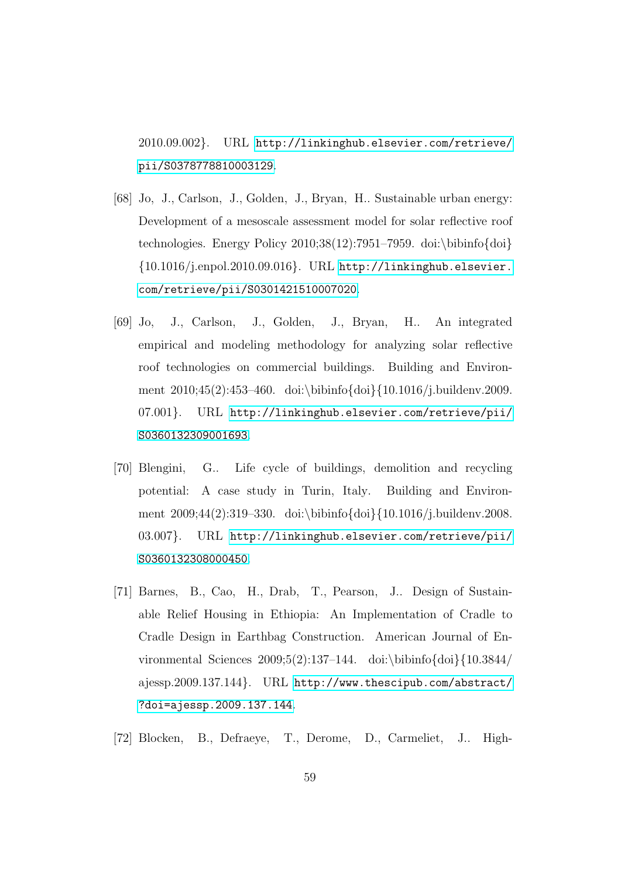2010.09.002}. URL http://linkinghub.elsevier.com/retrieve/pii/S0378778810003129.

[68] Jo, J., Carlson, J., Golden, J., Bryan, H.. Sustainable urban energy: Development of a mesoscale assessment model for solar reflective roof technologies. Energy Policy 2010;38(12):7951–7959. doi:\bibinfo{doi}{10.1016/j.enpol.2010.09.016}. URL http://linkinghub.elsevier.com/retrieve/pii/S0301421510007020.

[69] Jo, J., Carlson, J., Golden, J., Bryan, H.. An integrated empirical and modeling methodology for analyzing solar reflective roof technologies on commercial buildings. Building and Environment 2010;45(2):453–460. doi:\bibinfo{doi}{10.1016/j.buildenv.2009.07.001}. URL http://linkinghub.elsevier.com/retrieve/pii/S0360132309001693.

[70] Blengini, G.. Life cycle of buildings, demolition and recycling potential: A case study in Turin, Italy. Building and Environment 2009;44(2):319–330. doi:\bibinfo{doi}{10.1016/j.buildenv.2008.03.007}. URL http://linkinghub.elsevier.com/retrieve/pii/S0360132308000450.

[71] Barnes, B., Cao, H., Drab, T., Pearson, J.. Design of Sustainable Relief Housing in Ethiopia: An Implementation of Cradle to Cradle Design in Earthbag Construction. American Journal of Environmental Sciences 2009;5(2):137–144. doi:\bibinfo{doi}{10.3844/ajessp.2009.137.144}. URL http://www.thescipub.com/abstract/?doi=ajessp.2009.137.144.

[72] Blocken, B., Defraeye, T., Derome, D., Carmeliet, J.. High-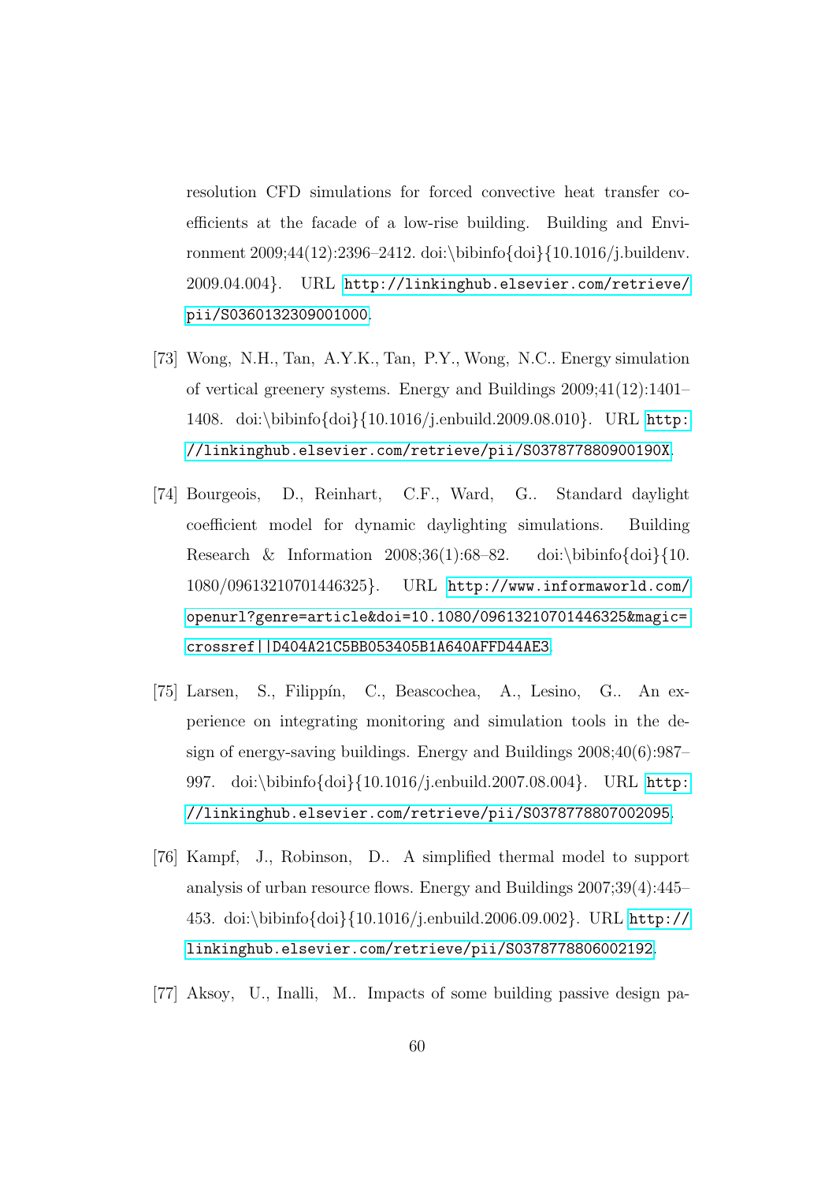resolution CFD simulations for forced convective heat transfer coefficients at the facade of a low-rise building. Building and Environment 2009;44(12):2396–2412. doi:\bibinfo{doi}{10.1016/j.buildenv.2009.04.004}. URL http://linkinghub.elsevier.com/retrieve/pii/S0360132309001000.

[73] Wong, N.H., Tan, A.Y.K., Tan, P.Y., Wong, N.C.. Energy simulation of vertical greenery systems. Energy and Buildings 2009;41(12):1401–1408. doi:\bibinfo{doi}{10.1016/j.enbuild.2009.08.010}. URL http://linkinghub.elsevier.com/retrieve/pii/S037877880900190X.

[74] Bourgeois, D., Reinhart, C.F., Ward, G.. Standard daylight coefficient model for dynamic daylighting simulations. Building Research & Information 2008;36(1):68–82. doi:\bibinfo{doi}{10.1080/09613210701446325}. URL http://www.informaworld.com/openurl?genre=article&doi=10.1080/09613210701446325&magic=crossref||D404A21C5BB053405B1A640AFFD44AE3.

[75] Larsen, S., Filippín, C., Beascochea, A., Lesino, G.. An experience on integrating monitoring and simulation tools in the design of energy-saving buildings. Energy and Buildings 2008;40(6):987–997. doi:\bibinfo{doi}{10.1016/j.enbuild.2007.08.004}. URL http://linkinghub.elsevier.com/retrieve/pii/S0378778807002095.

[76] Kampf, J., Robinson, D.. A simplified thermal model to support analysis of urban resource flows. Energy and Buildings 2007;39(4):445–453. doi:\bibinfo{doi}{10.1016/j.enbuild.2006.09.002}. URL http://linkinghub.elsevier.com/retrieve/pii/S0378778806002192.

[77] Aksoy, U., Inalli, M.. Impacts of some building passive design pa-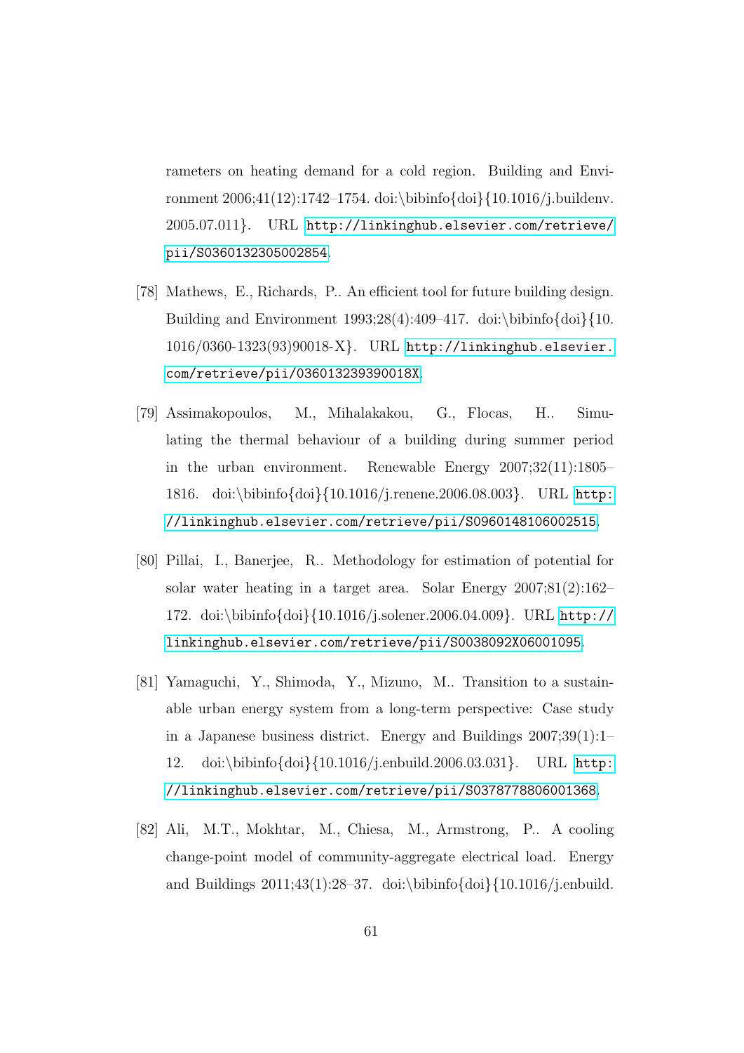rameters on heating demand for a cold region. Building and Environment 2006;41(12):1742–1754. doi:\bibinfo{doi}{10.1016/j.buildenv.2005.07.011}. URL http://linkinghub.elsevier.com/retrieve/pii/S0360132305002854.

[78] Mathews, E., Richards, P.. An efficient tool for future building design. Building and Environment 1993;28(4):409–417. doi:\bibinfo{doi}{10.1016/0360-1323(93)90018-X}. URL http://linkinghub.elsevier.com/retrieve/pii/036013239390018X.

[79] Assimakopoulos, M., Mihalakakou, G., Flocas, H.. Simulating the thermal behaviour of a building during summer period in the urban environment. Renewable Energy 2007;32(11):1805–1816. doi:\bibinfo{doi}{10.1016/j.renene.2006.08.003}. URL http://linkinghub.elsevier.com/retrieve/pii/S0960148106002515.

[80] Pillai, I., Banerjee, R.. Methodology for estimation of potential for solar water heating in a target area. Solar Energy 2007;81(2):162–172. doi:\bibinfo{doi}{10.1016/j.solener.2006.04.009}. URL http://linkinghub.elsevier.com/retrieve/pii/S0038092X06001095.

[81] Yamaguchi, Y., Shimoda, Y., Mizuno, M.. Transition to a sustainable urban energy system from a long-term perspective: Case study in a Japanese business district. Energy and Buildings 2007;39(1):1–12. doi:\bibinfo{doi}{10.1016/j.enbuild.2006.03.031}. URL http://linkinghub.elsevier.com/retrieve/pii/S0378778806001368.

[82] Ali, M.T., Mokhtar, M., Chiesa, M., Armstrong, P.. A cooling change-point model of community-aggregate electrical load. Energy and Buildings 2011;43(1):28–37. doi:\bibinfo{doi}{10.1016/j.enbuild.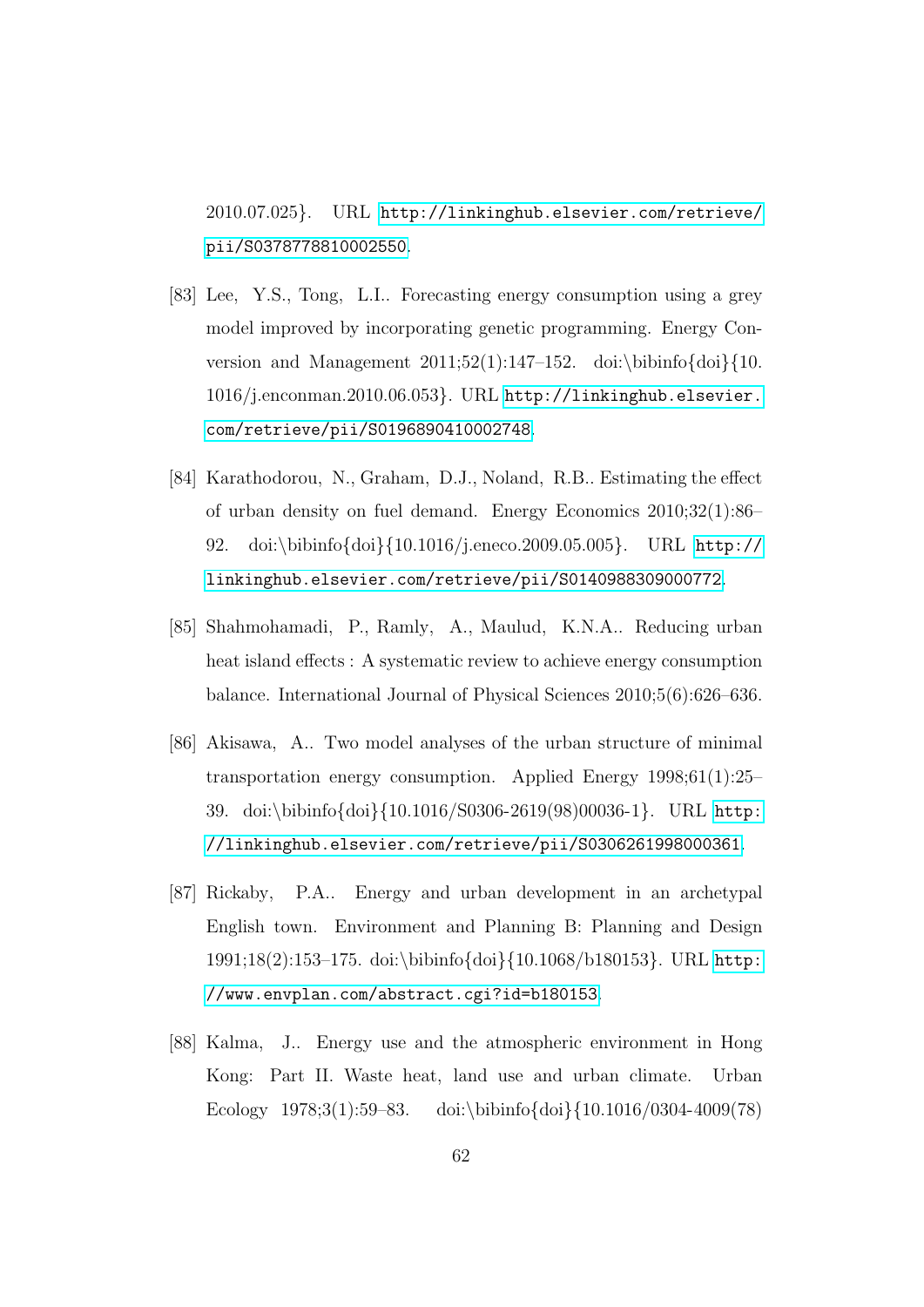2010.07.025}. URL http://linkinghub.elsevier.com/retrieve/pii/S0378778810002550.

[83] Lee, Y.S., Tong, L.I.. Forecasting energy consumption using a grey model improved by incorporating genetic programming. Energy Conversion and Management 2011;52(1):147–152. doi:\bibinfo{doi}{10.1016/j.enconman.2010.06.053}. URL http://linkinghub.elsevier.com/retrieve/pii/S0196890410002748.

[84] Karathodorou, N., Graham, D.J., Noland, R.B.. Estimating the effect of urban density on fuel demand. Energy Economics 2010;32(1):86–92. doi:\bibinfo{doi}{10.1016/j.eneco.2009.05.005}. URL http://linkinghub.elsevier.com/retrieve/pii/S0140988309000772.

[85] Shahmohamadi, P., Ramly, A., Maulud, K.N.A.. Reducing urban heat island effects : A systematic review to achieve energy consumption balance. International Journal of Physical Sciences 2010;5(6):626–636.

[86] Akisawa, A.. Two model analyses of the urban structure of minimal transportation energy consumption. Applied Energy 1998;61(1):25–39. doi:\bibinfo{doi}{10.1016/S0306-2619(98)00036-1}. URL http://linkinghub.elsevier.com/retrieve/pii/S0306261998000361.

[87] Rickaby, P.A.. Energy and urban development in an archetypal English town. Environment and Planning B: Planning and Design 1991;18(2):153–175. doi:\bibinfo{doi}{10.1068/b180153}. URL http://www.envplan.com/abstract.cgi?id=b180153.

[88] Kalma, J.. Energy use and the atmospheric environment in Hong Kong: Part II. Waste heat, land use and urban climate. Urban Ecology 1978;3(1):59–83. doi:\bibinfo{doi}{10.1016/0304-4009(78)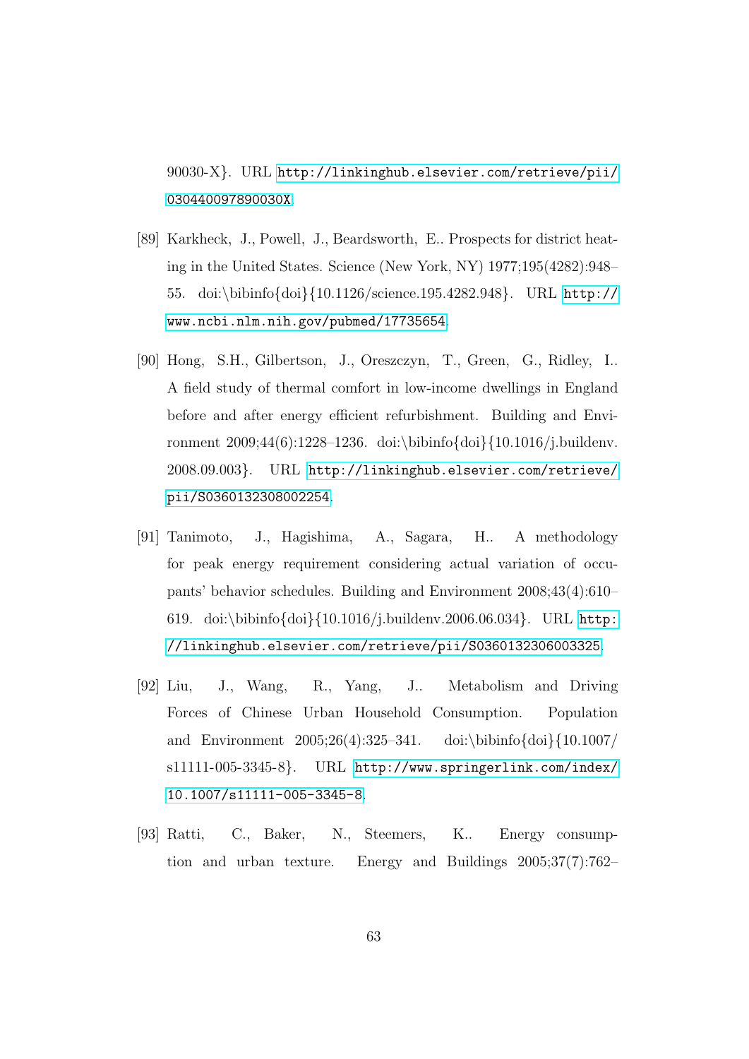90030-X}. URL http://linkinghub.elsevier.com/retrieve/pii/030440097890030X.

[89] Karkheck, J., Powell, J., Beardsworth, E.. Prospects for district heating in the United States. Science (New York, NY) 1977;195(4282):948–55. doi:\bibinfo{doi}{10.1126/science.195.4282.948}. URL http://www.ncbi.nlm.nih.gov/pubmed/17735654.

[90] Hong, S.H., Gilbertson, J., Oreszczyn, T., Green, G., Ridley, I.. A field study of thermal comfort in low-income dwellings in England before and after energy efficient refurbishment. Building and Environment 2009;44(6):1228–1236. doi:\bibinfo{doi}{10.1016/j.buildenv.2008.09.003}. URL http://linkinghub.elsevier.com/retrieve/pii/S0360132308002254.

[91] Tanimoto, J., Hagishima, A., Sagara, H.. A methodology for peak energy requirement considering actual variation of occupants' behavior schedules. Building and Environment 2008;43(4):610–619. doi:\bibinfo{doi}{10.1016/j.buildenv.2006.06.034}. URL http://linkinghub.elsevier.com/retrieve/pii/S0360132306003325.

[92] Liu, J., Wang, R., Yang, J.. Metabolism and Driving Forces of Chinese Urban Household Consumption. Population and Environment 2005;26(4):325–341. doi:\bibinfo{doi}{10.1007/s11111-005-3345-8}. URL http://www.springerlink.com/index/10.1007/s11111-005-3345-8.

[93] Ratti, C., Baker, N., Steemers, K.. Energy consumption and urban texture. Energy and Buildings 2005;37(7):762–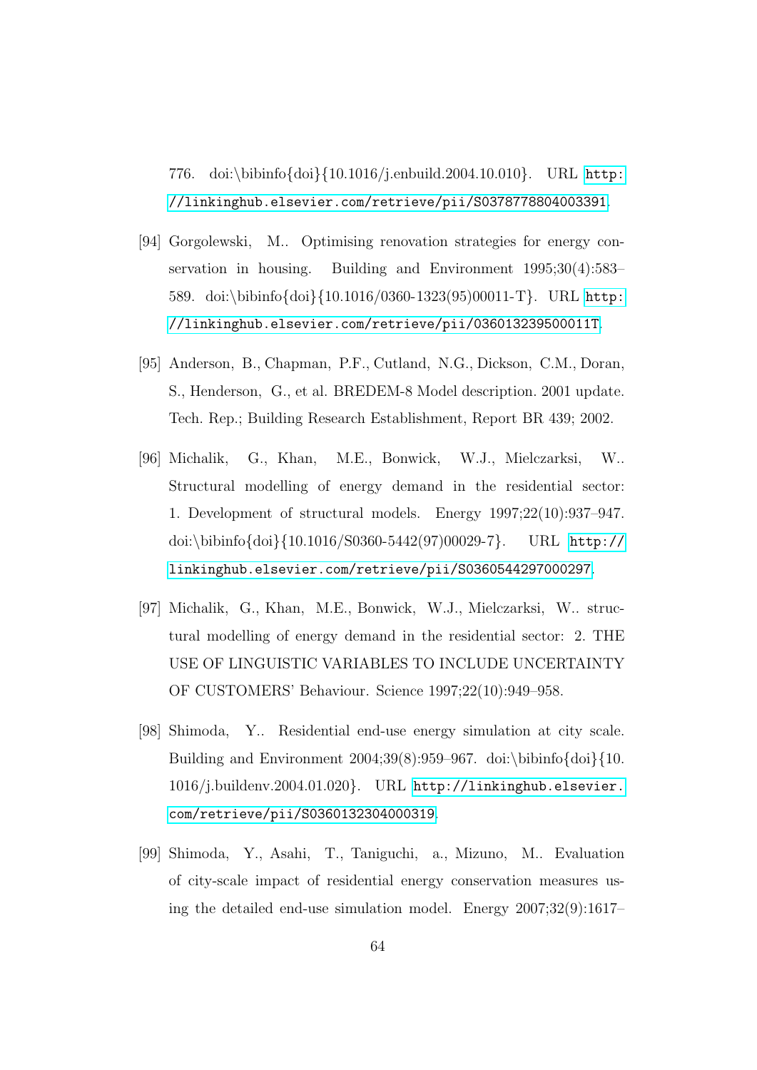776. doi:\bibinfo{doi}{10.1016/j.enbuild.2004.10.010}. URL http://linkinghub.elsevier.com/retrieve/pii/S0378778804003391.

[94] Gorgolewski, M.. Optimising renovation strategies for energy conservation in housing. Building and Environment 1995;30(4):583–589. doi:\bibinfo{doi}{10.1016/0360-1323(95)00011-T}. URL http://linkinghub.elsevier.com/retrieve/pii/036013239500011T.

[95] Anderson, B., Chapman, P.F., Cutland, N.G., Dickson, C.M., Doran, S., Henderson, G., et al. BREDEM-8 Model description. 2001 update. Tech. Rep.; Building Research Establishment, Report BR 439; 2002.

[96] Michalik, G., Khan, M.E., Bonwick, W.J., Mielczarksi, W.. Structural modelling of energy demand in the residential sector: 1. Development of structural models. Energy 1997;22(10):937–947. doi:\bibinfo{doi}{10.1016/S0360-5442(97)00029-7}. URL http://linkinghub.elsevier.com/retrieve/pii/S0360544297000297.

[97] Michalik, G., Khan, M.E., Bonwick, W.J., Mielczarksi, W.. structural modelling of energy demand in the residential sector: 2. THE USE OF LINGUISTIC VARIABLES TO INCLUDE UNCERTAINTY OF CUSTOMERS' Behaviour. Science 1997;22(10):949–958.

[98] Shimoda, Y.. Residential end-use energy simulation at city scale. Building and Environment 2004;39(8):959–967. doi:\bibinfo{doi}{10.1016/j.buildenv.2004.01.020}. URL http://linkinghub.elsevier.com/retrieve/pii/S0360132304000319.

[99] Shimoda, Y., Asahi, T., Taniguchi, a., Mizuno, M.. Evaluation of city-scale impact of residential energy conservation measures using the detailed end-use simulation model. Energy 2007;32(9):1617–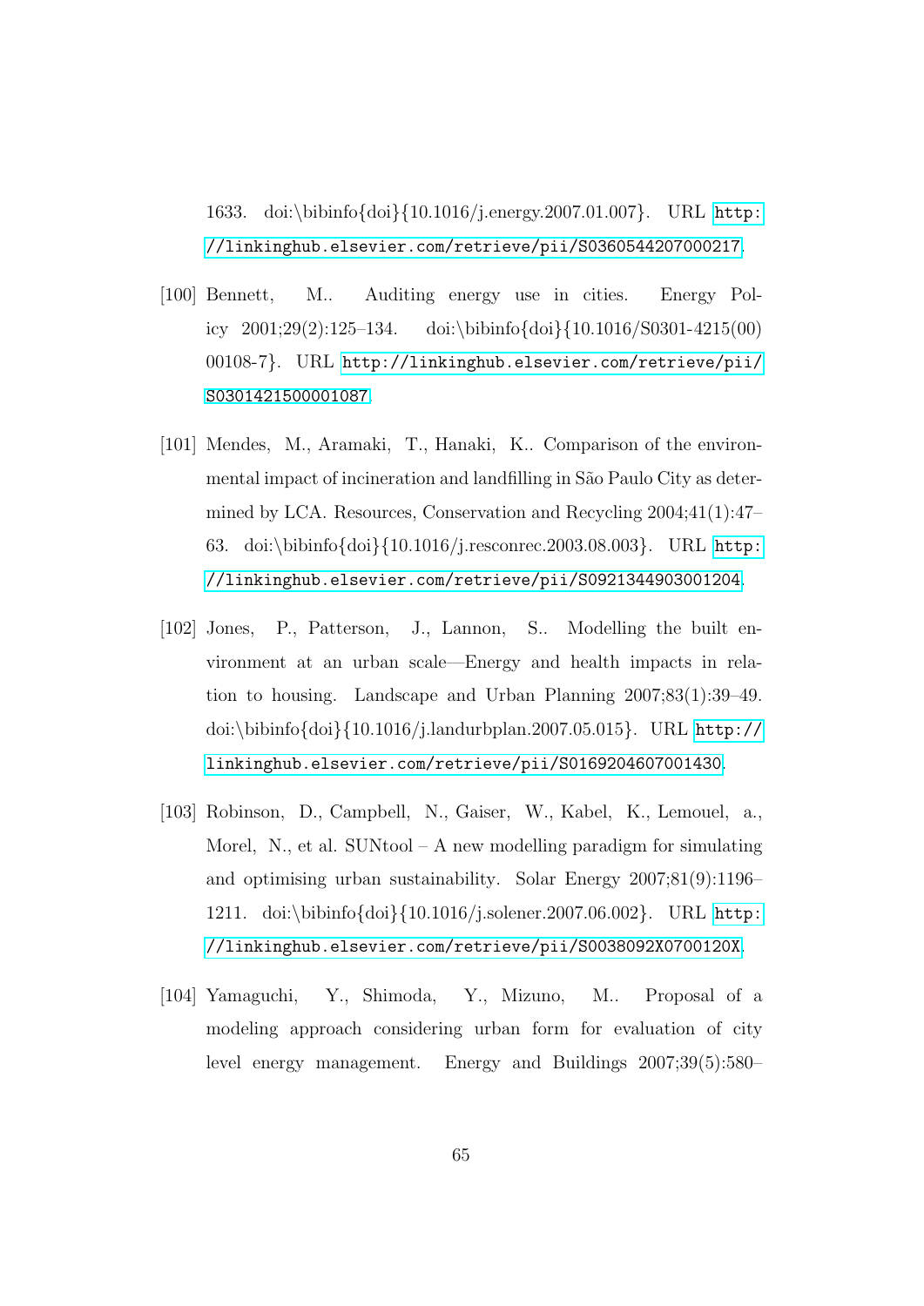1633. doi:\bibinfo{doi}{10.1016/j.energy.2007.01.007}. URL http://linkinghub.elsevier.com/retrieve/pii/S0360544207000217.

[100] Bennett, M.. Auditing energy use in cities. Energy Policy 2001;29(2):125–134. doi:\bibinfo{doi}{10.1016/S0301-4215(00)00108-7}. URL http://linkinghub.elsevier.com/retrieve/pii/S0301421500001087.

[101] Mendes, M., Aramaki, T., Hanaki, K.. Comparison of the environmental impact of incineration and landfilling in São Paulo City as determined by LCA. Resources, Conservation and Recycling 2004;41(1):47–63. doi:\bibinfo{doi}{10.1016/j.resconrec.2003.08.003}. URL http://linkinghub.elsevier.com/retrieve/pii/S0921344903001204.

[102] Jones, P., Patterson, J., Lannon, S.. Modelling the built environment at an urban scale—Energy and health impacts in relation to housing. Landscape and Urban Planning 2007;83(1):39–49. doi:\bibinfo{doi}{10.1016/j.landurbplan.2007.05.015}. URL http://linkinghub.elsevier.com/retrieve/pii/S0169204607001430.

[103] Robinson, D., Campbell, N., Gaiser, W., Kabel, K., Lemouel, a., Morel, N., et al. SUNtool – A new modelling paradigm for simulating and optimising urban sustainability. Solar Energy 2007;81(9):1196–1211. doi:\bibinfo{doi}{10.1016/j.solener.2007.06.002}. URL http://linkinghub.elsevier.com/retrieve/pii/S0038092X0700120X.

[104] Yamaguchi, Y., Shimoda, Y., Mizuno, M.. Proposal of a modeling approach considering urban form for evaluation of city level energy management. Energy and Buildings 2007;39(5):580–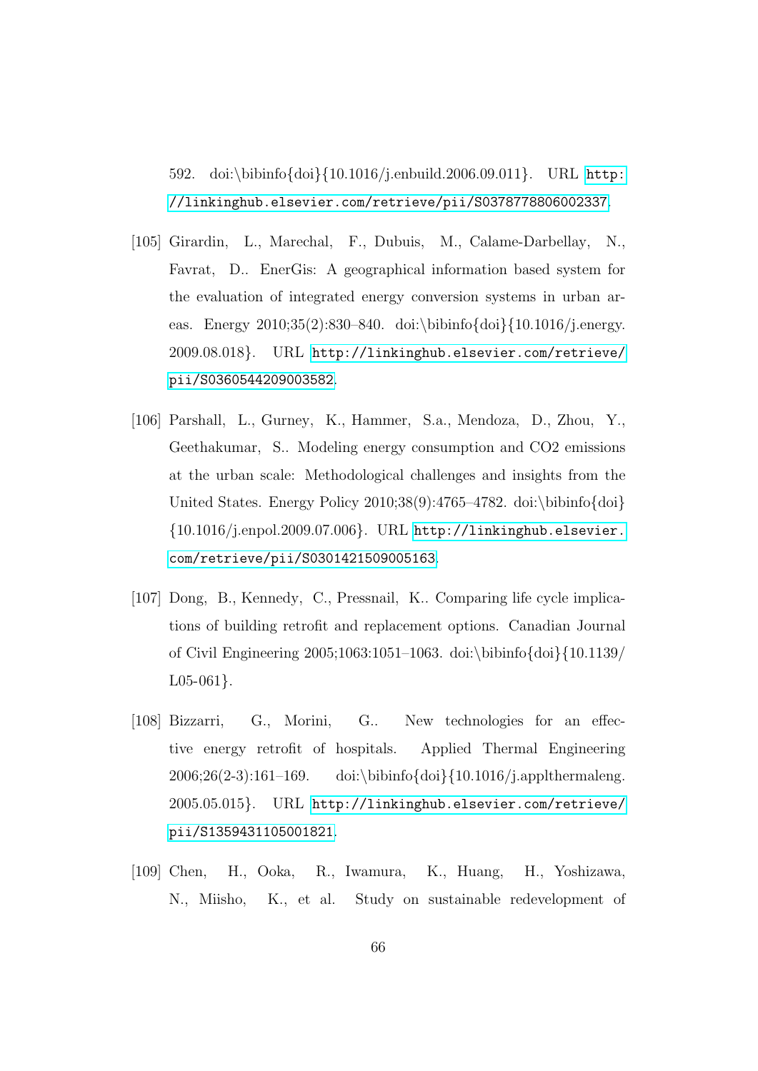592. doi:\bibinfo{doi}{10.1016/j.enbuild.2006.09.011}. URL http://linkinghub.elsevier.com/retrieve/pii/S0378778806002337.

[105] Girardin, L., Marechal, F., Dubuis, M., Calame-Darbellay, N., Favrat, D.. EnerGis: A geographical information based system for the evaluation of integrated energy conversion systems in urban areas. Energy 2010;35(2):830–840. doi:\bibinfo{doi}{10.1016/j.energy.2009.08.018}. URL http://linkinghub.elsevier.com/retrieve/pii/S0360544209003582.

[106] Parshall, L., Gurney, K., Hammer, S.a., Mendoza, D., Zhou, Y., Geethakumar, S.. Modeling energy consumption and CO2 emissions at the urban scale: Methodological challenges and insights from the United States. Energy Policy 2010;38(9):4765–4782. doi:\bibinfo{doi}{10.1016/j.enpol.2009.07.006}. URL http://linkinghub.elsevier.com/retrieve/pii/S0301421509005163.

[107] Dong, B., Kennedy, C., Pressnail, K.. Comparing life cycle implications of building retrofit and replacement options. Canadian Journal of Civil Engineering 2005;1063:1051–1063. doi:\bibinfo{doi}{10.1139/L05-061}.

[108] Bizzarri, G., Morini, G.. New technologies for an effective energy retrofit of hospitals. Applied Thermal Engineering 2006;26(2-3):161–169. doi:\bibinfo{doi}{10.1016/j.applthermaleng.2005.05.015}. URL http://linkinghub.elsevier.com/retrieve/pii/S1359431105001821.

[109] Chen, H., Ooka, R., Iwamura, K., Huang, H., Yoshizawa, N., Miisho, K., et al. Study on sustainable redevelopment of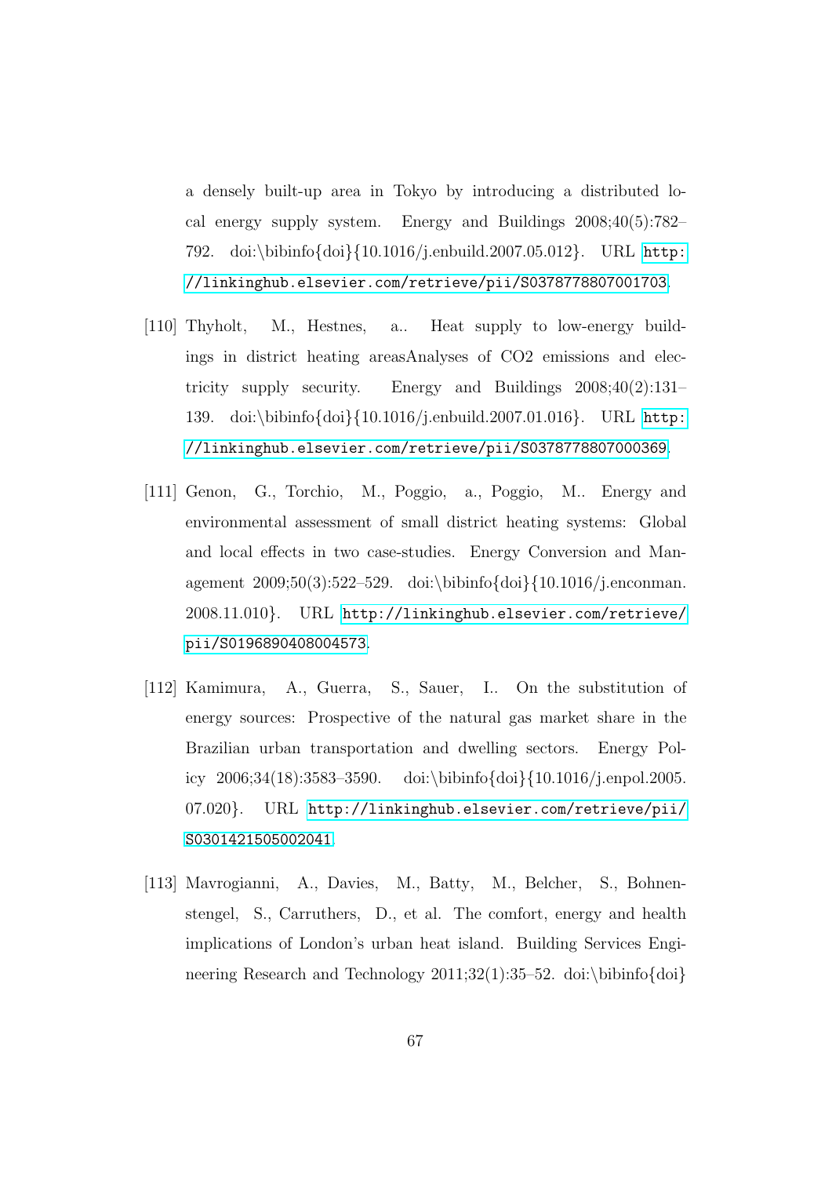a densely built-up area in Tokyo by introducing a distributed local energy supply system. Energy and Buildings 2008;40(5):782–792. doi:\bibinfo{doi}{10.1016/j.enbuild.2007.05.012}. URL http://linkinghub.elsevier.com/retrieve/pii/S0378778807001703.

[110] Thyholt, M., Hestnes, a.. Heat supply to low-energy buildings in district heating areasAnalyses of CO2 emissions and electricity supply security. Energy and Buildings 2008;40(2):131–139. doi:\bibinfo{doi}{10.1016/j.enbuild.2007.01.016}. URL http://linkinghub.elsevier.com/retrieve/pii/S0378778807000369.

[111] Genon, G., Torchio, M., Poggio, a., Poggio, M.. Energy and environmental assessment of small district heating systems: Global and local effects in two case-studies. Energy Conversion and Management 2009;50(3):522–529. doi:\bibinfo{doi}{10.1016/j.enconman.2008.11.010}. URL http://linkinghub.elsevier.com/retrieve/pii/S0196890408004573.

[112] Kamimura, A., Guerra, S., Sauer, I.. On the substitution of energy sources: Prospective of the natural gas market share in the Brazilian urban transportation and dwelling sectors. Energy Policy 2006;34(18):3583–3590. doi:\bibinfo{doi}{10.1016/j.enpol.2005.07.020}. URL http://linkinghub.elsevier.com/retrieve/pii/S0301421505002041.

[113] Mavrogianni, A., Davies, M., Batty, M., Belcher, S., Bohnenstengel, S., Carruthers, D., et al. The comfort, energy and health implications of London's urban heat island. Building Services Engineering Research and Technology 2011;32(1):35–52. doi:\bibinfo{doi}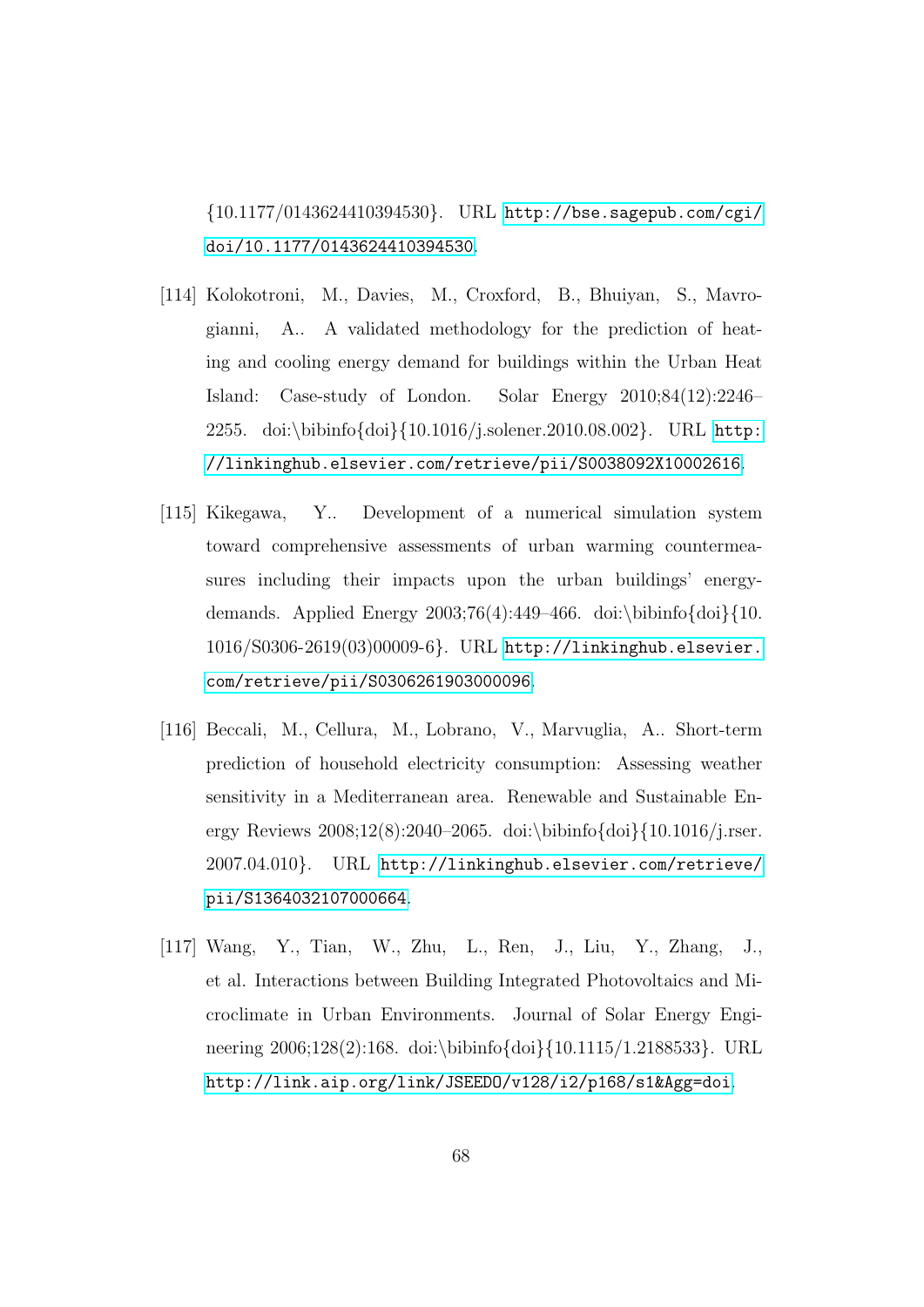{10.1177/0143624410394530}. URL http://bse.sagepub.com/cgi/doi/10.1177/0143624410394530.

[114] Kolokotroni, M., Davies, M., Croxford, B., Bhuiyan, S., Mavrogianni, A.. A validated methodology for the prediction of heating and cooling energy demand for buildings within the Urban Heat Island: Case-study of London. Solar Energy 2010;84(12):2246–2255. doi:\bibinfo{doi}{10.1016/j.solener.2010.08.002}. URL http://linkinghub.elsevier.com/retrieve/pii/S0038092X10002616.

[115] Kikegawa, Y.. Development of a numerical simulation system toward comprehensive assessments of urban warming countermeasures including their impacts upon the urban buildings' energy-demands. Applied Energy 2003;76(4):449–466. doi:\bibinfo{doi}{10.1016/S0306-2619(03)00009-6}. URL http://linkinghub.elsevier.com/retrieve/pii/S0306261903000096.

[116] Beccali, M., Cellura, M., Lobrano, V., Marvuglia, A.. Short-term prediction of household electricity consumption: Assessing weather sensitivity in a Mediterranean area. Renewable and Sustainable Energy Reviews 2008;12(8):2040–2065. doi:\bibinfo{doi}{10.1016/j.rser.2007.04.010}. URL http://linkinghub.elsevier.com/retrieve/pii/S1364032107000664.

[117] Wang, Y., Tian, W., Zhu, L., Ren, J., Liu, Y., Zhang, J., et al. Interactions between Building Integrated Photovoltaics and Microclimate in Urban Environments. Journal of Solar Energy Engineering 2006;128(2):168. doi:\bibinfo{doi}{10.1115/1.2188533}. URL http://link.aip.org/link/JSEEDO/v128/i2/p168/s1&Agg=doi.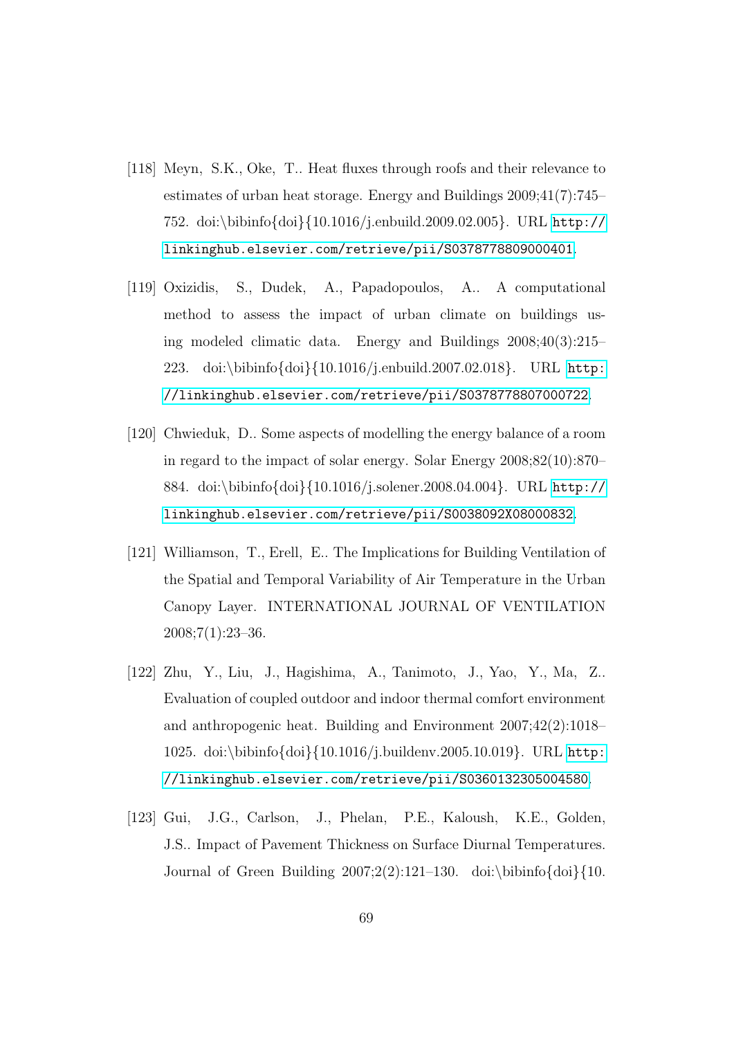[118] Meyn, S.K., Oke, T.. Heat fluxes through roofs and their relevance to estimates of urban heat storage. Energy and Buildings 2009;41(7):745–752. doi:\bibinfo{doi}{10.1016/j.enbuild.2009.02.005}. URL http://linkinghub.elsevier.com/retrieve/pii/S0378778809000401.

[119] Oxizidis, S., Dudek, A., Papadopoulos, A.. A computational method to assess the impact of urban climate on buildings using modeled climatic data. Energy and Buildings 2008;40(3):215–223. doi:\bibinfo{doi}{10.1016/j.enbuild.2007.02.018}. URL http://linkinghub.elsevier.com/retrieve/pii/S0378778807000722.

[120] Chwieduk, D.. Some aspects of modelling the energy balance of a room in regard to the impact of solar energy. Solar Energy 2008;82(10):870–884. doi:\bibinfo{doi}{10.1016/j.solener.2008.04.004}. URL http://linkinghub.elsevier.com/retrieve/pii/S0038092X08000832.

[121] Williamson, T., Erell, E.. The Implications for Building Ventilation of the Spatial and Temporal Variability of Air Temperature in the Urban Canopy Layer. INTERNATIONAL JOURNAL OF VENTILATION 2008;7(1):23–36.

[122] Zhu, Y., Liu, J., Hagishima, A., Tanimoto, J., Yao, Y., Ma, Z.. Evaluation of coupled outdoor and indoor thermal comfort environment and anthropogenic heat. Building and Environment 2007;42(2):1018–1025. doi:\bibinfo{doi}{10.1016/j.buildenv.2005.10.019}. URL http://linkinghub.elsevier.com/retrieve/pii/S0360132305004580.

[123] Gui, J.G., Carlson, J., Phelan, P.E., Kaloush, K.E., Golden, J.S.. Impact of Pavement Thickness on Surface Diurnal Temperatures. Journal of Green Building 2007;2(2):121–130. doi:\bibinfo{doi}{10.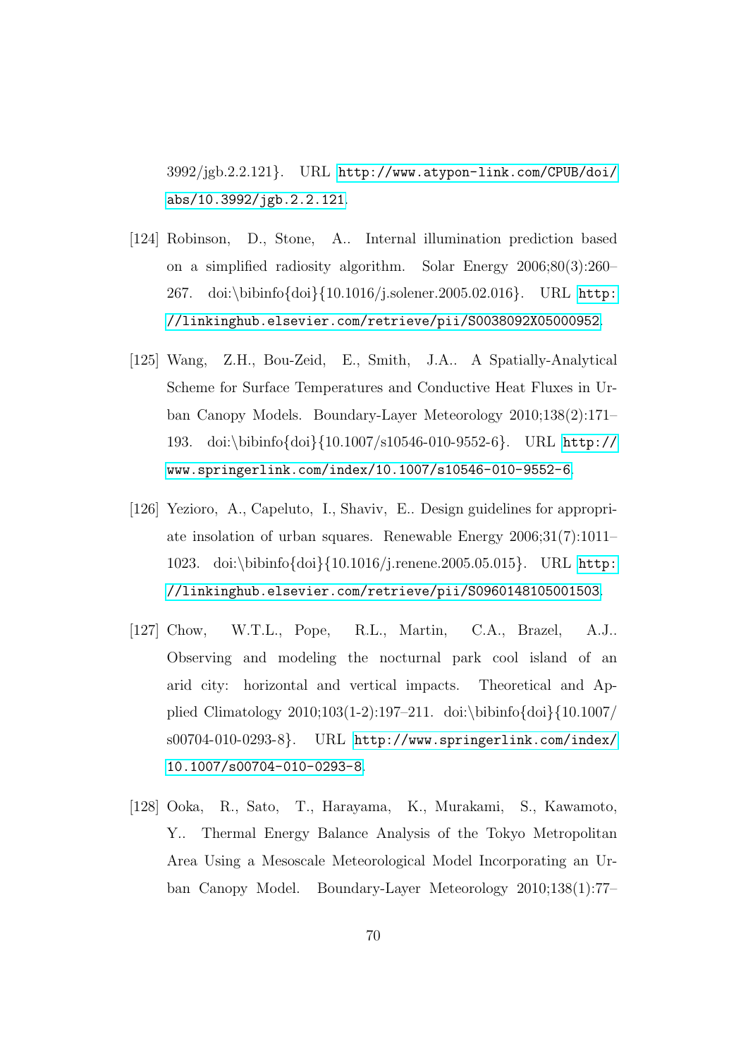3992/jgb.2.2.121}. URL http://www.atypon-link.com/CPUB/doi/abs/10.3992/jgb.2.2.121.

[124] Robinson, D., Stone, A.. Internal illumination prediction based on a simplified radiosity algorithm. Solar Energy 2006;80(3):260–267. doi:\bibinfo{doi}{10.1016/j.solener.2005.02.016}. URL http://linkinghub.elsevier.com/retrieve/pii/S0038092X05000952.

[125] Wang, Z.H., Bou-Zeid, E., Smith, J.A.. A Spatially-Analytical Scheme for Surface Temperatures and Conductive Heat Fluxes in Urban Canopy Models. Boundary-Layer Meteorology 2010;138(2):171–193. doi:\bibinfo{doi}{10.1007/s10546-010-9552-6}. URL http://www.springerlink.com/index/10.1007/s10546-010-9552-6.

[126] Yezioro, A., Capeluto, I., Shaviv, E.. Design guidelines for appropriate insolation of urban squares. Renewable Energy 2006;31(7):1011–1023. doi:\bibinfo{doi}{10.1016/j.renene.2005.05.015}. URL http://linkinghub.elsevier.com/retrieve/pii/S0960148105001503.

[127] Chow, W.T.L., Pope, R.L., Martin, C.A., Brazel, A.J.. Observing and modeling the nocturnal park cool island of an arid city: horizontal and vertical impacts. Theoretical and Applied Climatology 2010;103(1-2):197–211. doi:\bibinfo{doi}{10.1007/s00704-010-0293-8}. URL http://www.springerlink.com/index/10.1007/s00704-010-0293-8.

[128] Ooka, R., Sato, T., Harayama, K., Murakami, S., Kawamoto, Y.. Thermal Energy Balance Analysis of the Tokyo Metropolitan Area Using a Mesoscale Meteorological Model Incorporating an Urban Canopy Model. Boundary-Layer Meteorology 2010;138(1):77–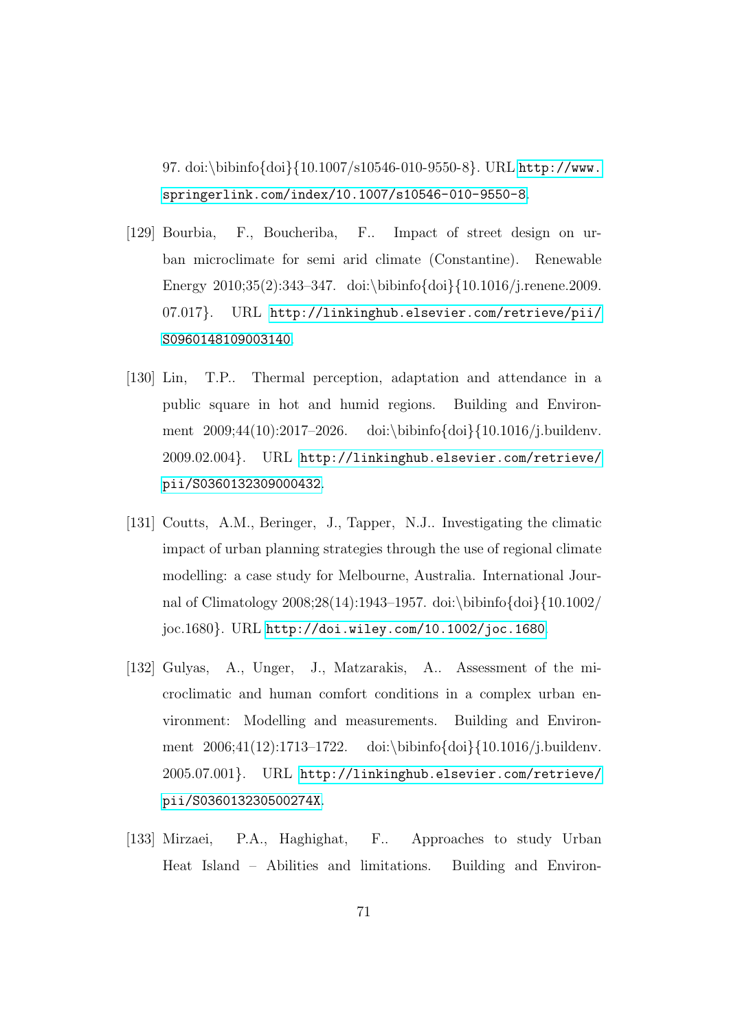97. doi:\bibinfo{doi}{10.1007/s10546-010-9550-8}. URL http://www.springerlink.com/index/10.1007/s10546-010-9550-8.

[129] Bourbia, F., Boucheriba, F.. Impact of street design on urban microclimate for semi arid climate (Constantine). Renewable Energy 2010;35(2):343–347. doi:\bibinfo{doi}{10.1016/j.renene.2009.07.017}. URL http://linkinghub.elsevier.com/retrieve/pii/S0960148109003140.

[130] Lin, T.P.. Thermal perception, adaptation and attendance in a public square in hot and humid regions. Building and Environment 2009;44(10):2017–2026. doi:\bibinfo{doi}{10.1016/j.buildenv.2009.02.004}. URL http://linkinghub.elsevier.com/retrieve/pii/S0360132309000432.

[131] Coutts, A.M., Beringer, J., Tapper, N.J.. Investigating the climatic impact of urban planning strategies through the use of regional climate modelling: a case study for Melbourne, Australia. International Journal of Climatology 2008;28(14):1943–1957. doi:\bibinfo{doi}{10.1002/joc.1680}. URL http://doi.wiley.com/10.1002/joc.1680.

[132] Gulyas, A., Unger, J., Matzarakis, A.. Assessment of the microclimatic and human comfort conditions in a complex urban environment: Modelling and measurements. Building and Environment 2006;41(12):1713–1722. doi:\bibinfo{doi}{10.1016/j.buildenv.2005.07.001}. URL http://linkinghub.elsevier.com/retrieve/pii/S036013230500274X.

[133] Mirzaei, P.A., Haghighat, F.. Approaches to study Urban Heat Island – Abilities and limitations. Building and Environ-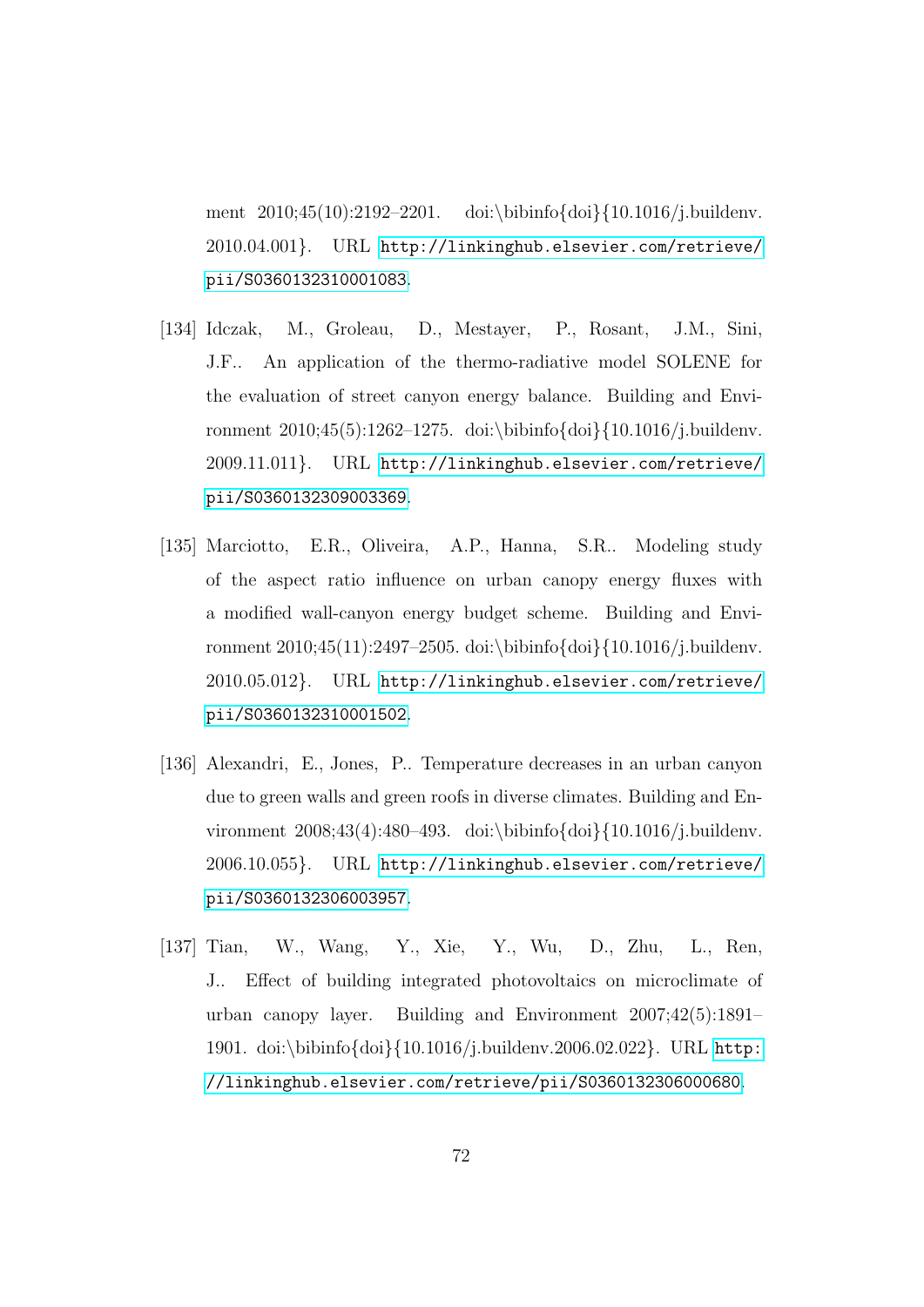ment 2010;45(10):2192–2201. doi:\bibinfo{doi}{10.1016/j.buildenv.2010.04.001}. URL http://linkinghub.elsevier.com/retrieve/pii/S0360132310001083.

[134] Idczak, M., Groleau, D., Mestayer, P., Rosant, J.M., Sini, J.F.. An application of the thermo-radiative model SOLENE for the evaluation of street canyon energy balance. Building and Environment 2010;45(5):1262–1275. doi:\bibinfo{doi}{10.1016/j.buildenv.2009.11.011}. URL http://linkinghub.elsevier.com/retrieve/pii/S0360132309003369.

[135] Marciotto, E.R., Oliveira, A.P., Hanna, S.R.. Modeling study of the aspect ratio influence on urban canopy energy fluxes with a modified wall-canyon energy budget scheme. Building and Environment 2010;45(11):2497–2505. doi:\bibinfo{doi}{10.1016/j.buildenv.2010.05.012}. URL http://linkinghub.elsevier.com/retrieve/pii/S0360132310001502.

[136] Alexandri, E., Jones, P.. Temperature decreases in an urban canyon due to green walls and green roofs in diverse climates. Building and Environment 2008;43(4):480–493. doi:\bibinfo{doi}{10.1016/j.buildenv.2006.10.055}. URL http://linkinghub.elsevier.com/retrieve/pii/S0360132306003957.

[137] Tian, W., Wang, Y., Xie, Y., Wu, D., Zhu, L., Ren, J.. Effect of building integrated photovoltaics on microclimate of urban canopy layer. Building and Environment 2007;42(5):1891–1901. doi:\bibinfo{doi}{10.1016/j.buildenv.2006.02.022}. URL http://linkinghub.elsevier.com/retrieve/pii/S0360132306000680.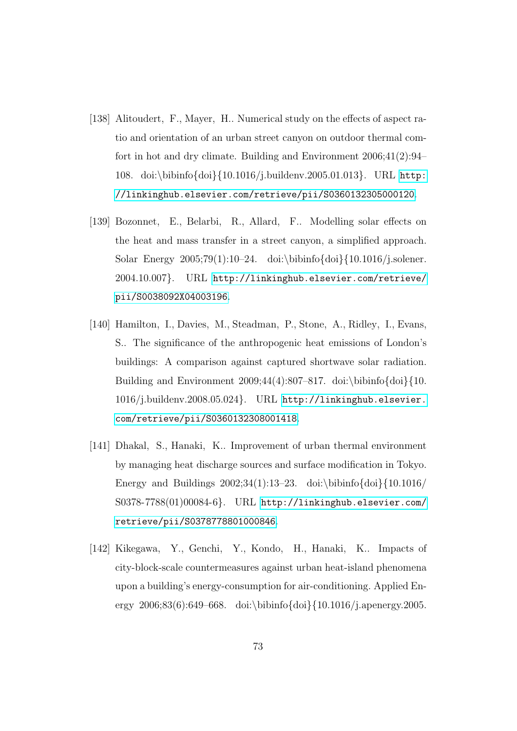[138] Alitoudert, F., Mayer, H.. Numerical study on the effects of aspect ratio and orientation of an urban street canyon on outdoor thermal comfort in hot and dry climate. Building and Environment 2006;41(2):94–108. doi:\bibinfo{doi}{10.1016/j.buildenv.2005.01.013}. URL http://linkinghub.elsevier.com/retrieve/pii/S0360132305000120.

[139] Bozonnet, E., Belarbi, R., Allard, F.. Modelling solar effects on the heat and mass transfer in a street canyon, a simplified approach. Solar Energy 2005;79(1):10–24. doi:\bibinfo{doi}{10.1016/j.solener.2004.10.007}. URL http://linkinghub.elsevier.com/retrieve/pii/S0038092X04003196.

[140] Hamilton, I., Davies, M., Steadman, P., Stone, A., Ridley, I., Evans, S.. The significance of the anthropogenic heat emissions of London's buildings: A comparison against captured shortwave solar radiation. Building and Environment 2009;44(4):807–817. doi:\bibinfo{doi}{10.1016/j.buildenv.2008.05.024}. URL http://linkinghub.elsevier.com/retrieve/pii/S0360132308001418.

[141] Dhakal, S., Hanaki, K.. Improvement of urban thermal environment by managing heat discharge sources and surface modification in Tokyo. Energy and Buildings 2002;34(1):13–23. doi:\bibinfo{doi}{10.1016/S0378-7788(01)00084-6}. URL http://linkinghub.elsevier.com/retrieve/pii/S0378778801000846.

[142] Kikegawa, Y., Genchi, Y., Kondo, H., Hanaki, K.. Impacts of city-block-scale countermeasures against urban heat-island phenomena upon a building's energy-consumption for air-conditioning. Applied Energy 2006;83(6):649–668. doi:\bibinfo{doi}{10.1016/j.apenergy.2005.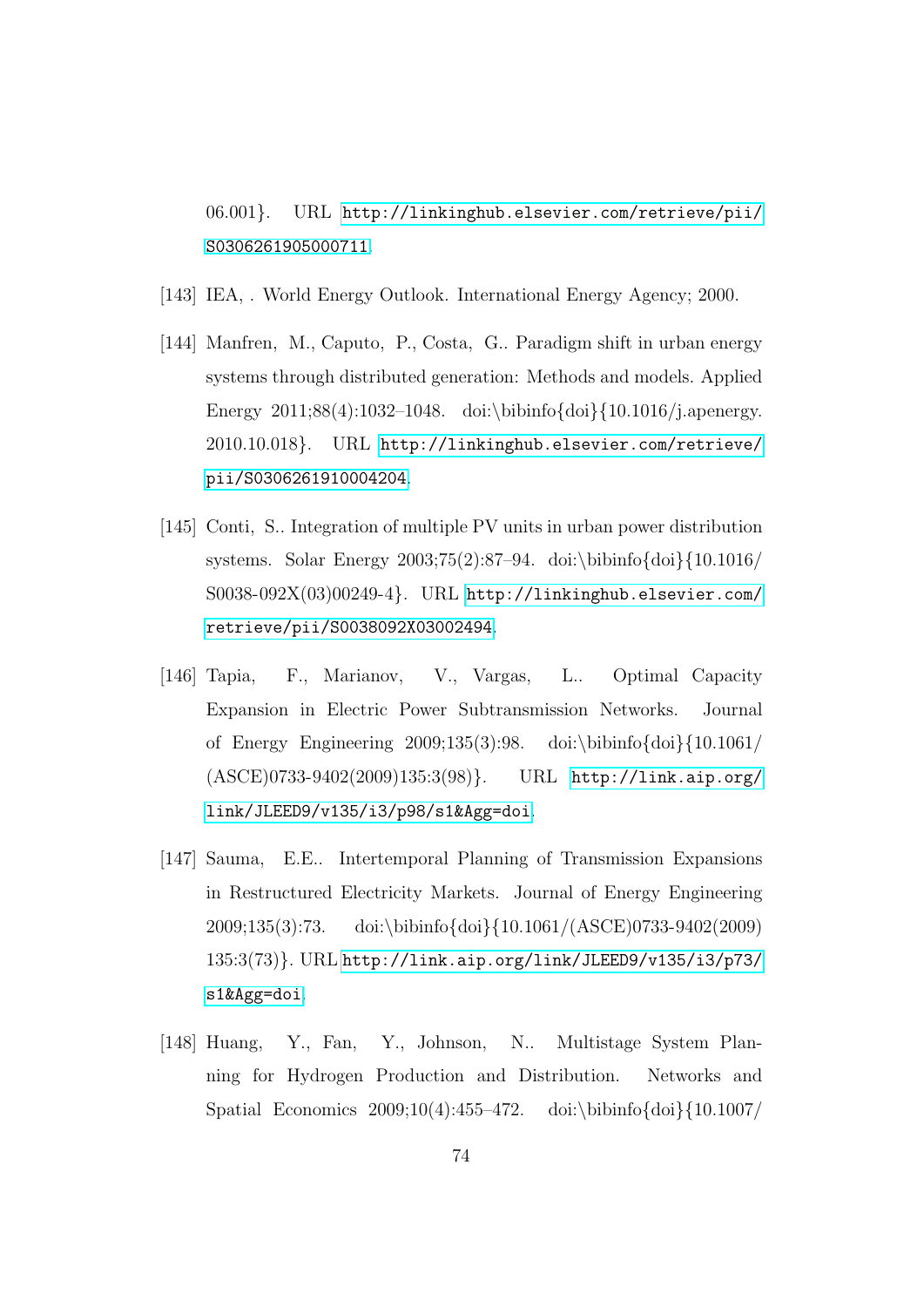06.001}. URL http://linkinghub.elsevier.com/retrieve/pii/S0306261905000711.

[143] IEA, . World Energy Outlook. International Energy Agency; 2000.

[144] Manfren, M., Caputo, P., Costa, G.. Paradigm shift in urban energy systems through distributed generation: Methods and models. Applied Energy 2011;88(4):1032–1048. doi:\bibinfo{doi}{10.1016/j.apenergy.2010.10.018}. URL http://linkinghub.elsevier.com/retrieve/pii/S0306261910004204.

[145] Conti, S.. Integration of multiple PV units in urban power distribution systems. Solar Energy 2003;75(2):87–94. doi:\bibinfo{doi}{10.1016/S0038-092X(03)00249-4}. URL http://linkinghub.elsevier.com/retrieve/pii/S0038092X03002494.

[146] Tapia, F., Marianov, V., Vargas, L.. Optimal Capacity Expansion in Electric Power Subtransmission Networks. Journal of Energy Engineering 2009;135(3):98. doi:\bibinfo{doi}{10.1061/(ASCE)0733-9402(2009)135:3(98)}. URL http://link.aip.org/link/JLEED9/v135/i3/p98/s1&Agg=doi.

[147] Sauma, E.E.. Intertemporal Planning of Transmission Expansions in Restructured Electricity Markets. Journal of Energy Engineering 2009;135(3):73. doi:\bibinfo{doi}{10.1061/(ASCE)0733-9402(2009)135:3(73)}. URL http://link.aip.org/link/JLEED9/v135/i3/p73/s1&Agg=doi.

[148] Huang, Y., Fan, Y., Johnson, N.. Multistage System Planning for Hydrogen Production and Distribution. Networks and Spatial Economics 2009;10(4):455–472. doi:\bibinfo{doi}{10.1007/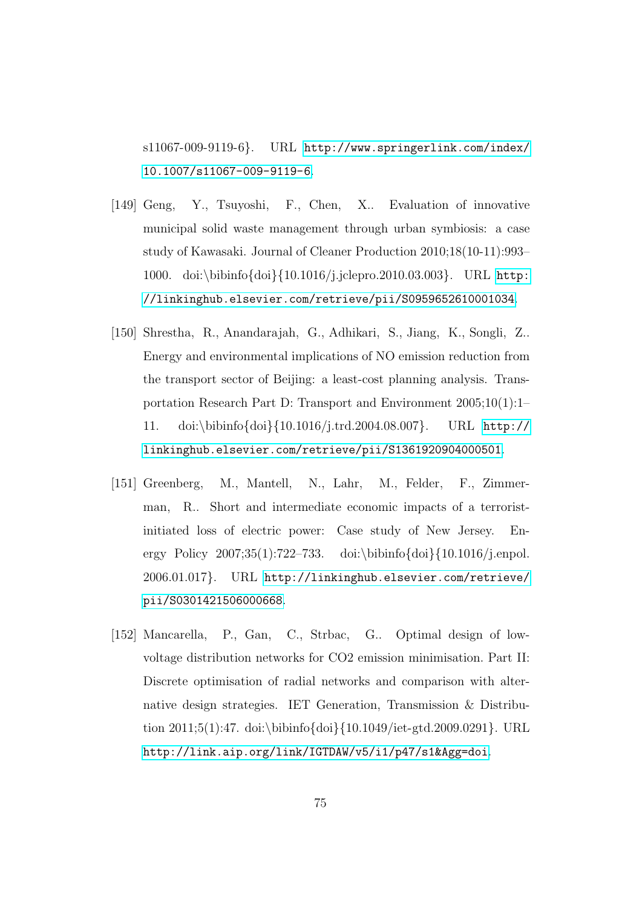s11067-009-9119-6}. URL http://www.springerlink.com/index/10.1007/s11067-009-9119-6.

[149] Geng, Y., Tsuyoshi, F., Chen, X.. Evaluation of innovative municipal solid waste management through urban symbiosis: a case study of Kawasaki. Journal of Cleaner Production 2010;18(10-11):993–1000. doi:\bibinfo{doi}{10.1016/j.jclepro.2010.03.003}. URL http://linkinghub.elsevier.com/retrieve/pii/S0959652610001034.

[150] Shrestha, R., Anandarajah, G., Adhikari, S., Jiang, K., Songli, Z.. Energy and environmental implications of NO emission reduction from the transport sector of Beijing: a least-cost planning analysis. Transportation Research Part D: Transport and Environment 2005;10(1):1–11. doi:\bibinfo{doi}{10.1016/j.trd.2004.08.007}. URL http://linkinghub.elsevier.com/retrieve/pii/S1361920904000501.

[151] Greenberg, M., Mantell, N., Lahr, M., Felder, F., Zimmerman, R.. Short and intermediate economic impacts of a terrorist-initiated loss of electric power: Case study of New Jersey. Energy Policy 2007;35(1):722–733. doi:\bibinfo{doi}{10.1016/j.enpol.2006.01.017}. URL http://linkinghub.elsevier.com/retrieve/pii/S0301421506000668.

[152] Mancarella, P., Gan, C., Strbac, G.. Optimal design of low-voltage distribution networks for CO2 emission minimisation. Part II: Discrete optimisation of radial networks and comparison with alternative design strategies. IET Generation, Transmission & Distribution 2011;5(1):47. doi:\bibinfo{doi}{10.1049/iet-gtd.2009.0291}. URL http://link.aip.org/link/IGTDAW/v5/i1/p47/s1&Agg=doi.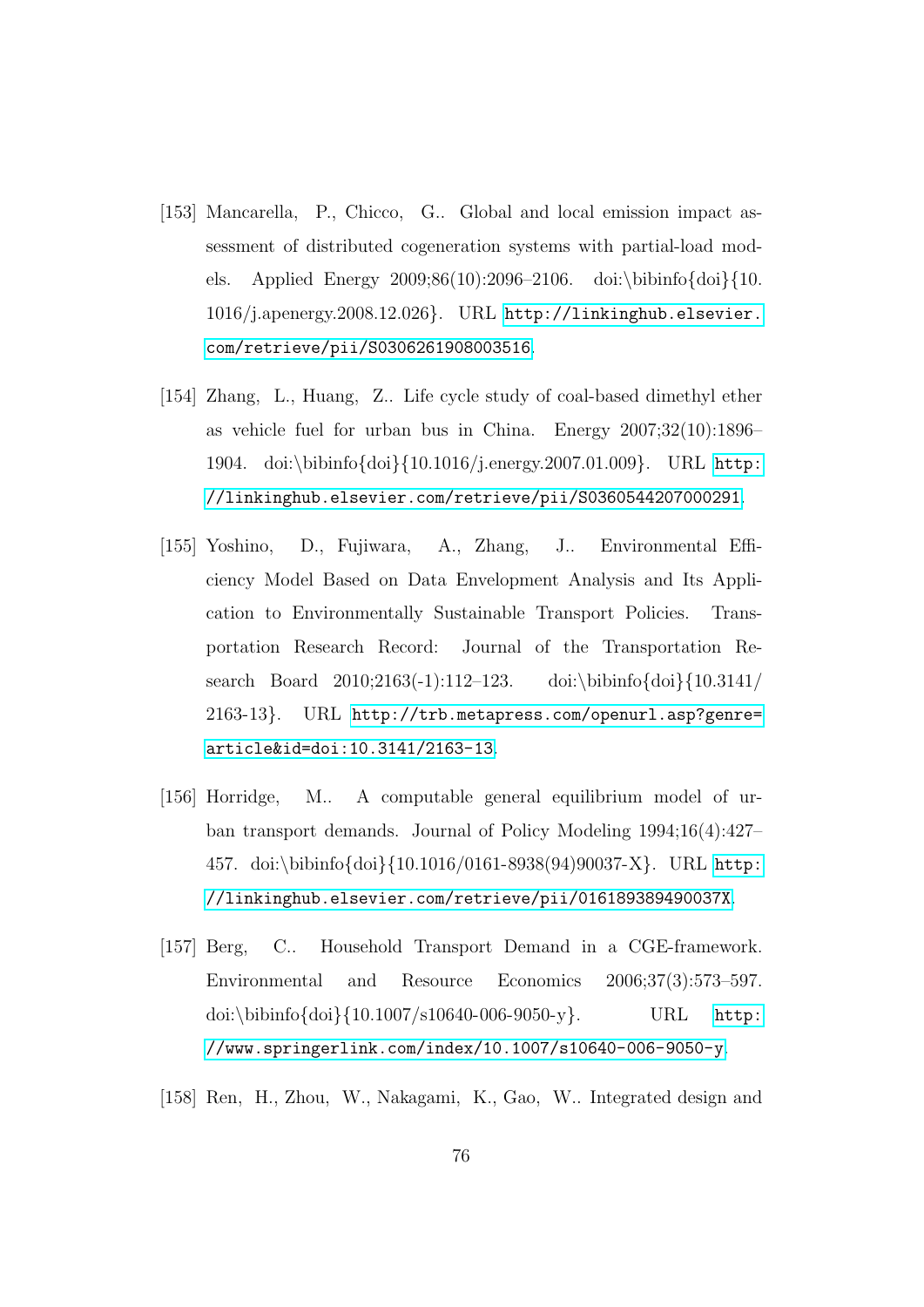[153] Mancarella, P., Chicco, G.. Global and local emission impact assessment of distributed cogeneration systems with partial-load models. Applied Energy 2009;86(10):2096–2106. doi:\bibinfo{doi}{10.1016/j.apenergy.2008.12.026}. URL http://linkinghub.elsevier.com/retrieve/pii/S0306261908003516.

[154] Zhang, L., Huang, Z.. Life cycle study of coal-based dimethyl ether as vehicle fuel for urban bus in China. Energy 2007;32(10):1896–1904. doi:\bibinfo{doi}{10.1016/j.energy.2007.01.009}. URL http://linkinghub.elsevier.com/retrieve/pii/S0360544207000291.

[155] Yoshino, D., Fujiwara, A., Zhang, J.. Environmental Efficiency Model Based on Data Envelopment Analysis and Its Application to Environmentally Sustainable Transport Policies. Transportation Research Record: Journal of the Transportation Research Board 2010;2163(-1):112–123. doi:\bibinfo{doi}{10.3141/2163-13}. URL http://trb.metapress.com/openurl.asp?genre=article&id=doi:10.3141/2163-13.

[156] Horridge, M.. A computable general equilibrium model of urban transport demands. Journal of Policy Modeling 1994;16(4):427–457. doi:\bibinfo{doi}{10.1016/0161-8938(94)90037-X}. URL http://linkinghub.elsevier.com/retrieve/pii/016189389490037X.

[157] Berg, C.. Household Transport Demand in a CGE-framework. Environmental and Resource Economics 2006;37(3):573–597. doi:\bibinfo{doi}{10.1007/s10640-006-9050-y}. URL http://www.springerlink.com/index/10.1007/s10640-006-9050-y.

[158] Ren, H., Zhou, W., Nakagami, K., Gao, W.. Integrated design and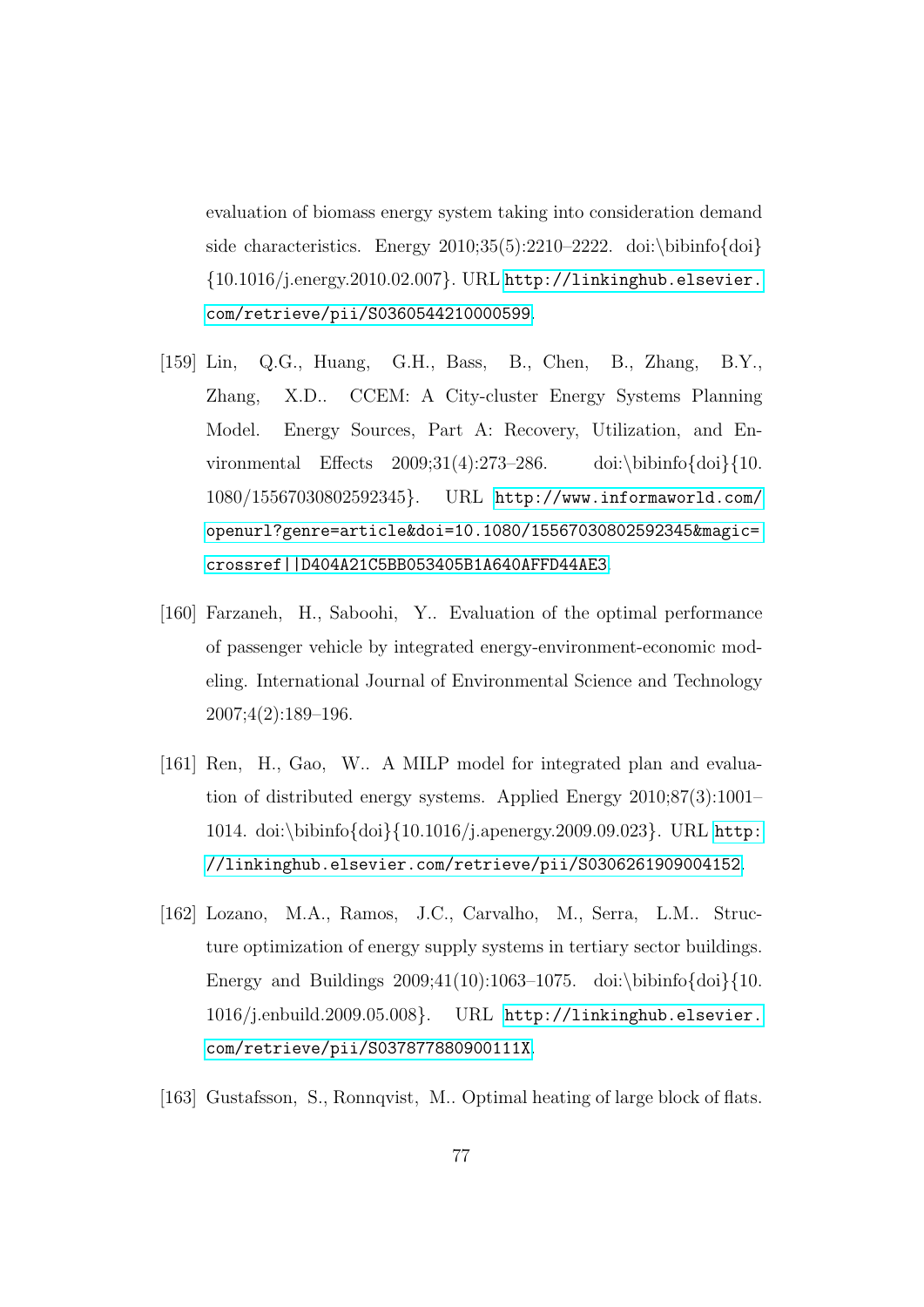evaluation of biomass energy system taking into consideration demand side characteristics. Energy 2010;35(5):2210–2222. doi:\bibinfo{doi}{10.1016/j.energy.2010.02.007}. URL http://linkinghub.elsevier.com/retrieve/pii/S0360544210000599.

[159] Lin, Q.G., Huang, G.H., Bass, B., Chen, B., Zhang, B.Y., Zhang, X.D.. CCEM: A City-cluster Energy Systems Planning Model. Energy Sources, Part A: Recovery, Utilization, and Environmental Effects 2009;31(4):273–286. doi:\bibinfo{doi}{10.1080/15567030802592345}. URL http://www.informaworld.com/openurl?genre=article&doi=10.1080/15567030802592345&magic=crossref||D404A21C5BB053405B1A640AFFD44AE3.

[160] Farzaneh, H., Saboohi, Y.. Evaluation of the optimal performance of passenger vehicle by integrated energy-environment-economic modeling. International Journal of Environmental Science and Technology 2007;4(2):189–196.

[161] Ren, H., Gao, W.. A MILP model for integrated plan and evaluation of distributed energy systems. Applied Energy 2010;87(3):1001–1014. doi:\bibinfo{doi}{10.1016/j.apenergy.2009.09.023}. URL http://linkinghub.elsevier.com/retrieve/pii/S0306261909004152.

[162] Lozano, M.A., Ramos, J.C., Carvalho, M., Serra, L.M.. Structure optimization of energy supply systems in tertiary sector buildings. Energy and Buildings 2009;41(10):1063–1075. doi:\bibinfo{doi}{10.1016/j.enbuild.2009.05.008}. URL http://linkinghub.elsevier.com/retrieve/pii/S037877880900111X.

[163] Gustafsson, S., Ronnqvist, M.. Optimal heating of large block of flats.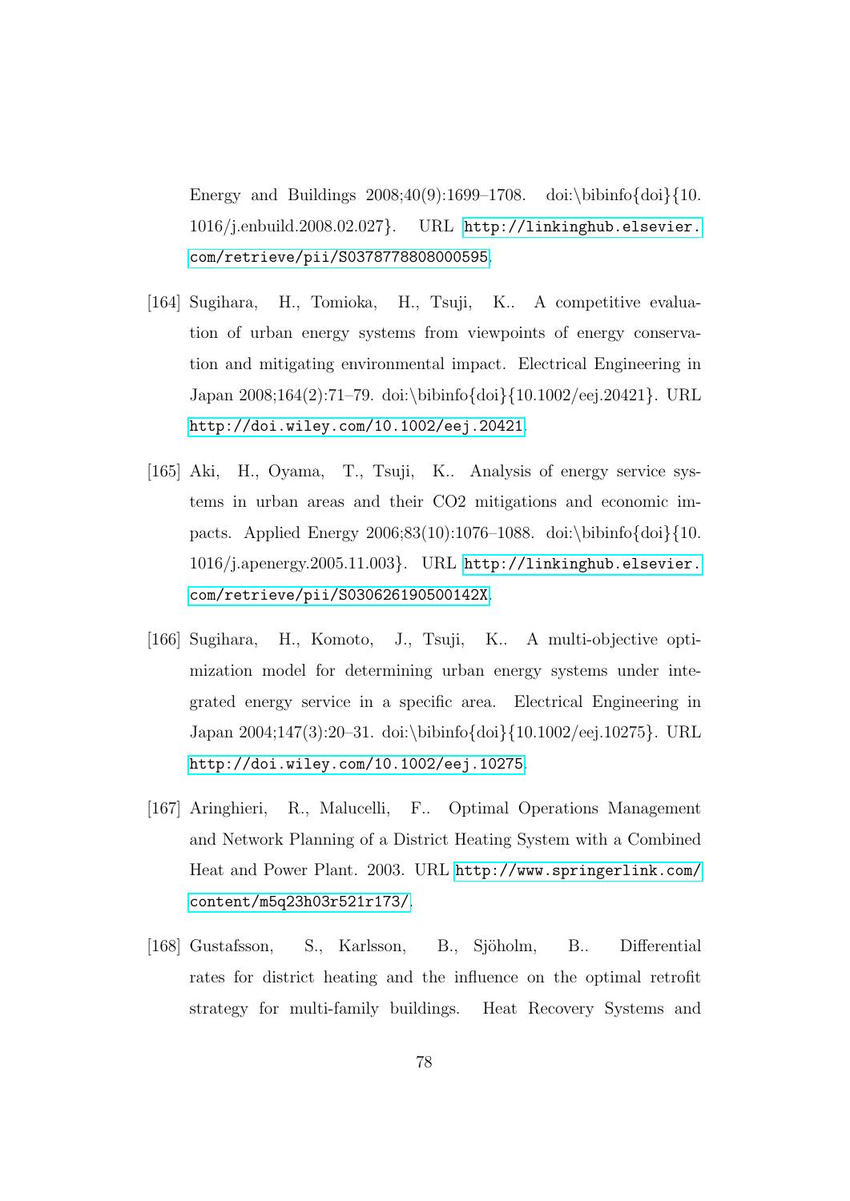Energy and Buildings 2008;40(9):1699–1708. doi:\bibinfo{doi}{10.1016/j.enbuild.2008.02.027}. URL http://linkinghub.elsevier.com/retrieve/pii/S0378778808000595.

[164] Sugihara, H., Tomioka, H., Tsuji, K.. A competitive evaluation of urban energy systems from viewpoints of energy conservation and mitigating environmental impact. Electrical Engineering in Japan 2008;164(2):71–79. doi:\bibinfo{doi}{10.1002/eej.20421}. URL http://doi.wiley.com/10.1002/eej.20421.

[165] Aki, H., Oyama, T., Tsuji, K.. Analysis of energy service systems in urban areas and their CO2 mitigations and economic impacts. Applied Energy 2006;83(10):1076–1088. doi:\bibinfo{doi}{10.1016/j.apenergy.2005.11.003}. URL http://linkinghub.elsevier.com/retrieve/pii/S030626190500142X.

[166] Sugihara, H., Komoto, J., Tsuji, K.. A multi-objective optimization model for determining urban energy systems under integrated energy service in a specific area. Electrical Engineering in Japan 2004;147(3):20–31. doi:\bibinfo{doi}{10.1002/eej.10275}. URL http://doi.wiley.com/10.1002/eej.10275.

[167] Aringhieri, R., Malucelli, F.. Optimal Operations Management and Network Planning of a District Heating System with a Combined Heat and Power Plant. 2003. URL http://www.springerlink.com/content/m5q23h03r521r173/.

[168] Gustafsson, S., Karlsson, B., Sjöholm, B.. Differential rates for district heating and the influence on the optimal retrofit strategy for multi-family buildings. Heat Recovery Systems and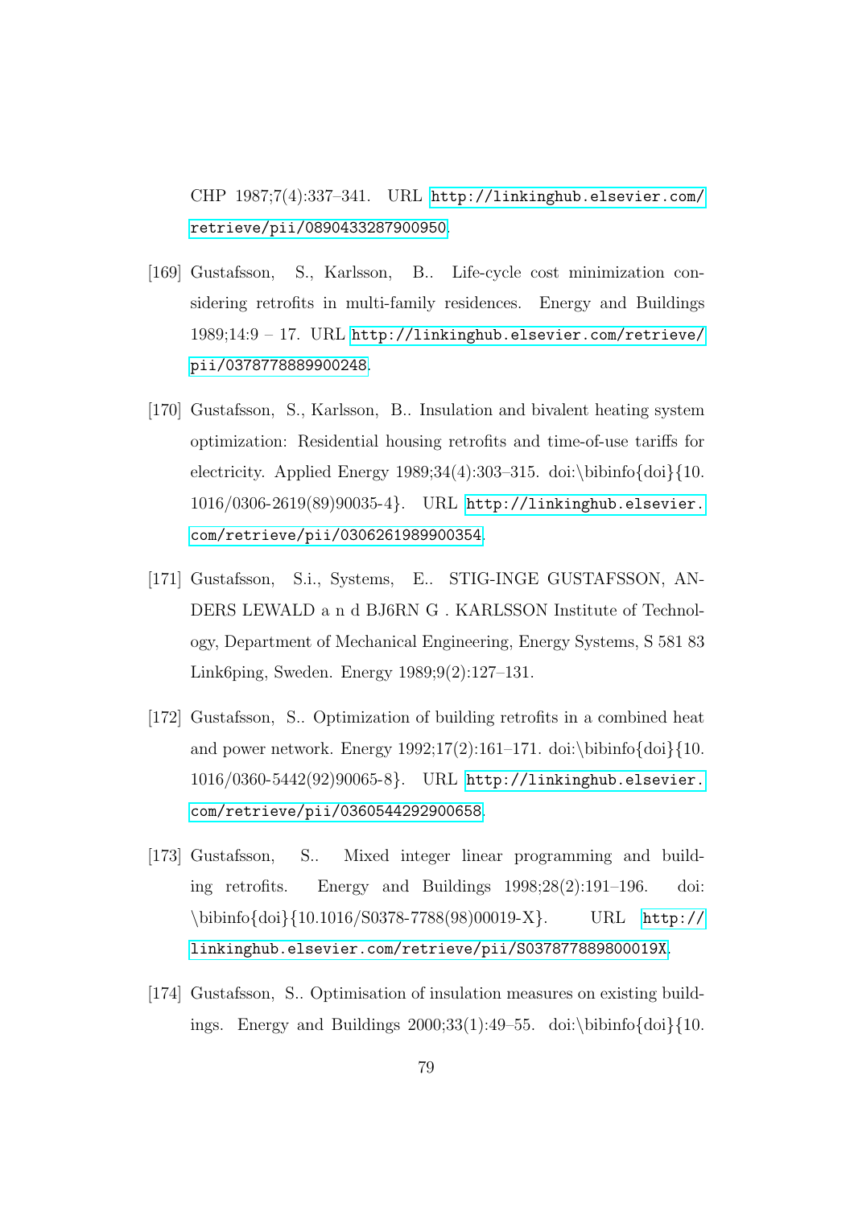CHP 1987;7(4):337–341. URL http://linkinghub.elsevier.com/retrieve/pii/0890433287900950.

[169] Gustafsson, S., Karlsson, B.. Life-cycle cost minimization considering retrofits in multi-family residences. Energy and Buildings 1989;14:9 – 17. URL http://linkinghub.elsevier.com/retrieve/pii/0378778889900248.

[170] Gustafsson, S., Karlsson, B.. Insulation and bivalent heating system optimization: Residential housing retrofits and time-of-use tariffs for electricity. Applied Energy 1989;34(4):303–315. doi:\bibinfo{doi}{10.1016/0306-2619(89)90035-4}. URL http://linkinghub.elsevier.com/retrieve/pii/0306261989900354.

[171] Gustafsson, S.i., Systems, E.. STIG-INGE GUSTAFSSON, ANDERS LEWALD a n d BJ6RN G . KARLSSON Institute of Technology, Department of Mechanical Engineering, Energy Systems, S 581 83 Link6ping, Sweden. Energy 1989;9(2):127–131.

[172] Gustafsson, S.. Optimization of building retrofits in a combined heat and power network. Energy 1992;17(2):161–171. doi:\bibinfo{doi}{10.1016/0360-5442(92)90065-8}. URL http://linkinghub.elsevier.com/retrieve/pii/0360544292900658.

[173] Gustafsson, S.. Mixed integer linear programming and building retrofits. Energy and Buildings 1998;28(2):191–196. doi:\bibinfo{doi}{10.1016/S0378-7788(98)00019-X}. URL http://linkinghub.elsevier.com/retrieve/pii/S037877889800019X.

[174] Gustafsson, S.. Optimisation of insulation measures on existing buildings. Energy and Buildings 2000;33(1):49–55. doi:\bibinfo{doi}{10.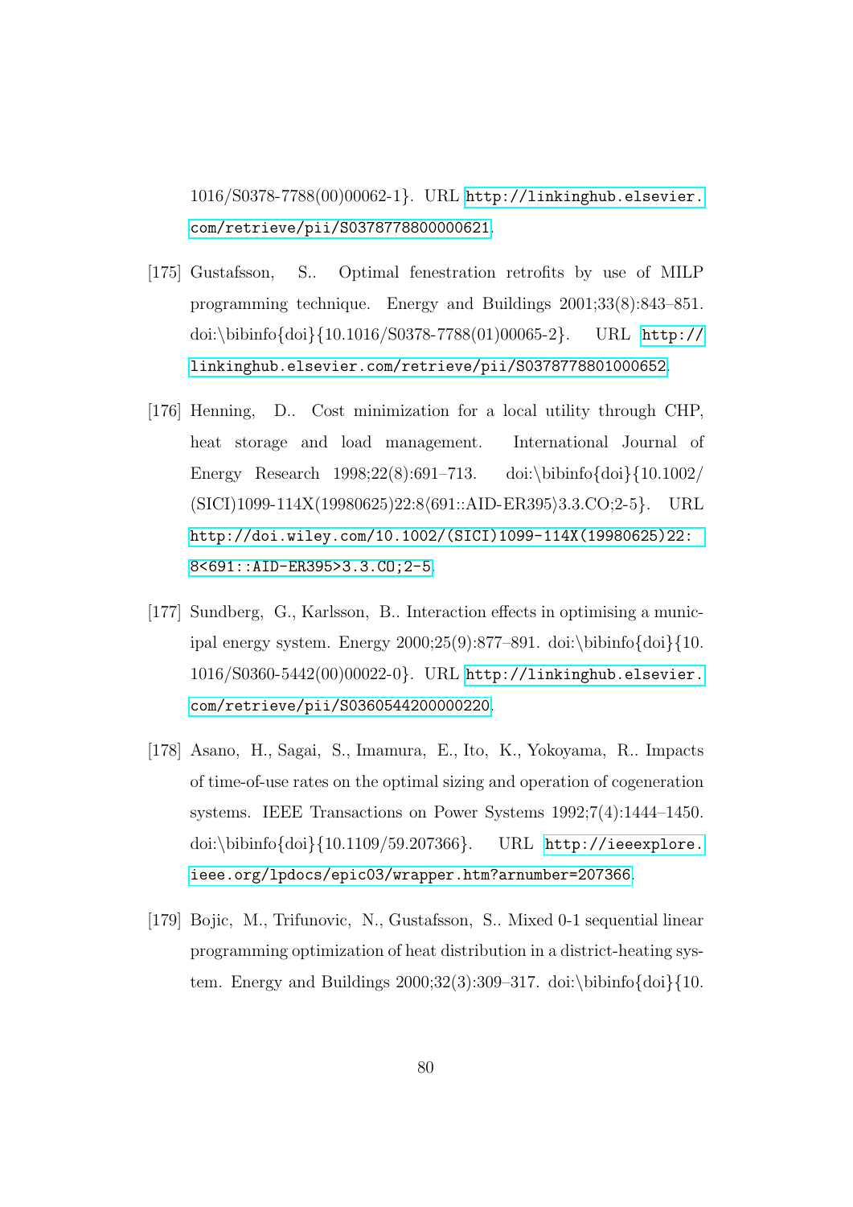1016/S0378-7788(00)00062-1}. URL http://linkinghub.elsevier.com/retrieve/pii/S0378778800000621.

[175] Gustafsson, S.. Optimal fenestration retrofits by use of MILP programming technique. Energy and Buildings 2001;33(8):843–851. doi:\bibinfo{doi}{10.1016/S0378-7788(01)00065-2}. URL http://linkinghub.elsevier.com/retrieve/pii/S0378778801000652.

[176] Henning, D.. Cost minimization for a local utility through CHP, heat storage and load management. International Journal of Energy Research 1998;22(8):691–713. doi:\bibinfo{doi}{10.1002/(SICI)1099-114X(19980625)22:8⟨691::AID-ER395⟩3.3.CO;2-5}. URL http://doi.wiley.com/10.1002/(SICI)1099-114X(19980625)22:8<691::AID-ER395>3.3.CO;2-5.

[177] Sundberg, G., Karlsson, B.. Interaction effects in optimising a municipal energy system. Energy 2000;25(9):877–891. doi:\bibinfo{doi}{10.1016/S0360-5442(00)00022-0}. URL http://linkinghub.elsevier.com/retrieve/pii/S0360544200000220.

[178] Asano, H., Sagai, S., Imamura, E., Ito, K., Yokoyama, R.. Impacts of time-of-use rates on the optimal sizing and operation of cogeneration systems. IEEE Transactions on Power Systems 1992;7(4):1444–1450. doi:\bibinfo{doi}{10.1109/59.207366}. URL http://ieeexplore.ieee.org/lpdocs/epic03/wrapper.htm?arnumber=207366.

[179] Bojic, M., Trifunovic, N., Gustafsson, S.. Mixed 0-1 sequential linear programming optimization of heat distribution in a district-heating system. Energy and Buildings 2000;32(3):309–317. doi:\bibinfo{doi}{10.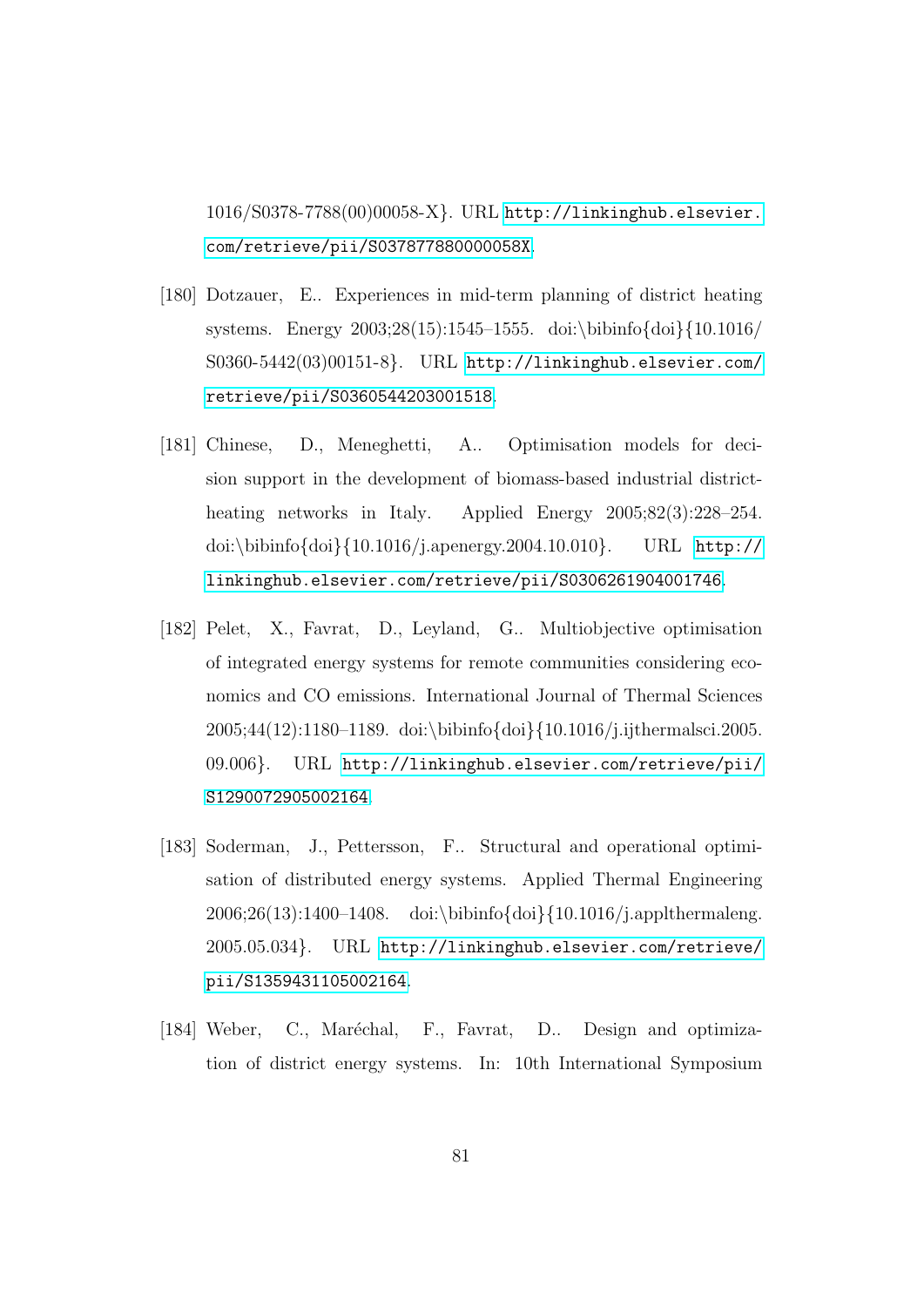1016/S0378-7788(00)00058-X}. URL http://linkinghub.elsevier.com/retrieve/pii/S037877880000058X.

[180] Dotzauer, E.. Experiences in mid-term planning of district heating systems. Energy 2003;28(15):1545–1555. doi:\bibinfo{doi}{10.1016/S0360-5442(03)00151-8}. URL http://linkinghub.elsevier.com/retrieve/pii/S0360544203001518.

[181] Chinese, D., Meneghetti, A.. Optimisation models for decision support in the development of biomass-based industrial district-heating networks in Italy. Applied Energy 2005;82(3):228–254. doi:\bibinfo{doi}{10.1016/j.apenergy.2004.10.010}. URL http://linkinghub.elsevier.com/retrieve/pii/S0306261904001746.

[182] Pelet, X., Favrat, D., Leyland, G.. Multiobjective optimisation of integrated energy systems for remote communities considering economics and CO emissions. International Journal of Thermal Sciences 2005;44(12):1180–1189. doi:\bibinfo{doi}{10.1016/j.ijthermalsci.2005.09.006}. URL http://linkinghub.elsevier.com/retrieve/pii/S1290072905002164.

[183] Soderman, J., Pettersson, F.. Structural and operational optimisation of distributed energy systems. Applied Thermal Engineering 2006;26(13):1400–1408. doi:\bibinfo{doi}{10.1016/j.applthermaleng.2005.05.034}. URL http://linkinghub.elsevier.com/retrieve/pii/S1359431105002164.

[184] Weber, C., Maréchal, F., Favrat, D.. Design and optimization of district energy systems. In: 10th International Symposium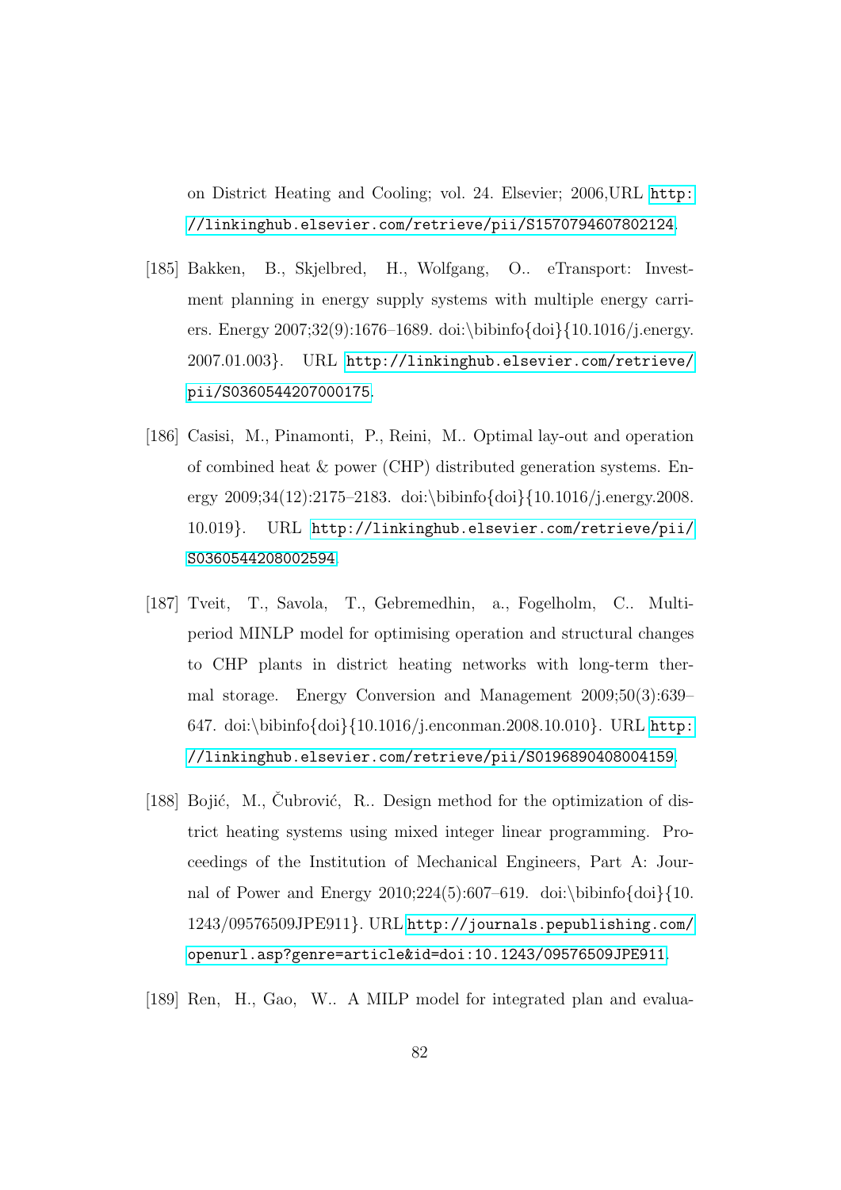on District Heating and Cooling; vol. 24. Elsevier; 2006,URL http://linkinghub.elsevier.com/retrieve/pii/S1570794607802124.

[185] Bakken, B., Skjelbred, H., Wolfgang, O.. eTransport: Investment planning in energy supply systems with multiple energy carriers. Energy 2007;32(9):1676–1689. doi:\bibinfo{doi}{10.1016/j.energy.2007.01.003}. URL http://linkinghub.elsevier.com/retrieve/pii/S0360544207000175.

[186] Casisi, M., Pinamonti, P., Reini, M.. Optimal lay-out and operation of combined heat & power (CHP) distributed generation systems. Energy 2009;34(12):2175–2183. doi:\bibinfo{doi}{10.1016/j.energy.2008.10.019}. URL http://linkinghub.elsevier.com/retrieve/pii/S0360544208002594.

[187] Tveit, T., Savola, T., Gebremedhin, a., Fogelholm, C.. Multi-period MINLP model for optimising operation and structural changes to CHP plants in district heating networks with long-term thermal storage. Energy Conversion and Management 2009;50(3):639–647. doi:\bibinfo{doi}{10.1016/j.enconman.2008.10.010}. URL http://linkinghub.elsevier.com/retrieve/pii/S0196890408004159.

[188] Bojić, M., Čubrović, R.. Design method for the optimization of district heating systems using mixed integer linear programming. Proceedings of the Institution of Mechanical Engineers, Part A: Journal of Power and Energy 2010;224(5):607–619. doi:\bibinfo{doi}{10.1243/09576509JPE911}. URL http://journals.pepublishing.com/openurl.asp?genre=article&id=doi:10.1243/09576509JPE911.

[189] Ren, H., Gao, W.. A MILP model for integrated plan and evalua-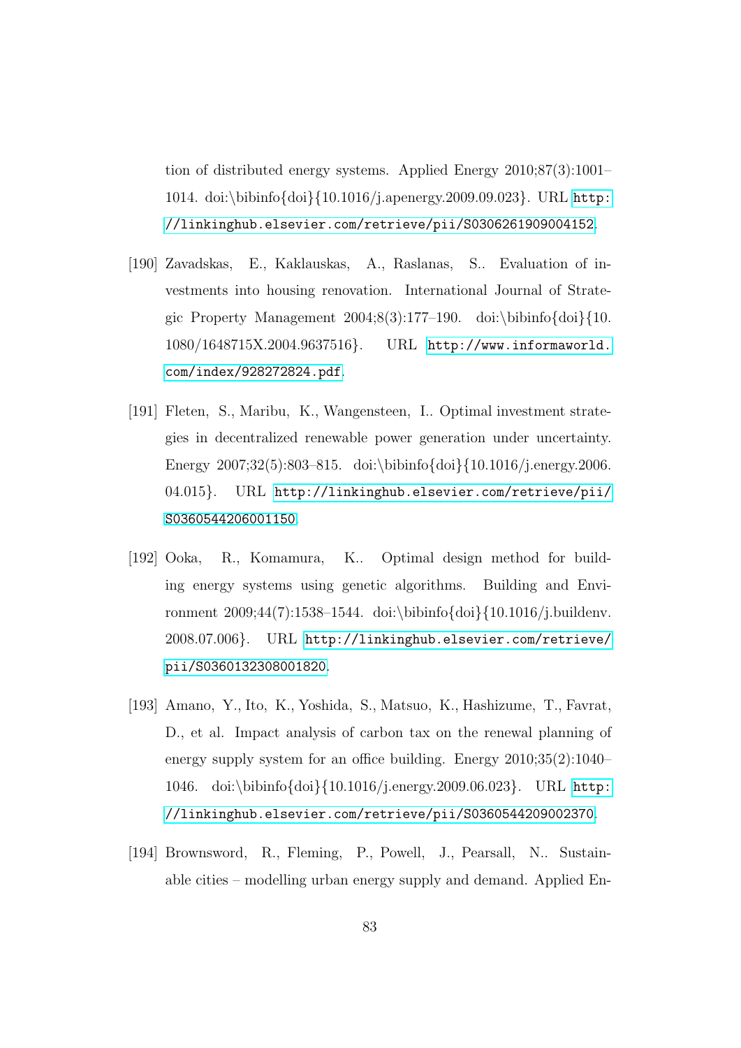tion of distributed energy systems. Applied Energy 2010;87(3):1001–1014. doi:\bibinfo{doi}{10.1016/j.apenergy.2009.09.023}. URL http://linkinghub.elsevier.com/retrieve/pii/S0306261909004152.

[190] Zavadskas, E., Kaklauskas, A., Raslanas, S.. Evaluation of investments into housing renovation. International Journal of Strategic Property Management 2004;8(3):177–190. doi:\bibinfo{doi}{10.1080/1648715X.2004.9637516}. URL http://www.informaworld.com/index/928272824.pdf.

[191] Fleten, S., Maribu, K., Wangensteen, I.. Optimal investment strategies in decentralized renewable power generation under uncertainty. Energy 2007;32(5):803–815. doi:\bibinfo{doi}{10.1016/j.energy.2006.04.015}. URL http://linkinghub.elsevier.com/retrieve/pii/S0360544206001150.

[192] Ooka, R., Komamura, K.. Optimal design method for building energy systems using genetic algorithms. Building and Environment 2009;44(7):1538–1544. doi:\bibinfo{doi}{10.1016/j.buildenv.2008.07.006}. URL http://linkinghub.elsevier.com/retrieve/pii/S0360132308001820.

[193] Amano, Y., Ito, K., Yoshida, S., Matsuo, K., Hashizume, T., Favrat, D., et al. Impact analysis of carbon tax on the renewal planning of energy supply system for an office building. Energy 2010;35(2):1040–1046. doi:\bibinfo{doi}{10.1016/j.energy.2009.06.023}. URL http://linkinghub.elsevier.com/retrieve/pii/S0360544209002370.

[194] Brownsword, R., Fleming, P., Powell, J., Pearsall, N.. Sustainable cities – modelling urban energy supply and demand. Applied En-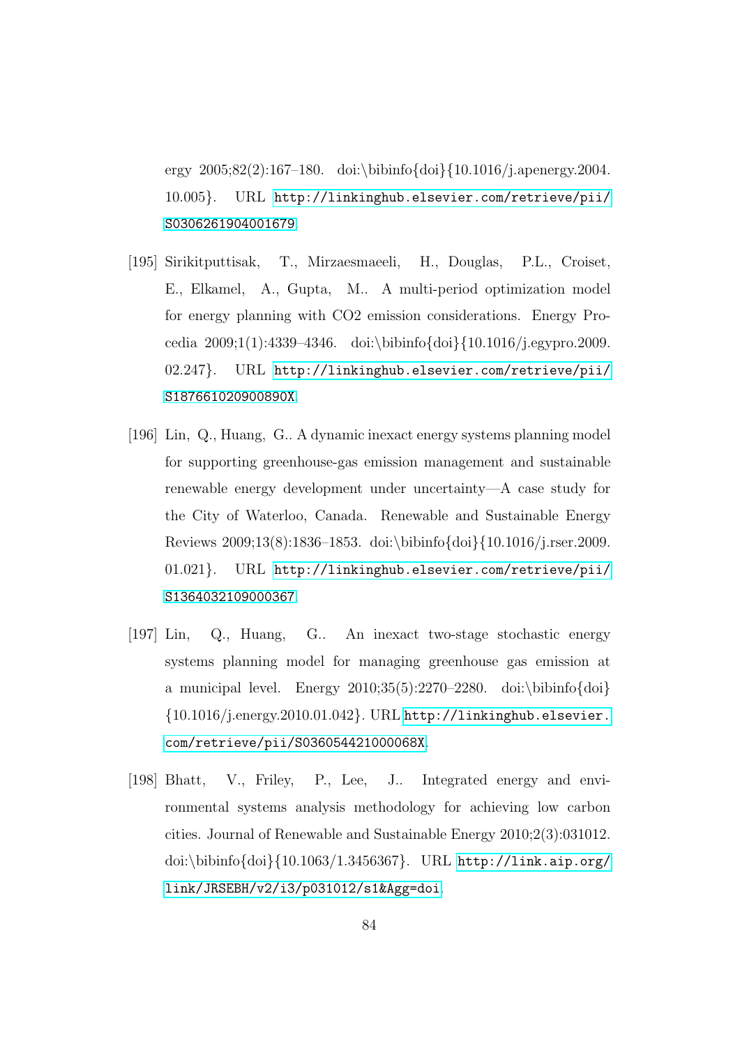ergy 2005;82(2):167–180. doi:\bibinfo{doi}{10.1016/j.apenergy.2004.10.005}. URL http://linkinghub.elsevier.com/retrieve/pii/S0306261904001679.

[195] Sirikitputtisak, T., Mirzaesmaeeli, H., Douglas, P.L., Croiset, E., Elkamel, A., Gupta, M.. A multi-period optimization model for energy planning with CO2 emission considerations. Energy Procedia 2009;1(1):4339–4346. doi:\bibinfo{doi}{10.1016/j.egypro.2009.02.247}. URL http://linkinghub.elsevier.com/retrieve/pii/S187661020900890X.

[196] Lin, Q., Huang, G.. A dynamic inexact energy systems planning model for supporting greenhouse-gas emission management and sustainable renewable energy development under uncertainty—A case study for the City of Waterloo, Canada. Renewable and Sustainable Energy Reviews 2009;13(8):1836–1853. doi:\bibinfo{doi}{10.1016/j.rser.2009.01.021}. URL http://linkinghub.elsevier.com/retrieve/pii/S1364032109000367.

[197] Lin, Q., Huang, G.. An inexact two-stage stochastic energy systems planning model for managing greenhouse gas emission at a municipal level. Energy 2010;35(5):2270–2280. doi:\bibinfo{doi}{10.1016/j.energy.2010.01.042}. URL http://linkinghub.elsevier.com/retrieve/pii/S036054421000068X.

[198] Bhatt, V., Friley, P., Lee, J.. Integrated energy and environmental systems analysis methodology for achieving low carbon cities. Journal of Renewable and Sustainable Energy 2010;2(3):031012. doi:\bibinfo{doi}{10.1063/1.3456367}. URL http://link.aip.org/link/JRSEBH/v2/i3/p031012/s1&Agg=doi.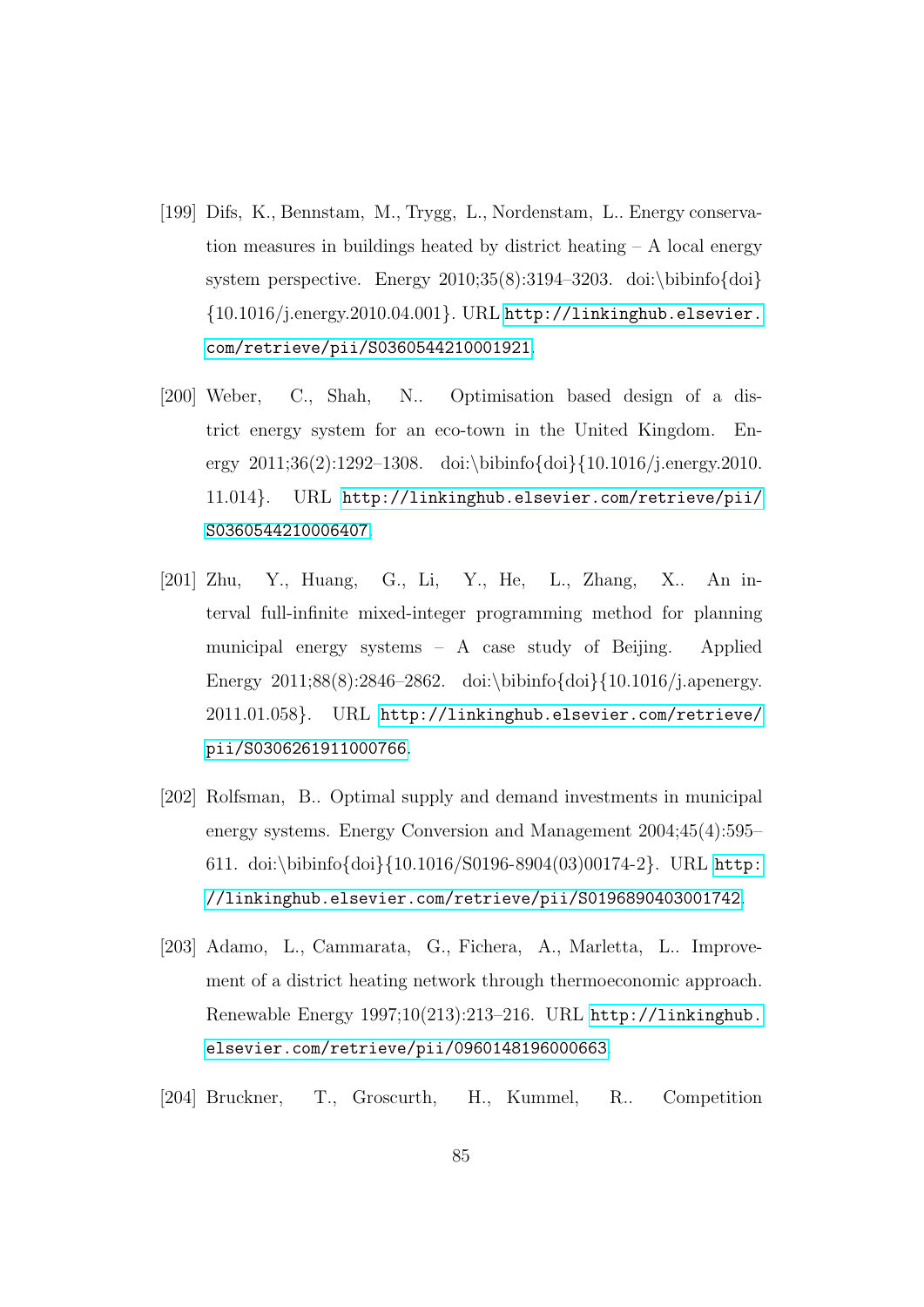[199] Difs, K., Bennstam, M., Trygg, L., Nordenstam, L.. Energy conservation measures in buildings heated by district heating – A local energy system perspective. Energy 2010;35(8):3194–3203. doi:\bibinfo{doi}{10.1016/j.energy.2010.04.001}. URL http://linkinghub.elsevier.com/retrieve/pii/S0360544210001921.

[200] Weber, C., Shah, N.. Optimisation based design of a district energy system for an eco-town in the United Kingdom. Energy 2011;36(2):1292–1308. doi:\bibinfo{doi}{10.1016/j.energy.2010.11.014}. URL http://linkinghub.elsevier.com/retrieve/pii/S0360544210006407.

[201] Zhu, Y., Huang, G., Li, Y., He, L., Zhang, X.. An interval full-infinite mixed-integer programming method for planning municipal energy systems – A case study of Beijing. Applied Energy 2011;88(8):2846–2862. doi:\bibinfo{doi}{10.1016/j.apenergy.2011.01.058}. URL http://linkinghub.elsevier.com/retrieve/pii/S0306261911000766.

[202] Rolfsman, B.. Optimal supply and demand investments in municipal energy systems. Energy Conversion and Management 2004;45(4):595–611. doi:\bibinfo{doi}{10.1016/S0196-8904(03)00174-2}. URL http://linkinghub.elsevier.com/retrieve/pii/S0196890403001742.

[203] Adamo, L., Cammarata, G., Fichera, A., Marletta, L.. Improvement of a district heating network through thermoeconomic approach. Renewable Energy 1997;10(213):213–216. URL http://linkinghub.elsevier.com/retrieve/pii/0960148196000663.

[204] Bruckner, T., Groscurth, H., Kummel, R.. Competition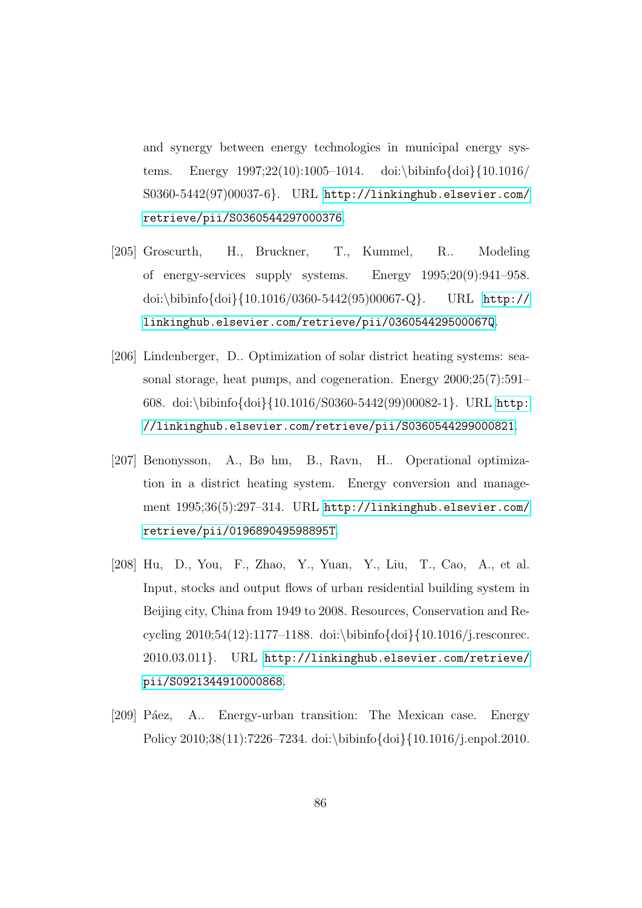and synergy between energy technologies in municipal energy systems. Energy 1997;22(10):1005–1014. doi:\bibinfo{doi}{10.1016/S0360-5442(97)00037-6}. URL http://linkinghub.elsevier.com/retrieve/pii/S0360544297000376.

[205] Groscurth, H., Bruckner, T., Kummel, R.. Modeling of energy-services supply systems. Energy 1995;20(9):941–958. doi:\bibinfo{doi}{10.1016/0360-5442(95)00067-Q}. URL http://linkinghub.elsevier.com/retrieve/pii/036054429500067Q.

[206] Lindenberger, D.. Optimization of solar district heating systems: seasonal storage, heat pumps, and cogeneration. Energy 2000;25(7):591–608. doi:\bibinfo{doi}{10.1016/S0360-5442(99)00082-1}. URL http://linkinghub.elsevier.com/retrieve/pii/S0360544299000821.

[207] Benonysson, A., Bø hm, B., Ravn, H.. Operational optimization in a district heating system. Energy conversion and management 1995;36(5):297–314. URL http://linkinghub.elsevier.com/retrieve/pii/019689049598895T.

[208] Hu, D., You, F., Zhao, Y., Yuan, Y., Liu, T., Cao, A., et al. Input, stocks and output flows of urban residential building system in Beijing city, China from 1949 to 2008. Resources, Conservation and Recycling 2010;54(12):1177–1188. doi:\bibinfo{doi}{10.1016/j.resconrec.2010.03.011}. URL http://linkinghub.elsevier.com/retrieve/pii/S0921344910000868.

[209] Páez, A.. Energy-urban transition: The Mexican case. Energy Policy 2010;38(11):7226–7234. doi:\bibinfo{doi}{10.1016/j.enpol.2010.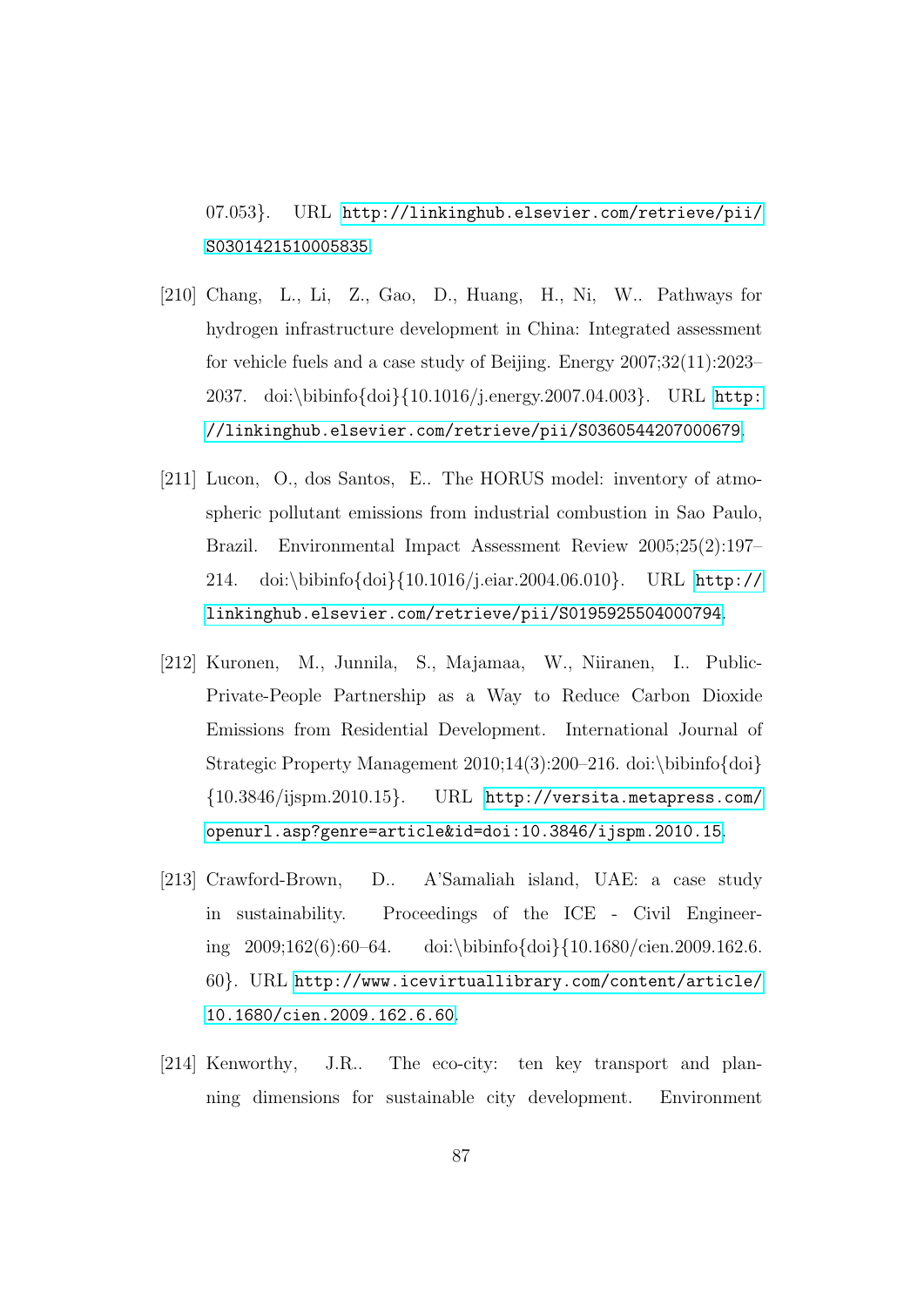07.053}. URL http://linkinghub.elsevier.com/retrieve/pii/S0301421510005835.

[210] Chang, L., Li, Z., Gao, D., Huang, H., Ni, W.. Pathways for hydrogen infrastructure development in China: Integrated assessment for vehicle fuels and a case study of Beijing. Energy 2007;32(11):2023–2037. doi:\bibinfo{doi}{10.1016/j.energy.2007.04.003}. URL http://linkinghub.elsevier.com/retrieve/pii/S0360544207000679.

[211] Lucon, O., dos Santos, E.. The HORUS model: inventory of atmospheric pollutant emissions from industrial combustion in Sao Paulo, Brazil. Environmental Impact Assessment Review 2005;25(2):197–214. doi:\bibinfo{doi}{10.1016/j.eiar.2004.06.010}. URL http://linkinghub.elsevier.com/retrieve/pii/S0195925504000794.

[212] Kuronen, M., Junnila, S., Majamaa, W., Niiranen, I.. Public-Private-People Partnership as a Way to Reduce Carbon Dioxide Emissions from Residential Development. International Journal of Strategic Property Management 2010;14(3):200–216. doi:\bibinfo{doi}{10.3846/ijspm.2010.15}. URL http://versita.metapress.com/openurl.asp?genre=article&id=doi:10.3846/ijspm.2010.15.

[213] Crawford-Brown, D.. A'Samaliah island, UAE: a case study in sustainability. Proceedings of the ICE - Civil Engineering 2009;162(6):60–64. doi:\bibinfo{doi}{10.1680/cien.2009.162.6.60}. URL http://www.icevirtuallibrary.com/content/article/10.1680/cien.2009.162.6.60.

[214] Kenworthy, J.R.. The eco-city: ten key transport and planning dimensions for sustainable city development. Environment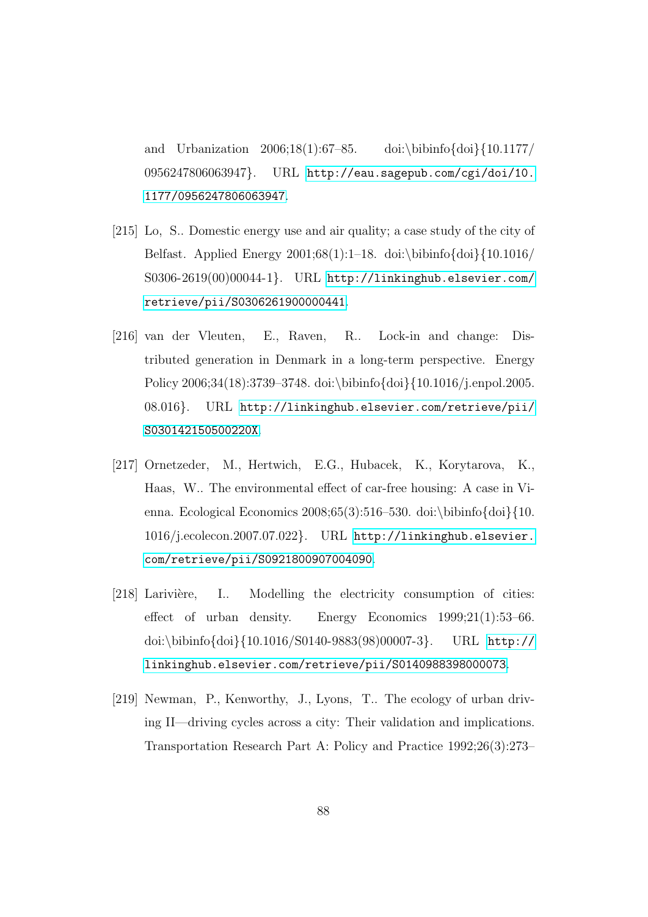and Urbanization 2006;18(1):67–85. doi:\bibinfo{doi}{10.1177/0956247806063947}. URL http://eau.sagepub.com/cgi/doi/10.1177/0956247806063947.

[215] Lo, S.. Domestic energy use and air quality; a case study of the city of Belfast. Applied Energy 2001;68(1):1–18. doi:\bibinfo{doi}{10.1016/S0306-2619(00)00044-1}. URL http://linkinghub.elsevier.com/retrieve/pii/S0306261900000441.

[216] van der Vleuten, E., Raven, R.. Lock-in and change: Distributed generation in Denmark in a long-term perspective. Energy Policy 2006;34(18):3739–3748. doi:\bibinfo{doi}{10.1016/j.enpol.2005.08.016}. URL http://linkinghub.elsevier.com/retrieve/pii/S030142150500220X.

[217] Ornetzeder, M., Hertwich, E.G., Hubacek, K., Korytarova, K., Haas, W.. The environmental effect of car-free housing: A case in Vienna. Ecological Economics 2008;65(3):516–530. doi:\bibinfo{doi}{10.1016/j.ecolecon.2007.07.022}. URL http://linkinghub.elsevier.com/retrieve/pii/S0921800907004090.

[218] Larivière, I.. Modelling the electricity consumption of cities: effect of urban density. Energy Economics 1999;21(1):53–66. doi:\bibinfo{doi}{10.1016/S0140-9883(98)00007-3}. URL http://linkinghub.elsevier.com/retrieve/pii/S0140988398000073.

[219] Newman, P., Kenworthy, J., Lyons, T.. The ecology of urban driving II—driving cycles across a city: Their validation and implications. Transportation Research Part A: Policy and Practice 1992;26(3):273–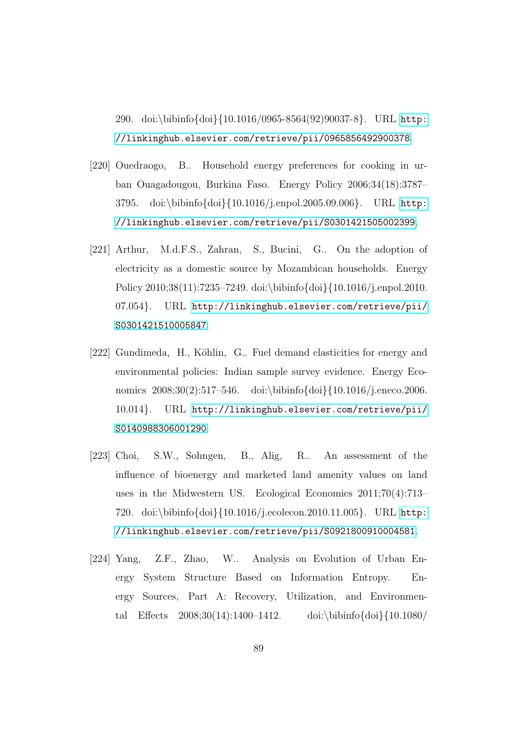290. doi:\bibinfo{doi}{10.1016/0965-8564(92)90037-8}. URL http://linkinghub.elsevier.com/retrieve/pii/0965856492900378.

[220] Ouedraogo, B.. Household energy preferences for cooking in urban Ouagadougou, Burkina Faso. Energy Policy 2006;34(18):3787–3795. doi:\bibinfo{doi}{10.1016/j.enpol.2005.09.006}. URL http://linkinghub.elsevier.com/retrieve/pii/S0301421505002399.

[221] Arthur, M.d.F.S., Zahran, S., Bucini, G.. On the adoption of electricity as a domestic source by Mozambican households. Energy Policy 2010;38(11):7235–7249. doi:\bibinfo{doi}{10.1016/j.enpol.2010.07.054}. URL http://linkinghub.elsevier.com/retrieve/pii/S0301421510005847.

[222] Gundimeda, H., Köhlin, G.. Fuel demand elasticities for energy and environmental policies: Indian sample survey evidence. Energy Economics 2008;30(2):517–546. doi:\bibinfo{doi}{10.1016/j.eneco.2006.10.014}. URL http://linkinghub.elsevier.com/retrieve/pii/S0140988306001290.

[223] Choi, S.W., Sohngen, B., Alig, R.. An assessment of the influence of bioenergy and marketed land amenity values on land uses in the Midwestern US. Ecological Economics 2011;70(4):713–720. doi:\bibinfo{doi}{10.1016/j.ecolecon.2010.11.005}. URL http://linkinghub.elsevier.com/retrieve/pii/S0921800910004581.

[224] Yang, Z.F., Zhao, W.. Analysis on Evolution of Urban Energy System Structure Based on Information Entropy. Energy Sources, Part A: Recovery, Utilization, and Environmental Effects 2008;30(14):1400–1412. doi:\bibinfo{doi}{10.1080/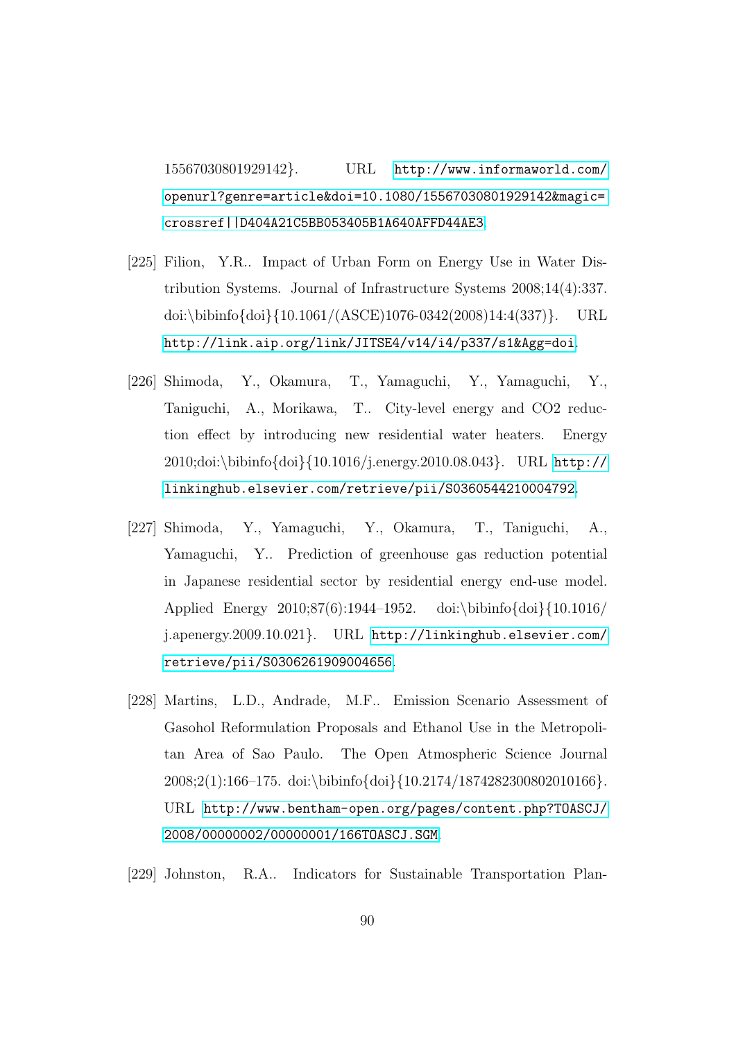15567030801929142}. URL http://www.informaworld.com/openurl?genre=article&doi=10.1080/15567030801929142&magic=crossref||D404A21C5BB053405B1A640AFFD44AE3.

[225] Filion, Y.R.. Impact of Urban Form on Energy Use in Water Distribution Systems. Journal of Infrastructure Systems 2008;14(4):337. doi:\bibinfo{doi}{10.1061/(ASCE)1076-0342(2008)14:4(337)}. URL http://link.aip.org/link/JITSE4/v14/i4/p337/s1&Agg=doi.

[226] Shimoda, Y., Okamura, T., Yamaguchi, Y., Yamaguchi, Y., Taniguchi, A., Morikawa, T.. City-level energy and CO2 reduction effect by introducing new residential water heaters. Energy 2010;doi:\bibinfo{doi}{10.1016/j.energy.2010.08.043}. URL http://linkinghub.elsevier.com/retrieve/pii/S0360544210004792.

[227] Shimoda, Y., Yamaguchi, Y., Okamura, T., Taniguchi, A., Yamaguchi, Y.. Prediction of greenhouse gas reduction potential in Japanese residential sector by residential energy end-use model. Applied Energy 2010;87(6):1944–1952. doi:\bibinfo{doi}{10.1016/j.apenergy.2009.10.021}. URL http://linkinghub.elsevier.com/retrieve/pii/S0306261909004656.

[228] Martins, L.D., Andrade, M.F.. Emission Scenario Assessment of Gasohol Reformulation Proposals and Ethanol Use in the Metropolitan Area of Sao Paulo. The Open Atmospheric Science Journal 2008;2(1):166–175. doi:\bibinfo{doi}{10.2174/1874282300802010166}. URL http://www.bentham-open.org/pages/content.php?TOASCJ/2008/00000002/00000001/166TOASCJ.SGM.

[229] Johnston, R.A.. Indicators for Sustainable Transportation Plan-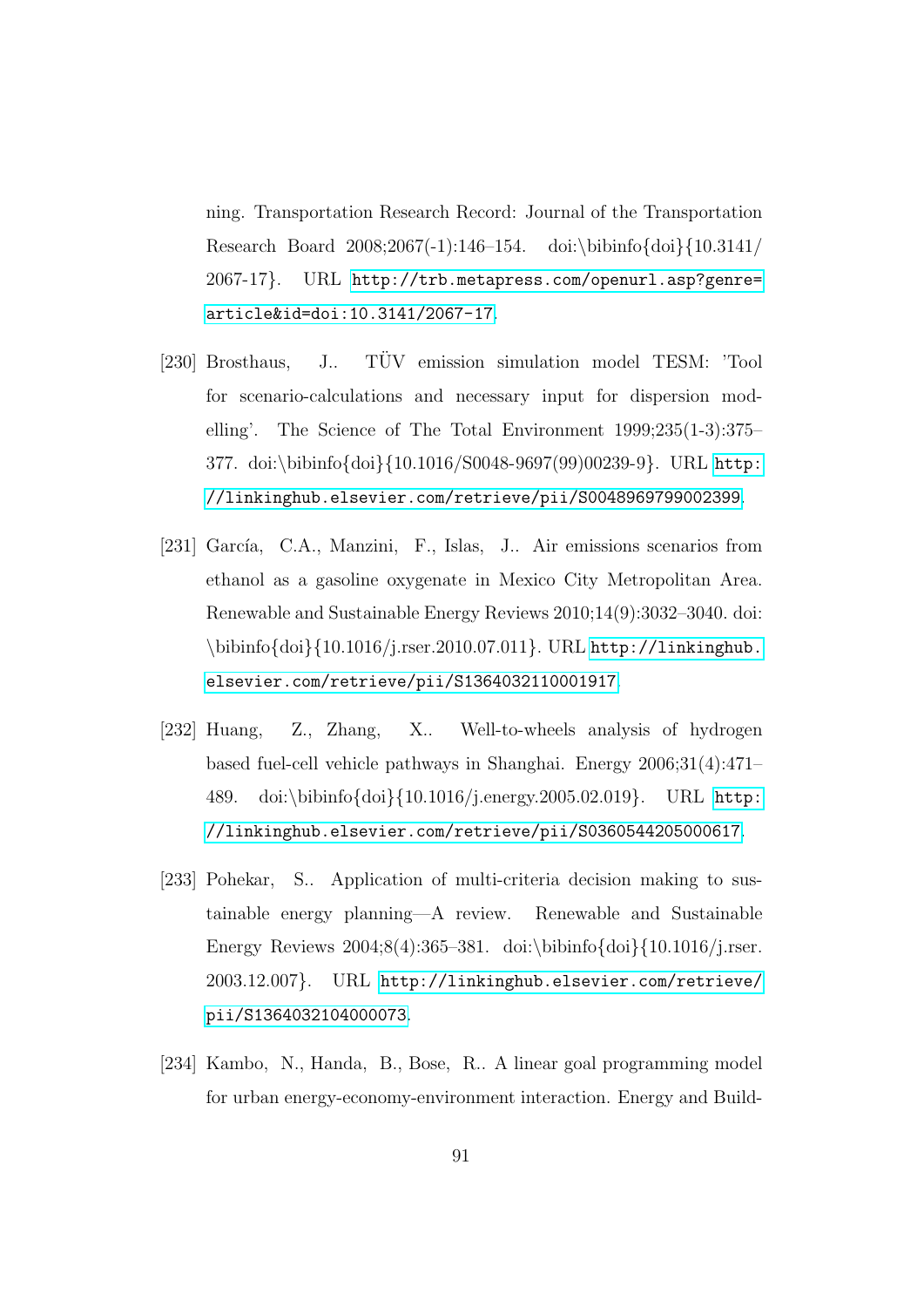ning. Transportation Research Record: Journal of the Transportation Research Board 2008;2067(-1):146–154. doi:\bibinfo{doi}{10.3141/2067-17}. URL http://trb.metapress.com/openurl.asp?genre=article&id=doi:10.3141/2067-17.

[230] Brosthaus, J.. TÜV emission simulation model TESM: 'Tool for scenario-calculations and necessary input for dispersion modelling'. The Science of The Total Environment 1999;235(1-3):375–377. doi:\bibinfo{doi}{10.1016/S0048-9697(99)00239-9}. URL http://linkinghub.elsevier.com/retrieve/pii/S0048969799002399.

[231] García, C.A., Manzini, F., Islas, J.. Air emissions scenarios from ethanol as a gasoline oxygenate in Mexico City Metropolitan Area. Renewable and Sustainable Energy Reviews 2010;14(9):3032–3040. doi:\bibinfo{doi}{10.1016/j.rser.2010.07.011}. URL http://linkinghub.elsevier.com/retrieve/pii/S1364032110001917.

[232] Huang, Z., Zhang, X.. Well-to-wheels analysis of hydrogen based fuel-cell vehicle pathways in Shanghai. Energy 2006;31(4):471–489. doi:\bibinfo{doi}{10.1016/j.energy.2005.02.019}. URL http://linkinghub.elsevier.com/retrieve/pii/S0360544205000617.

[233] Pohekar, S.. Application of multi-criteria decision making to sustainable energy planning—A review. Renewable and Sustainable Energy Reviews 2004;8(4):365–381. doi:\bibinfo{doi}{10.1016/j.rser.2003.12.007}. URL http://linkinghub.elsevier.com/retrieve/pii/S1364032104000073.

[234] Kambo, N., Handa, B., Bose, R.. A linear goal programming model for urban energy-economy-environment interaction. Energy and Build-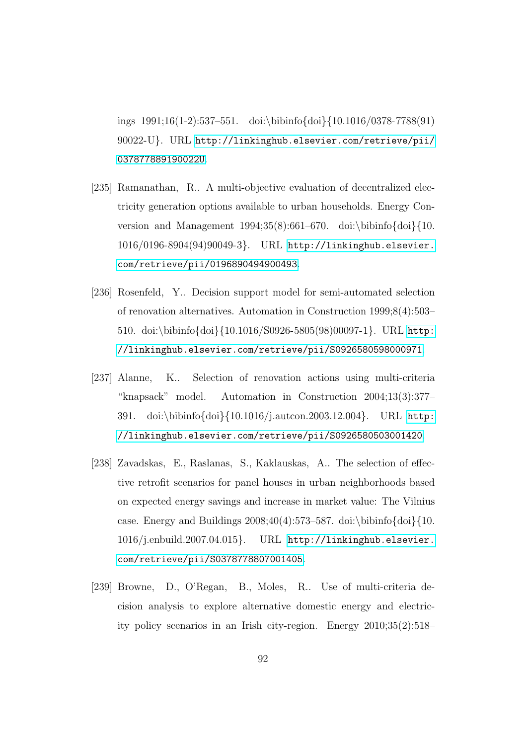ings 1991;16(1-2):537–551. doi:\bibinfo{doi}{10.1016/0378-7788(91) 90022-U}. URL http://linkinghub.elsevier.com/retrieve/pii/037877889190022U.

[235] Ramanathan, R.. A multi-objective evaluation of decentralized electricity generation options available to urban households. Energy Conversion and Management 1994;35(8):661–670. doi:\bibinfo{doi}{10.1016/0196-8904(94)90049-3}. URL http://linkinghub.elsevier.com/retrieve/pii/0196890494900493.

[236] Rosenfeld, Y.. Decision support model for semi-automated selection of renovation alternatives. Automation in Construction 1999;8(4):503–510. doi:\bibinfo{doi}{10.1016/S0926-5805(98)00097-1}. URL http://linkinghub.elsevier.com/retrieve/pii/S0926580598000971.

[237] Alanne, K.. Selection of renovation actions using multi-criteria "knapsack" model. Automation in Construction 2004;13(3):377–391. doi:\bibinfo{doi}{10.1016/j.autcon.2003.12.004}. URL http://linkinghub.elsevier.com/retrieve/pii/S0926580503001420.

[238] Zavadskas, E., Raslanas, S., Kaklauskas, A.. The selection of effective retrofit scenarios for panel houses in urban neighborhoods based on expected energy savings and increase in market value: The Vilnius case. Energy and Buildings 2008;40(4):573–587. doi:\bibinfo{doi}{10.1016/j.enbuild.2007.04.015}. URL http://linkinghub.elsevier.com/retrieve/pii/S0378778807001405.

[239] Browne, D., O'Regan, B., Moles, R.. Use of multi-criteria decision analysis to explore alternative domestic energy and electricity policy scenarios in an Irish city-region. Energy 2010;35(2):518–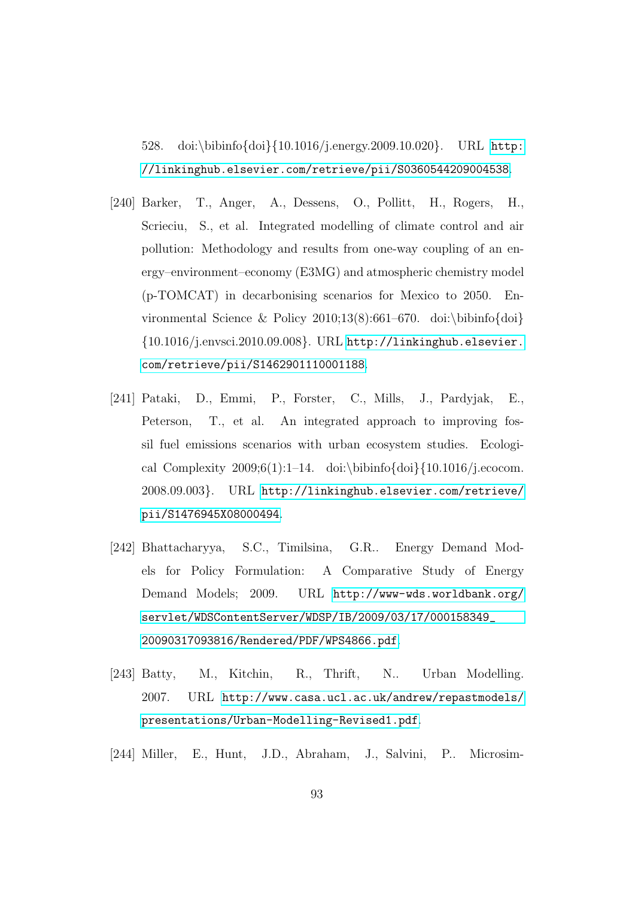528. doi:\bibinfo{doi}{10.1016/j.energy.2009.10.020}. URL http://linkinghub.elsevier.com/retrieve/pii/S0360544209004538.

[240] Barker, T., Anger, A., Dessens, O., Pollitt, H., Rogers, H., Scrieciu, S., et al. Integrated modelling of climate control and air pollution: Methodology and results from one-way coupling of an energy–environment–economy (E3MG) and atmospheric chemistry model (p-TOMCAT) in decarbonising scenarios for Mexico to 2050. Environmental Science & Policy 2010;13(8):661–670. doi:\bibinfo{doi}{10.1016/j.envsci.2010.09.008}. URL http://linkinghub.elsevier.com/retrieve/pii/S1462901110001188.

[241] Pataki, D., Emmi, P., Forster, C., Mills, J., Pardyjak, E., Peterson, T., et al. An integrated approach to improving fossil fuel emissions scenarios with urban ecosystem studies. Ecological Complexity 2009;6(1):1–14. doi:\bibinfo{doi}{10.1016/j.ecocom.2008.09.003}. URL http://linkinghub.elsevier.com/retrieve/pii/S1476945X08000494.

[242] Bhattacharyya, S.C., Timilsina, G.R.. Energy Demand Models for Policy Formulation: A Comparative Study of Energy Demand Models; 2009. URL http://www-wds.worldbank.org/servlet/WDSContentServer/WDSP/IB/2009/03/17/000158349_20090317093816/Rendered/PDF/WPS4866.pdf.

[243] Batty, M., Kitchin, R., Thrift, N.. Urban Modelling. 2007. URL http://www.casa.ucl.ac.uk/andrew/repastmodels/presentations/Urban-Modelling-Revised1.pdf.

[244] Miller, E., Hunt, J.D., Abraham, J., Salvini, P.. Microsim-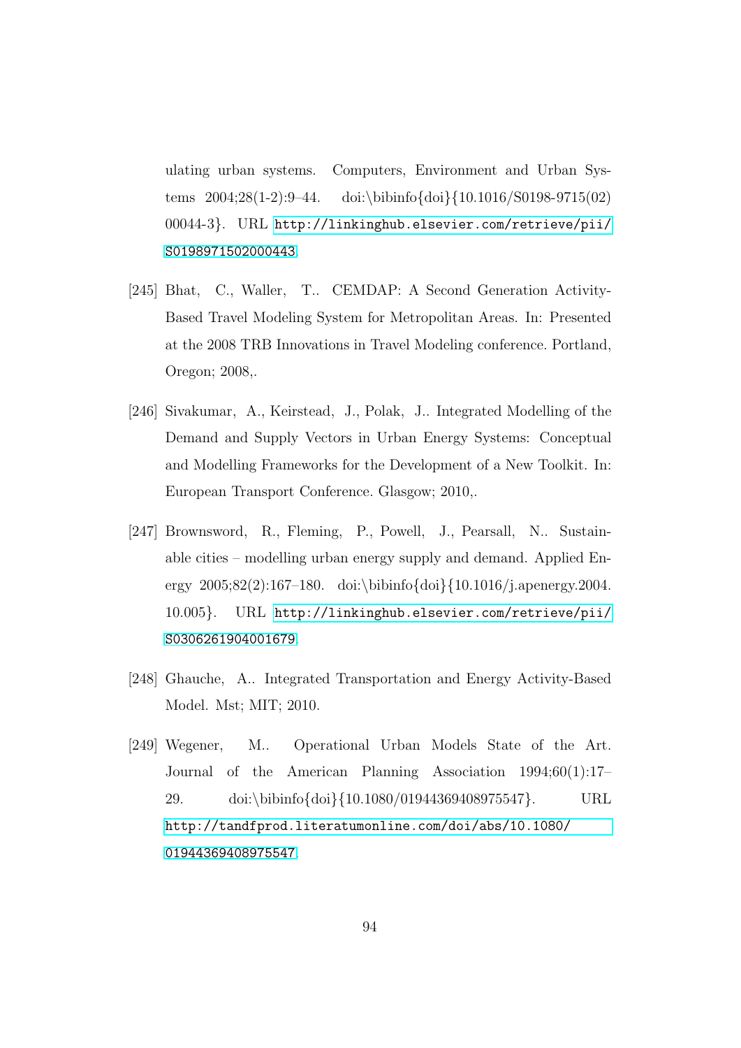ulating urban systems. Computers, Environment and Urban Systems 2004;28(1-2):9–44. doi:\bibinfo{doi}{10.1016/S0198-9715(02)00044-3}. URL http://linkinghub.elsevier.com/retrieve/pii/S0198971502000443.

[245] Bhat, C., Waller, T.. CEMDAP: A Second Generation Activity-Based Travel Modeling System for Metropolitan Areas. In: Presented at the 2008 TRB Innovations in Travel Modeling conference. Portland, Oregon; 2008,.

[246] Sivakumar, A., Keirstead, J., Polak, J.. Integrated Modelling of the Demand and Supply Vectors in Urban Energy Systems: Conceptual and Modelling Frameworks for the Development of a New Toolkit. In: European Transport Conference. Glasgow; 2010,.

[247] Brownsword, R., Fleming, P., Powell, J., Pearsall, N.. Sustainable cities – modelling urban energy supply and demand. Applied Energy 2005;82(2):167–180. doi:\bibinfo{doi}{10.1016/j.apenergy.2004.10.005}. URL http://linkinghub.elsevier.com/retrieve/pii/S0306261904001679.

[248] Ghauche, A.. Integrated Transportation and Energy Activity-Based Model. Mst; MIT; 2010.

[249] Wegener, M.. Operational Urban Models State of the Art. Journal of the American Planning Association 1994;60(1):17–29. doi:\bibinfo{doi}{10.1080/01944369408975547}. URL http://tandfprod.literatumonline.com/doi/abs/10.1080/01944369408975547.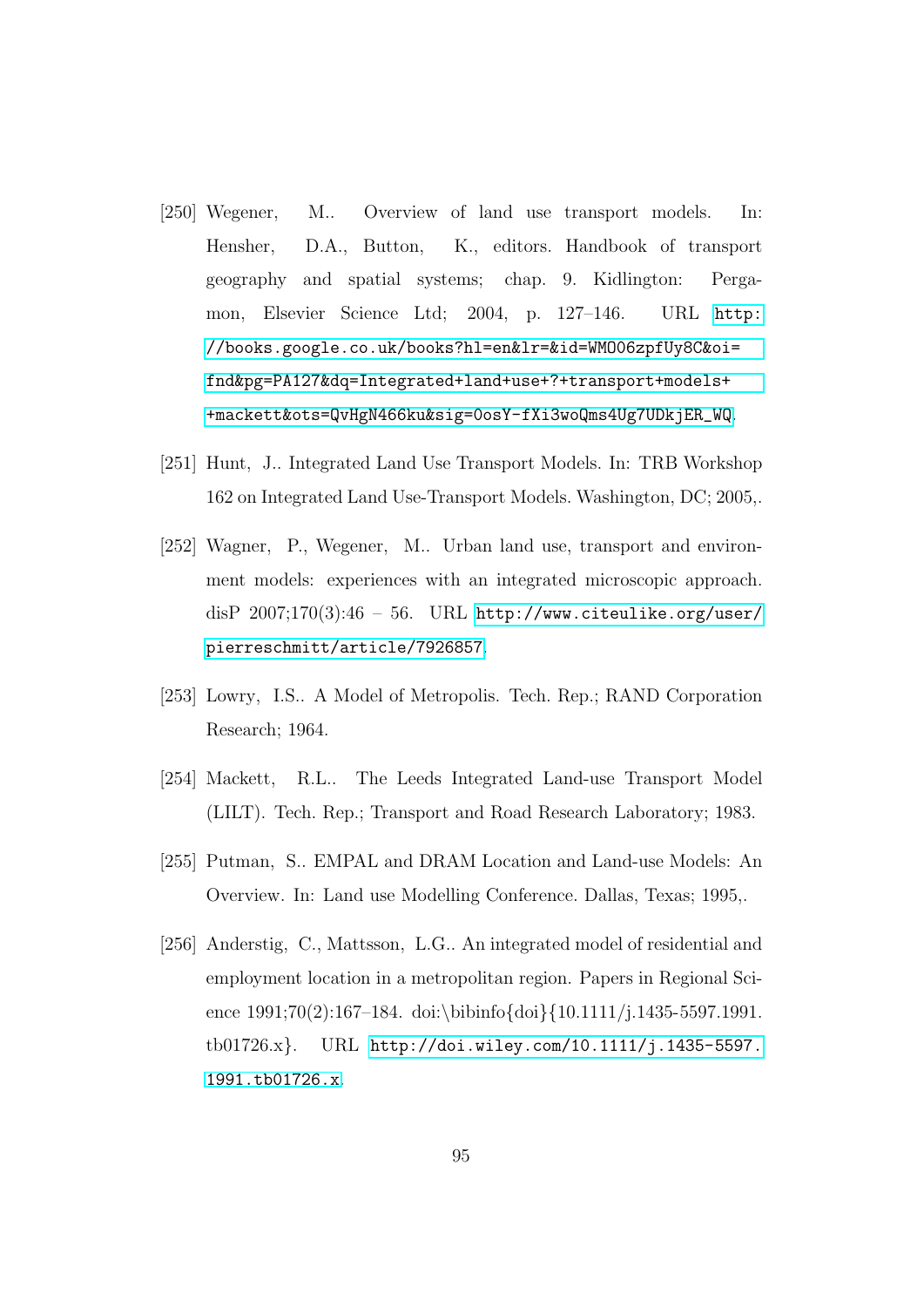[250] Wegener, M.. Overview of land use transport models. In: Hensher, D.A., Button, K., editors. Handbook of transport geography and spatial systems; chap. 9. Kidlington: Pergamon, Elsevier Science Ltd; 2004, p. 127–146. URL http://books.google.co.uk/books?hl=en&lr=&id=WMO06zpfUy8C&oi=fnd&pg=PA127&dq=Integrated+land+use+?+transport+models++mackett&ots=QvHgN466ku&sig=0osY-fXi3woQms4Ug7UDkjER_WQ.

[251] Hunt, J.. Integrated Land Use Transport Models. In: TRB Workshop 162 on Integrated Land Use-Transport Models. Washington, DC; 2005,.

[252] Wagner, P., Wegener, M.. Urban land use, transport and environment models: experiences with an integrated microscopic approach. disP 2007;170(3):46 – 56. URL http://www.citeulike.org/user/pierreschmitt/article/7926857.

[253] Lowry, I.S.. A Model of Metropolis. Tech. Rep.; RAND Corporation Research; 1964.

[254] Mackett, R.L.. The Leeds Integrated Land-use Transport Model (LILT). Tech. Rep.; Transport and Road Research Laboratory; 1983.

[255] Putman, S.. EMPAL and DRAM Location and Land-use Models: An Overview. In: Land use Modelling Conference. Dallas, Texas; 1995,.

[256] Anderstig, C., Mattsson, L.G.. An integrated model of residential and employment location in a metropolitan region. Papers in Regional Science 1991;70(2):167–184. doi:\bibinfo{doi}{10.1111/j.1435-5597.1991.tb01726.x}. URL http://doi.wiley.com/10.1111/j.1435-5597.1991.tb01726.x.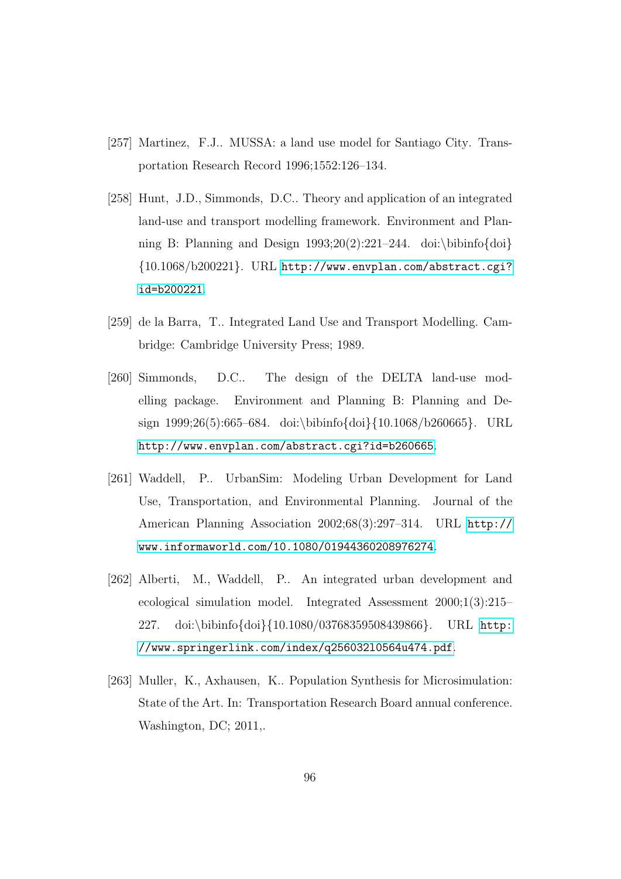[257] Martinez, F.J.. MUSSA: a land use model for Santiago City. Transportation Research Record 1996;1552:126–134.

[258] Hunt, J.D., Simmonds, D.C.. Theory and application of an integrated land-use and transport modelling framework. Environment and Planning B: Planning and Design 1993;20(2):221–244. doi:\bibinfo{doi}{10.1068/b200221}. URL http://www.envplan.com/abstract.cgi?id=b200221.

[259] de la Barra, T.. Integrated Land Use and Transport Modelling. Cambridge: Cambridge University Press; 1989.

[260] Simmonds, D.C.. The design of the DELTA land-use modelling package. Environment and Planning B: Planning and Design 1999;26(5):665–684. doi:\bibinfo{doi}{10.1068/b260665}. URL http://www.envplan.com/abstract.cgi?id=b260665.

[261] Waddell, P.. UrbanSim: Modeling Urban Development for Land Use, Transportation, and Environmental Planning. Journal of the American Planning Association 2002;68(3):297–314. URL http://www.informaworld.com/10.1080/01944360208976274.

[262] Alberti, M., Waddell, P.. An integrated urban development and ecological simulation model. Integrated Assessment 2000;1(3):215–227. doi:\bibinfo{doi}{10.1080/03768359508439866}. URL http://www.springerlink.com/index/q25603210564u474.pdf.

[263] Muller, K., Axhausen, K.. Population Synthesis for Microsimulation: State of the Art. In: Transportation Research Board annual conference. Washington, DC; 2011,.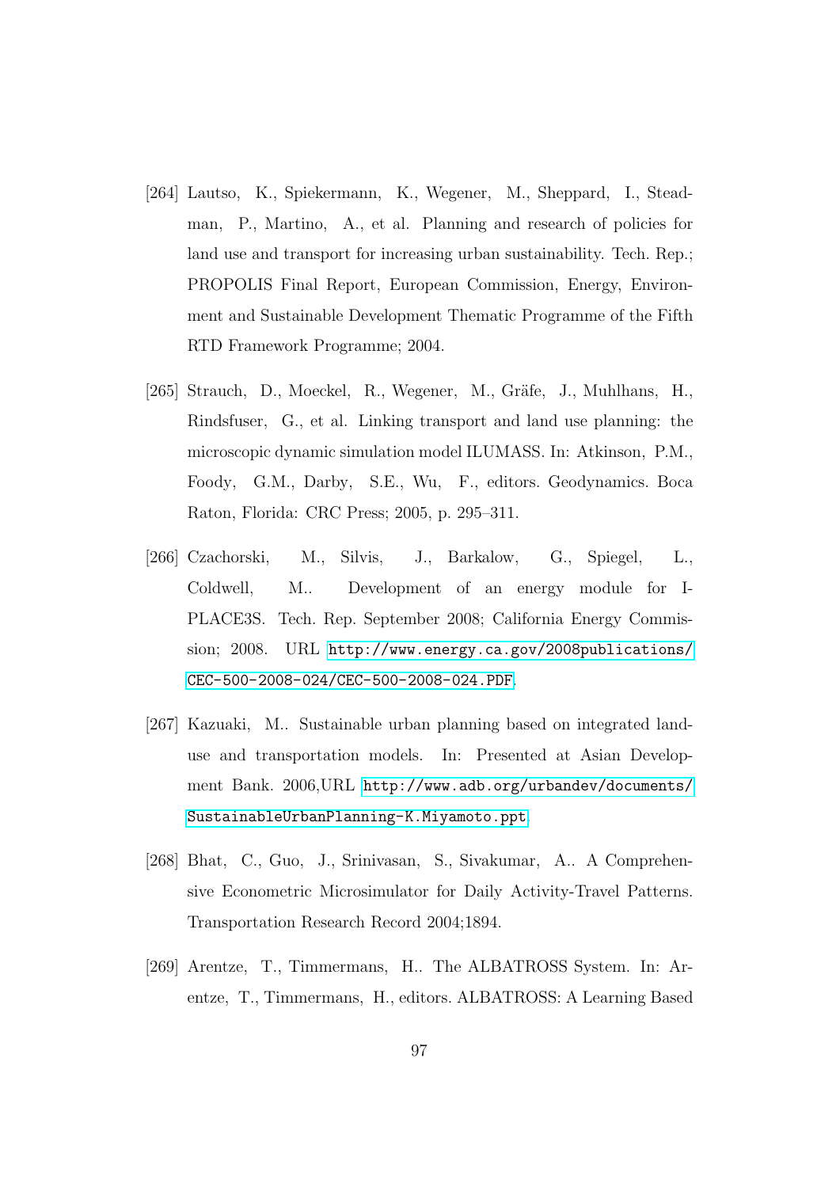[264] Lautso, K., Spiekermann, K., Wegener, M., Sheppard, I., Steadman, P., Martino, A., et al. Planning and research of policies for land use and transport for increasing urban sustainability. Tech. Rep.; PROPOLIS Final Report, European Commission, Energy, Environment and Sustainable Development Thematic Programme of the Fifth RTD Framework Programme; 2004.

[265] Strauch, D., Moeckel, R., Wegener, M., Gräfe, J., Muhlhans, H., Rindsfuser, G., et al. Linking transport and land use planning: the microscopic dynamic simulation model ILUMASS. In: Atkinson, P.M., Foody, G.M., Darby, S.E., Wu, F., editors. Geodynamics. Boca Raton, Florida: CRC Press; 2005, p. 295–311.

[266] Czachorski, M., Silvis, J., Barkalow, G., Spiegel, L., Coldwell, M.. Development of an energy module for I-PLACE3S. Tech. Rep. September 2008; California Energy Commission; 2008. URL http://www.energy.ca.gov/2008publications/CEC-500-2008-024/CEC-500-2008-024.PDF.

[267] Kazuaki, M.. Sustainable urban planning based on integrated land-use and transportation models. In: Presented at Asian Development Bank. 2006,URL http://www.adb.org/urbandev/documents/SustainableUrbanPlanning-K.Miyamoto.ppt.

[268] Bhat, C., Guo, J., Srinivasan, S., Sivakumar, A.. A Comprehensive Econometric Microsimulator for Daily Activity-Travel Patterns. Transportation Research Record 2004;1894.

[269] Arentze, T., Timmermans, H.. The ALBATROSS System. In: Arentze, T., Timmermans, H., editors. ALBATROSS: A Learning Based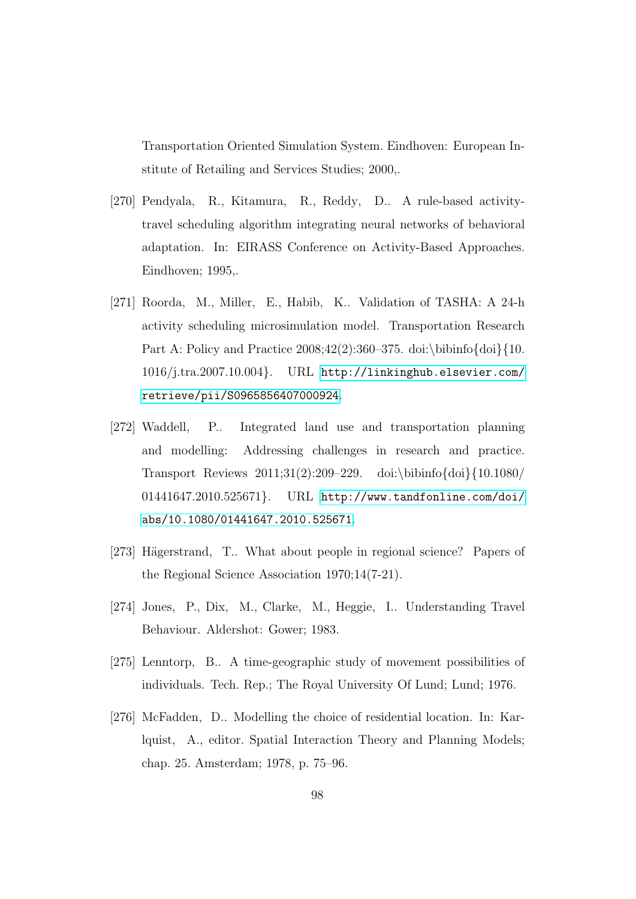Transportation Oriented Simulation System. Eindhoven: European Institute of Retailing and Services Studies; 2000,.

[270] Pendyala, R., Kitamura, R., Reddy, D.. A rule-based activity-travel scheduling algorithm integrating neural networks of behavioral adaptation. In: EIRASS Conference on Activity-Based Approaches. Eindhoven; 1995,.

[271] Roorda, M., Miller, E., Habib, K.. Validation of TASHA: A 24-h activity scheduling microsimulation model. Transportation Research Part A: Policy and Practice 2008;42(2):360–375. doi:\bibinfo{doi}{10.1016/j.tra.2007.10.004}. URL http://linkinghub.elsevier.com/retrieve/pii/S0965856407000924.

[272] Waddell, P.. Integrated land use and transportation planning and modelling: Addressing challenges in research and practice. Transport Reviews 2011;31(2):209–229. doi:\bibinfo{doi}{10.1080/01441647.2010.525671}. URL http://www.tandfonline.com/doi/abs/10.1080/01441647.2010.525671.

[273] Hägerstrand, T.. What about people in regional science? Papers of the Regional Science Association 1970;14(7-21).

[274] Jones, P., Dix, M., Clarke, M., Heggie, I.. Understanding Travel Behaviour. Aldershot: Gower; 1983.

[275] Lenntorp, B.. A time-geographic study of movement possibilities of individuals. Tech. Rep.; The Royal University Of Lund; Lund; 1976.

[276] McFadden, D.. Modelling the choice of residential location. In: Karlquist, A., editor. Spatial Interaction Theory and Planning Models; chap. 25. Amsterdam; 1978, p. 75–96.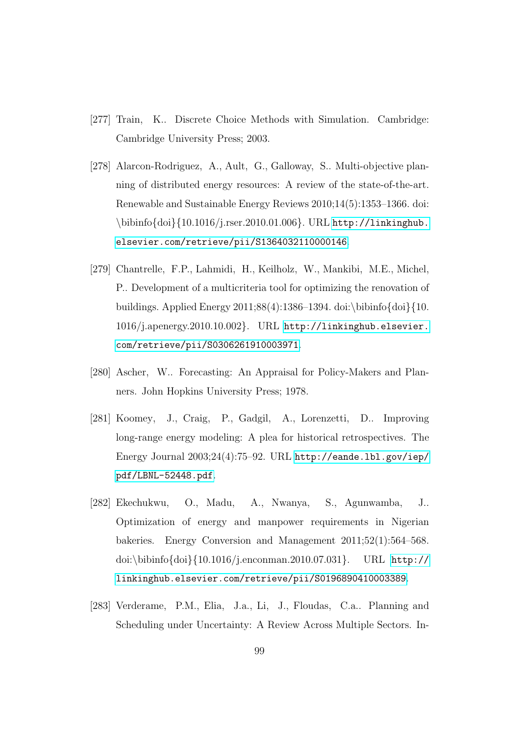[277] Train, K.. Discrete Choice Methods with Simulation. Cambridge: Cambridge University Press; 2003.

[278] Alarcon-Rodriguez, A., Ault, G., Galloway, S.. Multi-objective planning of distributed energy resources: A review of the state-of-the-art. Renewable and Sustainable Energy Reviews 2010;14(5):1353–1366. doi: \bibinfo{doi}{10.1016/j.rser.2010.01.006}. URL http://linkinghub.elsevier.com/retrieve/pii/S1364032110000146.

[279] Chantrelle, F.P., Lahmidi, H., Keilholz, W., Mankibi, M.E., Michel, P.. Development of a multicriteria tool for optimizing the renovation of buildings. Applied Energy 2011;88(4):1386–1394. doi:\bibinfo{doi}{10.1016/j.apenergy.2010.10.002}. URL http://linkinghub.elsevier.com/retrieve/pii/S0306261910003971.

[280] Ascher, W.. Forecasting: An Appraisal for Policy-Makers and Planners. John Hopkins University Press; 1978.

[281] Koomey, J., Craig, P., Gadgil, A., Lorenzetti, D.. Improving long-range energy modeling: A plea for historical retrospectives. The Energy Journal 2003;24(4):75–92. URL http://eande.lbl.gov/iep/pdf/LBNL-52448.pdf.

[282] Ekechukwu, O., Madu, A., Nwanya, S., Agunwamba, J.. Optimization of energy and manpower requirements in Nigerian bakeries. Energy Conversion and Management 2011;52(1):564–568. doi:\bibinfo{doi}{10.1016/j.enconman.2010.07.031}. URL http://linkinghub.elsevier.com/retrieve/pii/S0196890410003389.

[283] Verderame, P.M., Elia, J.a., Li, J., Floudas, C.a.. Planning and Scheduling under Uncertainty: A Review Across Multiple Sectors. In-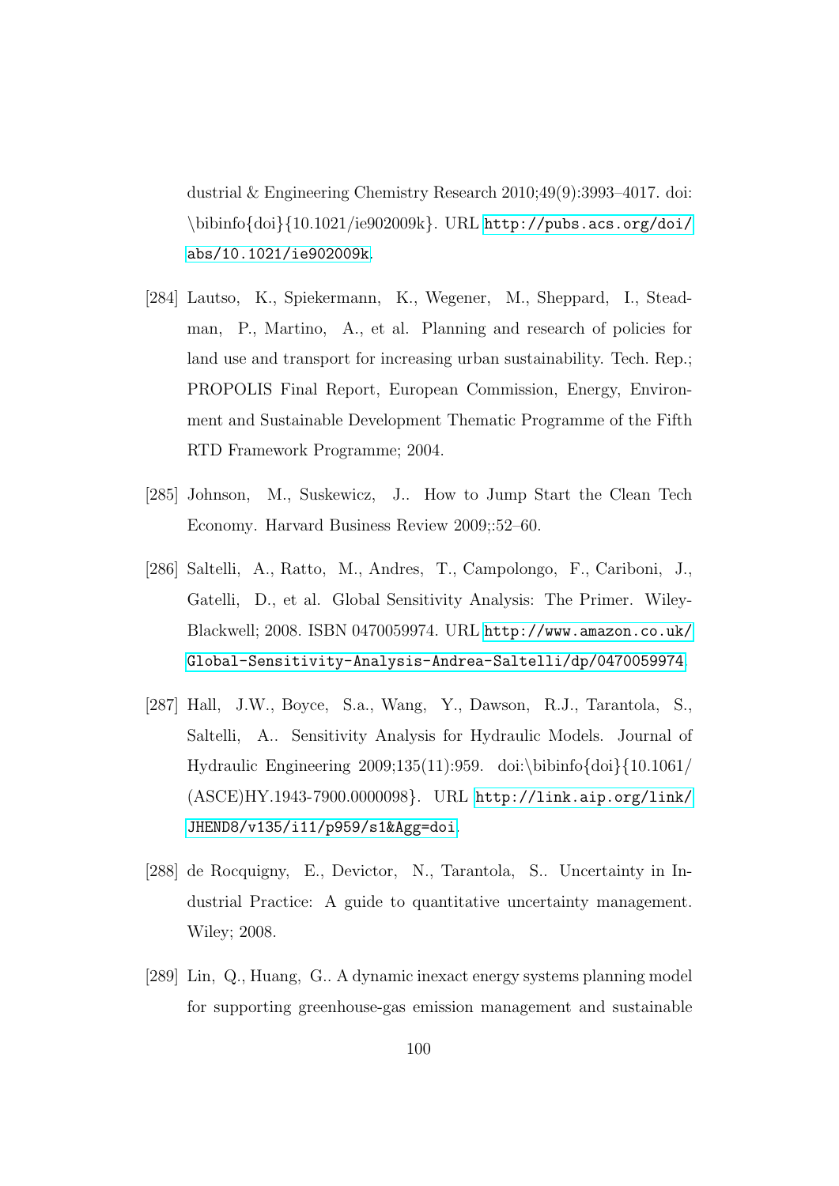dustrial & Engineering Chemistry Research 2010;49(9):3993–4017. doi: \bibinfo{doi}{10.1021/ie902009k}. URL http://pubs.acs.org/doi/abs/10.1021/ie902009k.

[284] Lautso, K., Spiekermann, K., Wegener, M., Sheppard, I., Steadman, P., Martino, A., et al. Planning and research of policies for land use and transport for increasing urban sustainability. Tech. Rep.; PROPOLIS Final Report, European Commission, Energy, Environment and Sustainable Development Thematic Programme of the Fifth RTD Framework Programme; 2004.

[285] Johnson, M., Suskewicz, J.. How to Jump Start the Clean Tech Economy. Harvard Business Review 2009;:52–60.

[286] Saltelli, A., Ratto, M., Andres, T., Campolongo, F., Cariboni, J., Gatelli, D., et al. Global Sensitivity Analysis: The Primer. Wiley-Blackwell; 2008. ISBN 0470059974. URL http://www.amazon.co.uk/Global-Sensitivity-Analysis-Andrea-Saltelli/dp/0470059974.

[287] Hall, J.W., Boyce, S.a., Wang, Y., Dawson, R.J., Tarantola, S., Saltelli, A.. Sensitivity Analysis for Hydraulic Models. Journal of Hydraulic Engineering 2009;135(11):959. doi:\bibinfo{doi}{10.1061/(ASCE)HY.1943-7900.0000098}. URL http://link.aip.org/link/JHEND8/v135/i11/p959/s1&Agg=doi.

[288] de Rocquigny, E., Devictor, N., Tarantola, S.. Uncertainty in Industrial Practice: A guide to quantitative uncertainty management. Wiley; 2008.

[289] Lin, Q., Huang, G.. A dynamic inexact energy systems planning model for supporting greenhouse-gas emission management and sustainable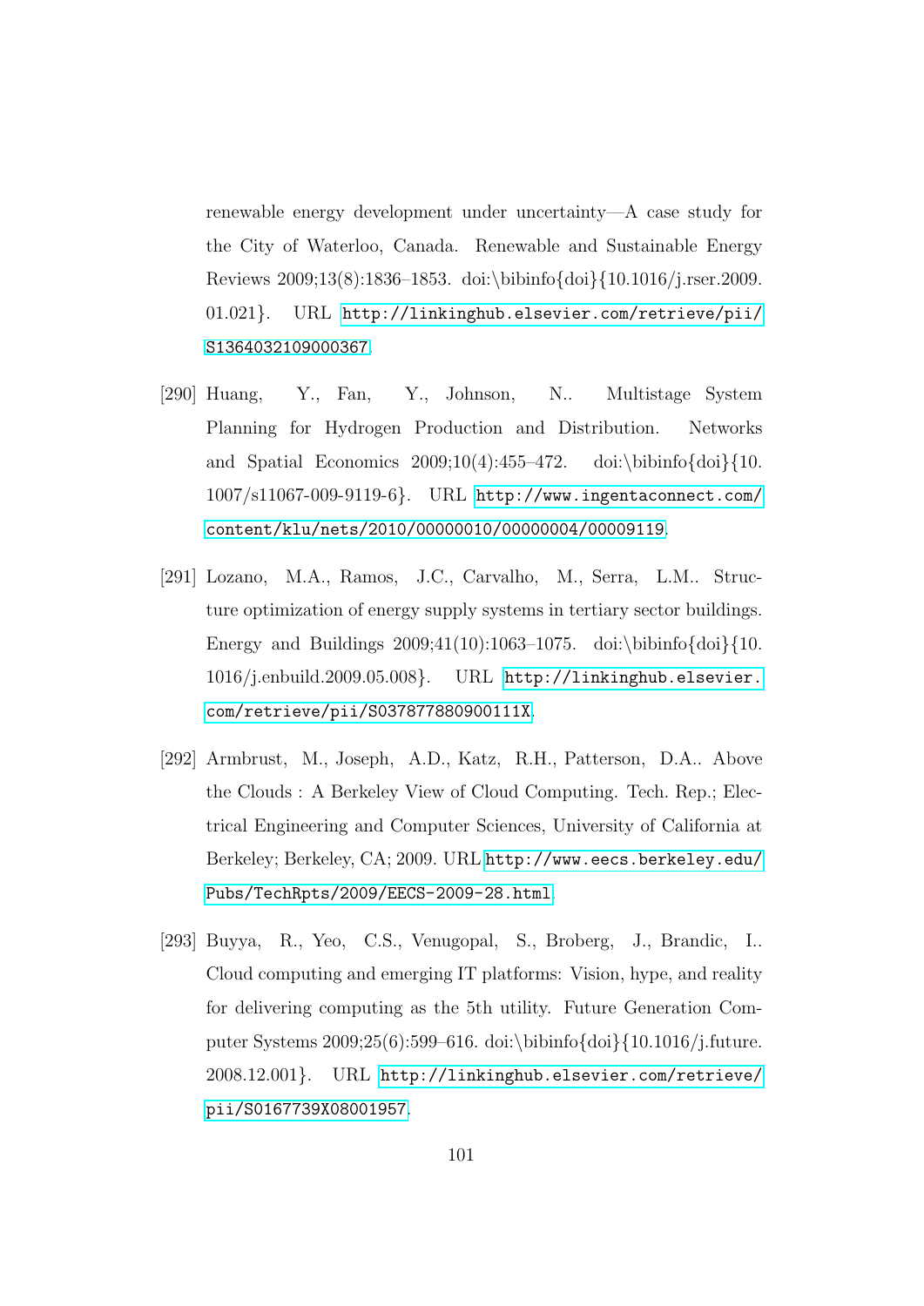renewable energy development under uncertainty—A case study for the City of Waterloo, Canada. Renewable and Sustainable Energy Reviews 2009;13(8):1836–1853. doi:\bibinfo{doi}{10.1016/j.rser.2009.01.021}. URL http://linkinghub.elsevier.com/retrieve/pii/S1364032109000367.

[290] Huang, Y., Fan, Y., Johnson, N.. Multistage System Planning for Hydrogen Production and Distribution. Networks and Spatial Economics 2009;10(4):455–472. doi:\bibinfo{doi}{10.1007/s11067-009-9119-6}. URL http://www.ingentaconnect.com/content/klu/nets/2010/00000010/00000004/00009119.

[291] Lozano, M.A., Ramos, J.C., Carvalho, M., Serra, L.M.. Structure optimization of energy supply systems in tertiary sector buildings. Energy and Buildings 2009;41(10):1063–1075. doi:\bibinfo{doi}{10.1016/j.enbuild.2009.05.008}. URL http://linkinghub.elsevier.com/retrieve/pii/S037877880900111X.

[292] Armbrust, M., Joseph, A.D., Katz, R.H., Patterson, D.A.. Above the Clouds : A Berkeley View of Cloud Computing. Tech. Rep.; Electrical Engineering and Computer Sciences, University of California at Berkeley; Berkeley, CA; 2009. URL http://www.eecs.berkeley.edu/Pubs/TechRpts/2009/EECS-2009-28.html.

[293] Buyya, R., Yeo, C.S., Venugopal, S., Broberg, J., Brandic, I.. Cloud computing and emerging IT platforms: Vision, hype, and reality for delivering computing as the 5th utility. Future Generation Computer Systems 2009;25(6):599–616. doi:\bibinfo{doi}{10.1016/j.future.2008.12.001}. URL http://linkinghub.elsevier.com/retrieve/pii/S0167739X08001957.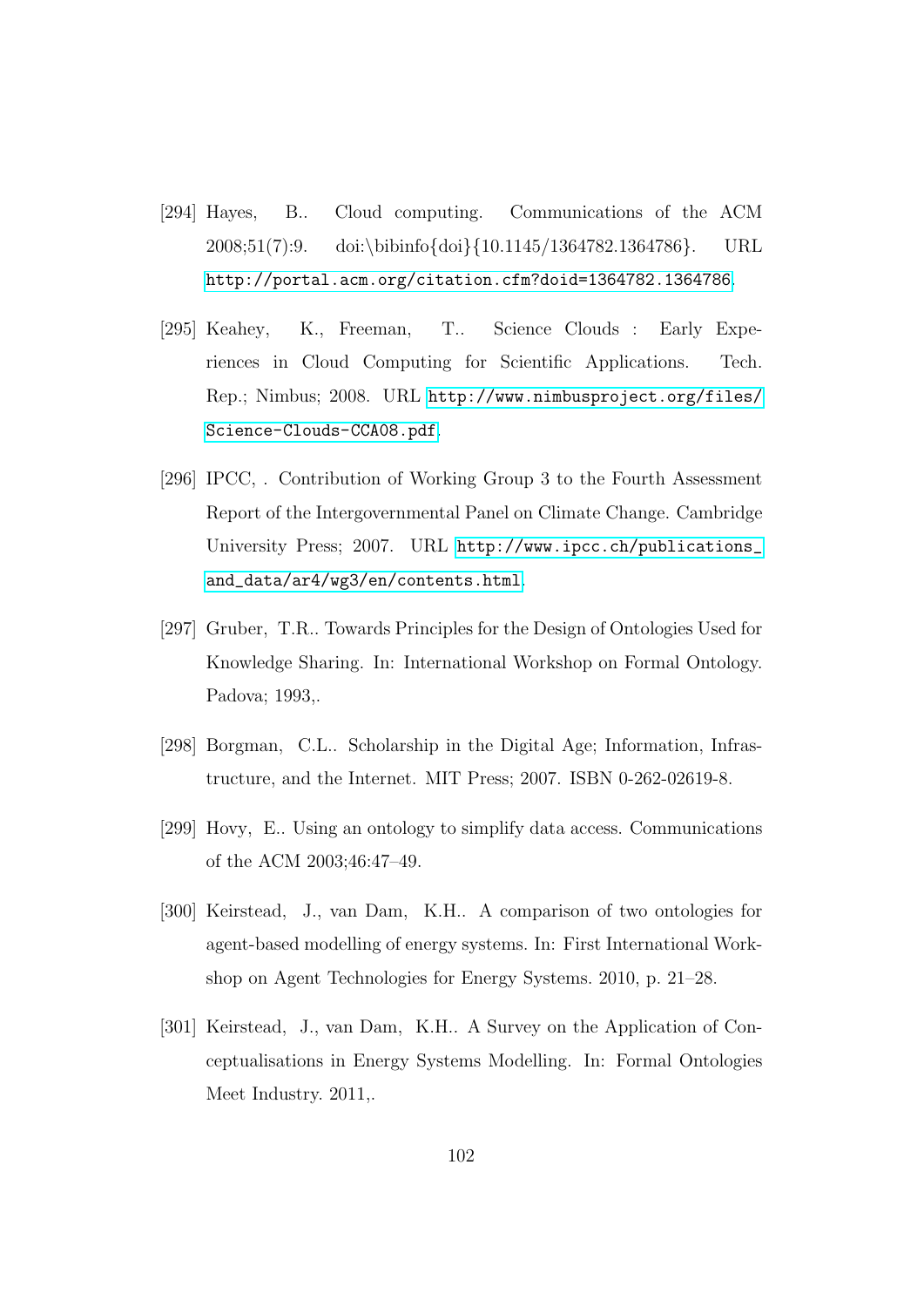[294] Hayes, B.. Cloud computing. Communications of the ACM 2008;51(7):9. doi:\bibinfo{doi}{10.1145/1364782.1364786}. URL http://portal.acm.org/citation.cfm?doid=1364782.1364786.

[295] Keahey, K., Freeman, T.. Science Clouds : Early Experiences in Cloud Computing for Scientific Applications. Tech. Rep.; Nimbus; 2008. URL http://www.nimbusproject.org/files/Science-Clouds-CCA08.pdf.

[296] IPCC, . Contribution of Working Group 3 to the Fourth Assessment Report of the Intergovernmental Panel on Climate Change. Cambridge University Press; 2007. URL http://www.ipcc.ch/publications_and_data/ar4/wg3/en/contents.html.

[297] Gruber, T.R.. Towards Principles for the Design of Ontologies Used for Knowledge Sharing. In: International Workshop on Formal Ontology. Padova; 1993,.

[298] Borgman, C.L.. Scholarship in the Digital Age; Information, Infrastructure, and the Internet. MIT Press; 2007. ISBN 0-262-02619-8.

[299] Hovy, E.. Using an ontology to simplify data access. Communications of the ACM 2003;46:47–49.

[300] Keirstead, J., van Dam, K.H.. A comparison of two ontologies for agent-based modelling of energy systems. In: First International Workshop on Agent Technologies for Energy Systems. 2010, p. 21–28.

[301] Keirstead, J., van Dam, K.H.. A Survey on the Application of Conceptualisations in Energy Systems Modelling. In: Formal Ontologies Meet Industry. 2011,.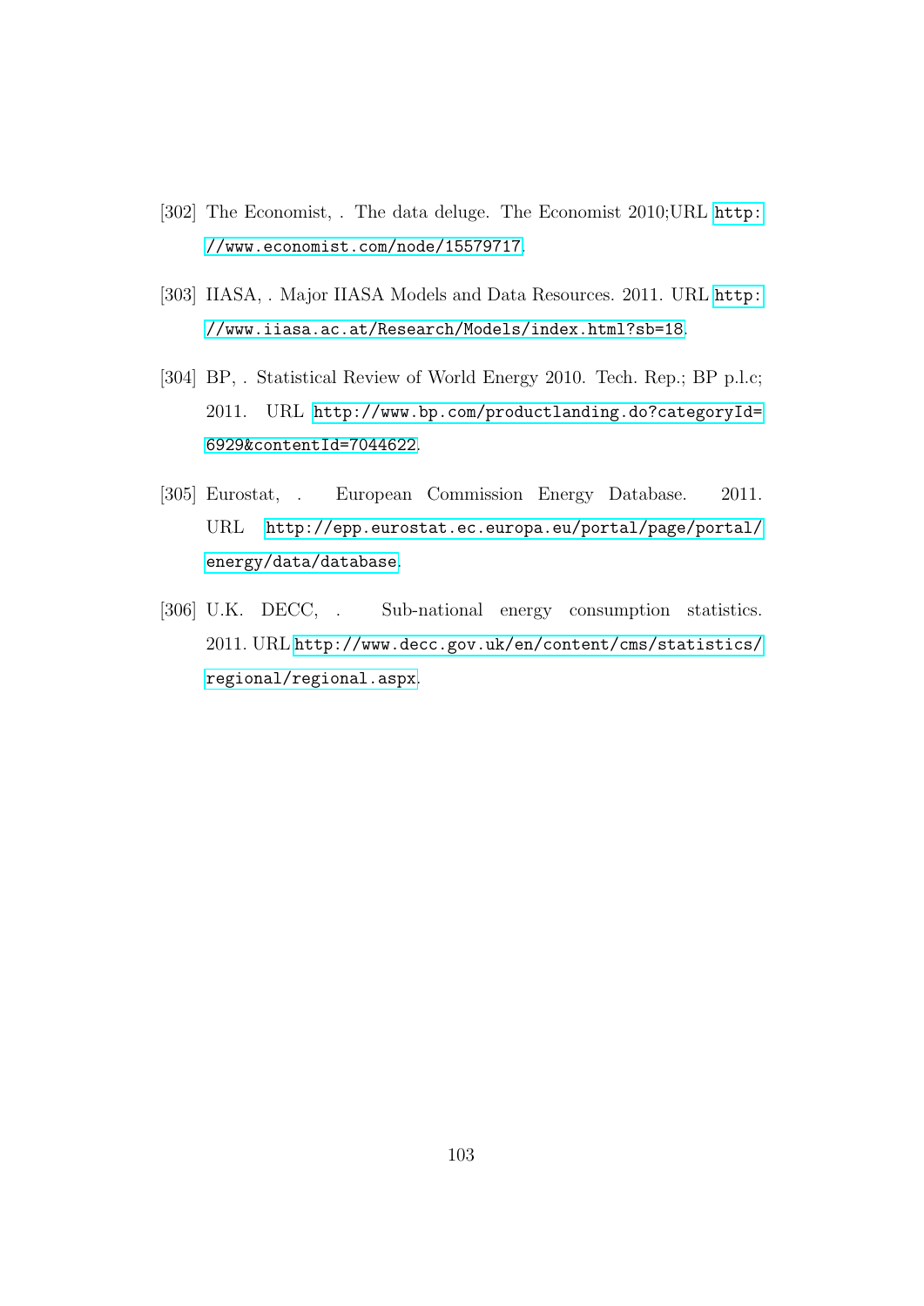[302] The Economist, . The data deluge. The Economist 2010;URL http://www.economist.com/node/15579717.

[303] IIASA, . Major IIASA Models and Data Resources. 2011. URL http://www.iiasa.ac.at/Research/Models/index.html?sb=18.

[304] BP, . Statistical Review of World Energy 2010. Tech. Rep.; BP p.l.c; 2011. URL http://www.bp.com/productlanding.do?categoryId=6929&contentId=7044622.

[305] Eurostat, . European Commission Energy Database. 2011. URL http://epp.eurostat.ec.europa.eu/portal/page/portal/energy/data/database.

[306] U.K. DECC, . Sub-national energy consumption statistics. 2011. URL http://www.decc.gov.uk/en/content/cms/statistics/regional/regional.aspx.